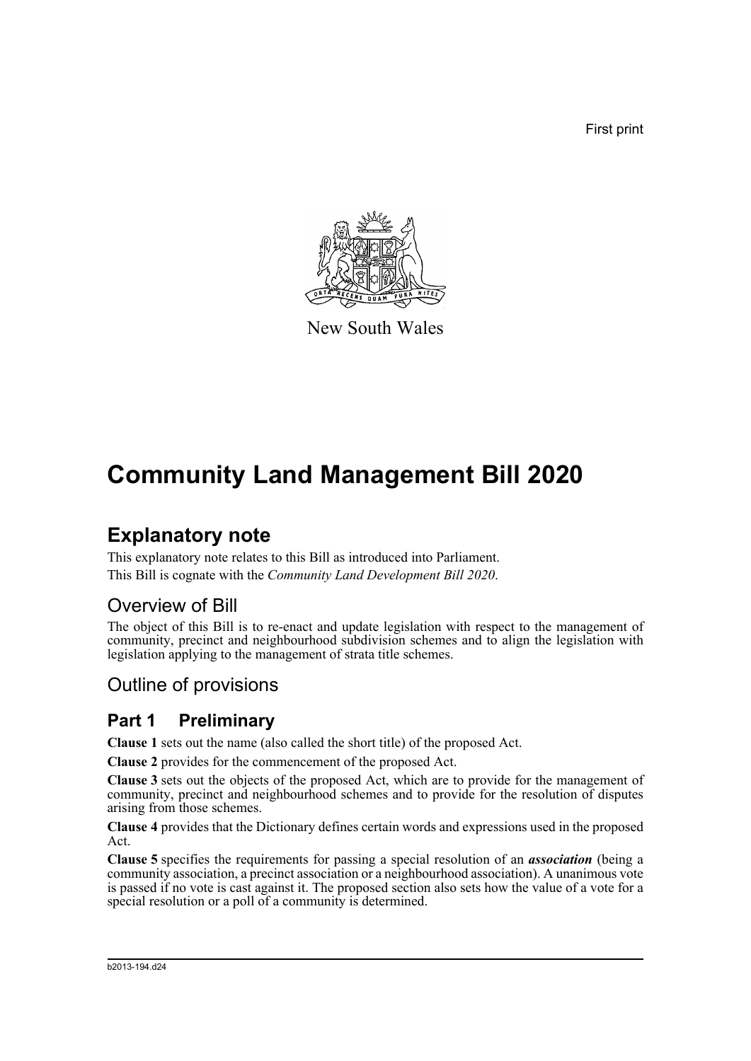First print

New South Wales

# Community Land Management Bill 2020

## Explanatory note

This explanatory note relates to this Bill as introduced into Parliament.

This Bill is cognate with the *Community Land Development Bill 2020*.

### Overview of Bill

The object of this Bill is to re-enact and update legislation with respect to the management of community, precinct and neighbourhood subdivision schemes and to align the legislation with legislation applying to the management of strata title schemes.

### Outline of provisions

## Part 1 Preliminary

**Clause 1** sets out the name (also called the short title) of the proposed Act.

**Clause 2** provides for the commencement of the proposed Act.

**Clause 3** sets out the objects of the proposed Act, which are to provide for the management of community, precinct and neighbourhood schemes and to provide for the resolution of disputes arising from those schemes.

**Clause 4** provides that the Dictionary defines certain words and expressions used in the proposed Act.

**Clause 5** specifies the requirements for passing a special resolution of an ***association*** (being a community association, a precinct association or a neighbourhood association). A unanimous vote is passed if no vote is cast against it. The proposed section also sets how the value of a vote for a special resolution or a poll of a community is determined.

b2013-194.d24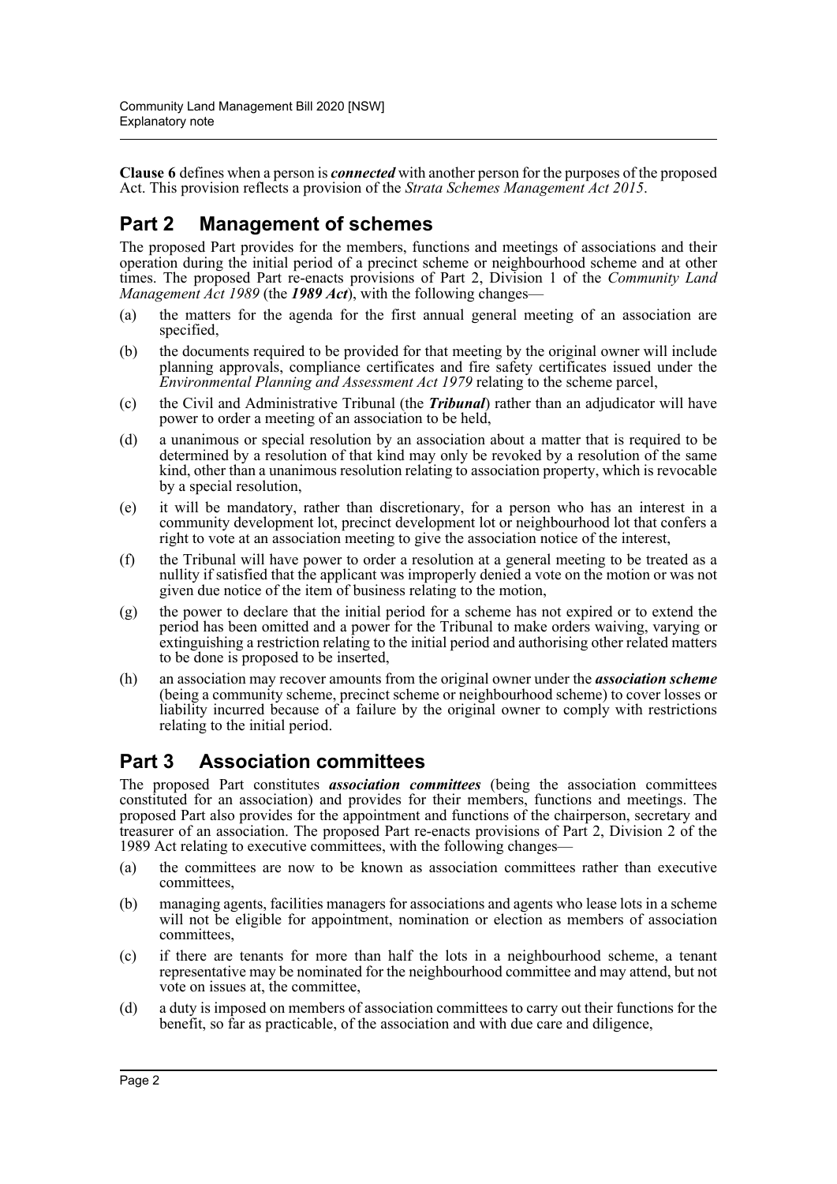**Clause 6** defines when a person is ***connected*** with another person for the purposes of the proposed Act. This provision reflects a provision of the *Strata Schemes Management Act 2015*.

## Part 2 Management of schemes

The proposed Part provides for the members, functions and meetings of associations and their operation during the initial period of a precinct scheme or neighbourhood scheme and at other times. The proposed Part re-enacts provisions of Part 2, Division 1 of the *Community Land Management Act 1989* (the ***1989 Act***), with the following changes—

(a) the matters for the agenda for the first annual general meeting of an association are specified,

(b) the documents required to be provided for that meeting by the original owner will include planning approvals, compliance certificates and fire safety certificates issued under the *Environmental Planning and Assessment Act 1979* relating to the scheme parcel,

(c) the Civil and Administrative Tribunal (the ***Tribunal***) rather than an adjudicator will have power to order a meeting of an association to be held,

(d) a unanimous or special resolution by an association about a matter that is required to be determined by a resolution of that kind may only be revoked by a resolution of the same kind, other than a unanimous resolution relating to association property, which is revocable by a special resolution,

(e) it will be mandatory, rather than discretionary, for a person who has an interest in a community development lot, precinct development lot or neighbourhood lot that confers a right to vote at an association meeting to give the association notice of the interest,

(f) the Tribunal will have power to order a resolution at a general meeting to be treated as a nullity if satisfied that the applicant was improperly denied a vote on the motion or was not given due notice of the item of business relating to the motion,

(g) the power to declare that the initial period for a scheme has not expired or to extend the period has been omitted and a power for the Tribunal to make orders waiving, varying or extinguishing a restriction relating to the initial period and authorising other related matters to be done is proposed to be inserted,

(h) an association may recover amounts from the original owner under the ***association scheme*** (being a community scheme, precinct scheme or neighbourhood scheme) to cover losses or liability incurred because of a failure by the original owner to comply with restrictions relating to the initial period.

## Part 3 Association committees

The proposed Part constitutes ***association committees*** (being the association committees constituted for an association) and provides for their members, functions and meetings. The proposed Part also provides for the appointment and functions of the chairperson, secretary and treasurer of an association. The proposed Part re-enacts provisions of Part 2, Division 2 of the 1989 Act relating to executive committees, with the following changes—

(a) the committees are now to be known as association committees rather than executive committees,

(b) managing agents, facilities managers for associations and agents who lease lots in a scheme will not be eligible for appointment, nomination or election as members of association committees,

(c) if there are tenants for more than half the lots in a neighbourhood scheme, a tenant representative may be nominated for the neighbourhood committee and may attend, but not vote on issues at, the committee,

(d) a duty is imposed on members of association committees to carry out their functions for the benefit, so far as practicable, of the association and with due care and diligence,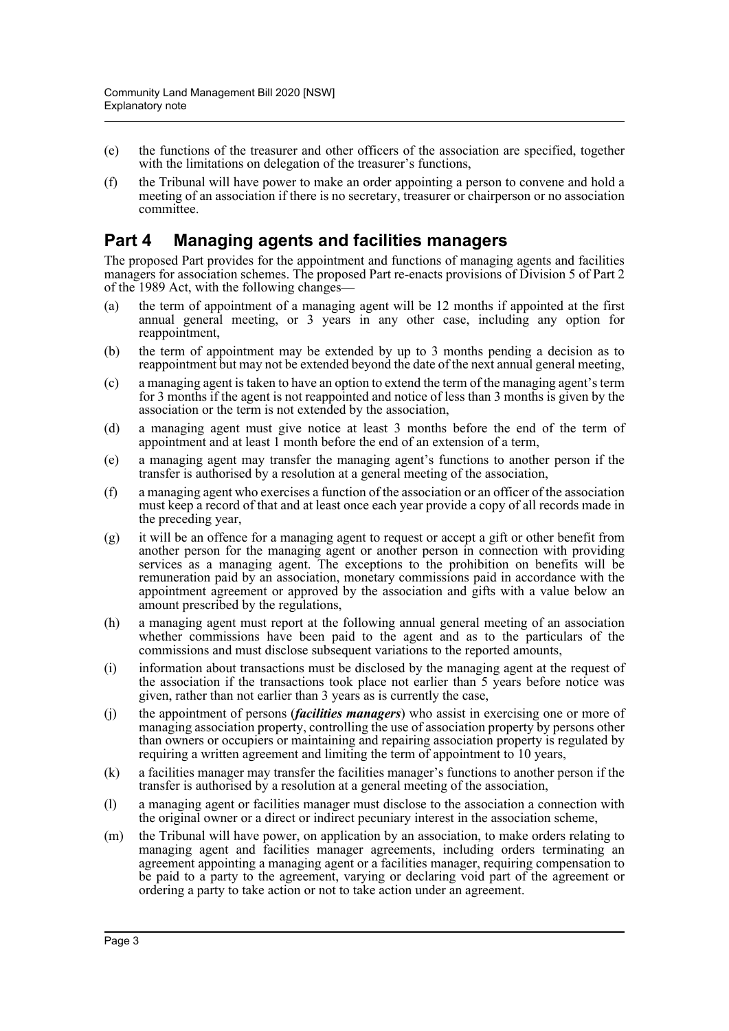(e) the functions of the treasurer and other officers of the association are specified, together with the limitations on delegation of the treasurer's functions,

(f) the Tribunal will have power to make an order appointing a person to convene and hold a meeting of an association if there is no secretary, treasurer or chairperson or no association committee.

## Part 4 Managing agents and facilities managers

The proposed Part provides for the appointment and functions of managing agents and facilities managers for association schemes. The proposed Part re-enacts provisions of Division 5 of Part 2 of the 1989 Act, with the following changes—

(a) the term of appointment of a managing agent will be 12 months if appointed at the first annual general meeting, or 3 years in any other case, including any option for reappointment,

(b) the term of appointment may be extended by up to 3 months pending a decision as to reappointment but may not be extended beyond the date of the next annual general meeting,

(c) a managing agent is taken to have an option to extend the term of the managing agent's term for 3 months if the agent is not reappointed and notice of less than 3 months is given by the association or the term is not extended by the association,

(d) a managing agent must give notice at least 3 months before the end of the term of appointment and at least 1 month before the end of an extension of a term,

(e) a managing agent may transfer the managing agent's functions to another person if the transfer is authorised by a resolution at a general meeting of the association,

(f) a managing agent who exercises a function of the association or an officer of the association must keep a record of that and at least once each year provide a copy of all records made in the preceding year,

(g) it will be an offence for a managing agent to request or accept a gift or other benefit from another person for the managing agent or another person in connection with providing services as a managing agent. The exceptions to the prohibition on benefits will be remuneration paid by an association, monetary commissions paid in accordance with the appointment agreement or approved by the association and gifts with a value below an amount prescribed by the regulations,

(h) a managing agent must report at the following annual general meeting of an association whether commissions have been paid to the agent and as to the particulars of the commissions and must disclose subsequent variations to the reported amounts,

(i) information about transactions must be disclosed by the managing agent at the request of the association if the transactions took place not earlier than 5 years before notice was given, rather than not earlier than 3 years as is currently the case,

(j) the appointment of persons (***facilities managers***) who assist in exercising one or more of managing association property, controlling the use of association property by persons other than owners or occupiers or maintaining and repairing association property is regulated by requiring a written agreement and limiting the term of appointment to 10 years,

(k) a facilities manager may transfer the facilities manager's functions to another person if the transfer is authorised by a resolution at a general meeting of the association,

(l) a managing agent or facilities manager must disclose to the association a connection with the original owner or a direct or indirect pecuniary interest in the association scheme,

(m) the Tribunal will have power, on application by an association, to make orders relating to managing agent and facilities manager agreements, including orders terminating an agreement appointing a managing agent or a facilities manager, requiring compensation to be paid to a party to the agreement, varying or declaring void part of the agreement or ordering a party to take action or not to take action under an agreement.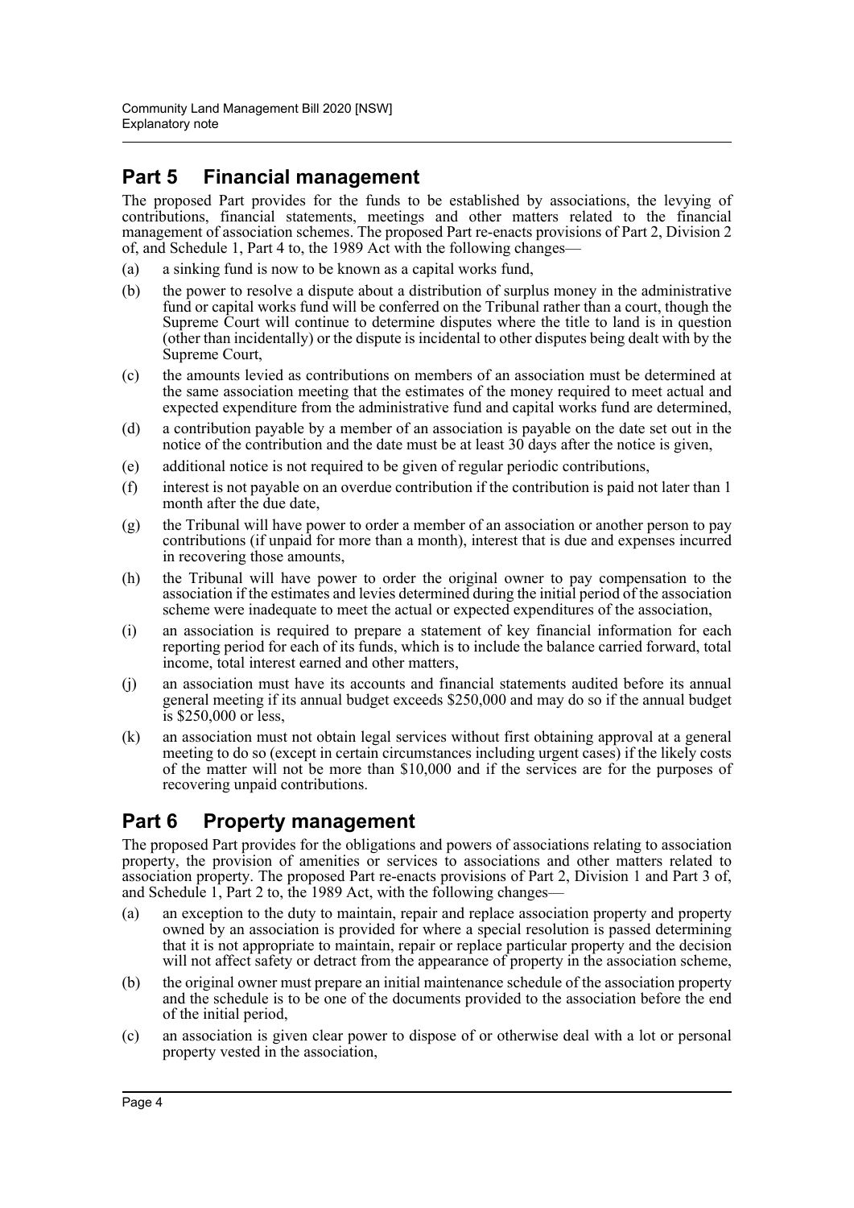## Part 5 Financial management

The proposed Part provides for the funds to be established by associations, the levying of contributions, financial statements, meetings and other matters related to the financial management of association schemes. The proposed Part re-enacts provisions of Part 2, Division 2 of, and Schedule 1, Part 4 to, the 1989 Act with the following changes—

(a) a sinking fund is now to be known as a capital works fund,

(b) the power to resolve a dispute about a distribution of surplus money in the administrative fund or capital works fund will be conferred on the Tribunal rather than a court, though the Supreme Court will continue to determine disputes where the title to land is in question (other than incidentally) or the dispute is incidental to other disputes being dealt with by the Supreme Court,

(c) the amounts levied as contributions on members of an association must be determined at the same association meeting that the estimates of the money required to meet actual and expected expenditure from the administrative fund and capital works fund are determined,

(d) a contribution payable by a member of an association is payable on the date set out in the notice of the contribution and the date must be at least 30 days after the notice is given,

(e) additional notice is not required to be given of regular periodic contributions,

(f) interest is not payable on an overdue contribution if the contribution is paid not later than 1 month after the due date,

(g) the Tribunal will have power to order a member of an association or another person to pay contributions (if unpaid for more than a month), interest that is due and expenses incurred in recovering those amounts,

(h) the Tribunal will have power to order the original owner to pay compensation to the association if the estimates and levies determined during the initial period of the association scheme were inadequate to meet the actual or expected expenditures of the association,

(i) an association is required to prepare a statement of key financial information for each reporting period for each of its funds, which is to include the balance carried forward, total income, total interest earned and other matters,

(j) an association must have its accounts and financial statements audited before its annual general meeting if its annual budget exceeds $250,000 and may do so if the annual budget is $250,000 or less,

(k) an association must not obtain legal services without first obtaining approval at a general meeting to do so (except in certain circumstances including urgent cases) if the likely costs of the matter will not be more than $10,000 and if the services are for the purposes of recovering unpaid contributions.

## Part 6 Property management

The proposed Part provides for the obligations and powers of associations relating to association property, the provision of amenities or services to associations and other matters related to association property. The proposed Part re-enacts provisions of Part 2, Division 1 and Part 3 of, and Schedule 1, Part 2 to, the 1989 Act, with the following changes—

(a) an exception to the duty to maintain, repair and replace association property and property owned by an association is provided for where a special resolution is passed determining that it is not appropriate to maintain, repair or replace particular property and the decision will not affect safety or detract from the appearance of property in the association scheme,

(b) the original owner must prepare an initial maintenance schedule of the association property and the schedule is to be one of the documents provided to the association before the end of the initial period,

(c) an association is given clear power to dispose of or otherwise deal with a lot or personal property vested in the association,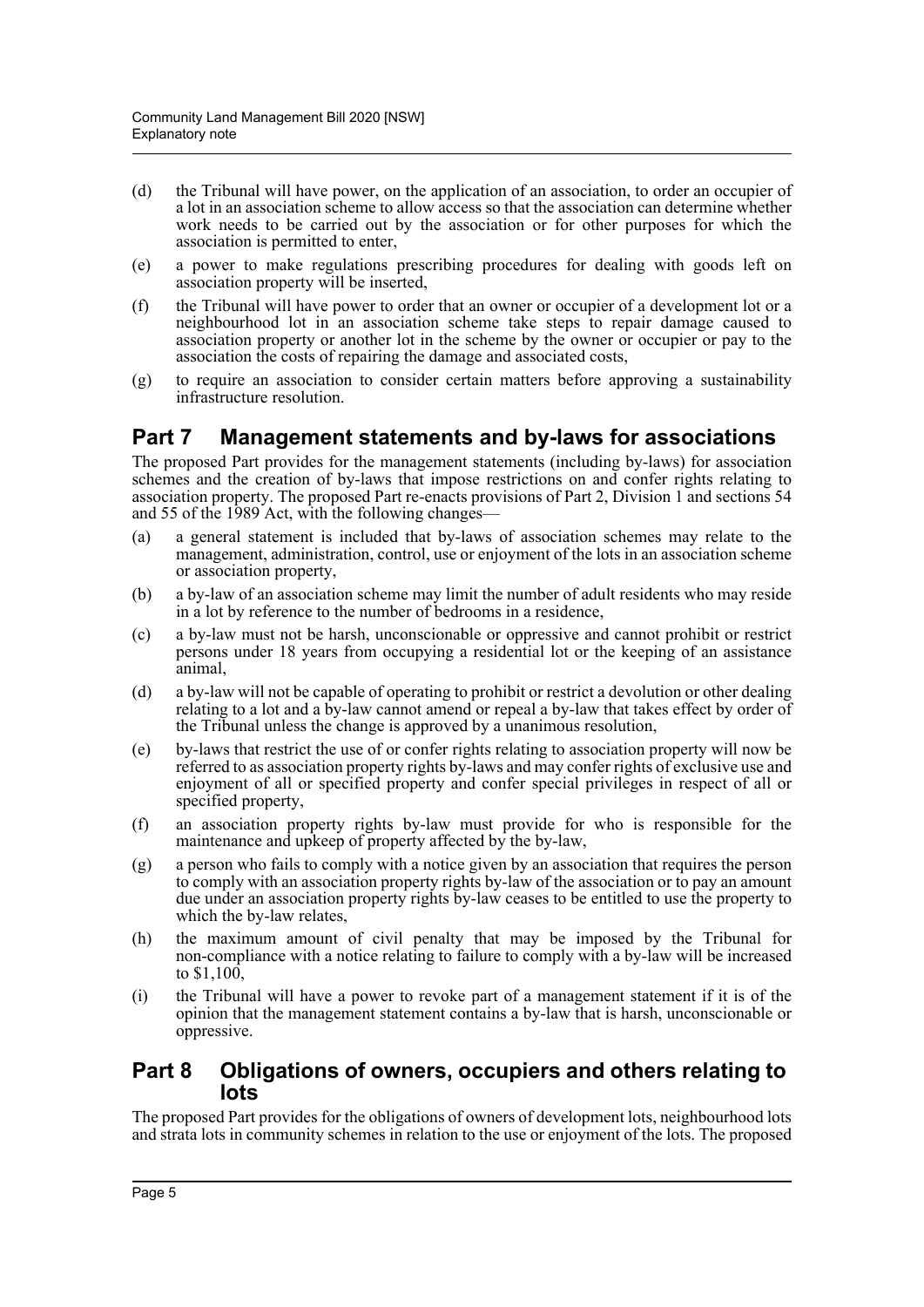(d) the Tribunal will have power, on the application of an association, to order an occupier of a lot in an association scheme to allow access so that the association can determine whether work needs to be carried out by the association or for other purposes for which the association is permitted to enter,

(e) a power to make regulations prescribing procedures for dealing with goods left on association property will be inserted,

(f) the Tribunal will have power to order that an owner or occupier of a development lot or a neighbourhood lot in an association scheme take steps to repair damage caused to association property or another lot in the scheme by the owner or occupier or pay to the association the costs of repairing the damage and associated costs,

(g) to require an association to consider certain matters before approving a sustainability infrastructure resolution.

## Part 7 Management statements and by-laws for associations

The proposed Part provides for the management statements (including by-laws) for association schemes and the creation of by-laws that impose restrictions on and confer rights relating to association property. The proposed Part re-enacts provisions of Part 2, Division 1 and sections 54 and 55 of the 1989 Act, with the following changes—

(a) a general statement is included that by-laws of association schemes may relate to the management, administration, control, use or enjoyment of the lots in an association scheme or association property,

(b) a by-law of an association scheme may limit the number of adult residents who may reside in a lot by reference to the number of bedrooms in a residence,

(c) a by-law must not be harsh, unconscionable or oppressive and cannot prohibit or restrict persons under 18 years from occupying a residential lot or the keeping of an assistance animal,

(d) a by-law will not be capable of operating to prohibit or restrict a devolution or other dealing relating to a lot and a by-law cannot amend or repeal a by-law that takes effect by order of the Tribunal unless the change is approved by a unanimous resolution,

(e) by-laws that restrict the use of or confer rights relating to association property will now be referred to as association property rights by-laws and may confer rights of exclusive use and enjoyment of all or specified property and confer special privileges in respect of all or specified property,

(f) an association property rights by-law must provide for who is responsible for the maintenance and upkeep of property affected by the by-law,

(g) a person who fails to comply with a notice given by an association that requires the person to comply with an association property rights by-law of the association or to pay an amount due under an association property rights by-law ceases to be entitled to use the property to which the by-law relates,

(h) the maximum amount of civil penalty that may be imposed by the Tribunal for non-compliance with a notice relating to failure to comply with a by-law will be increased to $1,100,

(i) the Tribunal will have a power to revoke part of a management statement if it is of the opinion that the management statement contains a by-law that is harsh, unconscionable or oppressive.

## Part 8 Obligations of owners, occupiers and others relating to lots

The proposed Part provides for the obligations of owners of development lots, neighbourhood lots and strata lots in community schemes in relation to the use or enjoyment of the lots. The proposed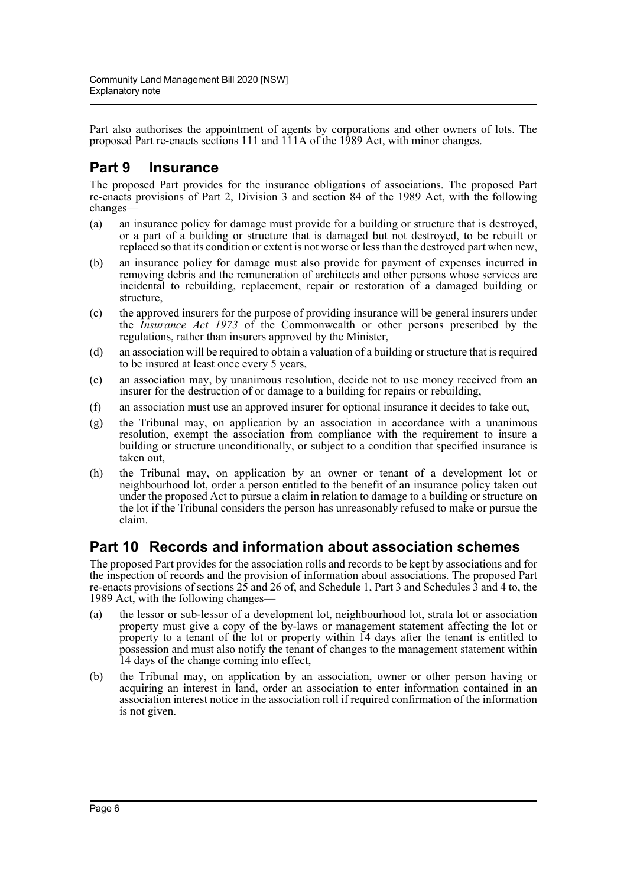Part also authorises the appointment of agents by corporations and other owners of lots. The proposed Part re-enacts sections 111 and 111A of the 1989 Act, with minor changes.

## Part 9 Insurance

The proposed Part provides for the insurance obligations of associations. The proposed Part re-enacts provisions of Part 2, Division 3 and section 84 of the 1989 Act, with the following changes—

(a) an insurance policy for damage must provide for a building or structure that is destroyed, or a part of a building or structure that is damaged but not destroyed, to be rebuilt or replaced so that its condition or extent is not worse or less than the destroyed part when new,

(b) an insurance policy for damage must also provide for payment of expenses incurred in removing debris and the remuneration of architects and other persons whose services are incidental to rebuilding, replacement, repair or restoration of a damaged building or structure,

(c) the approved insurers for the purpose of providing insurance will be general insurers under the *Insurance Act 1973* of the Commonwealth or other persons prescribed by the regulations, rather than insurers approved by the Minister,

(d) an association will be required to obtain a valuation of a building or structure that is required to be insured at least once every 5 years,

(e) an association may, by unanimous resolution, decide not to use money received from an insurer for the destruction of or damage to a building for repairs or rebuilding,

(f) an association must use an approved insurer for optional insurance it decides to take out,

(g) the Tribunal may, on application by an association in accordance with a unanimous resolution, exempt the association from compliance with the requirement to insure a building or structure unconditionally, or subject to a condition that specified insurance is taken out,

(h) the Tribunal may, on application by an owner or tenant of a development lot or neighbourhood lot, order a person entitled to the benefit of an insurance policy taken out under the proposed Act to pursue a claim in relation to damage to a building or structure on the lot if the Tribunal considers the person has unreasonably refused to make or pursue the claim.

## Part 10 Records and information about association schemes

The proposed Part provides for the association rolls and records to be kept by associations and for the inspection of records and the provision of information about associations. The proposed Part re-enacts provisions of sections 25 and 26 of, and Schedule 1, Part 3 and Schedules 3 and 4 to, the 1989 Act, with the following changes—

(a) the lessor or sub-lessor of a development lot, neighbourhood lot, strata lot or association property must give a copy of the by-laws or management statement affecting the lot or property to a tenant of the lot or property within 14 days after the tenant is entitled to possession and must also notify the tenant of changes to the management statement within 14 days of the change coming into effect,

(b) the Tribunal may, on application by an association, owner or other person having or acquiring an interest in land, order an association to enter information contained in an association interest notice in the association roll if required confirmation of the information is not given.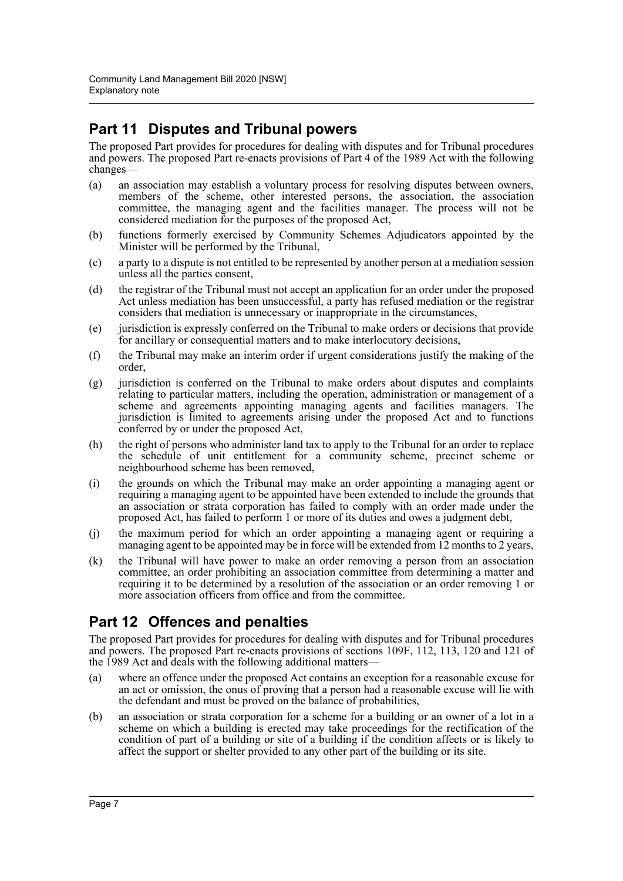## Part 11 Disputes and Tribunal powers

The proposed Part provides for procedures for dealing with disputes and for Tribunal procedures and powers. The proposed Part re-enacts provisions of Part 4 of the 1989 Act with the following changes—

(a) an association may establish a voluntary process for resolving disputes between owners, members of the scheme, other interested persons, the association, the association committee, the managing agent and the facilities manager. The process will not be considered mediation for the purposes of the proposed Act,

(b) functions formerly exercised by Community Schemes Adjudicators appointed by the Minister will be performed by the Tribunal,

(c) a party to a dispute is not entitled to be represented by another person at a mediation session unless all the parties consent,

(d) the registrar of the Tribunal must not accept an application for an order under the proposed Act unless mediation has been unsuccessful, a party has refused mediation or the registrar considers that mediation is unnecessary or inappropriate in the circumstances,

(e) jurisdiction is expressly conferred on the Tribunal to make orders or decisions that provide for ancillary or consequential matters and to make interlocutory decisions,

(f) the Tribunal may make an interim order if urgent considerations justify the making of the order,

(g) jurisdiction is conferred on the Tribunal to make orders about disputes and complaints relating to particular matters, including the operation, administration or management of a scheme and agreements appointing managing agents and facilities managers. The jurisdiction is limited to agreements arising under the proposed Act and to functions conferred by or under the proposed Act,

(h) the right of persons who administer land tax to apply to the Tribunal for an order to replace the schedule of unit entitlement for a community scheme, precinct scheme or neighbourhood scheme has been removed,

(i) the grounds on which the Tribunal may make an order appointing a managing agent or requiring a managing agent to be appointed have been extended to include the grounds that an association or strata corporation has failed to comply with an order made under the proposed Act, has failed to perform 1 or more of its duties and owes a judgment debt,

(j) the maximum period for which an order appointing a managing agent or requiring a managing agent to be appointed may be in force will be extended from 12 months to 2 years,

(k) the Tribunal will have power to make an order removing a person from an association committee, an order prohibiting an association committee from determining a matter and requiring it to be determined by a resolution of the association or an order removing 1 or more association officers from office and from the committee.

## Part 12 Offences and penalties

The proposed Part provides for procedures for dealing with disputes and for Tribunal procedures and powers. The proposed Part re-enacts provisions of sections 109F, 112, 113, 120 and 121 of the 1989 Act and deals with the following additional matters—

(a) where an offence under the proposed Act contains an exception for a reasonable excuse for an act or omission, the onus of proving that a person had a reasonable excuse will lie with the defendant and must be proved on the balance of probabilities,

(b) an association or strata corporation for a scheme for a building or an owner of a lot in a scheme on which a building is erected may take proceedings for the rectification of the condition of part of a building or site of a building if the condition affects or is likely to affect the support or shelter provided to any other part of the building or its site.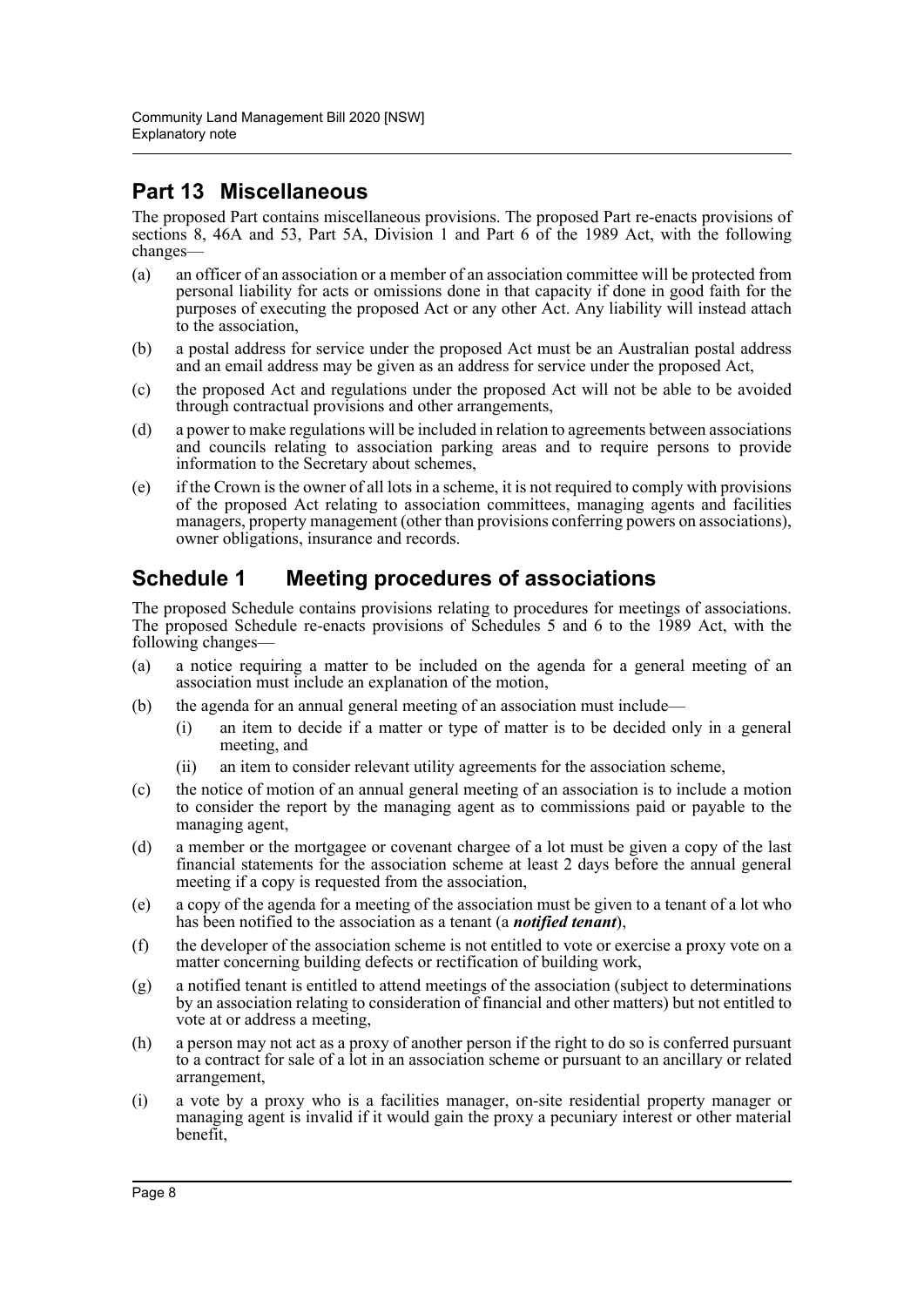## Part 13 Miscellaneous

The proposed Part contains miscellaneous provisions. The proposed Part re-enacts provisions of sections 8, 46A and 53, Part 5A, Division 1 and Part 6 of the 1989 Act, with the following changes—

(a) an officer of an association or a member of an association committee will be protected from personal liability for acts or omissions done in that capacity if done in good faith for the purposes of executing the proposed Act or any other Act. Any liability will instead attach to the association,

(b) a postal address for service under the proposed Act must be an Australian postal address and an email address may be given as an address for service under the proposed Act,

(c) the proposed Act and regulations under the proposed Act will not be able to be avoided through contractual provisions and other arrangements,

(d) a power to make regulations will be included in relation to agreements between associations and councils relating to association parking areas and to require persons to provide information to the Secretary about schemes,

(e) if the Crown is the owner of all lots in a scheme, it is not required to comply with provisions of the proposed Act relating to association committees, managing agents and facilities managers, property management (other than provisions conferring powers on associations), owner obligations, insurance and records.

## Schedule 1 Meeting procedures of associations

The proposed Schedule contains provisions relating to procedures for meetings of associations. The proposed Schedule re-enacts provisions of Schedules 5 and 6 to the 1989 Act, with the following changes—

(a) a notice requiring a matter to be included on the agenda for a general meeting of an association must include an explanation of the motion,

(b) the agenda for an annual general meeting of an association must include—

  (i) an item to decide if a matter or type of matter is to be decided only in a general meeting, and

  (ii) an item to consider relevant utility agreements for the association scheme,

(c) the notice of motion of an annual general meeting of an association is to include a motion to consider the report by the managing agent as to commissions paid or payable to the managing agent,

(d) a member or the mortgagee or covenant chargee of a lot must be given a copy of the last financial statements for the association scheme at least 2 days before the annual general meeting if a copy is requested from the association,

(e) a copy of the agenda for a meeting of the association must be given to a tenant of a lot who has been notified to the association as a tenant (a ***notified tenant***),

(f) the developer of the association scheme is not entitled to vote or exercise a proxy vote on a matter concerning building defects or rectification of building work,

(g) a notified tenant is entitled to attend meetings of the association (subject to determinations by an association relating to consideration of financial and other matters) but not entitled to vote at or address a meeting,

(h) a person may not act as a proxy of another person if the right to do so is conferred pursuant to a contract for sale of a lot in an association scheme or pursuant to an ancillary or related arrangement,

(i) a vote by a proxy who is a facilities manager, on-site residential property manager or managing agent is invalid if it would gain the proxy a pecuniary interest or other material benefit,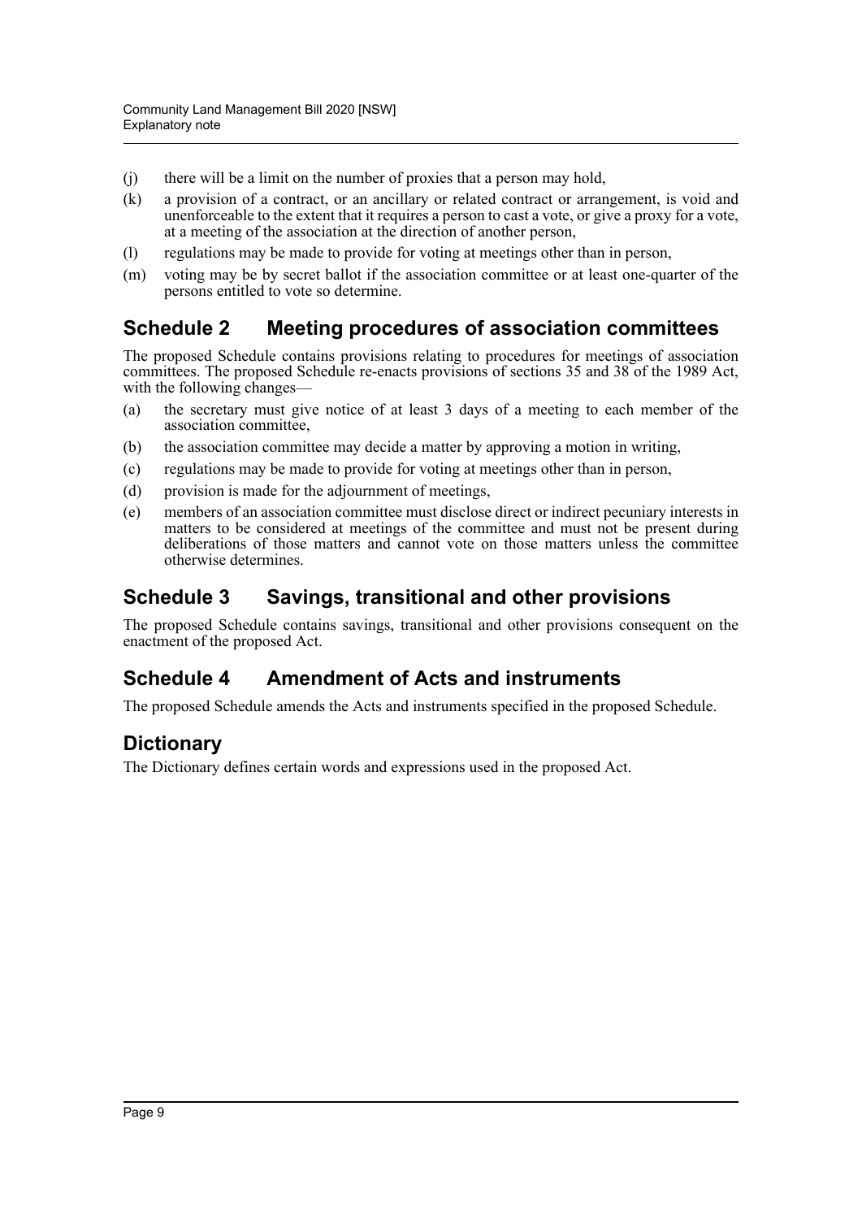(j) there will be a limit on the number of proxies that a person may hold,

(k) a provision of a contract, or an ancillary or related contract or arrangement, is void and unenforceable to the extent that it requires a person to cast a vote, or give a proxy for a vote, at a meeting of the association at the direction of another person,

(l) regulations may be made to provide for voting at meetings other than in person,

(m) voting may be by secret ballot if the association committee or at least one-quarter of the persons entitled to vote so determine.

## Schedule 2 Meeting procedures of association committees

The proposed Schedule contains provisions relating to procedures for meetings of association committees. The proposed Schedule re-enacts provisions of sections 35 and 38 of the 1989 Act, with the following changes—

(a) the secretary must give notice of at least 3 days of a meeting to each member of the association committee,

(b) the association committee may decide a matter by approving a motion in writing,

(c) regulations may be made to provide for voting at meetings other than in person,

(d) provision is made for the adjournment of meetings,

(e) members of an association committee must disclose direct or indirect pecuniary interests in matters to be considered at meetings of the committee and must not be present during deliberations of those matters and cannot vote on those matters unless the committee otherwise determines.

## Schedule 3 Savings, transitional and other provisions

The proposed Schedule contains savings, transitional and other provisions consequent on the enactment of the proposed Act.

## Schedule 4 Amendment of Acts and instruments

The proposed Schedule amends the Acts and instruments specified in the proposed Schedule.

## Dictionary

The Dictionary defines certain words and expressions used in the proposed Act.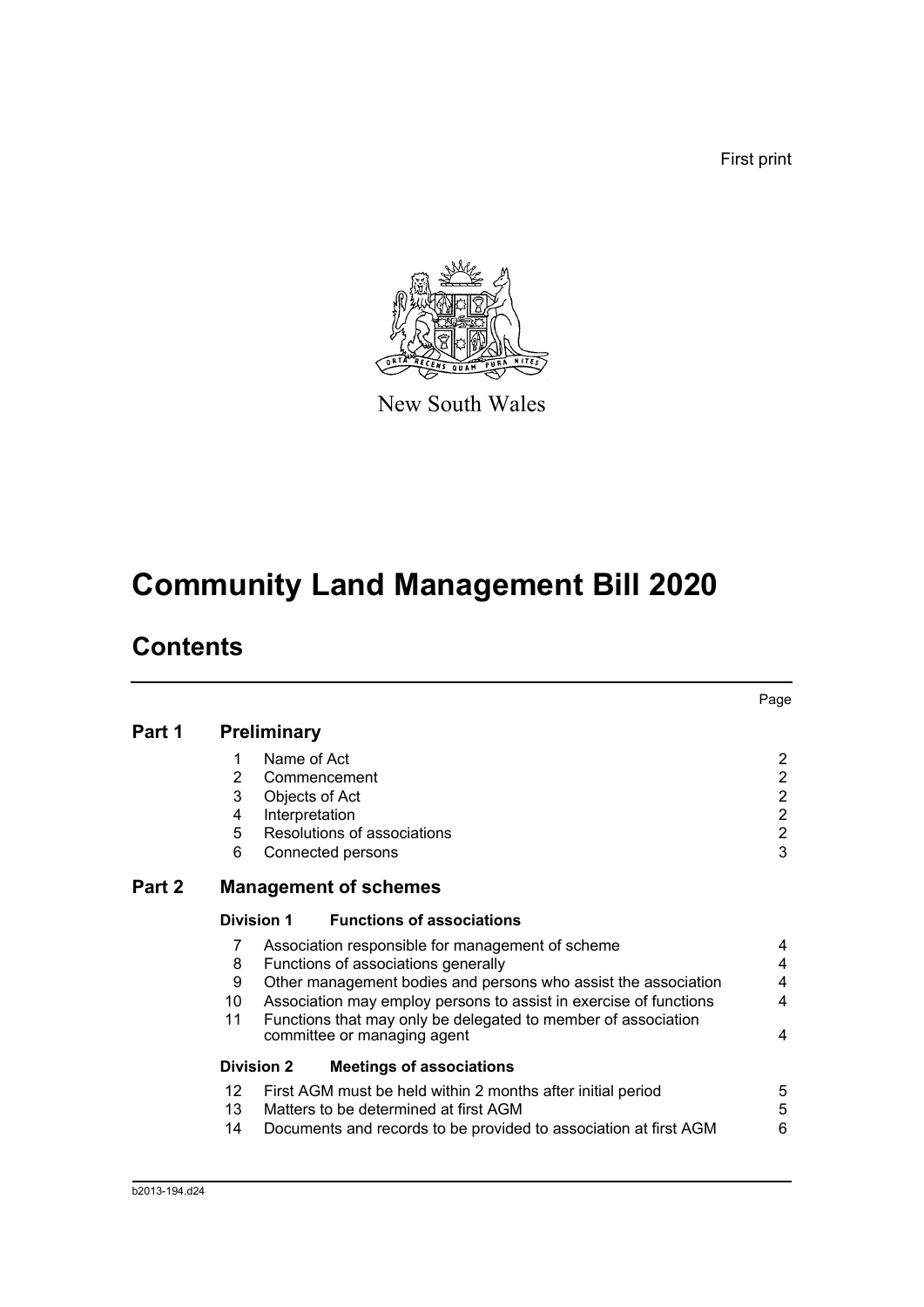First print

New South Wales

# Community Land Management Bill 2020

## Contents

| | | | Page |
|---|---|---|---|
| **Part 1** | **Preliminary** | | |
| | 1 | Name of Act | 2 |
| | 2 | Commencement | 2 |
| | 3 | Objects of Act | 2 |
| | 4 | Interpretation | 2 |
| | 5 | Resolutions of associations | 2 |
| | 6 | Connected persons | 3 |
| **Part 2** | **Management of schemes** | | |
| | **Division 1** | **Functions of associations** | |
| | 7 | Association responsible for management of scheme | 4 |
| | 8 | Functions of associations generally | 4 |
| | 9 | Other management bodies and persons who assist the association | 4 |
| | 10 | Association may employ persons to assist in exercise of functions | 4 |
| | 11 | Functions that may only be delegated to member of association committee or managing agent | 4 |
| | **Division 2** | **Meetings of associations** | |
| | 12 | First AGM must be held within 2 months after initial period | 5 |
| | 13 | Matters to be determined at first AGM | 5 |
| | 14 | Documents and records to be provided to association at first AGM | 6 |

b2013-194.d24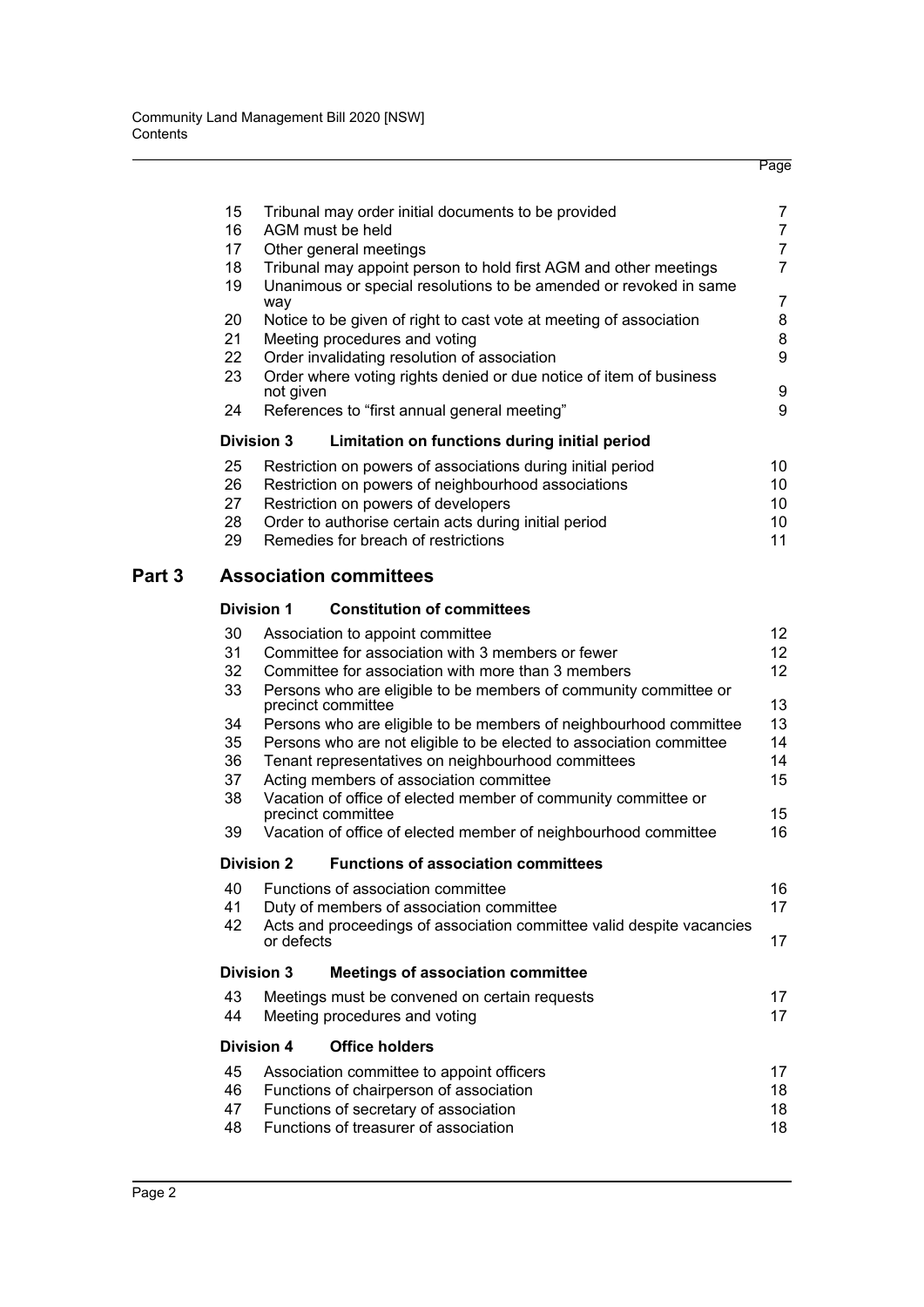| | | Page |
|---|---|---|
| 15 | Tribunal may order initial documents to be provided | 7 |
| 16 | AGM must be held | 7 |
| 17 | Other general meetings | 7 |
| 18 | Tribunal may appoint person to hold first AGM and other meetings | 7 |
| 19 | Unanimous or special resolutions to be amended or revoked in same way | 7 |
| 20 | Notice to be given of right to cast vote at meeting of association | 8 |
| 21 | Meeting procedures and voting | 8 |
| 22 | Order invalidating resolution of association | 9 |
| 23 | Order where voting rights denied or due notice of item of business not given | 9 |
| 24 | References to "first annual general meeting" | 9 |

**Division 3 Limitation on functions during initial period**

| | | |
|---|---|---|
| 25 | Restriction on powers of associations during initial period | 10 |
| 26 | Restriction on powers of neighbourhood associations | 10 |
| 27 | Restriction on powers of developers | 10 |
| 28 | Order to authorise certain acts during initial period | 10 |
| 29 | Remedies for breach of restrictions | 11 |

## Part 3 Association committees

**Division 1 Constitution of committees**

| | | |
|---|---|---|
| 30 | Association to appoint committee | 12 |
| 31 | Committee for association with 3 members or fewer | 12 |
| 32 | Committee for association with more than 3 members | 12 |
| 33 | Persons who are eligible to be members of community committee or precinct committee | 13 |
| 34 | Persons who are eligible to be members of neighbourhood committee | 13 |
| 35 | Persons who are not eligible to be elected to association committee | 14 |
| 36 | Tenant representatives on neighbourhood committees | 14 |
| 37 | Acting members of association committee | 15 |
| 38 | Vacation of office of elected member of community committee or precinct committee | 15 |
| 39 | Vacation of office of elected member of neighbourhood committee | 16 |

**Division 2 Functions of association committees**

| | | |
|---|---|---|
| 40 | Functions of association committee | 16 |
| 41 | Duty of members of association committee | 17 |
| 42 | Acts and proceedings of association committee valid despite vacancies or defects | 17 |

**Division 3 Meetings of association committee**

| | | |
|---|---|---|
| 43 | Meetings must be convened on certain requests | 17 |
| 44 | Meeting procedures and voting | 17 |

**Division 4 Office holders**

| | | |
|---|---|---|
| 45 | Association committee to appoint officers | 17 |
| 46 | Functions of chairperson of association | 18 |
| 47 | Functions of secretary of association | 18 |
| 48 | Functions of treasurer of association | 18 |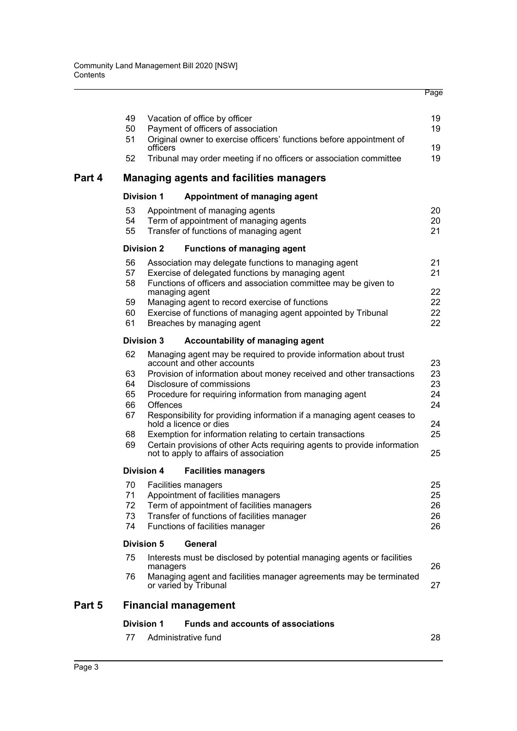| | | Page |
|---|---|---|
| 49 | Vacation of office by officer | 19 |
| 50 | Payment of officers of association | 19 |
| 51 | Original owner to exercise officers' functions before appointment of officers | 19 |
| 52 | Tribunal may order meeting if no officers or association committee | 19 |

## Part 4 Managing agents and facilities managers

### Division 1 Appointment of managing agent

| | | |
|---|---|---|
| 53 | Appointment of managing agents | 20 |
| 54 | Term of appointment of managing agents | 20 |
| 55 | Transfer of functions of managing agent | 21 |

### Division 2 Functions of managing agent

| | | |
|---|---|---|
| 56 | Association may delegate functions to managing agent | 21 |
| 57 | Exercise of delegated functions by managing agent | 21 |
| 58 | Functions of officers and association committee may be given to managing agent | 22 |
| 59 | Managing agent to record exercise of functions | 22 |
| 60 | Exercise of functions of managing agent appointed by Tribunal | 22 |
| 61 | Breaches by managing agent | 22 |

### Division 3 Accountability of managing agent

| | | |
|---|---|---|
| 62 | Managing agent may be required to provide information about trust account and other accounts | 23 |
| 63 | Provision of information about money received and other transactions | 23 |
| 64 | Disclosure of commissions | 23 |
| 65 | Procedure for requiring information from managing agent | 24 |
| 66 | Offences | 24 |
| 67 | Responsibility for providing information if a managing agent ceases to hold a licence or dies | 24 |
| 68 | Exemption for information relating to certain transactions | 25 |
| 69 | Certain provisions of other Acts requiring agents to provide information not to apply to affairs of association | 25 |

### Division 4 Facilities managers

| | | |
|---|---|---|
| 70 | Facilities managers | 25 |
| 71 | Appointment of facilities managers | 25 |
| 72 | Term of appointment of facilities managers | 26 |
| 73 | Transfer of functions of facilities manager | 26 |
| 74 | Functions of facilities manager | 26 |

### Division 5 General

| | | |
|---|---|---|
| 75 | Interests must be disclosed by potential managing agents or facilities managers | 26 |
| 76 | Managing agent and facilities manager agreements may be terminated or varied by Tribunal | 27 |

## Part 5 Financial management

### Division 1 Funds and accounts of associations

| | | |
|---|---|---|
| 77 | Administrative fund | 28 |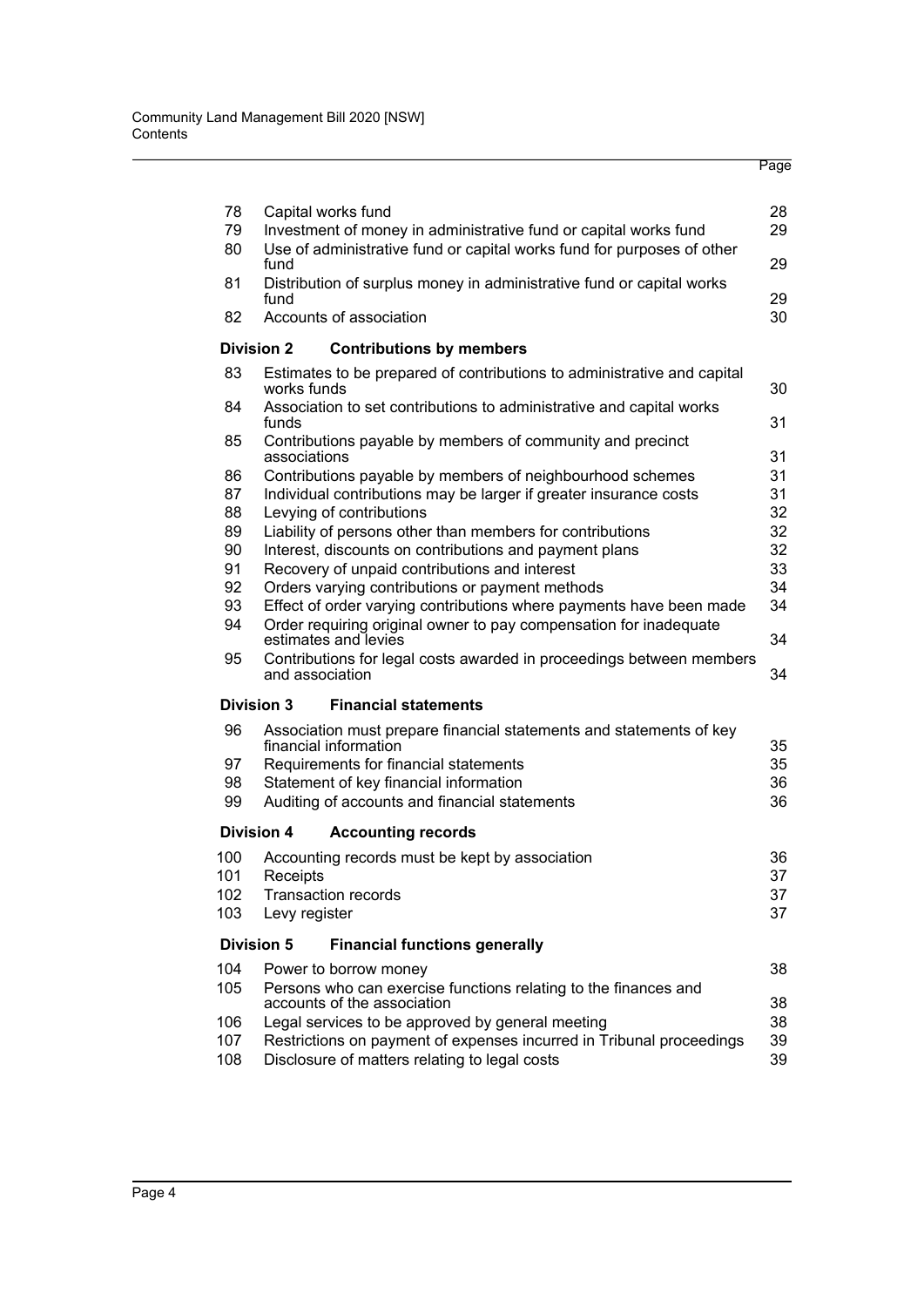| | | Page |
|---|---|---|
| 78 | Capital works fund | 28 |
| 79 | Investment of money in administrative fund or capital works fund | 29 |
| 80 | Use of administrative fund or capital works fund for purposes of other fund | 29 |
| 81 | Distribution of surplus money in administrative fund or capital works fund | 29 |
| 82 | Accounts of association | 30 |
| **Division 2** | **Contributions by members** | |
| 83 | Estimates to be prepared of contributions to administrative and capital works funds | 30 |
| 84 | Association to set contributions to administrative and capital works funds | 31 |
| 85 | Contributions payable by members of community and precinct associations | 31 |
| 86 | Contributions payable by members of neighbourhood schemes | 31 |
| 87 | Individual contributions may be larger if greater insurance costs | 31 |
| 88 | Levying of contributions | 32 |
| 89 | Liability of persons other than members for contributions | 32 |
| 90 | Interest, discounts on contributions and payment plans | 32 |
| 91 | Recovery of unpaid contributions and interest | 33 |
| 92 | Orders varying contributions or payment methods | 34 |
| 93 | Effect of order varying contributions where payments have been made | 34 |
| 94 | Order requiring original owner to pay compensation for inadequate estimates and levies | 34 |
| 95 | Contributions for legal costs awarded in proceedings between members and association | 34 |
| **Division 3** | **Financial statements** | |
| 96 | Association must prepare financial statements and statements of key financial information | 35 |
| 97 | Requirements for financial statements | 35 |
| 98 | Statement of key financial information | 36 |
| 99 | Auditing of accounts and financial statements | 36 |
| **Division 4** | **Accounting records** | |
| 100 | Accounting records must be kept by association | 36 |
| 101 | Receipts | 37 |
| 102 | Transaction records | 37 |
| 103 | Levy register | 37 |
| **Division 5** | **Financial functions generally** | |
| 104 | Power to borrow money | 38 |
| 105 | Persons who can exercise functions relating to the finances and accounts of the association | 38 |
| 106 | Legal services to be approved by general meeting | 38 |
| 107 | Restrictions on payment of expenses incurred in Tribunal proceedings | 39 |
| 108 | Disclosure of matters relating to legal costs | 39 |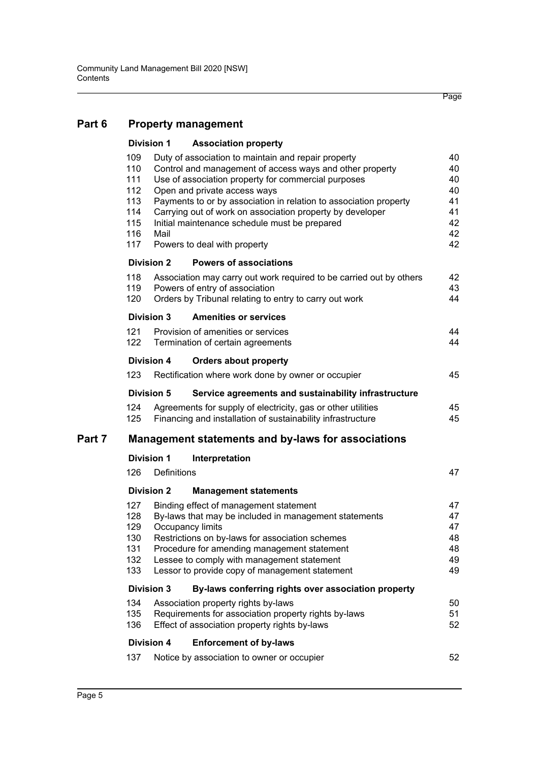## Part 6 Property management

### Division 1 Association property

| | | Page |
|---|---|---|
| 109 | Duty of association to maintain and repair property | 40 |
| 110 | Control and management of access ways and other property | 40 |
| 111 | Use of association property for commercial purposes | 40 |
| 112 | Open and private access ways | 40 |
| 113 | Payments to or by association in relation to association property | 41 |
| 114 | Carrying out of work on association property by developer | 41 |
| 115 | Initial maintenance schedule must be prepared | 42 |
| 116 | Mail | 42 |
| 117 | Powers to deal with property | 42 |

### Division 2 Powers of associations

| | | |
|---|---|---|
| 118 | Association may carry out work required to be carried out by others | 42 |
| 119 | Powers of entry of association | 43 |
| 120 | Orders by Tribunal relating to entry to carry out work | 44 |

### Division 3 Amenities or services

| | | |
|---|---|---|
| 121 | Provision of amenities or services | 44 |
| 122 | Termination of certain agreements | 44 |

### Division 4 Orders about property

| | | |
|---|---|---|
| 123 | Rectification where work done by owner or occupier | 45 |

### Division 5 Service agreements and sustainability infrastructure

| | | |
|---|---|---|
| 124 | Agreements for supply of electricity, gas or other utilities | 45 |
| 125 | Financing and installation of sustainability infrastructure | 45 |

## Part 7 Management statements and by-laws for associations

### Division 1 Interpretation

| | | |
|---|---|---|
| 126 | Definitions | 47 |

### Division 2 Management statements

| | | |
|---|---|---|
| 127 | Binding effect of management statement | 47 |
| 128 | By-laws that may be included in management statements | 47 |
| 129 | Occupancy limits | 47 |
| 130 | Restrictions on by-laws for association schemes | 48 |
| 131 | Procedure for amending management statement | 48 |
| 132 | Lessee to comply with management statement | 49 |
| 133 | Lessor to provide copy of management statement | 49 |

### Division 3 By-laws conferring rights over association property

| | | |
|---|---|---|
| 134 | Association property rights by-laws | 50 |
| 135 | Requirements for association property rights by-laws | 51 |
| 136 | Effect of association property rights by-laws | 52 |

### Division 4 Enforcement of by-laws

| | | |
|---|---|---|
| 137 | Notice by association to owner or occupier | 52 |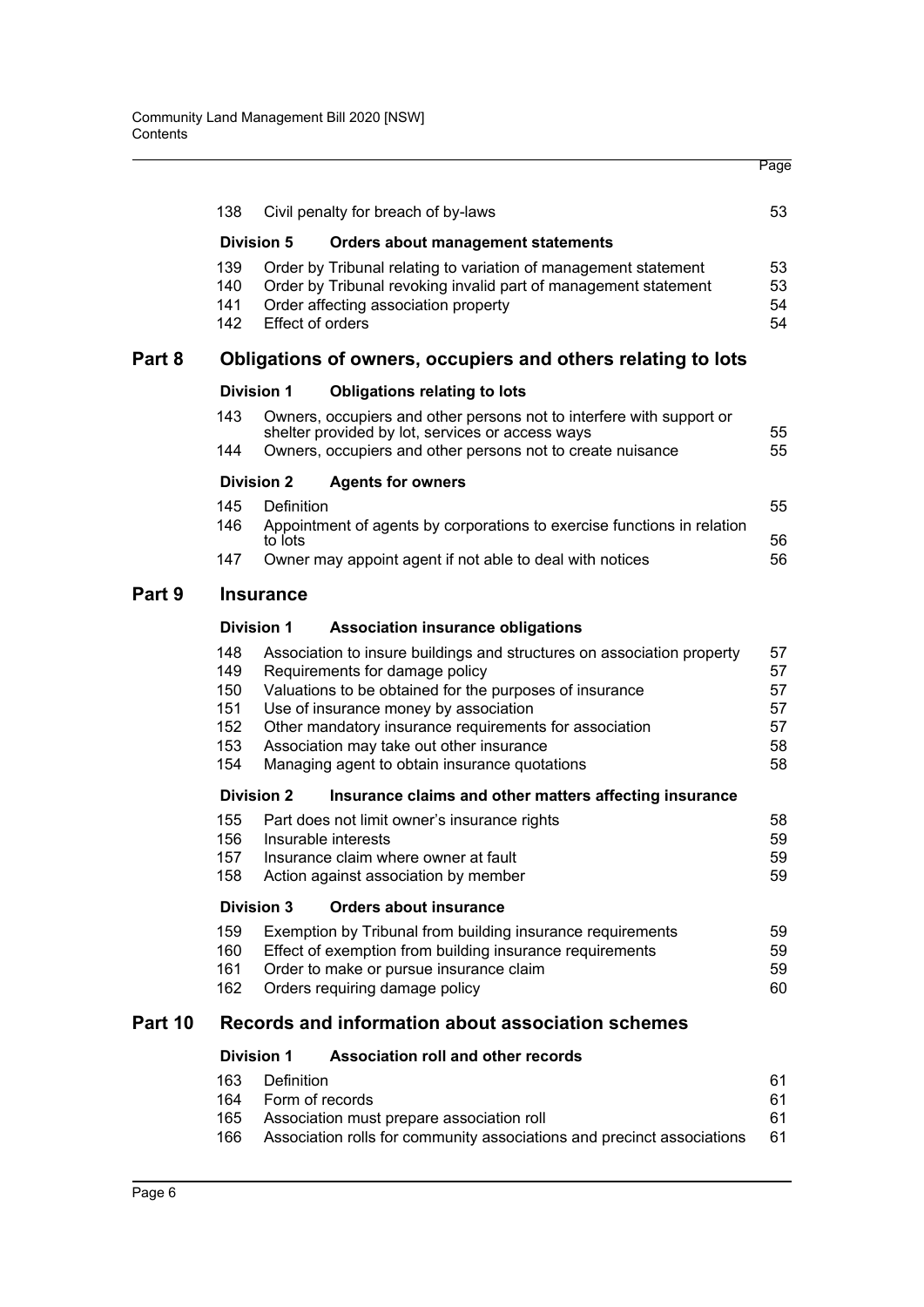| | | | Page |
|---|---|---|---|
| | 138 | Civil penalty for breach of by-laws | 53 |
| | **Division 5** | **Orders about management statements** | |
| | 139 | Order by Tribunal relating to variation of management statement | 53 |
| | 140 | Order by Tribunal revoking invalid part of management statement | 53 |
| | 141 | Order affecting association property | 54 |
| | 142 | Effect of orders | 54 |
| **Part 8** | **Obligations of owners, occupiers and others relating to lots** | | |
| | **Division 1** | **Obligations relating to lots** | |
| | 143 | Owners, occupiers and other persons not to interfere with support or shelter provided by lot, services or access ways | 55 |
| | 144 | Owners, occupiers and other persons not to create nuisance | 55 |
| | **Division 2** | **Agents for owners** | |
| | 145 | Definition | 55 |
| | 146 | Appointment of agents by corporations to exercise functions in relation to lots | 56 |
| | 147 | Owner may appoint agent if not able to deal with notices | 56 |
| **Part 9** | **Insurance** | | |
| | **Division 1** | **Association insurance obligations** | |
| | 148 | Association to insure buildings and structures on association property | 57 |
| | 149 | Requirements for damage policy | 57 |
| | 150 | Valuations to be obtained for the purposes of insurance | 57 |
| | 151 | Use of insurance money by association | 57 |
| | 152 | Other mandatory insurance requirements for association | 57 |
| | 153 | Association may take out other insurance | 58 |
| | 154 | Managing agent to obtain insurance quotations | 58 |
| | **Division 2** | **Insurance claims and other matters affecting insurance** | |
| | 155 | Part does not limit owner's insurance rights | 58 |
| | 156 | Insurable interests | 59 |
| | 157 | Insurance claim where owner at fault | 59 |
| | 158 | Action against association by member | 59 |
| | **Division 3** | **Orders about insurance** | |
| | 159 | Exemption by Tribunal from building insurance requirements | 59 |
| | 160 | Effect of exemption from building insurance requirements | 59 |
| | 161 | Order to make or pursue insurance claim | 59 |
| | 162 | Orders requiring damage policy | 60 |
| **Part 10** | **Records and information about association schemes** | | |
| | **Division 1** | **Association roll and other records** | |
| | 163 | Definition | 61 |
| | 164 | Form of records | 61 |
| | 165 | Association must prepare association roll | 61 |
| | 166 | Association rolls for community associations and precinct associations | 61 |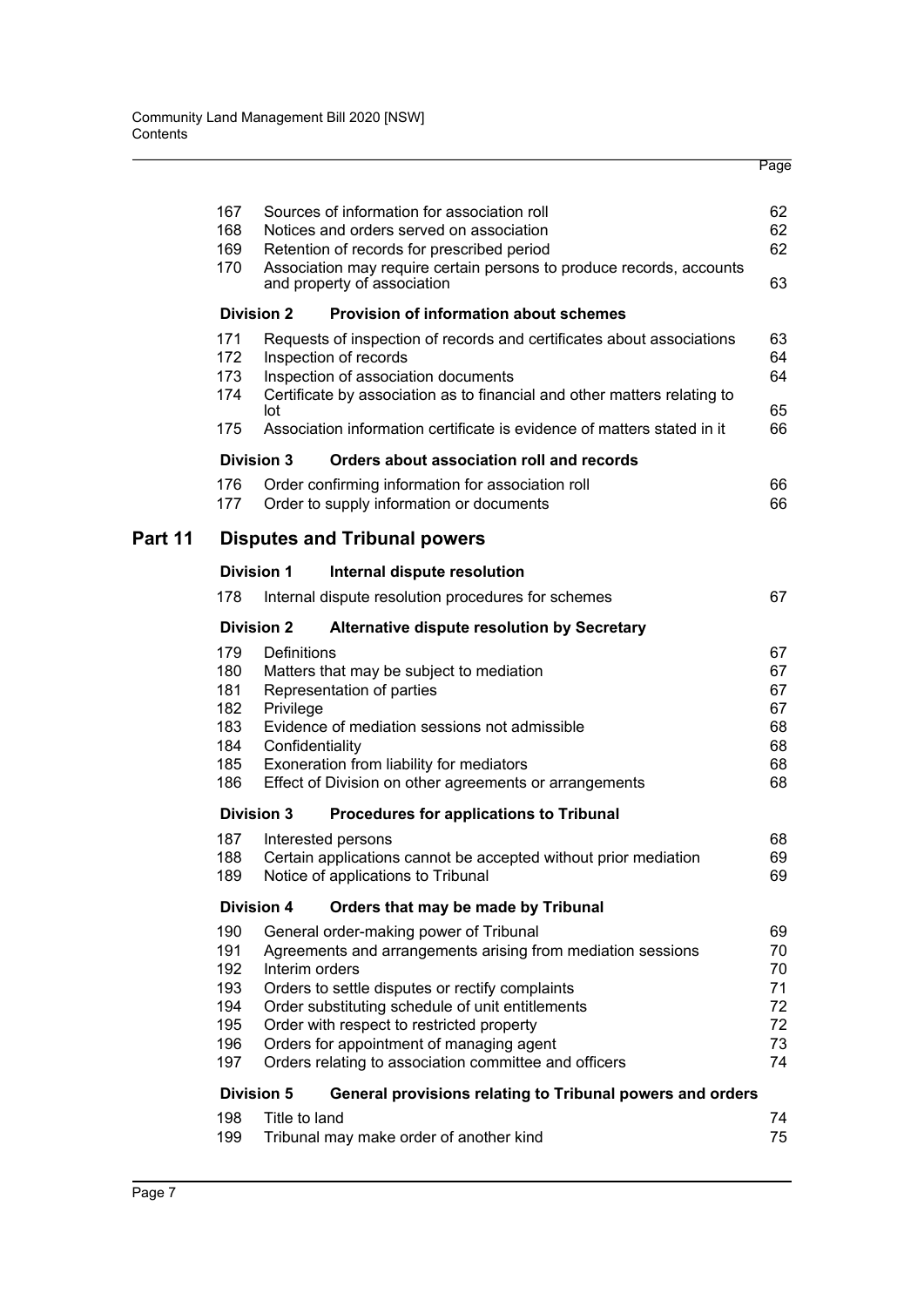| | | Page |
|---|---|---|
| 167 | Sources of information for association roll | 62 |
| 168 | Notices and orders served on association | 62 |
| 169 | Retention of records for prescribed period | 62 |
| 170 | Association may require certain persons to produce records, accounts and property of association | 63 |
| **Division 2** | **Provision of information about schemes** | |
| 171 | Requests of inspection of records and certificates about associations | 63 |
| 172 | Inspection of records | 64 |
| 173 | Inspection of association documents | 64 |
| 174 | Certificate by association as to financial and other matters relating to lot | 65 |
| 175 | Association information certificate is evidence of matters stated in it | 66 |
| **Division 3** | **Orders about association roll and records** | |
| 176 | Order confirming information for association roll | 66 |
| 177 | Order to supply information or documents | 66 |

## Part 11 Disputes and Tribunal powers

| | | |
|---|---|---|
| **Division 1** | **Internal dispute resolution** | |
| 178 | Internal dispute resolution procedures for schemes | 67 |
| **Division 2** | **Alternative dispute resolution by Secretary** | |
| 179 | Definitions | 67 |
| 180 | Matters that may be subject to mediation | 67 |
| 181 | Representation of parties | 67 |
| 182 | Privilege | 67 |
| 183 | Evidence of mediation sessions not admissible | 68 |
| 184 | Confidentiality | 68 |
| 185 | Exoneration from liability for mediators | 68 |
| 186 | Effect of Division on other agreements or arrangements | 68 |
| **Division 3** | **Procedures for applications to Tribunal** | |
| 187 | Interested persons | 68 |
| 188 | Certain applications cannot be accepted without prior mediation | 69 |
| 189 | Notice of applications to Tribunal | 69 |
| **Division 4** | **Orders that may be made by Tribunal** | |
| 190 | General order-making power of Tribunal | 69 |
| 191 | Agreements and arrangements arising from mediation sessions | 70 |
| 192 | Interim orders | 70 |
| 193 | Orders to settle disputes or rectify complaints | 71 |
| 194 | Order substituting schedule of unit entitlements | 72 |
| 195 | Order with respect to restricted property | 72 |
| 196 | Orders for appointment of managing agent | 73 |
| 197 | Orders relating to association committee and officers | 74 |
| **Division 5** | **General provisions relating to Tribunal powers and orders** | |
| 198 | Title to land | 74 |
| 199 | Tribunal may make order of another kind | 75 |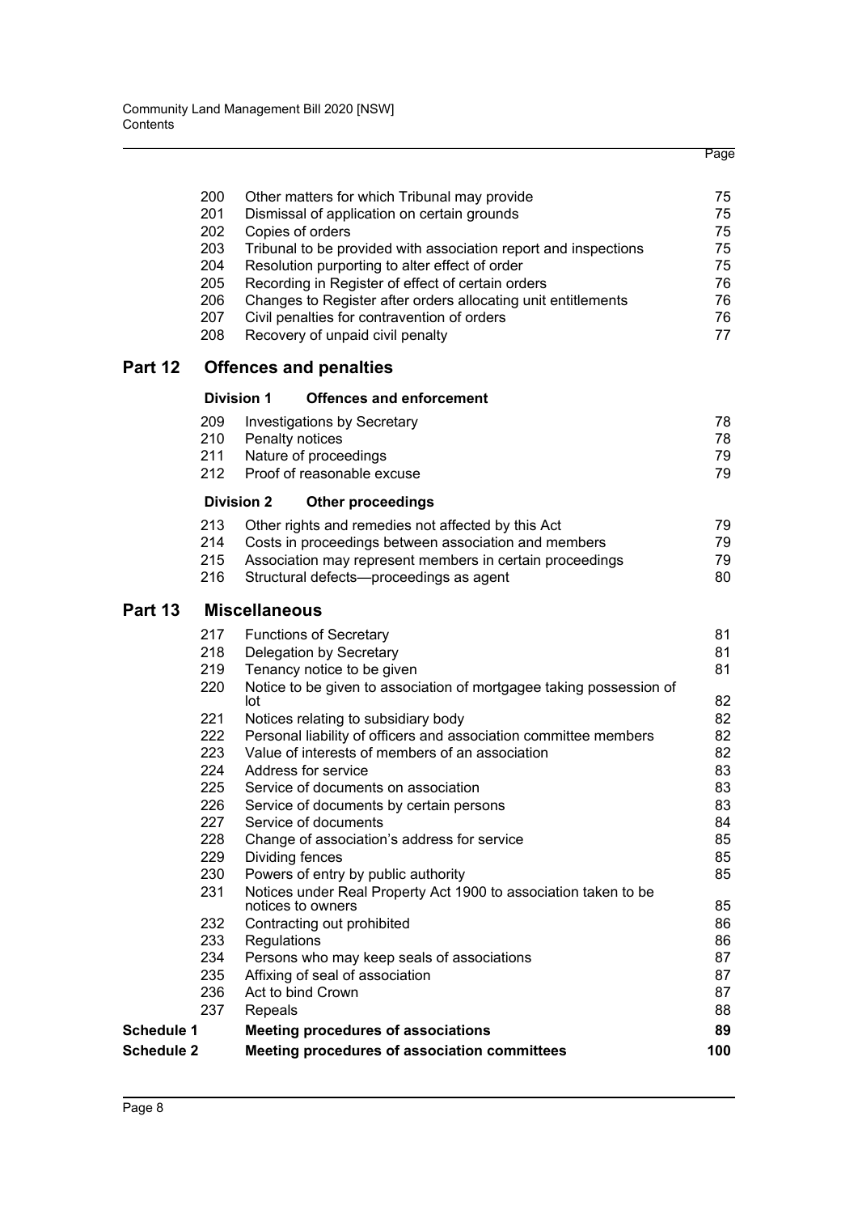| | | | Page |
|---|---|---|---|
| | 200 | Other matters for which Tribunal may provide | 75 |
| | 201 | Dismissal of application on certain grounds | 75 |
| | 202 | Copies of orders | 75 |
| | 203 | Tribunal to be provided with association report and inspections | 75 |
| | 204 | Resolution purporting to alter effect of order | 75 |
| | 205 | Recording in Register of effect of certain orders | 76 |
| | 206 | Changes to Register after orders allocating unit entitlements | 76 |
| | 207 | Civil penalties for contravention of orders | 76 |
| | 208 | Recovery of unpaid civil penalty | 77 |
| **Part 12** | | **Offences and penalties** | |
| | **Division 1** | **Offences and enforcement** | |
| | 209 | Investigations by Secretary | 78 |
| | 210 | Penalty notices | 78 |
| | 211 | Nature of proceedings | 79 |
| | 212 | Proof of reasonable excuse | 79 |
| | **Division 2** | **Other proceedings** | |
| | 213 | Other rights and remedies not affected by this Act | 79 |
| | 214 | Costs in proceedings between association and members | 79 |
| | 215 | Association may represent members in certain proceedings | 79 |
| | 216 | Structural defects—proceedings as agent | 80 |
| **Part 13** | | **Miscellaneous** | |
| | 217 | Functions of Secretary | 81 |
| | 218 | Delegation by Secretary | 81 |
| | 219 | Tenancy notice to be given | 81 |
| | 220 | Notice to be given to association of mortgagee taking possession of lot | 82 |
| | 221 | Notices relating to subsidiary body | 82 |
| | 222 | Personal liability of officers and association committee members | 82 |
| | 223 | Value of interests of members of an association | 82 |
| | 224 | Address for service | 83 |
| | 225 | Service of documents on association | 83 |
| | 226 | Service of documents by certain persons | 83 |
| | 227 | Service of documents | 84 |
| | 228 | Change of association's address for service | 85 |
| | 229 | Dividing fences | 85 |
| | 230 | Powers of entry by public authority | 85 |
| | 231 | Notices under Real Property Act 1900 to association taken to be notices to owners | 85 |
| | 232 | Contracting out prohibited | 86 |
| | 233 | Regulations | 86 |
| | 234 | Persons who may keep seals of associations | 87 |
| | 235 | Affixing of seal of association | 87 |
| | 236 | Act to bind Crown | 87 |
| | 237 | Repeals | 88 |
| **Schedule 1** | | **Meeting procedures of associations** | **89** |
| **Schedule 2** | | **Meeting procedures of association committees** | **100** |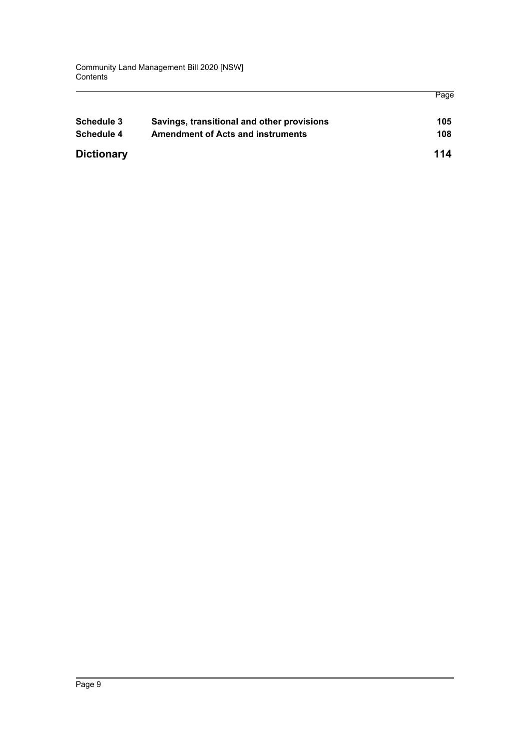| | | Page |
|---|---|---|
| **Schedule 3** | **Savings, transitional and other provisions** | **105** |
| **Schedule 4** | **Amendment of Acts and instruments** | **108** |
| **Dictionary** | | **114** |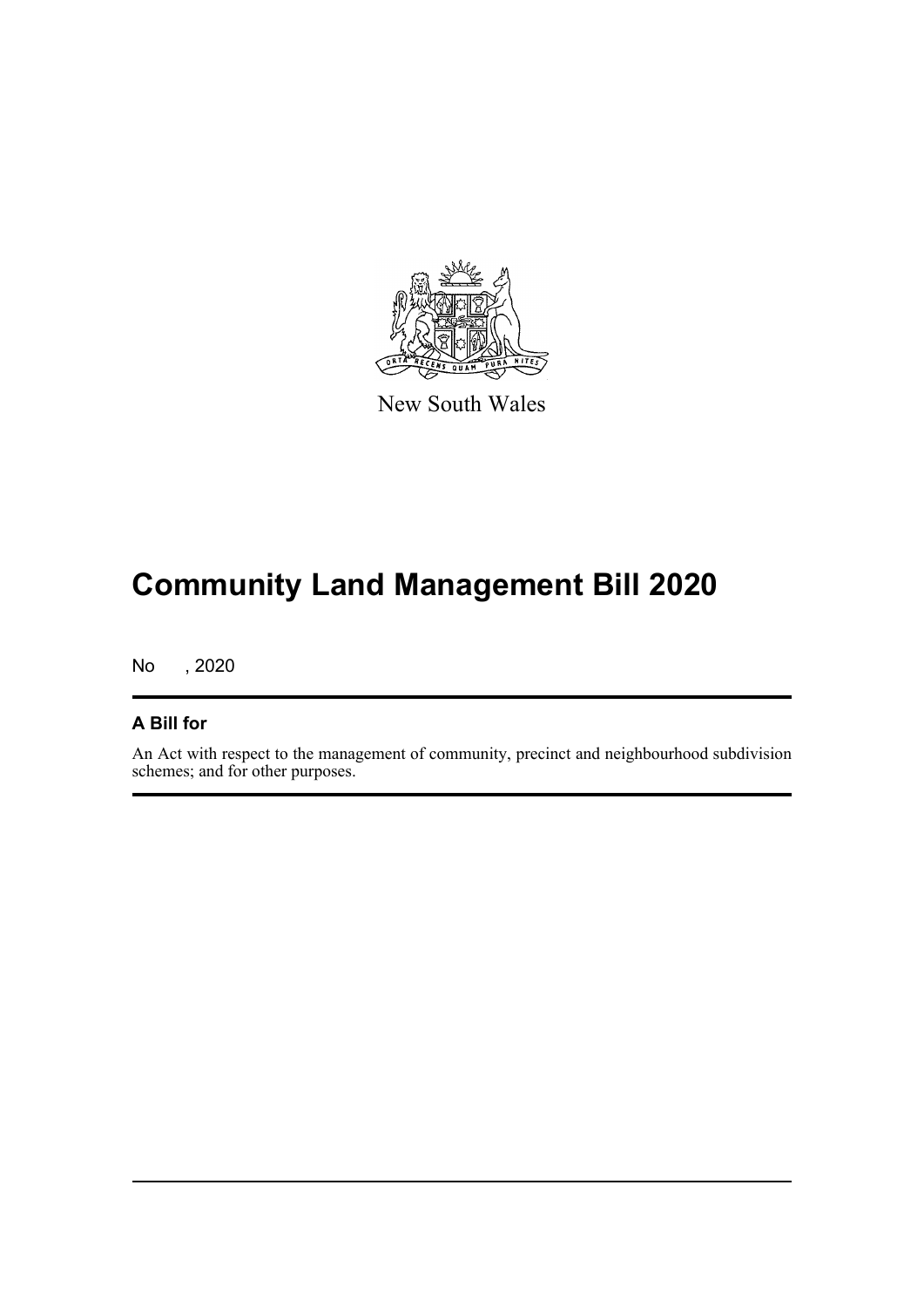New South Wales

# Community Land Management Bill 2020

No , 2020

## A Bill for

An Act with respect to the management of community, precinct and neighbourhood subdivision schemes; and for other purposes.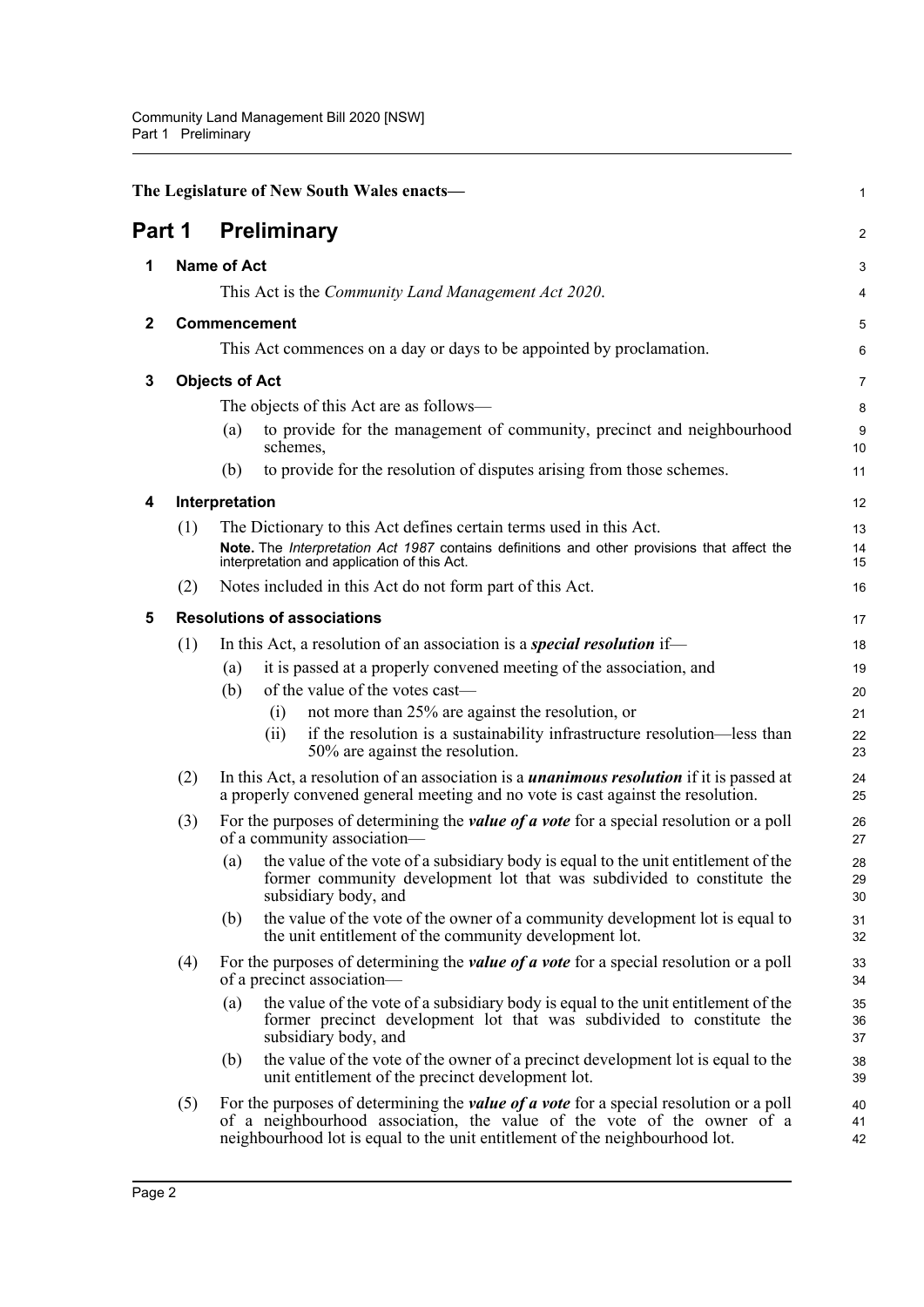**The Legislature of New South Wales enacts—**

# Part 1 Preliminary

## 1 Name of Act

This Act is the *Community Land Management Act 2020*.

## 2 Commencement

This Act commences on a day or days to be appointed by proclamation.

## 3 Objects of Act

The objects of this Act are as follows—

(a) to provide for the management of community, precinct and neighbourhood schemes,

(b) to provide for the resolution of disputes arising from those schemes.

## 4 Interpretation

(1) The Dictionary to this Act defines certain terms used in this Act.

**Note.** The *Interpretation Act 1987* contains definitions and other provisions that affect the interpretation and application of this Act.

(2) Notes included in this Act do not form part of this Act.

## 5 Resolutions of associations

(1) In this Act, a resolution of an association is a ***special resolution*** if—

(a) it is passed at a properly convened meeting of the association, and

(b) of the value of the votes cast—

(i) not more than 25% are against the resolution, or

(ii) if the resolution is a sustainability infrastructure resolution—less than 50% are against the resolution.

(2) In this Act, a resolution of an association is a ***unanimous resolution*** if it is passed at a properly convened general meeting and no vote is cast against the resolution.

(3) For the purposes of determining the ***value of a vote*** for a special resolution or a poll of a community association—

(a) the value of the vote of a subsidiary body is equal to the unit entitlement of the former community development lot that was subdivided to constitute the subsidiary body, and

(b) the value of the vote of the owner of a community development lot is equal to the unit entitlement of the community development lot.

(4) For the purposes of determining the ***value of a vote*** for a special resolution or a poll of a precinct association—

(a) the value of the vote of a subsidiary body is equal to the unit entitlement of the former precinct development lot that was subdivided to constitute the subsidiary body, and

(b) the value of the vote of the owner of a precinct development lot is equal to the unit entitlement of the precinct development lot.

(5) For the purposes of determining the ***value of a vote*** for a special resolution or a poll of a neighbourhood association, the value of the vote of the owner of a neighbourhood lot is equal to the unit entitlement of the neighbourhood lot.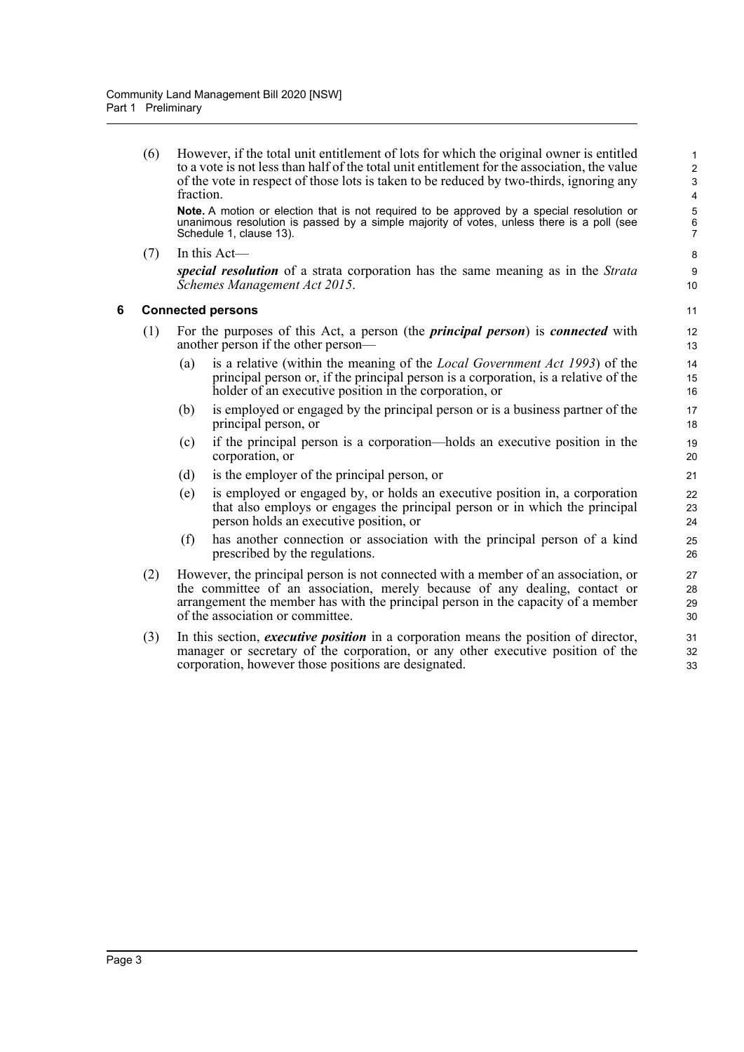(6) However, if the total unit entitlement of lots for which the original owner is entitled to a vote is not less than half of the total unit entitlement for the association, the value of the vote in respect of those lots is taken to be reduced by two-thirds, ignoring any fraction.

**Note.** A motion or election that is not required to be approved by a special resolution or unanimous resolution is passed by a simple majority of votes, unless there is a poll (see Schedule 1, clause 13).

(7) In this Act—

***special resolution*** of a strata corporation has the same meaning as in the *Strata Schemes Management Act 2015*.

### 6 Connected persons

(1) For the purposes of this Act, a person (the ***principal person***) is ***connected*** with another person if the other person—

- (a) is a relative (within the meaning of the *Local Government Act 1993*) of the principal person or, if the principal person is a corporation, is a relative of the holder of an executive position in the corporation, or
- (b) is employed or engaged by the principal person or is a business partner of the principal person, or
- (c) if the principal person is a corporation—holds an executive position in the corporation, or
- (d) is the employer of the principal person, or
- (e) is employed or engaged by, or holds an executive position in, a corporation that also employs or engages the principal person or in which the principal person holds an executive position, or
- (f) has another connection or association with the principal person of a kind prescribed by the regulations.

(2) However, the principal person is not connected with a member of an association, or the committee of an association, merely because of any dealing, contact or arrangement the member has with the principal person in the capacity of a member of the association or committee.

(3) In this section, ***executive position*** in a corporation means the position of director, manager or secretary of the corporation, or any other executive position of the corporation, however those positions are designated.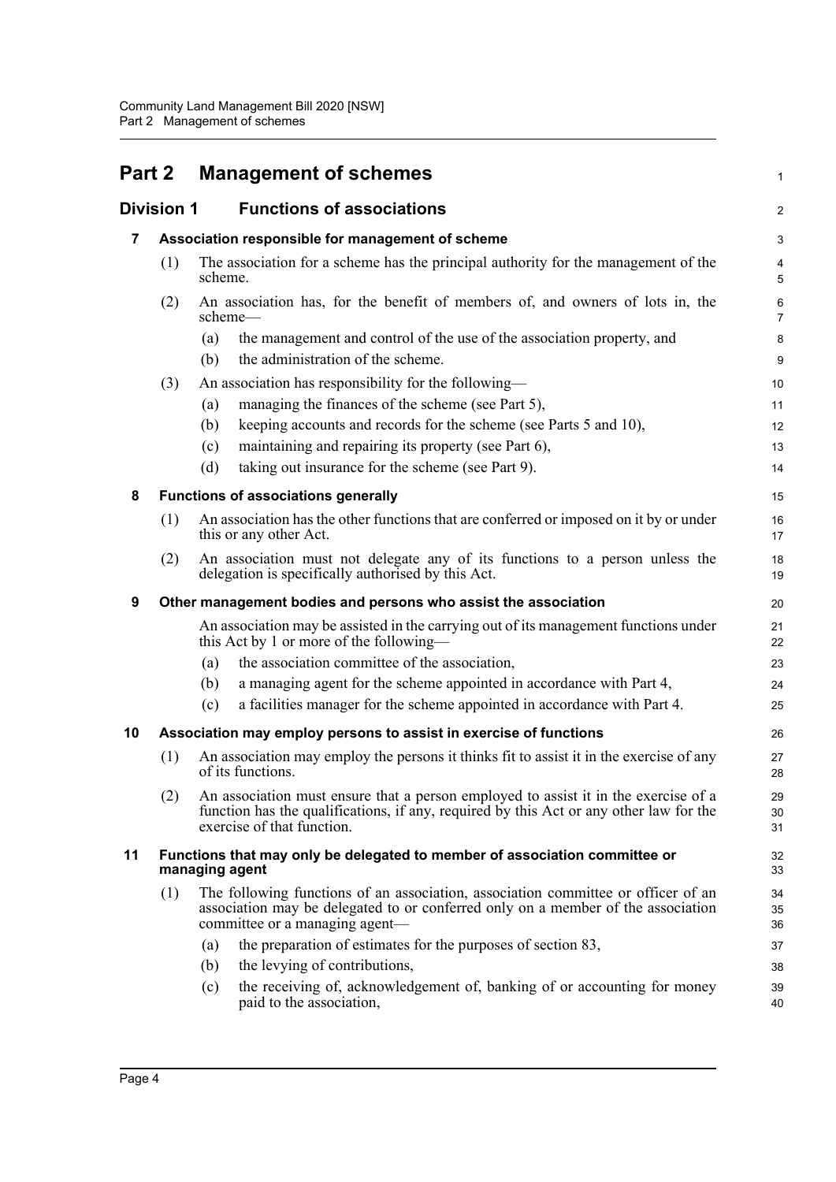# Part 2 Management of schemes

## Division 1 Functions of associations

### 7 Association responsible for management of scheme

(1) The association for a scheme has the principal authority for the management of the scheme.

(2) An association has, for the benefit of members of, and owners of lots in, the scheme—

- (a) the management and control of the use of the association property, and
- (b) the administration of the scheme.

(3) An association has responsibility for the following—

- (a) managing the finances of the scheme (see Part 5),
- (b) keeping accounts and records for the scheme (see Parts 5 and 10),
- (c) maintaining and repairing its property (see Part 6),
- (d) taking out insurance for the scheme (see Part 9).

### 8 Functions of associations generally

(1) An association has the other functions that are conferred or imposed on it by or under this or any other Act.

(2) An association must not delegate any of its functions to a person unless the delegation is specifically authorised by this Act.

### 9 Other management bodies and persons who assist the association

An association may be assisted in the carrying out of its management functions under this Act by 1 or more of the following—

- (a) the association committee of the association,
- (b) a managing agent for the scheme appointed in accordance with Part 4,
- (c) a facilities manager for the scheme appointed in accordance with Part 4.

### 10 Association may employ persons to assist in exercise of functions

(1) An association may employ the persons it thinks fit to assist it in the exercise of any of its functions.

(2) An association must ensure that a person employed to assist it in the exercise of a function has the qualifications, if any, required by this Act or any other law for the exercise of that function.

### 11 Functions that may only be delegated to member of association committee or managing agent

(1) The following functions of an association, association committee or officer of an association may be delegated to or conferred only on a member of the association committee or a managing agent—

- (a) the preparation of estimates for the purposes of section 83,
- (b) the levying of contributions,
- (c) the receiving of, acknowledgement of, banking of or accounting for money paid to the association,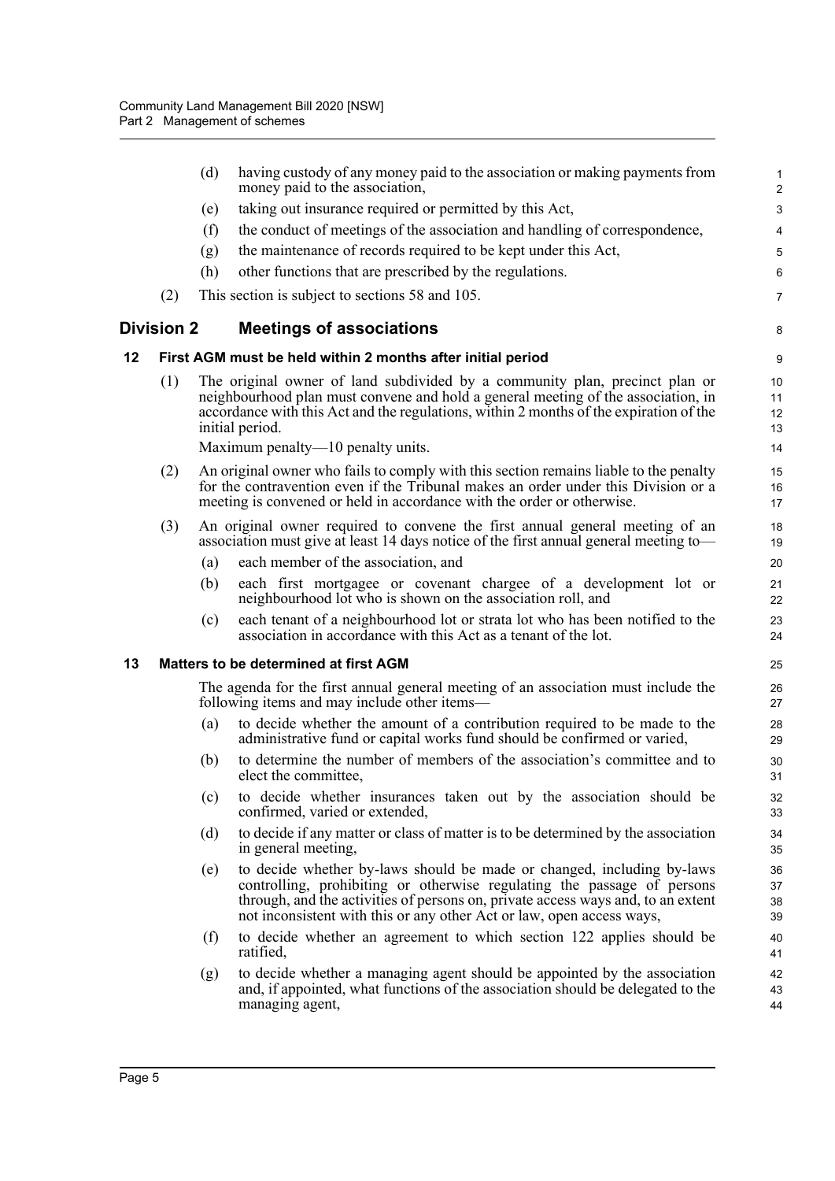(d) having custody of any money paid to the association or making payments from money paid to the association,

(e) taking out insurance required or permitted by this Act,

(f) the conduct of meetings of the association and handling of correspondence,

(g) the maintenance of records required to be kept under this Act,

(h) other functions that are prescribed by the regulations.

(2) This section is subject to sections 58 and 105.

## Division 2 Meetings of associations

### 12 First AGM must be held within 2 months after initial period

(1) The original owner of land subdivided by a community plan, precinct plan or neighbourhood plan must convene and hold a general meeting of the association, in accordance with this Act and the regulations, within 2 months of the expiration of the initial period.

Maximum penalty—10 penalty units.

(2) An original owner who fails to comply with this section remains liable to the penalty for the contravention even if the Tribunal makes an order under this Division or a meeting is convened or held in accordance with the order or otherwise.

(3) An original owner required to convene the first annual general meeting of an association must give at least 14 days notice of the first annual general meeting to—

(a) each member of the association, and

(b) each first mortgagee or covenant chargee of a development lot or neighbourhood lot who is shown on the association roll, and

(c) each tenant of a neighbourhood lot or strata lot who has been notified to the association in accordance with this Act as a tenant of the lot.

### 13 Matters to be determined at first AGM

The agenda for the first annual general meeting of an association must include the following items and may include other items—

(a) to decide whether the amount of a contribution required to be made to the administrative fund or capital works fund should be confirmed or varied,

(b) to determine the number of members of the association's committee and to elect the committee,

(c) to decide whether insurances taken out by the association should be confirmed, varied or extended,

(d) to decide if any matter or class of matter is to be determined by the association in general meeting,

(e) to decide whether by-laws should be made or changed, including by-laws controlling, prohibiting or otherwise regulating the passage of persons through, and the activities of persons on, private access ways and, to an extent not inconsistent with this or any other Act or law, open access ways,

(f) to decide whether an agreement to which section 122 applies should be ratified,

(g) to decide whether a managing agent should be appointed by the association and, if appointed, what functions of the association should be delegated to the managing agent,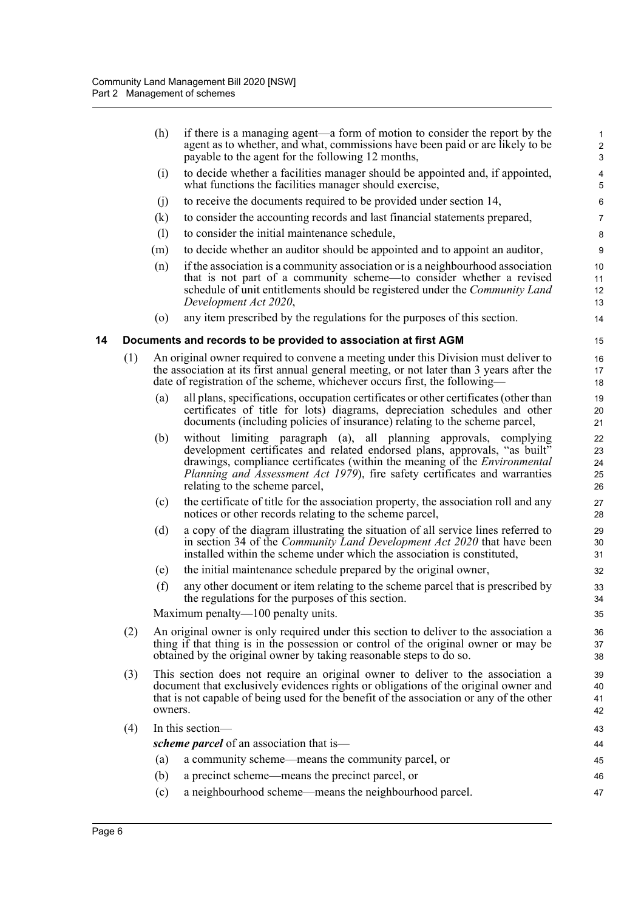(h) if there is a managing agent—a form of motion to consider the report by the agent as to whether, and what, commissions have been paid or are likely to be payable to the agent for the following 12 months,

(i) to decide whether a facilities manager should be appointed and, if appointed, what functions the facilities manager should exercise,

(j) to receive the documents required to be provided under section 14,

(k) to consider the accounting records and last financial statements prepared,

(l) to consider the initial maintenance schedule,

(m) to decide whether an auditor should be appointed and to appoint an auditor,

(n) if the association is a community association or is a neighbourhood association that is not part of a community scheme—to consider whether a revised schedule of unit entitlements should be registered under the *Community Land Development Act 2020*,

(o) any item prescribed by the regulations for the purposes of this section.

### 14 Documents and records to be provided to association at first AGM

(1) An original owner required to convene a meeting under this Division must deliver to the association at its first annual general meeting, or not later than 3 years after the date of registration of the scheme, whichever occurs first, the following—

(a) all plans, specifications, occupation certificates or other certificates (other than certificates of title for lots) diagrams, depreciation schedules and other documents (including policies of insurance) relating to the scheme parcel,

(b) without limiting paragraph (a), all planning approvals, complying development certificates and related endorsed plans, approvals, "as built" drawings, compliance certificates (within the meaning of the *Environmental Planning and Assessment Act 1979*), fire safety certificates and warranties relating to the scheme parcel,

(c) the certificate of title for the association property, the association roll and any notices or other records relating to the scheme parcel,

(d) a copy of the diagram illustrating the situation of all service lines referred to in section 34 of the *Community Land Development Act 2020* that have been installed within the scheme under which the association is constituted,

(e) the initial maintenance schedule prepared by the original owner,

(f) any other document or item relating to the scheme parcel that is prescribed by the regulations for the purposes of this section.

Maximum penalty—100 penalty units.

(2) An original owner is only required under this section to deliver to the association a thing if that thing is in the possession or control of the original owner or may be obtained by the original owner by taking reasonable steps to do so.

(3) This section does not require an original owner to deliver to the association a document that exclusively evidences rights or obligations of the original owner and that is not capable of being used for the benefit of the association or any of the other owners.

(4) In this section—

***scheme parcel*** of an association that is—

(a) a community scheme—means the community parcel, or

(b) a precinct scheme—means the precinct parcel, or

(c) a neighbourhood scheme—means the neighbourhood parcel.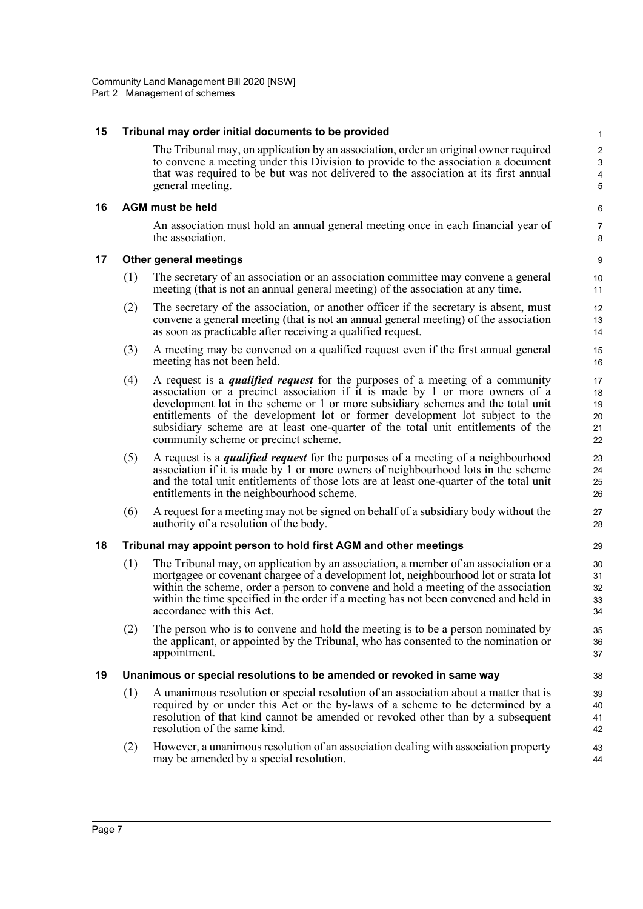### 15 Tribunal may order initial documents to be provided

The Tribunal may, on application by an association, order an original owner required to convene a meeting under this Division to provide to the association a document that was required to be but was not delivered to the association at its first annual general meeting.

### 16 AGM must be held

An association must hold an annual general meeting once in each financial year of the association.

### 17 Other general meetings

(1) The secretary of an association or an association committee may convene a general meeting (that is not an annual general meeting) of the association at any time.

(2) The secretary of the association, or another officer if the secretary is absent, must convene a general meeting (that is not an annual general meeting) of the association as soon as practicable after receiving a qualified request.

(3) A meeting may be convened on a qualified request even if the first annual general meeting has not been held.

(4) A request is a ***qualified request*** for the purposes of a meeting of a community association or a precinct association if it is made by 1 or more owners of a development lot in the scheme or 1 or more subsidiary schemes and the total unit entitlements of the development lot or former development lot subject to the subsidiary scheme are at least one-quarter of the total unit entitlements of the community scheme or precinct scheme.

(5) A request is a ***qualified request*** for the purposes of a meeting of a neighbourhood association if it is made by 1 or more owners of neighbourhood lots in the scheme and the total unit entitlements of those lots are at least one-quarter of the total unit entitlements in the neighbourhood scheme.

(6) A request for a meeting may not be signed on behalf of a subsidiary body without the authority of a resolution of the body.

### 18 Tribunal may appoint person to hold first AGM and other meetings

(1) The Tribunal may, on application by an association, a member of an association or a mortgagee or covenant chargee of a development lot, neighbourhood lot or strata lot within the scheme, order a person to convene and hold a meeting of the association within the time specified in the order if a meeting has not been convened and held in accordance with this Act.

(2) The person who is to convene and hold the meeting is to be a person nominated by the applicant, or appointed by the Tribunal, who has consented to the nomination or appointment.

### 19 Unanimous or special resolutions to be amended or revoked in same way

(1) A unanimous resolution or special resolution of an association about a matter that is required by or under this Act or the by-laws of a scheme to be determined by a resolution of that kind cannot be amended or revoked other than by a subsequent resolution of the same kind.

(2) However, a unanimous resolution of an association dealing with association property may be amended by a special resolution.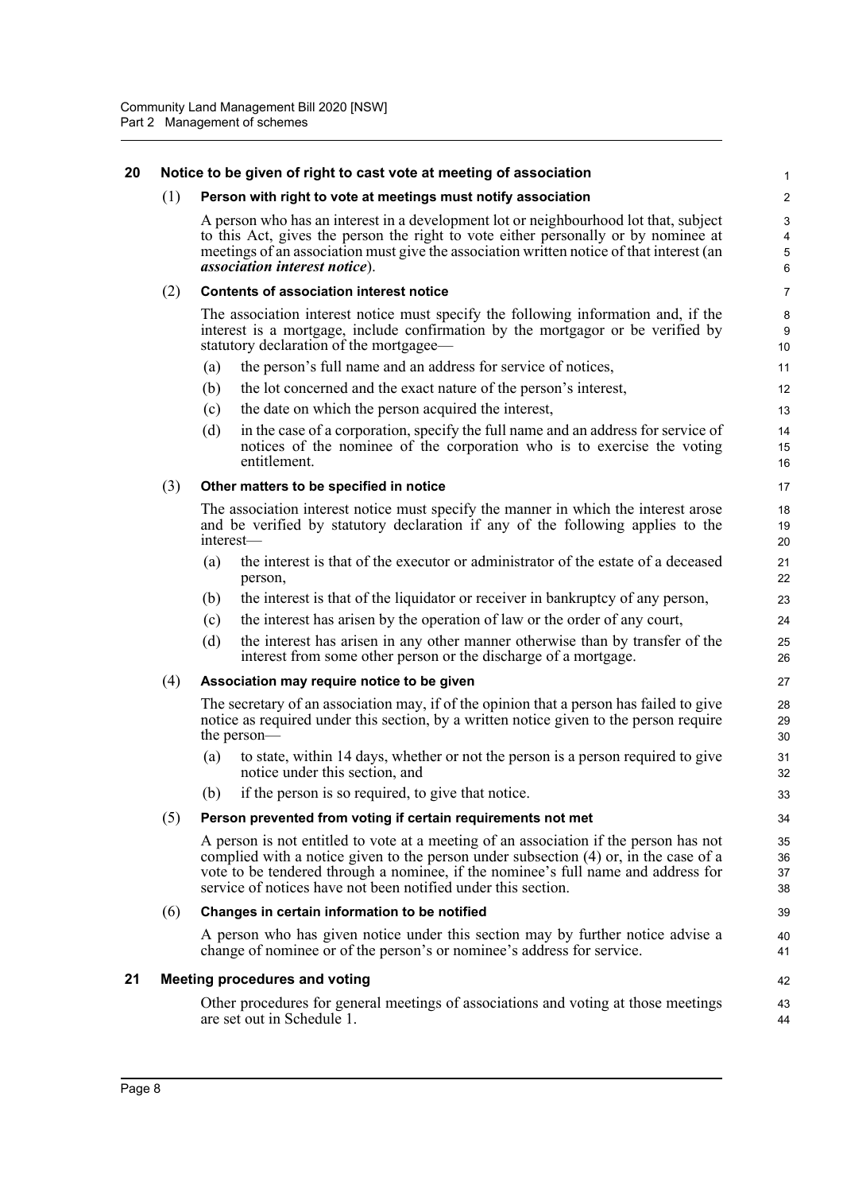## 20 Notice to be given of right to cast vote at meeting of association

### (1) Person with right to vote at meetings must notify association

A person who has an interest in a development lot or neighbourhood lot that, subject to this Act, gives the person the right to vote either personally or by nominee at meetings of an association must give the association written notice of that interest (an ***association interest notice***).

### (2) Contents of association interest notice

The association interest notice must specify the following information and, if the interest is a mortgage, include confirmation by the mortgagor or be verified by statutory declaration of the mortgagee—

(a) the person's full name and an address for service of notices,

(b) the lot concerned and the exact nature of the person's interest,

(c) the date on which the person acquired the interest,

(d) in the case of a corporation, specify the full name and an address for service of notices of the nominee of the corporation who is to exercise the voting entitlement.

### (3) Other matters to be specified in notice

The association interest notice must specify the manner in which the interest arose and be verified by statutory declaration if any of the following applies to the interest—

(a) the interest is that of the executor or administrator of the estate of a deceased person,

(b) the interest is that of the liquidator or receiver in bankruptcy of any person,

(c) the interest has arisen by the operation of law or the order of any court,

(d) the interest has arisen in any other manner otherwise than by transfer of the interest from some other person or the discharge of a mortgage.

### (4) Association may require notice to be given

The secretary of an association may, if of the opinion that a person has failed to give notice as required under this section, by a written notice given to the person require the person—

(a) to state, within 14 days, whether or not the person is a person required to give notice under this section, and

(b) if the person is so required, to give that notice.

### (5) Person prevented from voting if certain requirements not met

A person is not entitled to vote at a meeting of an association if the person has not complied with a notice given to the person under subsection (4) or, in the case of a vote to be tendered through a nominee, if the nominee's full name and address for service of notices have not been notified under this section.

### (6) Changes in certain information to be notified

A person who has given notice under this section may by further notice advise a change of nominee or of the person's or nominee's address for service.

## 21 Meeting procedures and voting

Other procedures for general meetings of associations and voting at those meetings are set out in Schedule 1.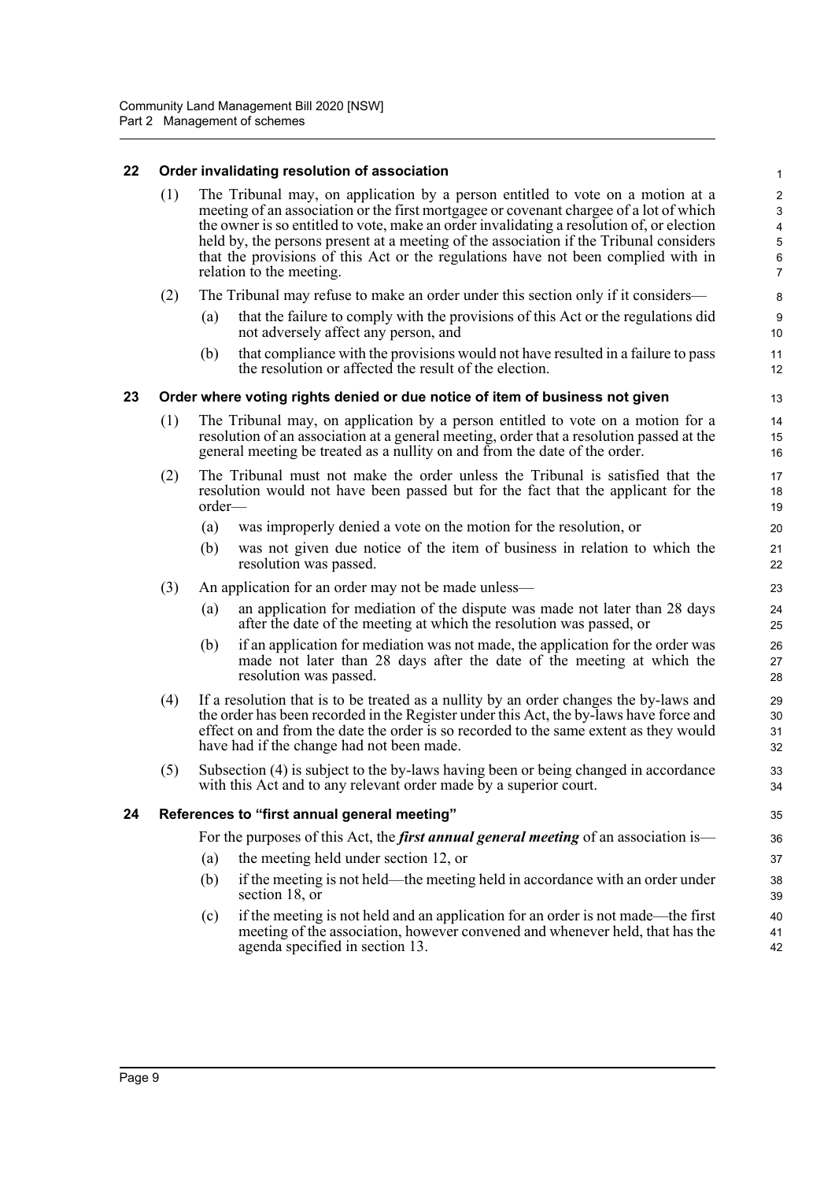## 22 Order invalidating resolution of association

(1) The Tribunal may, on application by a person entitled to vote on a motion at a meeting of an association or the first mortgagee or covenant chargee of a lot of which the owner is so entitled to vote, make an order invalidating a resolution of, or election held by, the persons present at a meeting of the association if the Tribunal considers that the provisions of this Act or the regulations have not been complied with in relation to the meeting.

(2) The Tribunal may refuse to make an order under this section only if it considers—

(a) that the failure to comply with the provisions of this Act or the regulations did not adversely affect any person, and

(b) that compliance with the provisions would not have resulted in a failure to pass the resolution or affected the result of the election.

## 23 Order where voting rights denied or due notice of item of business not given

(1) The Tribunal may, on application by a person entitled to vote on a motion for a resolution of an association at a general meeting, order that a resolution passed at the general meeting be treated as a nullity on and from the date of the order.

(2) The Tribunal must not make the order unless the Tribunal is satisfied that the resolution would not have been passed but for the fact that the applicant for the order—

(a) was improperly denied a vote on the motion for the resolution, or

(b) was not given due notice of the item of business in relation to which the resolution was passed.

(3) An application for an order may not be made unless—

(a) an application for mediation of the dispute was made not later than 28 days after the date of the meeting at which the resolution was passed, or

(b) if an application for mediation was not made, the application for the order was made not later than 28 days after the date of the meeting at which the resolution was passed.

(4) If a resolution that is to be treated as a nullity by an order changes the by-laws and the order has been recorded in the Register under this Act, the by-laws have force and effect on and from the date the order is so recorded to the same extent as they would have had if the change had not been made.

(5) Subsection (4) is subject to the by-laws having been or being changed in accordance with this Act and to any relevant order made by a superior court.

## 24 References to "first annual general meeting"

For the purposes of this Act, the ***first annual general meeting*** of an association is—

(a) the meeting held under section 12, or

(b) if the meeting is not held—the meeting held in accordance with an order under section 18, or

(c) if the meeting is not held and an application for an order is not made—the first meeting of the association, however convened and whenever held, that has the agenda specified in section 13.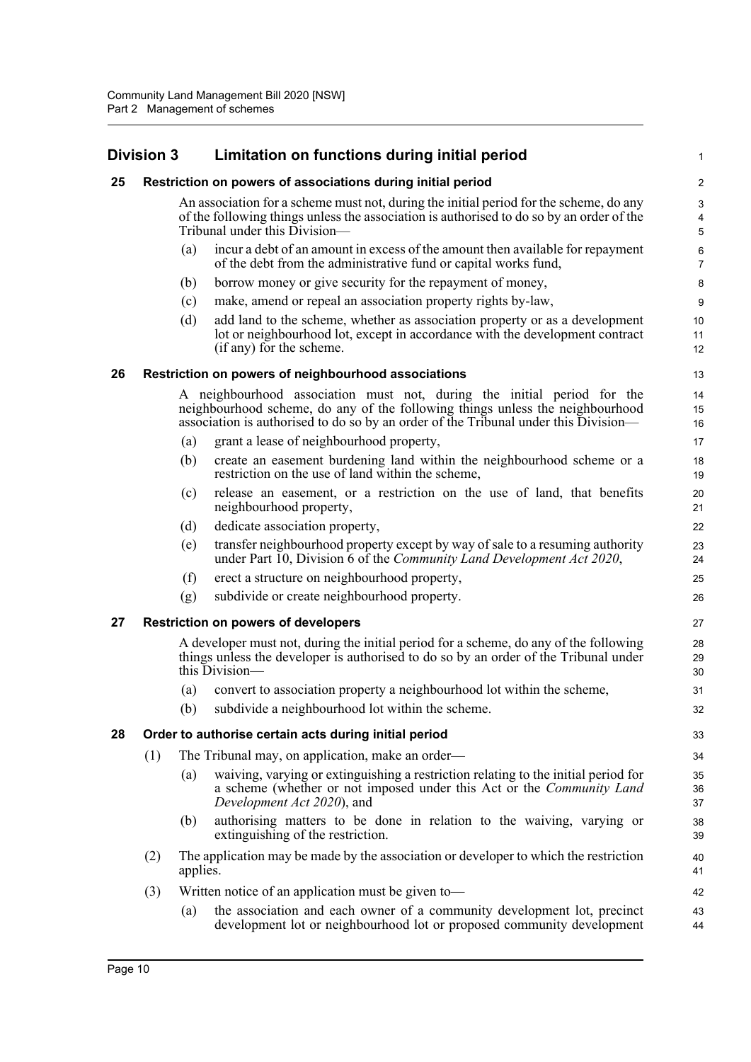## Division 3 Limitation on functions during initial period

### 25 Restriction on powers of associations during initial period

An association for a scheme must not, during the initial period for the scheme, do any of the following things unless the association is authorised to do so by an order of the Tribunal under this Division—

(a) incur a debt of an amount in excess of the amount then available for repayment of the debt from the administrative fund or capital works fund,

(b) borrow money or give security for the repayment of money,

(c) make, amend or repeal an association property rights by-law,

(d) add land to the scheme, whether as association property or as a development lot or neighbourhood lot, except in accordance with the development contract (if any) for the scheme.

### 26 Restriction on powers of neighbourhood associations

A neighbourhood association must not, during the initial period for the neighbourhood scheme, do any of the following things unless the neighbourhood association is authorised to do so by an order of the Tribunal under this Division—

(a) grant a lease of neighbourhood property,

(b) create an easement burdening land within the neighbourhood scheme or a restriction on the use of land within the scheme,

(c) release an easement, or a restriction on the use of land, that benefits neighbourhood property,

(d) dedicate association property,

(e) transfer neighbourhood property except by way of sale to a resuming authority under Part 10, Division 6 of the *Community Land Development Act 2020*,

(f) erect a structure on neighbourhood property,

(g) subdivide or create neighbourhood property.

### 27 Restriction on powers of developers

A developer must not, during the initial period for a scheme, do any of the following things unless the developer is authorised to do so by an order of the Tribunal under this Division—

(a) convert to association property a neighbourhood lot within the scheme,

(b) subdivide a neighbourhood lot within the scheme.

### 28 Order to authorise certain acts during initial period

(1) The Tribunal may, on application, make an order—

(a) waiving, varying or extinguishing a restriction relating to the initial period for a scheme (whether or not imposed under this Act or the *Community Land Development Act 2020*), and

(b) authorising matters to be done in relation to the waiving, varying or extinguishing of the restriction.

(2) The application may be made by the association or developer to which the restriction applies.

(3) Written notice of an application must be given to—

(a) the association and each owner of a community development lot, precinct development lot or neighbourhood lot or proposed community development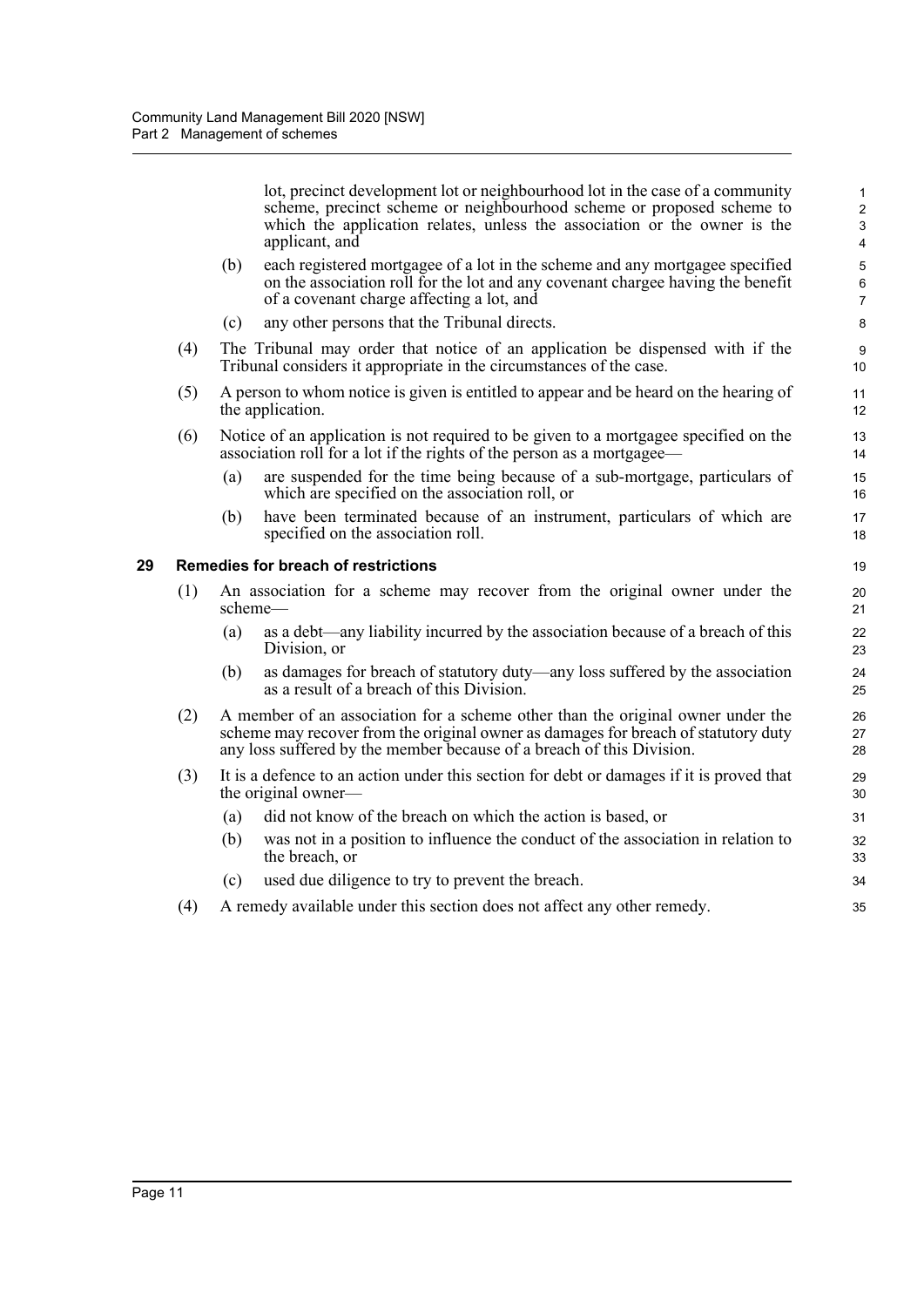lot, precinct development lot or neighbourhood lot in the case of a community scheme, precinct scheme or neighbourhood scheme or proposed scheme to which the application relates, unless the association or the owner is the applicant, and

(b) each registered mortgagee of a lot in the scheme and any mortgagee specified on the association roll for the lot and any covenant chargee having the benefit of a covenant charge affecting a lot, and

(c) any other persons that the Tribunal directs.

(4) The Tribunal may order that notice of an application be dispensed with if the Tribunal considers it appropriate in the circumstances of the case.

(5) A person to whom notice is given is entitled to appear and be heard on the hearing of the application.

(6) Notice of an application is not required to be given to a mortgagee specified on the association roll for a lot if the rights of the person as a mortgagee—

(a) are suspended for the time being because of a sub-mortgage, particulars of which are specified on the association roll, or

(b) have been terminated because of an instrument, particulars of which are specified on the association roll.

### 29 Remedies for breach of restrictions

(1) An association for a scheme may recover from the original owner under the scheme—

(a) as a debt—any liability incurred by the association because of a breach of this Division, or

(b) as damages for breach of statutory duty—any loss suffered by the association as a result of a breach of this Division.

(2) A member of an association for a scheme other than the original owner under the scheme may recover from the original owner as damages for breach of statutory duty any loss suffered by the member because of a breach of this Division.

(3) It is a defence to an action under this section for debt or damages if it is proved that the original owner—

(a) did not know of the breach on which the action is based, or

(b) was not in a position to influence the conduct of the association in relation to the breach, or

(c) used due diligence to try to prevent the breach.

(4) A remedy available under this section does not affect any other remedy.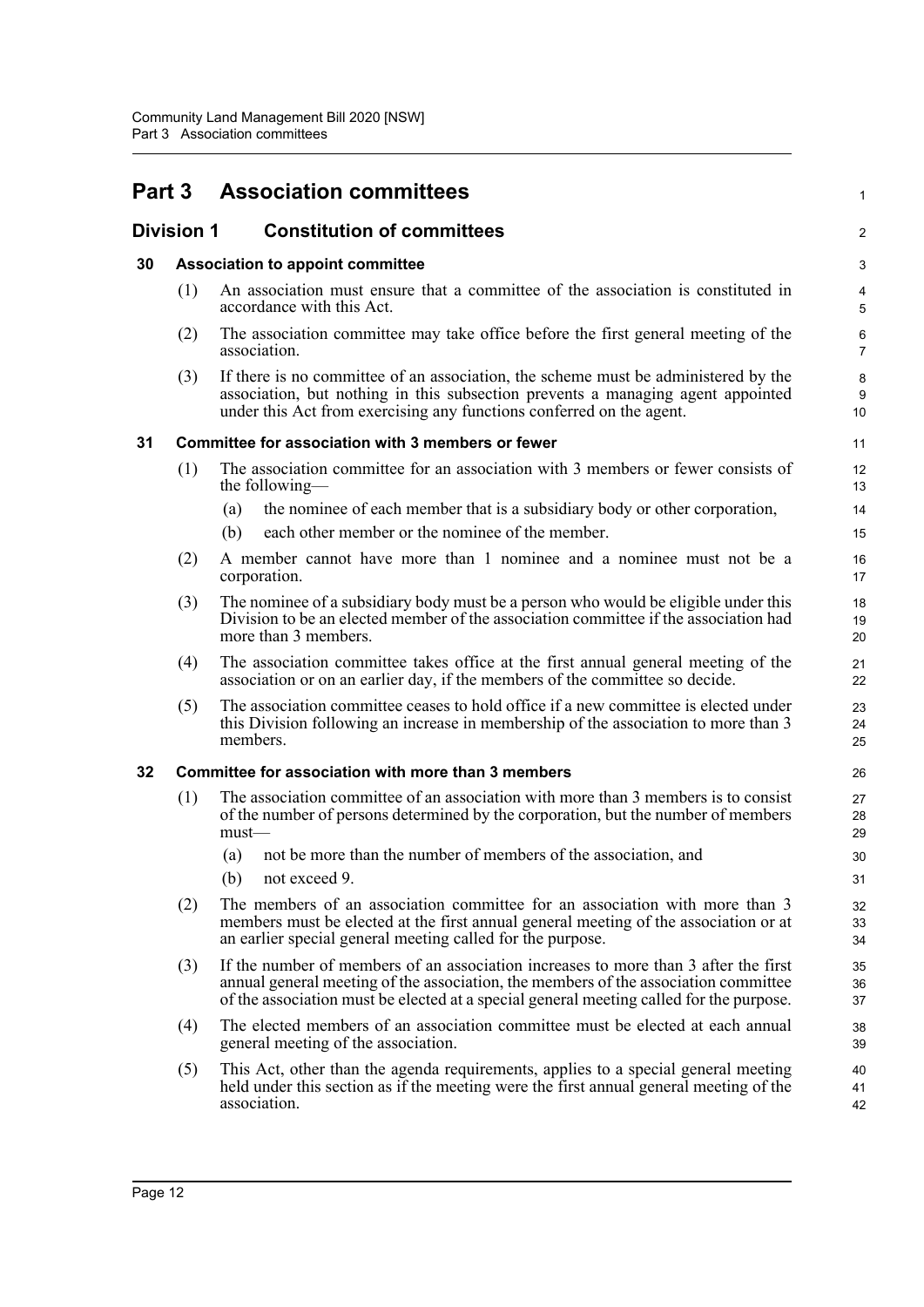# Part 3 Association committees

## Division 1 Constitution of committees

### 30 Association to appoint committee

(1) An association must ensure that a committee of the association is constituted in accordance with this Act.

(2) The association committee may take office before the first general meeting of the association.

(3) If there is no committee of an association, the scheme must be administered by the association, but nothing in this subsection prevents a managing agent appointed under this Act from exercising any functions conferred on the agent.

### 31 Committee for association with 3 members or fewer

(1) The association committee for an association with 3 members or fewer consists of the following—

- (a) the nominee of each member that is a subsidiary body or other corporation,
- (b) each other member or the nominee of the member.

(2) A member cannot have more than 1 nominee and a nominee must not be a corporation.

(3) The nominee of a subsidiary body must be a person who would be eligible under this Division to be an elected member of the association committee if the association had more than 3 members.

(4) The association committee takes office at the first annual general meeting of the association or on an earlier day, if the members of the committee so decide.

(5) The association committee ceases to hold office if a new committee is elected under this Division following an increase in membership of the association to more than 3 members.

### 32 Committee for association with more than 3 members

(1) The association committee of an association with more than 3 members is to consist of the number of persons determined by the corporation, but the number of members must—

- (a) not be more than the number of members of the association, and
- (b) not exceed 9.

(2) The members of an association committee for an association with more than 3 members must be elected at the first annual general meeting of the association or at an earlier special general meeting called for the purpose.

(3) If the number of members of an association increases to more than 3 after the first annual general meeting of the association, the members of the association committee of the association must be elected at a special general meeting called for the purpose.

(4) The elected members of an association committee must be elected at each annual general meeting of the association.

(5) This Act, other than the agenda requirements, applies to a special general meeting held under this section as if the meeting were the first annual general meeting of the association.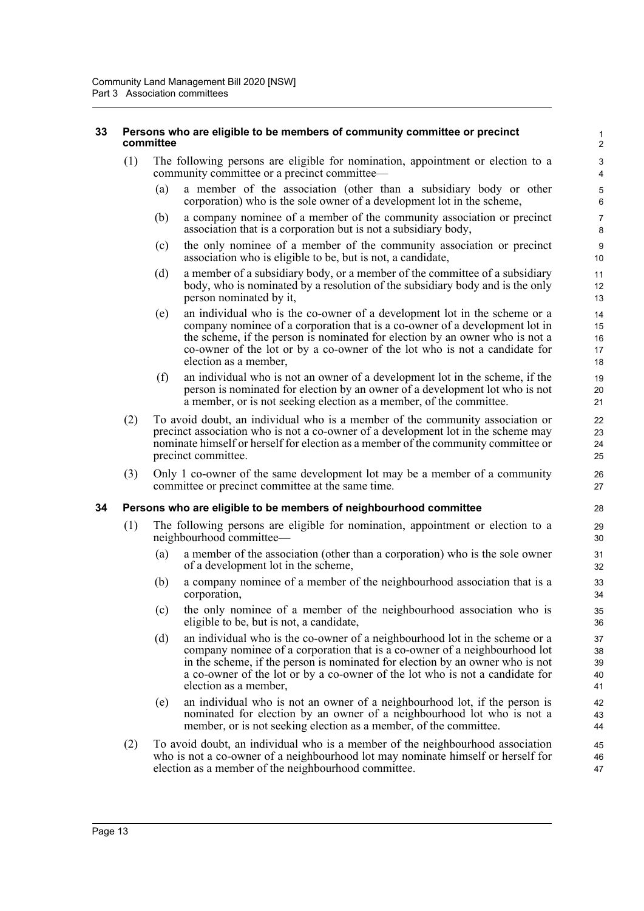## 33 Persons who are eligible to be members of community committee or precinct committee

(1) The following persons are eligible for nomination, appointment or election to a community committee or a precinct committee—

(a) a member of the association (other than a subsidiary body or other corporation) who is the sole owner of a development lot in the scheme,

(b) a company nominee of a member of the community association or precinct association that is a corporation but is not a subsidiary body,

(c) the only nominee of a member of the community association or precinct association who is eligible to be, but is not, a candidate,

(d) a member of a subsidiary body, or a member of the committee of a subsidiary body, who is nominated by a resolution of the subsidiary body and is the only person nominated by it,

(e) an individual who is the co-owner of a development lot in the scheme or a company nominee of a corporation that is a co-owner of a development lot in the scheme, if the person is nominated for election by an owner who is not a co-owner of the lot or by a co-owner of the lot who is not a candidate for election as a member,

(f) an individual who is not an owner of a development lot in the scheme, if the person is nominated for election by an owner of a development lot who is not a member, or is not seeking election as a member, of the committee.

(2) To avoid doubt, an individual who is a member of the community association or precinct association who is not a co-owner of a development lot in the scheme may nominate himself or herself for election as a member of the community committee or precinct committee.

(3) Only 1 co-owner of the same development lot may be a member of a community committee or precinct committee at the same time.

## 34 Persons who are eligible to be members of neighbourhood committee

(1) The following persons are eligible for nomination, appointment or election to a neighbourhood committee—

(a) a member of the association (other than a corporation) who is the sole owner of a development lot in the scheme,

(b) a company nominee of a member of the neighbourhood association that is a corporation,

(c) the only nominee of a member of the neighbourhood association who is eligible to be, but is not, a candidate,

(d) an individual who is the co-owner of a neighbourhood lot in the scheme or a company nominee of a corporation that is a co-owner of a neighbourhood lot in the scheme, if the person is nominated for election by an owner who is not a co-owner of the lot or by a co-owner of the lot who is not a candidate for election as a member,

(e) an individual who is not an owner of a neighbourhood lot, if the person is nominated for election by an owner of a neighbourhood lot who is not a member, or is not seeking election as a member, of the committee.

(2) To avoid doubt, an individual who is a member of the neighbourhood association who is not a co-owner of a neighbourhood lot may nominate himself or herself for election as a member of the neighbourhood committee.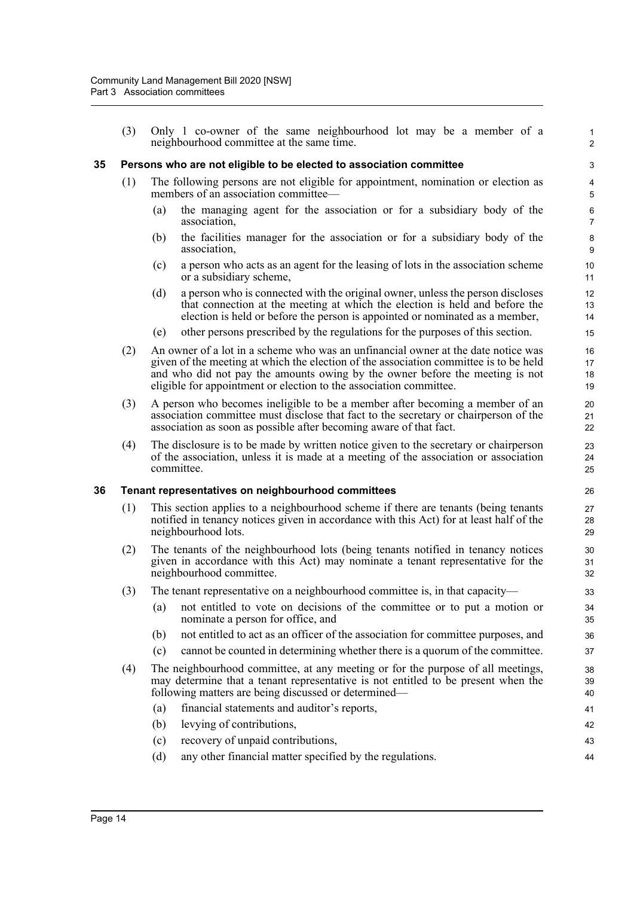(3) Only 1 co-owner of the same neighbourhood lot may be a member of a neighbourhood committee at the same time.

## 35 Persons who are not eligible to be elected to association committee

(1) The following persons are not eligible for appointment, nomination or election as members of an association committee—

(a) the managing agent for the association or for a subsidiary body of the association,

(b) the facilities manager for the association or for a subsidiary body of the association,

(c) a person who acts as an agent for the leasing of lots in the association scheme or a subsidiary scheme,

(d) a person who is connected with the original owner, unless the person discloses that connection at the meeting at which the election is held and before the election is held or before the person is appointed or nominated as a member,

(e) other persons prescribed by the regulations for the purposes of this section.

(2) An owner of a lot in a scheme who was an unfinancial owner at the date notice was given of the meeting at which the election of the association committee is to be held and who did not pay the amounts owing by the owner before the meeting is not eligible for appointment or election to the association committee.

(3) A person who becomes ineligible to be a member after becoming a member of an association committee must disclose that fact to the secretary or chairperson of the association as soon as possible after becoming aware of that fact.

(4) The disclosure is to be made by written notice given to the secretary or chairperson of the association, unless it is made at a meeting of the association or association committee.

## 36 Tenant representatives on neighbourhood committees

(1) This section applies to a neighbourhood scheme if there are tenants (being tenants notified in tenancy notices given in accordance with this Act) for at least half of the neighbourhood lots.

(2) The tenants of the neighbourhood lots (being tenants notified in tenancy notices given in accordance with this Act) may nominate a tenant representative for the neighbourhood committee.

(3) The tenant representative on a neighbourhood committee is, in that capacity—

(a) not entitled to vote on decisions of the committee or to put a motion or nominate a person for office, and

(b) not entitled to act as an officer of the association for committee purposes, and

(c) cannot be counted in determining whether there is a quorum of the committee.

(4) The neighbourhood committee, at any meeting or for the purpose of all meetings, may determine that a tenant representative is not entitled to be present when the following matters are being discussed or determined—

(a) financial statements and auditor's reports,

(b) levying of contributions,

(c) recovery of unpaid contributions,

(d) any other financial matter specified by the regulations.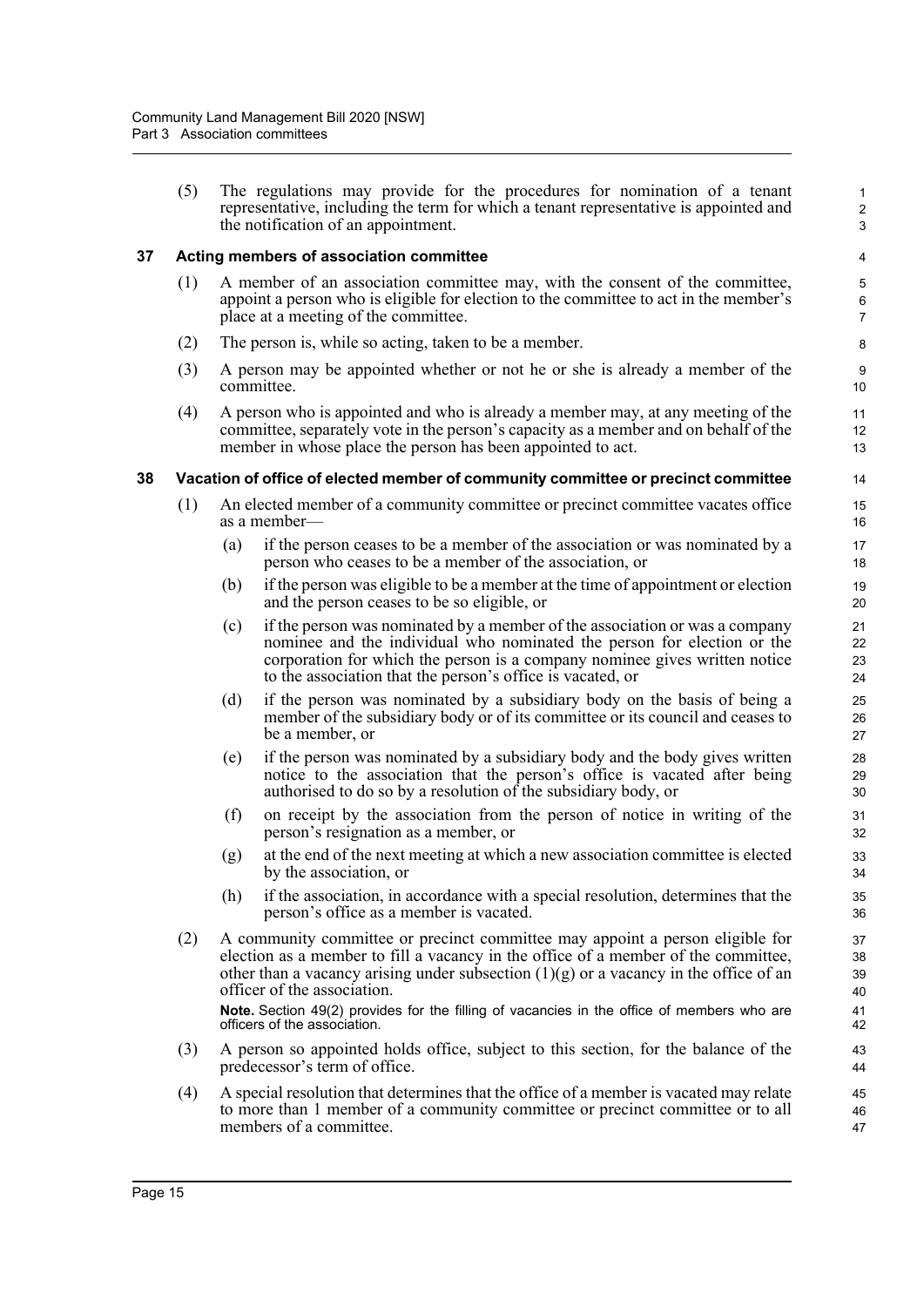(5) The regulations may provide for the procedures for nomination of a tenant representative, including the term for which a tenant representative is appointed and the notification of an appointment.

### 37 Acting members of association committee

(1) A member of an association committee may, with the consent of the committee, appoint a person who is eligible for election to the committee to act in the member's place at a meeting of the committee.

(2) The person is, while so acting, taken to be a member.

(3) A person may be appointed whether or not he or she is already a member of the committee.

(4) A person who is appointed and who is already a member may, at any meeting of the committee, separately vote in the person's capacity as a member and on behalf of the member in whose place the person has been appointed to act.

### 38 Vacation of office of elected member of community committee or precinct committee

(1) An elected member of a community committee or precinct committee vacates office as a member—

- (a) if the person ceases to be a member of the association or was nominated by a person who ceases to be a member of the association, or
- (b) if the person was eligible to be a member at the time of appointment or election and the person ceases to be so eligible, or
- (c) if the person was nominated by a member of the association or was a company nominee and the individual who nominated the person for election or the corporation for which the person is a company nominee gives written notice to the association that the person's office is vacated, or
- (d) if the person was nominated by a subsidiary body on the basis of being a member of the subsidiary body or of its committee or its council and ceases to be a member, or
- (e) if the person was nominated by a subsidiary body and the body gives written notice to the association that the person's office is vacated after being authorised to do so by a resolution of the subsidiary body, or
- (f) on receipt by the association from the person of notice in writing of the person's resignation as a member, or
- (g) at the end of the next meeting at which a new association committee is elected by the association, or
- (h) if the association, in accordance with a special resolution, determines that the person's office as a member is vacated.

(2) A community committee or precinct committee may appoint a person eligible for election as a member to fill a vacancy in the office of a member of the committee, other than a vacancy arising under subsection (1)(g) or a vacancy in the office of an officer of the association.

**Note.** Section 49(2) provides for the filling of vacancies in the office of members who are officers of the association.

(3) A person so appointed holds office, subject to this section, for the balance of the predecessor's term of office.

(4) A special resolution that determines that the office of a member is vacated may relate to more than 1 member of a community committee or precinct committee or to all members of a committee.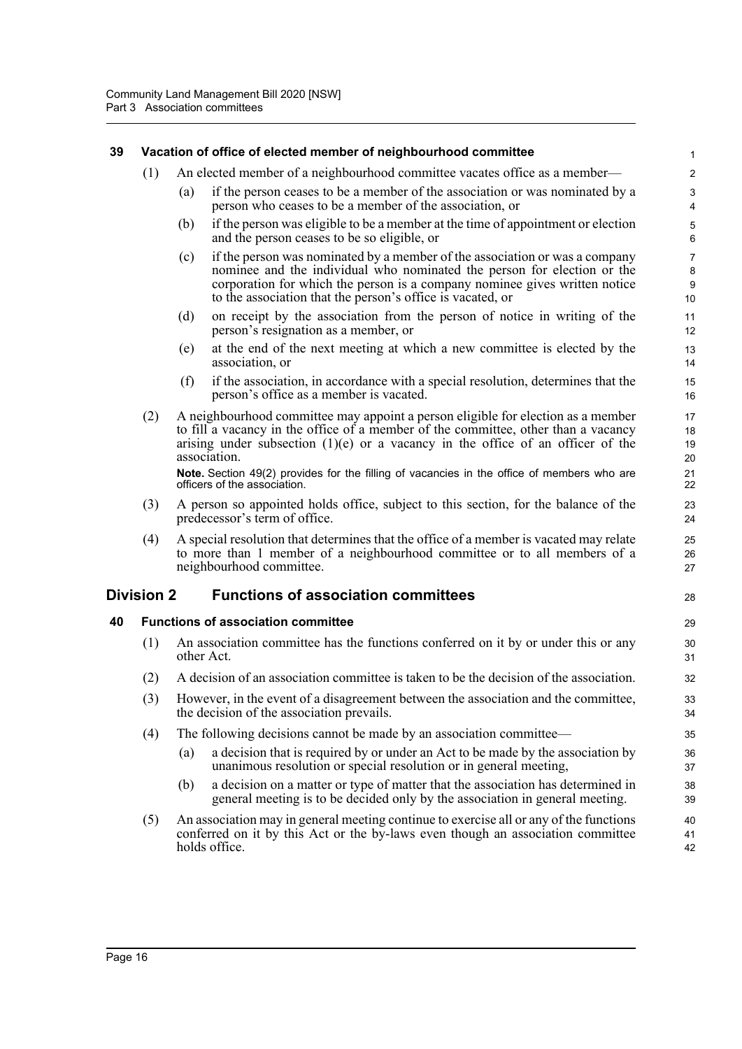### 39 Vacation of office of elected member of neighbourhood committee

(1) An elected member of a neighbourhood committee vacates office as a member—

(a) if the person ceases to be a member of the association or was nominated by a person who ceases to be a member of the association, or

(b) if the person was eligible to be a member at the time of appointment or election and the person ceases to be so eligible, or

(c) if the person was nominated by a member of the association or was a company nominee and the individual who nominated the person for election or the corporation for which the person is a company nominee gives written notice to the association that the person's office is vacated, or

(d) on receipt by the association from the person of notice in writing of the person's resignation as a member, or

(e) at the end of the next meeting at which a new committee is elected by the association, or

(f) if the association, in accordance with a special resolution, determines that the person's office as a member is vacated.

(2) A neighbourhood committee may appoint a person eligible for election as a member to fill a vacancy in the office of a member of the committee, other than a vacancy arising under subsection (1)(e) or a vacancy in the office of an officer of the association.

**Note.** Section 49(2) provides for the filling of vacancies in the office of members who are officers of the association.

(3) A person so appointed holds office, subject to this section, for the balance of the predecessor's term of office.

(4) A special resolution that determines that the office of a member is vacated may relate to more than 1 member of a neighbourhood committee or to all members of a neighbourhood committee.

## Division 2 Functions of association committees

### 40 Functions of association committee

(1) An association committee has the functions conferred on it by or under this or any other Act.

(2) A decision of an association committee is taken to be the decision of the association.

(3) However, in the event of a disagreement between the association and the committee, the decision of the association prevails.

(4) The following decisions cannot be made by an association committee—

(a) a decision that is required by or under an Act to be made by the association by unanimous resolution or special resolution or in general meeting,

(b) a decision on a matter or type of matter that the association has determined in general meeting is to be decided only by the association in general meeting.

(5) An association may in general meeting continue to exercise all or any of the functions conferred on it by this Act or the by-laws even though an association committee holds office.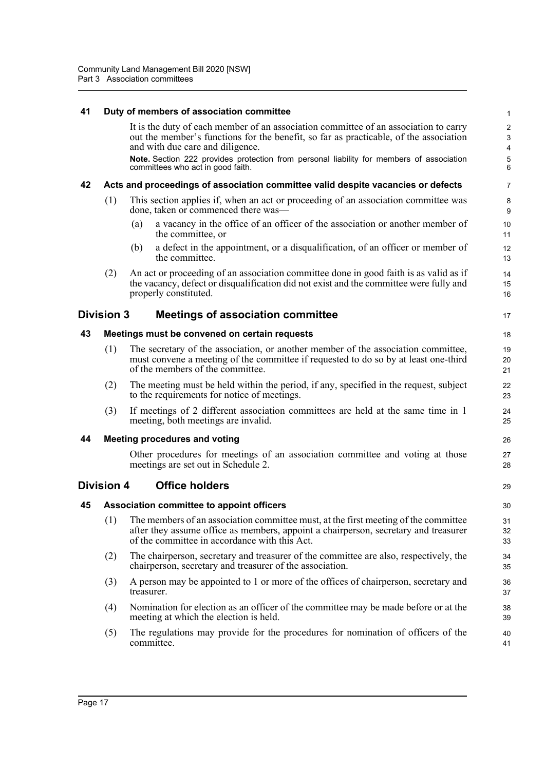### 41 Duty of members of association committee

It is the duty of each member of an association committee of an association to carry out the member's functions for the benefit, so far as practicable, of the association and with due care and diligence.

**Note.** Section 222 provides protection from personal liability for members of association committees who act in good faith.

### 42 Acts and proceedings of association committee valid despite vacancies or defects

(1) This section applies if, when an act or proceeding of an association committee was done, taken or commenced there was—

(a) a vacancy in the office of an officer of the association or another member of the committee, or

(b) a defect in the appointment, or a disqualification, of an officer or member of the committee.

(2) An act or proceeding of an association committee done in good faith is as valid as if the vacancy, defect or disqualification did not exist and the committee were fully and properly constituted.

## Division 3 Meetings of association committee

### 43 Meetings must be convened on certain requests

(1) The secretary of the association, or another member of the association committee, must convene a meeting of the committee if requested to do so by at least one-third of the members of the committee.

(2) The meeting must be held within the period, if any, specified in the request, subject to the requirements for notice of meetings.

(3) If meetings of 2 different association committees are held at the same time in 1 meeting, both meetings are invalid.

### 44 Meeting procedures and voting

Other procedures for meetings of an association committee and voting at those meetings are set out in Schedule 2.

## Division 4 Office holders

### 45 Association committee to appoint officers

(1) The members of an association committee must, at the first meeting of the committee after they assume office as members, appoint a chairperson, secretary and treasurer of the committee in accordance with this Act.

(2) The chairperson, secretary and treasurer of the committee are also, respectively, the chairperson, secretary and treasurer of the association.

(3) A person may be appointed to 1 or more of the offices of chairperson, secretary and treasurer.

(4) Nomination for election as an officer of the committee may be made before or at the meeting at which the election is held.

(5) The regulations may provide for the procedures for nomination of officers of the committee.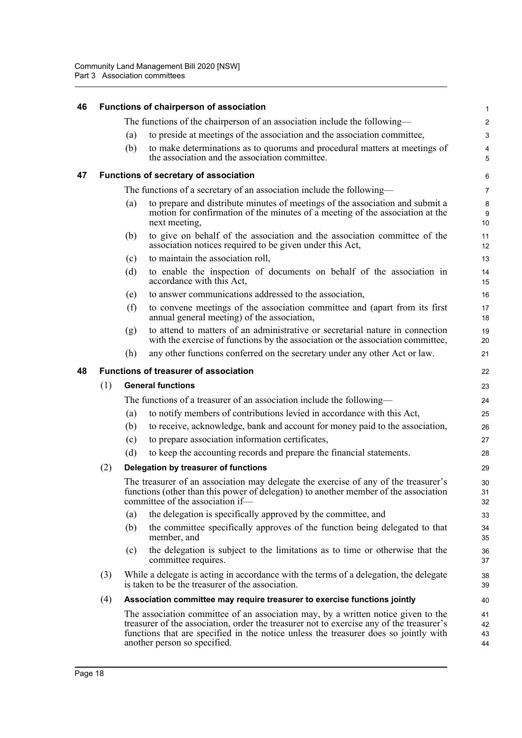## 46 Functions of chairperson of association

The functions of the chairperson of an association include the following—

(a) to preside at meetings of the association and the association committee,

(b) to make determinations as to quorums and procedural matters at meetings of the association and the association committee.

## 47 Functions of secretary of association

The functions of a secretary of an association include the following—

(a) to prepare and distribute minutes of meetings of the association and submit a motion for confirmation of the minutes of a meeting of the association at the next meeting,

(b) to give on behalf of the association and the association committee of the association notices required to be given under this Act,

(c) to maintain the association roll,

(d) to enable the inspection of documents on behalf of the association in accordance with this Act,

(e) to answer communications addressed to the association,

(f) to convene meetings of the association committee and (apart from its first annual general meeting) of the association,

(g) to attend to matters of an administrative or secretarial nature in connection with the exercise of functions by the association or the association committee,

(h) any other functions conferred on the secretary under any other Act or law.

## 48 Functions of treasurer of association

(1) **General functions**

The functions of a treasurer of an association include the following—

(a) to notify members of contributions levied in accordance with this Act,

(b) to receive, acknowledge, bank and account for money paid to the association,

(c) to prepare association information certificates,

(d) to keep the accounting records and prepare the financial statements.

(2) **Delegation by treasurer of functions**

The treasurer of an association may delegate the exercise of any of the treasurer's functions (other than this power of delegation) to another member of the association committee of the association if—

(a) the delegation is specifically approved by the committee, and

(b) the committee specifically approves of the function being delegated to that member, and

(c) the delegation is subject to the limitations as to time or otherwise that the committee requires.

(3) While a delegate is acting in accordance with the terms of a delegation, the delegate is taken to be the treasurer of the association.

(4) **Association committee may require treasurer to exercise functions jointly**

The association committee of an association may, by a written notice given to the treasurer of the association, order the treasurer not to exercise any of the treasurer's functions that are specified in the notice unless the treasurer does so jointly with another person so specified.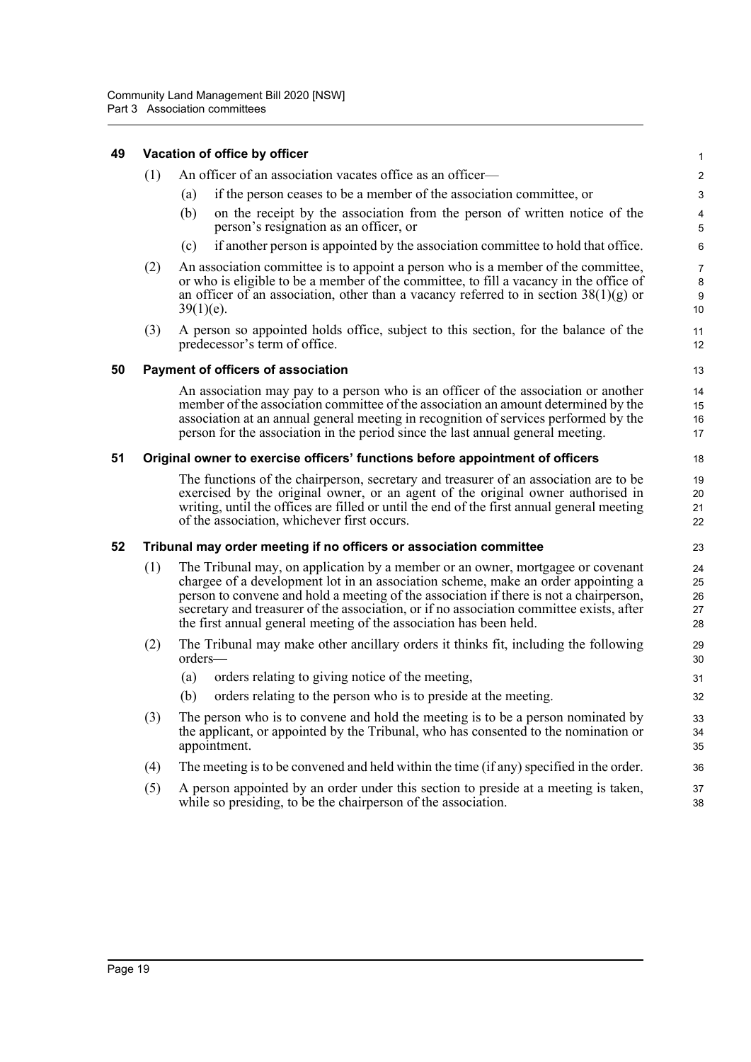### 49 Vacation of office by officer

(1) An officer of an association vacates office as an officer—

(a) if the person ceases to be a member of the association committee, or

(b) on the receipt by the association from the person of written notice of the person's resignation as an officer, or

(c) if another person is appointed by the association committee to hold that office.

(2) An association committee is to appoint a person who is a member of the committee, or who is eligible to be a member of the committee, to fill a vacancy in the office of an officer of an association, other than a vacancy referred to in section 38(1)(g) or 39(1)(e).

(3) A person so appointed holds office, subject to this section, for the balance of the predecessor's term of office.

### 50 Payment of officers of association

An association may pay to a person who is an officer of the association or another member of the association committee of the association an amount determined by the association at an annual general meeting in recognition of services performed by the person for the association in the period since the last annual general meeting.

### 51 Original owner to exercise officers' functions before appointment of officers

The functions of the chairperson, secretary and treasurer of an association are to be exercised by the original owner, or an agent of the original owner authorised in writing, until the offices are filled or until the end of the first annual general meeting of the association, whichever first occurs.

### 52 Tribunal may order meeting if no officers or association committee

(1) The Tribunal may, on application by a member or an owner, mortgagee or covenant chargee of a development lot in an association scheme, make an order appointing a person to convene and hold a meeting of the association if there is not a chairperson, secretary and treasurer of the association, or if no association committee exists, after the first annual general meeting of the association has been held.

(2) The Tribunal may make other ancillary orders it thinks fit, including the following orders—

(a) orders relating to giving notice of the meeting,

(b) orders relating to the person who is to preside at the meeting.

(3) The person who is to convene and hold the meeting is to be a person nominated by the applicant, or appointed by the Tribunal, who has consented to the nomination or appointment.

(4) The meeting is to be convened and held within the time (if any) specified in the order.

(5) A person appointed by an order under this section to preside at a meeting is taken, while so presiding, to be the chairperson of the association.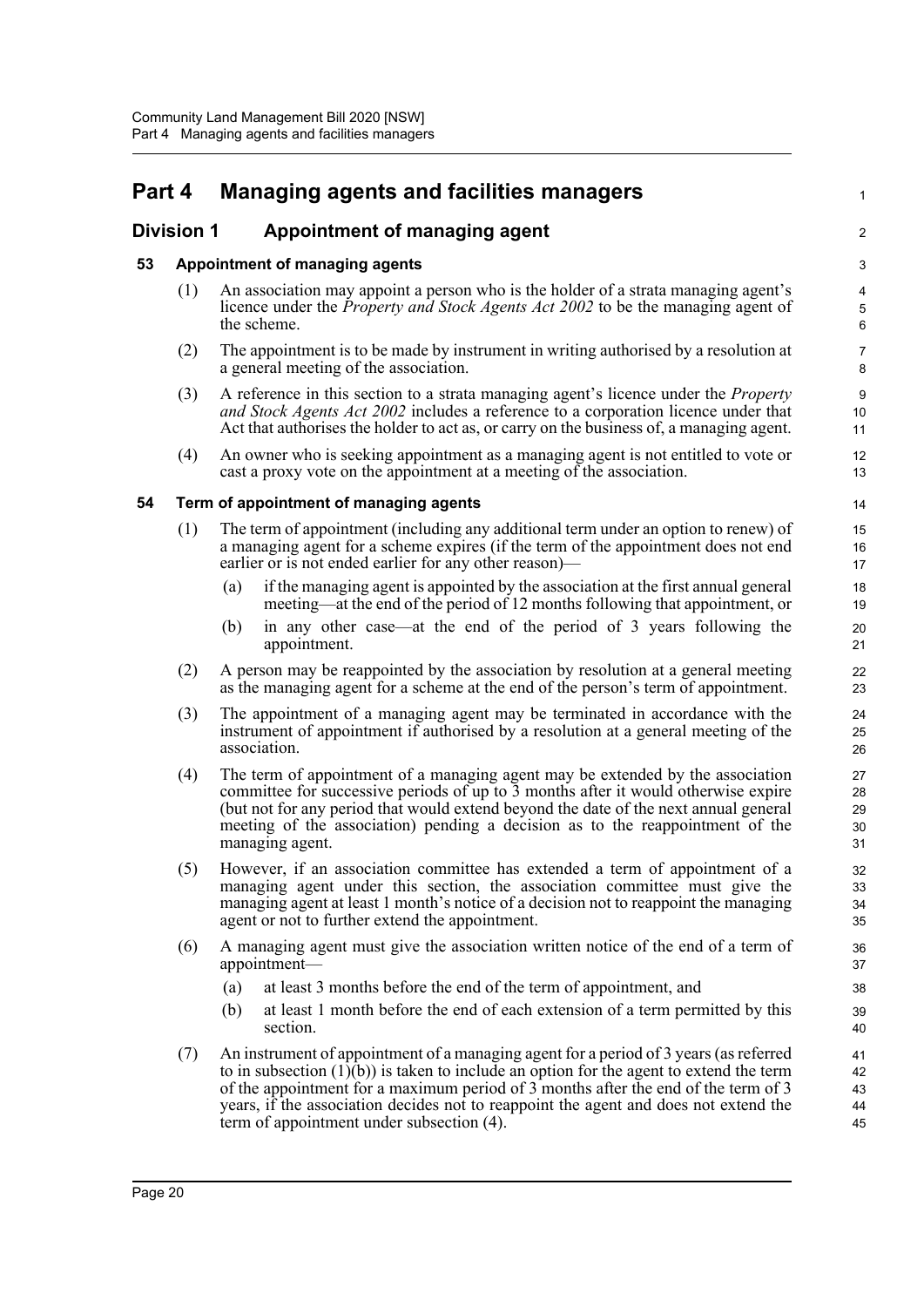# Part 4 Managing agents and facilities managers

## Division 1 Appointment of managing agent

### 53 Appointment of managing agents

(1) An association may appoint a person who is the holder of a strata managing agent's licence under the *Property and Stock Agents Act 2002* to be the managing agent of the scheme.

(2) The appointment is to be made by instrument in writing authorised by a resolution at a general meeting of the association.

(3) A reference in this section to a strata managing agent's licence under the *Property and Stock Agents Act 2002* includes a reference to a corporation licence under that Act that authorises the holder to act as, or carry on the business of, a managing agent.

(4) An owner who is seeking appointment as a managing agent is not entitled to vote or cast a proxy vote on the appointment at a meeting of the association.

### 54 Term of appointment of managing agents

(1) The term of appointment (including any additional term under an option to renew) of a managing agent for a scheme expires (if the term of the appointment does not end earlier or is not ended earlier for any other reason)—

- (a) if the managing agent is appointed by the association at the first annual general meeting—at the end of the period of 12 months following that appointment, or
- (b) in any other case—at the end of the period of 3 years following the appointment.

(2) A person may be reappointed by the association by resolution at a general meeting as the managing agent for a scheme at the end of the person's term of appointment.

(3) The appointment of a managing agent may be terminated in accordance with the instrument of appointment if authorised by a resolution at a general meeting of the association.

(4) The term of appointment of a managing agent may be extended by the association committee for successive periods of up to 3 months after it would otherwise expire (but not for any period that would extend beyond the date of the next annual general meeting of the association) pending a decision as to the reappointment of the managing agent.

(5) However, if an association committee has extended a term of appointment of a managing agent under this section, the association committee must give the managing agent at least 1 month's notice of a decision not to reappoint the managing agent or not to further extend the appointment.

(6) A managing agent must give the association written notice of the end of a term of appointment—

- (a) at least 3 months before the end of the term of appointment, and
- (b) at least 1 month before the end of each extension of a term permitted by this section.

(7) An instrument of appointment of a managing agent for a period of 3 years (as referred to in subsection (1)(b)) is taken to include an option for the agent to extend the term of the appointment for a maximum period of 3 months after the end of the term of 3 years, if the association decides not to reappoint the agent and does not extend the term of appointment under subsection (4).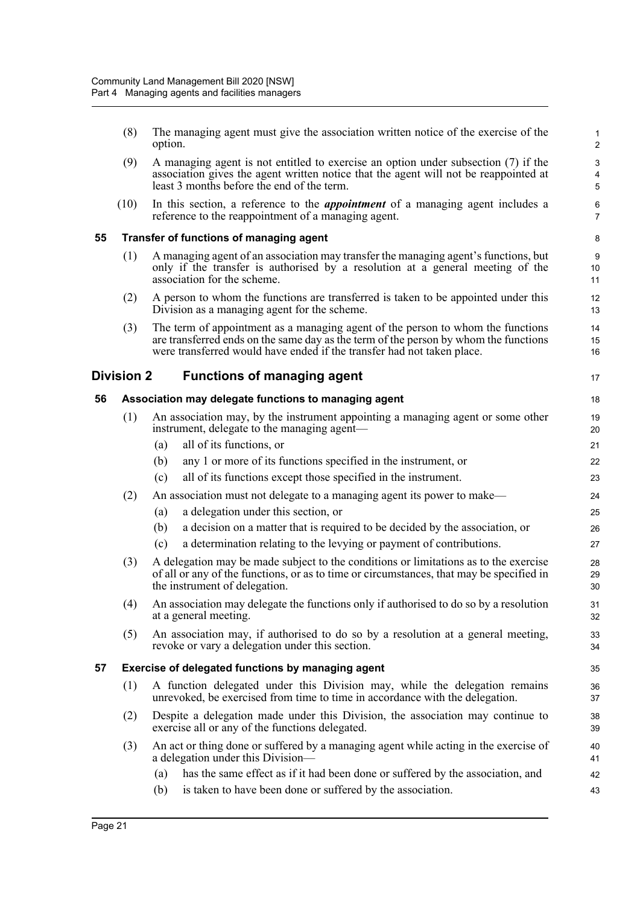(8) The managing agent must give the association written notice of the exercise of the option.

(9) A managing agent is not entitled to exercise an option under subsection (7) if the association gives the agent written notice that the agent will not be reappointed at least 3 months before the end of the term.

(10) In this section, a reference to the ***appointment*** of a managing agent includes a reference to the reappointment of a managing agent.

### 55 Transfer of functions of managing agent

(1) A managing agent of an association may transfer the managing agent's functions, but only if the transfer is authorised by a resolution at a general meeting of the association for the scheme.

(2) A person to whom the functions are transferred is taken to be appointed under this Division as a managing agent for the scheme.

(3) The term of appointment as a managing agent of the person to whom the functions are transferred ends on the same day as the term of the person by whom the functions were transferred would have ended if the transfer had not taken place.

## Division 2 Functions of managing agent

### 56 Association may delegate functions to managing agent

(1) An association may, by the instrument appointing a managing agent or some other instrument, delegate to the managing agent—

(a) all of its functions, or

(b) any 1 or more of its functions specified in the instrument, or

(c) all of its functions except those specified in the instrument.

(2) An association must not delegate to a managing agent its power to make—

(a) a delegation under this section, or

(b) a decision on a matter that is required to be decided by the association, or

(c) a determination relating to the levying or payment of contributions.

(3) A delegation may be made subject to the conditions or limitations as to the exercise of all or any of the functions, or as to time or circumstances, that may be specified in the instrument of delegation.

(4) An association may delegate the functions only if authorised to do so by a resolution at a general meeting.

(5) An association may, if authorised to do so by a resolution at a general meeting, revoke or vary a delegation under this section.

### 57 Exercise of delegated functions by managing agent

(1) A function delegated under this Division may, while the delegation remains unrevoked, be exercised from time to time in accordance with the delegation.

(2) Despite a delegation made under this Division, the association may continue to exercise all or any of the functions delegated.

(3) An act or thing done or suffered by a managing agent while acting in the exercise of a delegation under this Division—

(a) has the same effect as if it had been done or suffered by the association, and

(b) is taken to have been done or suffered by the association.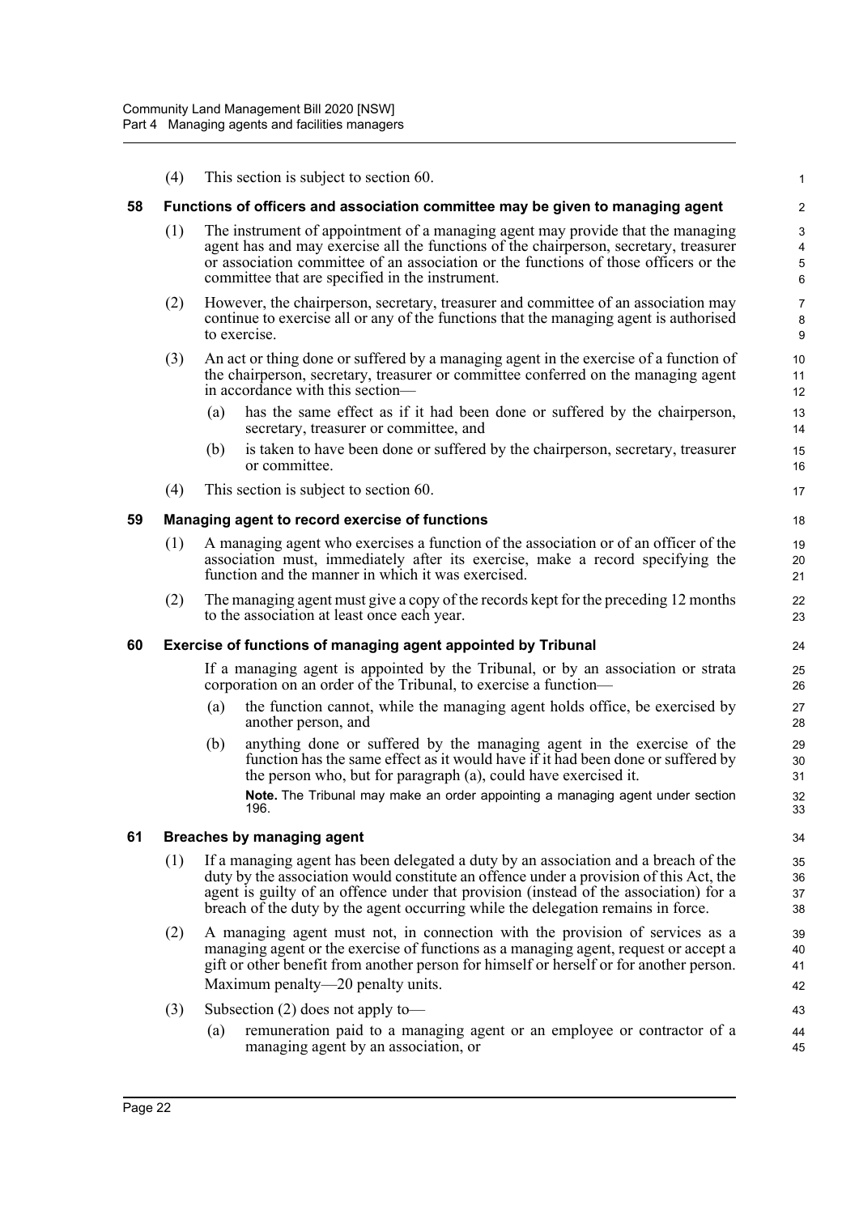(4) This section is subject to section 60.

### 58 Functions of officers and association committee may be given to managing agent

(1) The instrument of appointment of a managing agent may provide that the managing agent has and may exercise all the functions of the chairperson, secretary, treasurer or association committee of an association or the functions of those officers or the committee that are specified in the instrument.

(2) However, the chairperson, secretary, treasurer and committee of an association may continue to exercise all or any of the functions that the managing agent is authorised to exercise.

(3) An act or thing done or suffered by a managing agent in the exercise of a function of the chairperson, secretary, treasurer or committee conferred on the managing agent in accordance with this section—

(a) has the same effect as if it had been done or suffered by the chairperson, secretary, treasurer or committee, and

(b) is taken to have been done or suffered by the chairperson, secretary, treasurer or committee.

(4) This section is subject to section 60.

### 59 Managing agent to record exercise of functions

(1) A managing agent who exercises a function of the association or of an officer of the association must, immediately after its exercise, make a record specifying the function and the manner in which it was exercised.

(2) The managing agent must give a copy of the records kept for the preceding 12 months to the association at least once each year.

### 60 Exercise of functions of managing agent appointed by Tribunal

If a managing agent is appointed by the Tribunal, or by an association or strata corporation on an order of the Tribunal, to exercise a function—

(a) the function cannot, while the managing agent holds office, be exercised by another person, and

(b) anything done or suffered by the managing agent in the exercise of the function has the same effect as it would have if it had been done or suffered by the person who, but for paragraph (a), could have exercised it.

**Note.** The Tribunal may make an order appointing a managing agent under section 196.

### 61 Breaches by managing agent

(1) If a managing agent has been delegated a duty by an association and a breach of the duty by the association would constitute an offence under a provision of this Act, the agent is guilty of an offence under that provision (instead of the association) for a breach of the duty by the agent occurring while the delegation remains in force.

(2) A managing agent must not, in connection with the provision of services as a managing agent or the exercise of functions as a managing agent, request or accept a gift or other benefit from another person for himself or herself or for another person.

Maximum penalty—20 penalty units.

(3) Subsection (2) does not apply to—

(a) remuneration paid to a managing agent or an employee or contractor of a managing agent by an association, or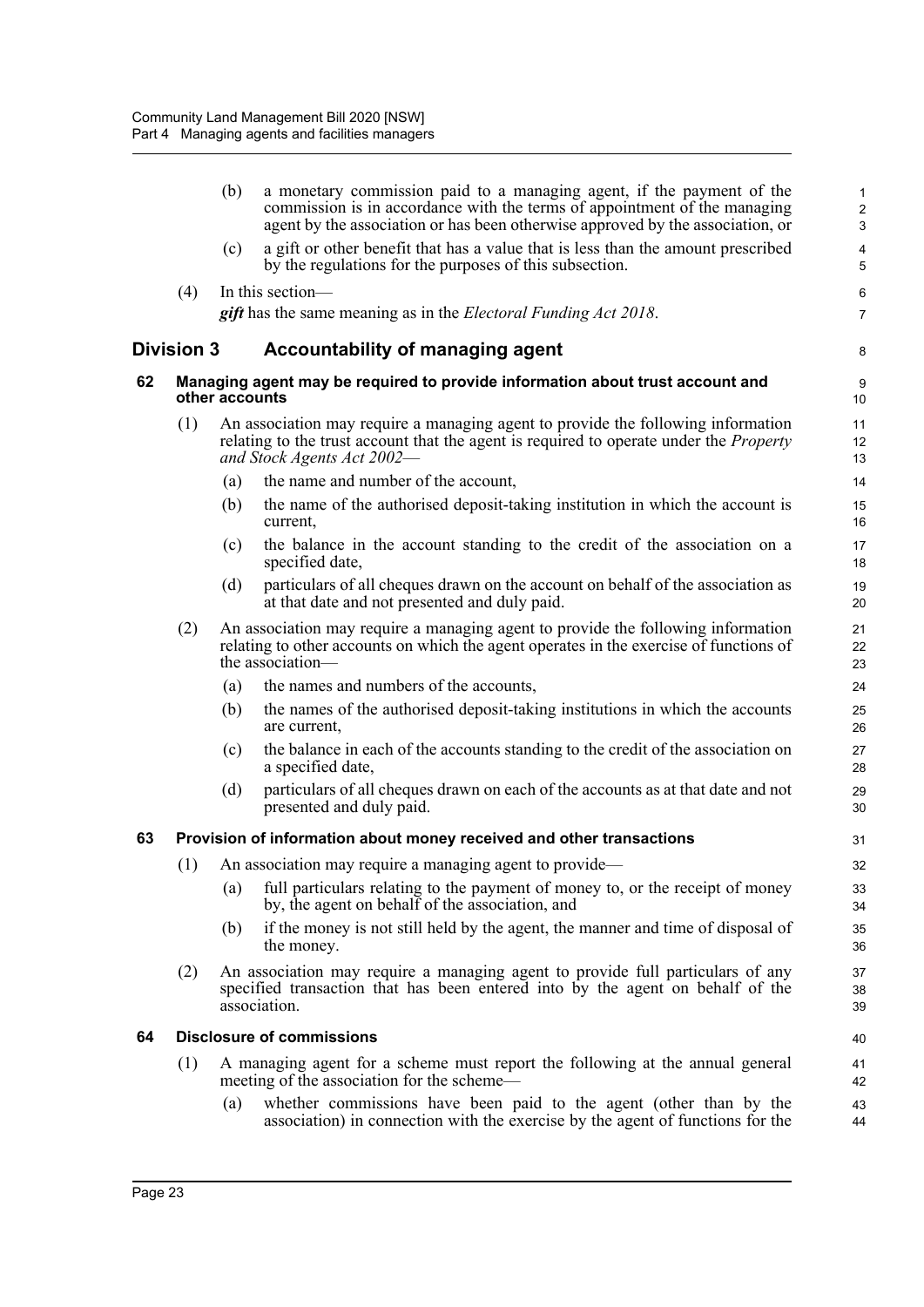(b) a monetary commission paid to a managing agent, if the payment of the commission is in accordance with the terms of appointment of the managing agent by the association or has been otherwise approved by the association, or

(c) a gift or other benefit that has a value that is less than the amount prescribed by the regulations for the purposes of this subsection.

(4) In this section—

***gift*** has the same meaning as in the *Electoral Funding Act 2018*.

## Division 3 Accountability of managing agent

### 62 Managing agent may be required to provide information about trust account and other accounts

(1) An association may require a managing agent to provide the following information relating to the trust account that the agent is required to operate under the *Property and Stock Agents Act 2002*—

(a) the name and number of the account,

(b) the name of the authorised deposit-taking institution in which the account is current,

(c) the balance in the account standing to the credit of the association on a specified date,

(d) particulars of all cheques drawn on the account on behalf of the association as at that date and not presented and duly paid.

(2) An association may require a managing agent to provide the following information relating to other accounts on which the agent operates in the exercise of functions of the association—

(a) the names and numbers of the accounts,

(b) the names of the authorised deposit-taking institutions in which the accounts are current,

(c) the balance in each of the accounts standing to the credit of the association on a specified date,

(d) particulars of all cheques drawn on each of the accounts as at that date and not presented and duly paid.

### 63 Provision of information about money received and other transactions

(1) An association may require a managing agent to provide—

(a) full particulars relating to the payment of money to, or the receipt of money by, the agent on behalf of the association, and

(b) if the money is not still held by the agent, the manner and time of disposal of the money.

(2) An association may require a managing agent to provide full particulars of any specified transaction that has been entered into by the agent on behalf of the association.

### 64 Disclosure of commissions

(1) A managing agent for a scheme must report the following at the annual general meeting of the association for the scheme—

(a) whether commissions have been paid to the agent (other than by the association) in connection with the exercise by the agent of functions for the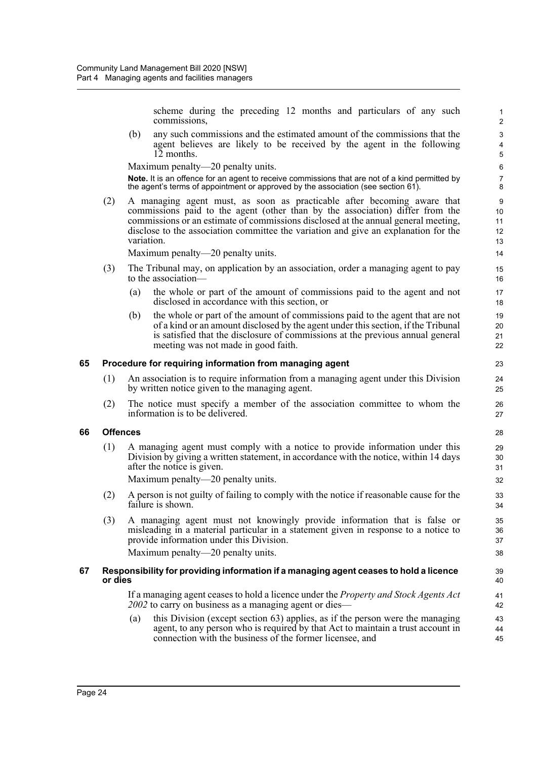scheme during the preceding 12 months and particulars of any such commissions,

(b) any such commissions and the estimated amount of the commissions that the agent believes are likely to be received by the agent in the following 12 months.

Maximum penalty—20 penalty units.

**Note.** It is an offence for an agent to receive commissions that are not of a kind permitted by the agent's terms of appointment or approved by the association (see section 61).

(2) A managing agent must, as soon as practicable after becoming aware that commissions paid to the agent (other than by the association) differ from the commissions or an estimate of commissions disclosed at the annual general meeting, disclose to the association committee the variation and give an explanation for the variation.

Maximum penalty—20 penalty units.

(3) The Tribunal may, on application by an association, order a managing agent to pay to the association—

(a) the whole or part of the amount of commissions paid to the agent and not disclosed in accordance with this section, or

(b) the whole or part of the amount of commissions paid to the agent that are not of a kind or an amount disclosed by the agent under this section, if the Tribunal is satisfied that the disclosure of commissions at the previous annual general meeting was not made in good faith.

### 65 Procedure for requiring information from managing agent

(1) An association is to require information from a managing agent under this Division by written notice given to the managing agent.

(2) The notice must specify a member of the association committee to whom the information is to be delivered.

### 66 Offences

(1) A managing agent must comply with a notice to provide information under this Division by giving a written statement, in accordance with the notice, within 14 days after the notice is given.

Maximum penalty—20 penalty units.

(2) A person is not guilty of failing to comply with the notice if reasonable cause for the failure is shown.

(3) A managing agent must not knowingly provide information that is false or misleading in a material particular in a statement given in response to a notice to provide information under this Division.

Maximum penalty—20 penalty units.

### 67 Responsibility for providing information if a managing agent ceases to hold a licence or dies

If a managing agent ceases to hold a licence under the *Property and Stock Agents Act 2002* to carry on business as a managing agent or dies—

(a) this Division (except section 63) applies, as if the person were the managing agent, to any person who is required by that Act to maintain a trust account in connection with the business of the former licensee, and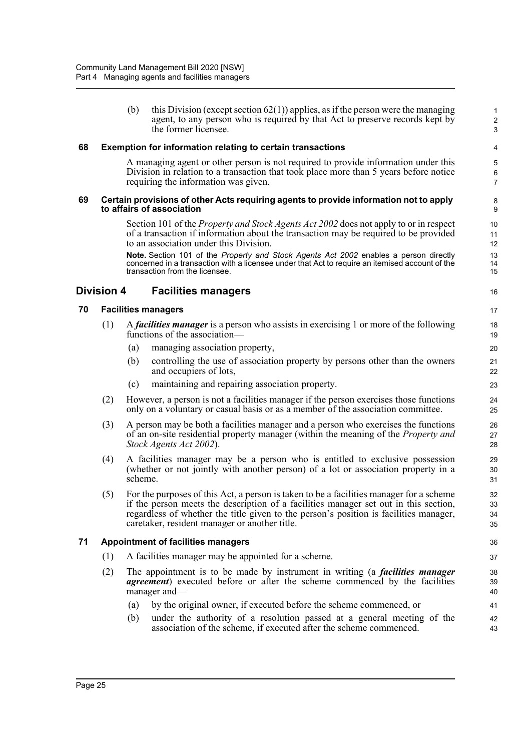(b) this Division (except section 62(1)) applies, as if the person were the managing agent, to any person who is required by that Act to preserve records kept by the former licensee.

### 68 Exemption for information relating to certain transactions

A managing agent or other person is not required to provide information under this Division in relation to a transaction that took place more than 5 years before notice requiring the information was given.

### 69 Certain provisions of other Acts requiring agents to provide information not to apply to affairs of association

Section 101 of the *Property and Stock Agents Act 2002* does not apply to or in respect of a transaction if information about the transaction may be required to be provided to an association under this Division.

**Note.** Section 101 of the *Property and Stock Agents Act 2002* enables a person directly concerned in a transaction with a licensee under that Act to require an itemised account of the transaction from the licensee.

## Division 4 Facilities managers

### 70 Facilities managers

(1) A ***facilities manager*** is a person who assists in exercising 1 or more of the following functions of the association—

(a) managing association property,

(b) controlling the use of association property by persons other than the owners and occupiers of lots,

(c) maintaining and repairing association property.

(2) However, a person is not a facilities manager if the person exercises those functions only on a voluntary or casual basis or as a member of the association committee.

(3) A person may be both a facilities manager and a person who exercises the functions of an on-site residential property manager (within the meaning of the *Property and Stock Agents Act 2002*).

(4) A facilities manager may be a person who is entitled to exclusive possession (whether or not jointly with another person) of a lot or association property in a scheme.

(5) For the purposes of this Act, a person is taken to be a facilities manager for a scheme if the person meets the description of a facilities manager set out in this section, regardless of whether the title given to the person's position is facilities manager, caretaker, resident manager or another title.

### 71 Appointment of facilities managers

(1) A facilities manager may be appointed for a scheme.

(2) The appointment is to be made by instrument in writing (a ***facilities manager agreement***) executed before or after the scheme commenced by the facilities manager and—

(a) by the original owner, if executed before the scheme commenced, or

(b) under the authority of a resolution passed at a general meeting of the association of the scheme, if executed after the scheme commenced.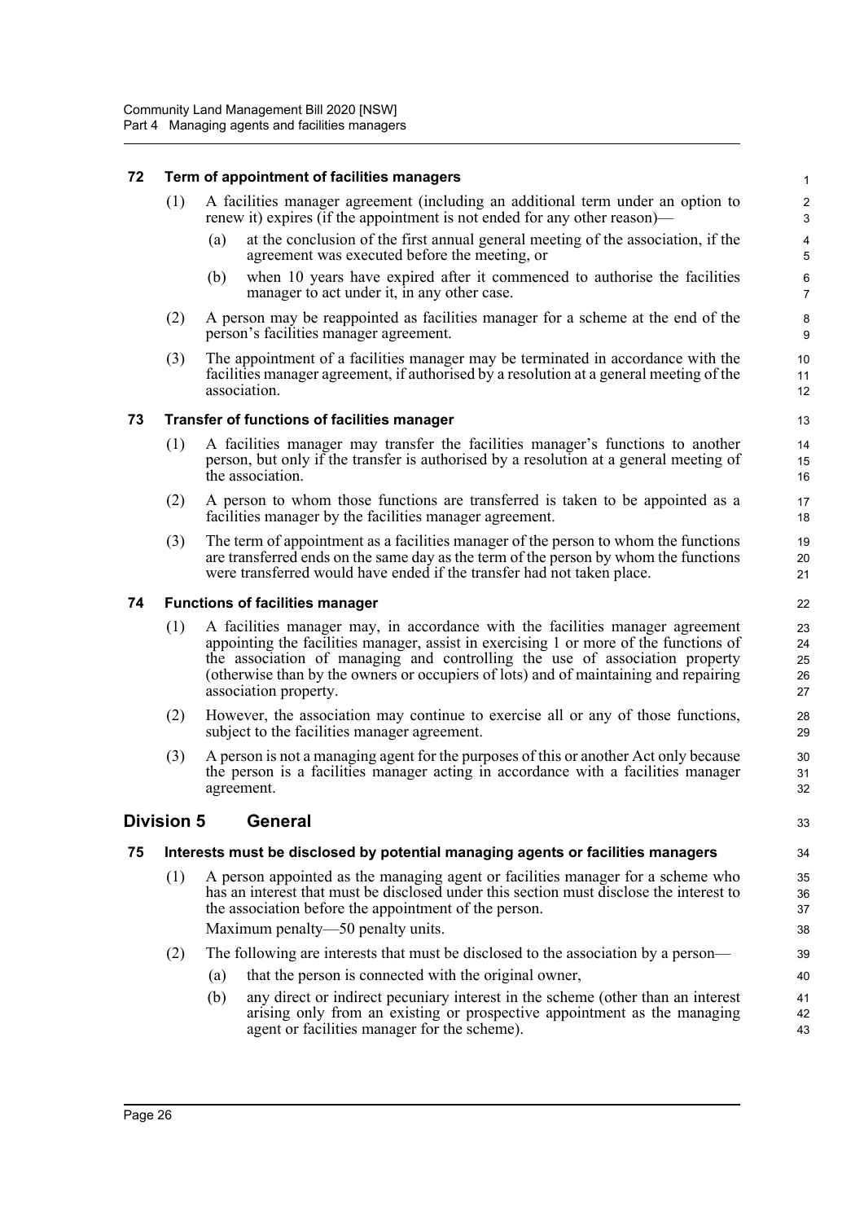### 72 Term of appointment of facilities managers

(1) A facilities manager agreement (including an additional term under an option to renew it) expires (if the appointment is not ended for any other reason)—

(a) at the conclusion of the first annual general meeting of the association, if the agreement was executed before the meeting, or

(b) when 10 years have expired after it commenced to authorise the facilities manager to act under it, in any other case.

(2) A person may be reappointed as facilities manager for a scheme at the end of the person's facilities manager agreement.

(3) The appointment of a facilities manager may be terminated in accordance with the facilities manager agreement, if authorised by a resolution at a general meeting of the association.

### 73 Transfer of functions of facilities manager

(1) A facilities manager may transfer the facilities manager's functions to another person, but only if the transfer is authorised by a resolution at a general meeting of the association.

(2) A person to whom those functions are transferred is taken to be appointed as a facilities manager by the facilities manager agreement.

(3) The term of appointment as a facilities manager of the person to whom the functions are transferred ends on the same day as the term of the person by whom the functions were transferred would have ended if the transfer had not taken place.

### 74 Functions of facilities manager

(1) A facilities manager may, in accordance with the facilities manager agreement appointing the facilities manager, assist in exercising 1 or more of the functions of the association of managing and controlling the use of association property (otherwise than by the owners or occupiers of lots) and of maintaining and repairing association property.

(2) However, the association may continue to exercise all or any of those functions, subject to the facilities manager agreement.

(3) A person is not a managing agent for the purposes of this or another Act only because the person is a facilities manager acting in accordance with a facilities manager agreement.

## Division 5 General

### 75 Interests must be disclosed by potential managing agents or facilities managers

(1) A person appointed as the managing agent or facilities manager for a scheme who has an interest that must be disclosed under this section must disclose the interest to the association before the appointment of the person.

Maximum penalty—50 penalty units.

(2) The following are interests that must be disclosed to the association by a person—

(a) that the person is connected with the original owner,

(b) any direct or indirect pecuniary interest in the scheme (other than an interest arising only from an existing or prospective appointment as the managing agent or facilities manager for the scheme).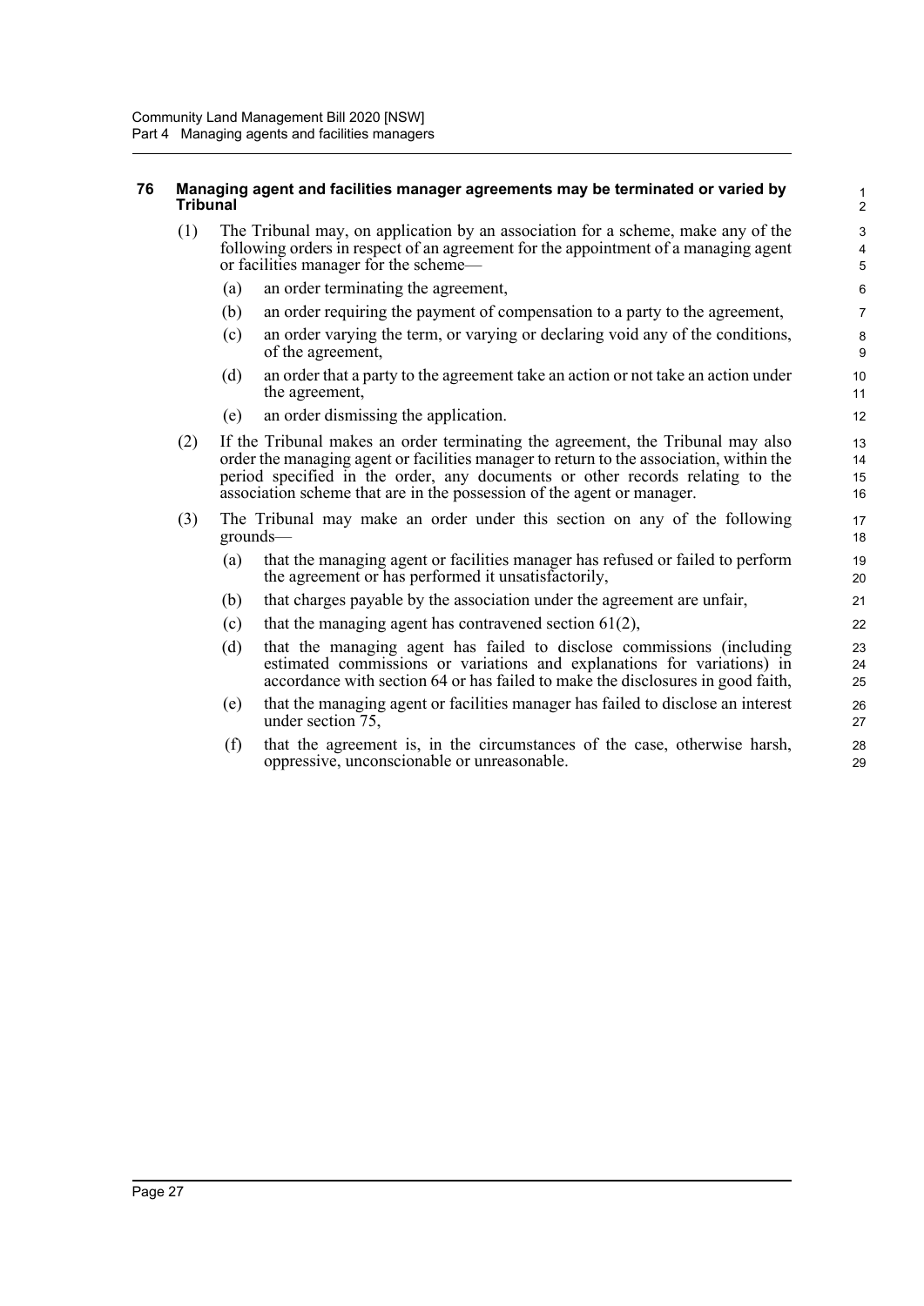#### 76 Managing agent and facilities manager agreements may be terminated or varied by Tribunal

(1) The Tribunal may, on application by an association for a scheme, make any of the following orders in respect of an agreement for the appointment of a managing agent or facilities manager for the scheme—

(a) an order terminating the agreement,

(b) an order requiring the payment of compensation to a party to the agreement,

(c) an order varying the term, or varying or declaring void any of the conditions, of the agreement,

(d) an order that a party to the agreement take an action or not take an action under the agreement,

(e) an order dismissing the application.

(2) If the Tribunal makes an order terminating the agreement, the Tribunal may also order the managing agent or facilities manager to return to the association, within the period specified in the order, any documents or other records relating to the association scheme that are in the possession of the agent or manager.

(3) The Tribunal may make an order under this section on any of the following grounds—

(a) that the managing agent or facilities manager has refused or failed to perform the agreement or has performed it unsatisfactorily,

(b) that charges payable by the association under the agreement are unfair,

(c) that the managing agent has contravened section 61(2),

(d) that the managing agent has failed to disclose commissions (including estimated commissions or variations and explanations for variations) in accordance with section 64 or has failed to make the disclosures in good faith,

(e) that the managing agent or facilities manager has failed to disclose an interest under section 75,

(f) that the agreement is, in the circumstances of the case, otherwise harsh, oppressive, unconscionable or unreasonable.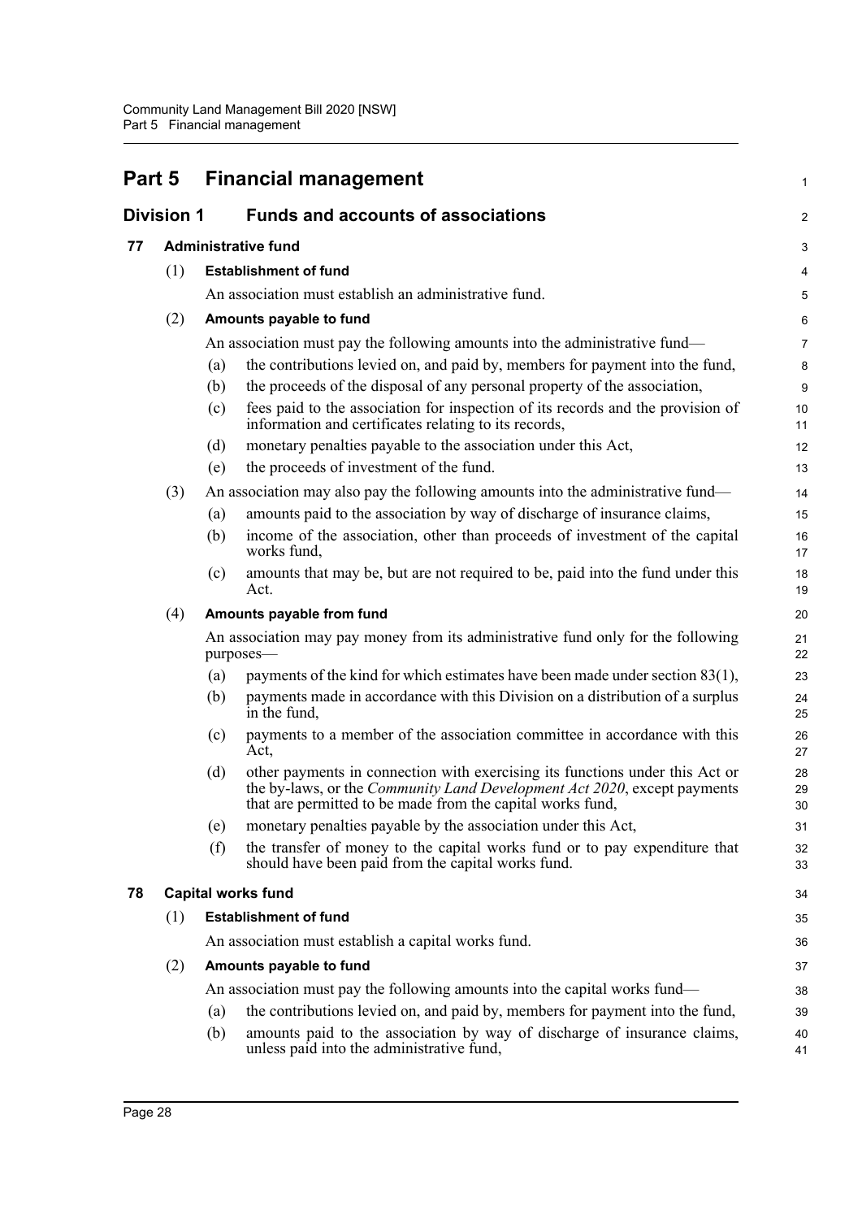# Part 5 Financial management

## Division 1 Funds and accounts of associations

### 77 Administrative fund

(1) **Establishment of fund**

An association must establish an administrative fund.

(2) **Amounts payable to fund**

An association must pay the following amounts into the administrative fund—

(a) the contributions levied on, and paid by, members for payment into the fund,

(b) the proceeds of the disposal of any personal property of the association,

(c) fees paid to the association for inspection of its records and the provision of information and certificates relating to its records,

(d) monetary penalties payable to the association under this Act,

(e) the proceeds of investment of the fund.

(3) An association may also pay the following amounts into the administrative fund—

(a) amounts paid to the association by way of discharge of insurance claims,

(b) income of the association, other than proceeds of investment of the capital works fund,

(c) amounts that may be, but are not required to be, paid into the fund under this Act.

(4) **Amounts payable from fund**

An association may pay money from its administrative fund only for the following purposes—

(a) payments of the kind for which estimates have been made under section 83(1),

(b) payments made in accordance with this Division on a distribution of a surplus in the fund,

(c) payments to a member of the association committee in accordance with this Act,

(d) other payments in connection with exercising its functions under this Act or the by-laws, or the *Community Land Development Act 2020*, except payments that are permitted to be made from the capital works fund,

(e) monetary penalties payable by the association under this Act,

(f) the transfer of money to the capital works fund or to pay expenditure that should have been paid from the capital works fund.

### 78 Capital works fund

(1) **Establishment of fund**

An association must establish a capital works fund.

(2) **Amounts payable to fund**

An association must pay the following amounts into the capital works fund—

(a) the contributions levied on, and paid by, members for payment into the fund,

(b) amounts paid to the association by way of discharge of insurance claims, unless paid into the administrative fund,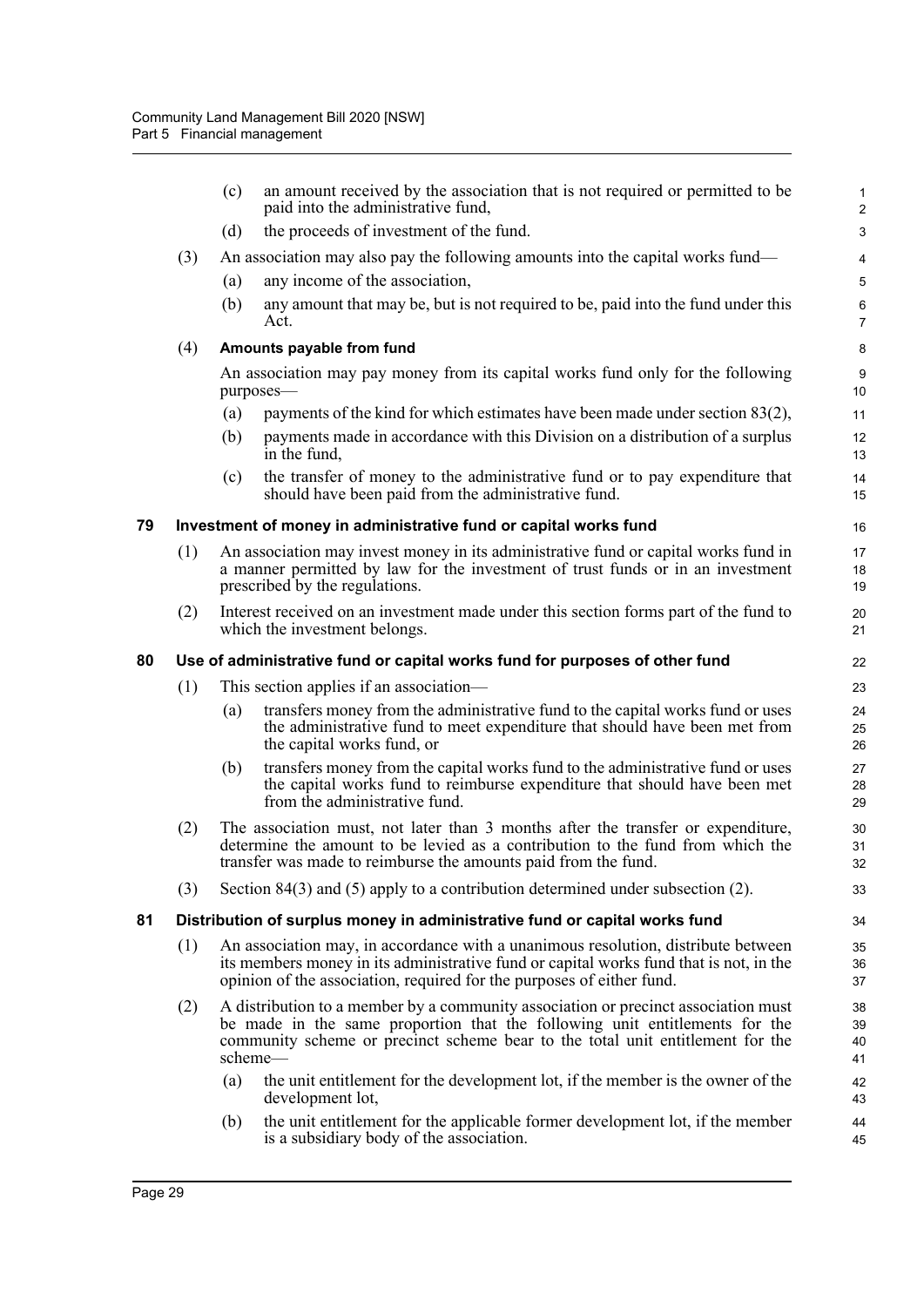(c) an amount received by the association that is not required or permitted to be paid into the administrative fund,

(d) the proceeds of investment of the fund.

(3) An association may also pay the following amounts into the capital works fund—

(a) any income of the association,

(b) any amount that may be, but is not required to be, paid into the fund under this Act.

(4) **Amounts payable from fund**

An association may pay money from its capital works fund only for the following purposes—

(a) payments of the kind for which estimates have been made under section 83(2),

(b) payments made in accordance with this Division on a distribution of a surplus in the fund,

(c) the transfer of money to the administrative fund or to pay expenditure that should have been paid from the administrative fund.

### 79 Investment of money in administrative fund or capital works fund

(1) An association may invest money in its administrative fund or capital works fund in a manner permitted by law for the investment of trust funds or in an investment prescribed by the regulations.

(2) Interest received on an investment made under this section forms part of the fund to which the investment belongs.

### 80 Use of administrative fund or capital works fund for purposes of other fund

(1) This section applies if an association—

(a) transfers money from the administrative fund to the capital works fund or uses the administrative fund to meet expenditure that should have been met from the capital works fund, or

(b) transfers money from the capital works fund to the administrative fund or uses the capital works fund to reimburse expenditure that should have been met from the administrative fund.

(2) The association must, not later than 3 months after the transfer or expenditure, determine the amount to be levied as a contribution to the fund from which the transfer was made to reimburse the amounts paid from the fund.

(3) Section 84(3) and (5) apply to a contribution determined under subsection (2).

### 81 Distribution of surplus money in administrative fund or capital works fund

(1) An association may, in accordance with a unanimous resolution, distribute between its members money in its administrative fund or capital works fund that is not, in the opinion of the association, required for the purposes of either fund.

(2) A distribution to a member by a community association or precinct association must be made in the same proportion that the following unit entitlements for the community scheme or precinct scheme bear to the total unit entitlement for the scheme—

(a) the unit entitlement for the development lot, if the member is the owner of the development lot,

(b) the unit entitlement for the applicable former development lot, if the member is a subsidiary body of the association.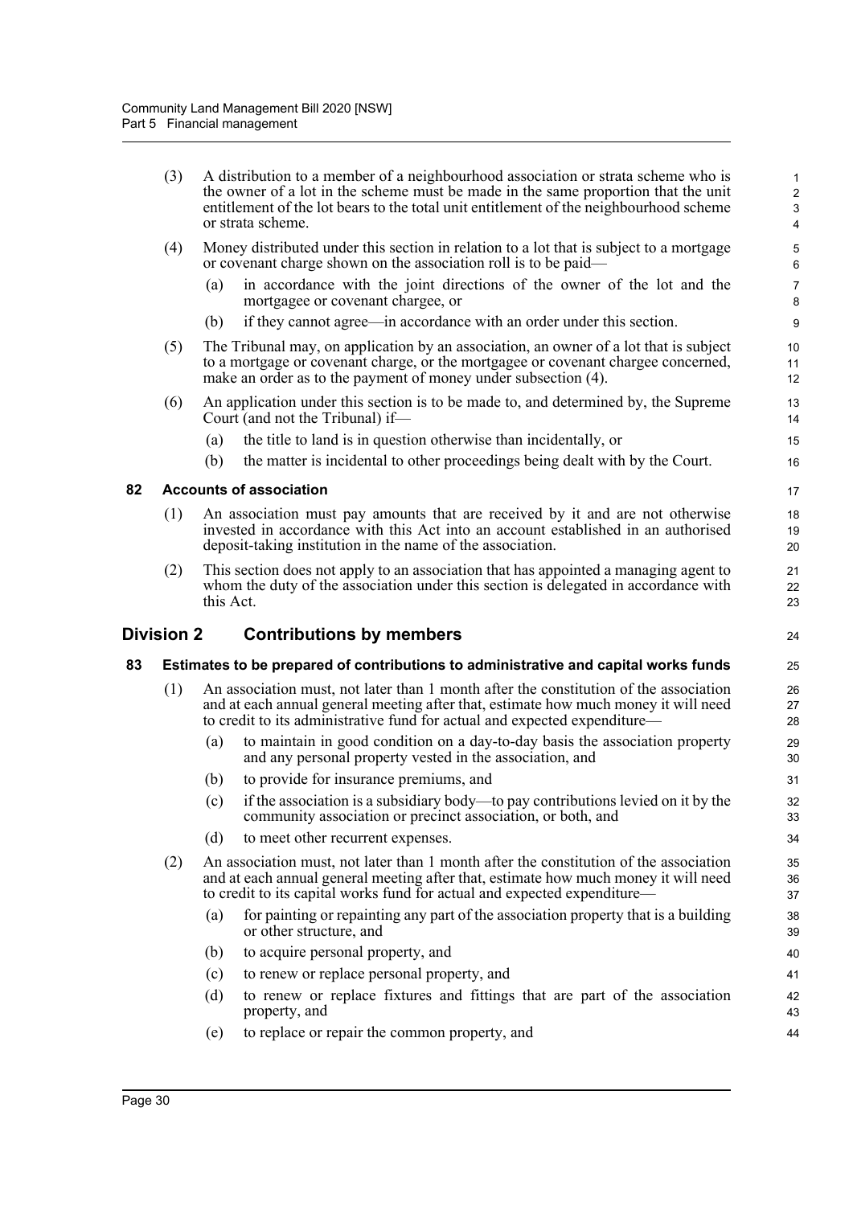(3) A distribution to a member of a neighbourhood association or strata scheme who is the owner of a lot in the scheme must be made in the same proportion that the unit entitlement of the lot bears to the total unit entitlement of the neighbourhood scheme or strata scheme.

(4) Money distributed under this section in relation to a lot that is subject to a mortgage or covenant charge shown on the association roll is to be paid—

(a) in accordance with the joint directions of the owner of the lot and the mortgagee or covenant chargee, or

(b) if they cannot agree—in accordance with an order under this section.

(5) The Tribunal may, on application by an association, an owner of a lot that is subject to a mortgage or covenant charge, or the mortgagee or covenant chargee concerned, make an order as to the payment of money under subsection (4).

(6) An application under this section is to be made to, and determined by, the Supreme Court (and not the Tribunal) if—

(a) the title to land is in question otherwise than incidentally, or

(b) the matter is incidental to other proceedings being dealt with by the Court.

### 82 Accounts of association

(1) An association must pay amounts that are received by it and are not otherwise invested in accordance with this Act into an account established in an authorised deposit-taking institution in the name of the association.

(2) This section does not apply to an association that has appointed a managing agent to whom the duty of the association under this section is delegated in accordance with this Act.

## Division 2 Contributions by members

### 83 Estimates to be prepared of contributions to administrative and capital works funds

(1) An association must, not later than 1 month after the constitution of the association and at each annual general meeting after that, estimate how much money it will need to credit to its administrative fund for actual and expected expenditure—

(a) to maintain in good condition on a day-to-day basis the association property and any personal property vested in the association, and

(b) to provide for insurance premiums, and

(c) if the association is a subsidiary body—to pay contributions levied on it by the community association or precinct association, or both, and

(d) to meet other recurrent expenses.

(2) An association must, not later than 1 month after the constitution of the association and at each annual general meeting after that, estimate how much money it will need to credit to its capital works fund for actual and expected expenditure—

(a) for painting or repainting any part of the association property that is a building or other structure, and

(b) to acquire personal property, and

(c) to renew or replace personal property, and

(d) to renew or replace fixtures and fittings that are part of the association property, and

(e) to replace or repair the common property, and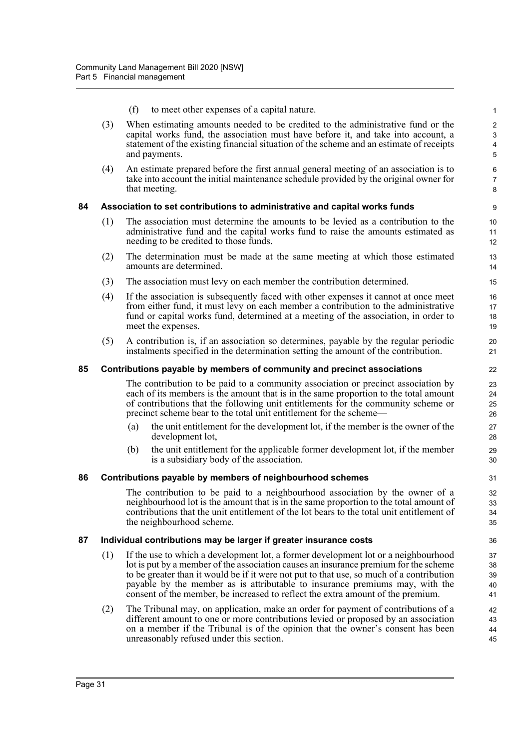(f) to meet other expenses of a capital nature.

(3) When estimating amounts needed to be credited to the administrative fund or the capital works fund, the association must have before it, and take into account, a statement of the existing financial situation of the scheme and an estimate of receipts and payments.

(4) An estimate prepared before the first annual general meeting of an association is to take into account the initial maintenance schedule provided by the original owner for that meeting.

### 84 Association to set contributions to administrative and capital works funds

(1) The association must determine the amounts to be levied as a contribution to the administrative fund and the capital works fund to raise the amounts estimated as needing to be credited to those funds.

(2) The determination must be made at the same meeting at which those estimated amounts are determined.

(3) The association must levy on each member the contribution determined.

(4) If the association is subsequently faced with other expenses it cannot at once meet from either fund, it must levy on each member a contribution to the administrative fund or capital works fund, determined at a meeting of the association, in order to meet the expenses.

(5) A contribution is, if an association so determines, payable by the regular periodic instalments specified in the determination setting the amount of the contribution.

### 85 Contributions payable by members of community and precinct associations

The contribution to be paid to a community association or precinct association by each of its members is the amount that is in the same proportion to the total amount of contributions that the following unit entitlements for the community scheme or precinct scheme bear to the total unit entitlement for the scheme—

(a) the unit entitlement for the development lot, if the member is the owner of the development lot,

(b) the unit entitlement for the applicable former development lot, if the member is a subsidiary body of the association.

### 86 Contributions payable by members of neighbourhood schemes

The contribution to be paid to a neighbourhood association by the owner of a neighbourhood lot is the amount that is in the same proportion to the total amount of contributions that the unit entitlement of the lot bears to the total unit entitlement of the neighbourhood scheme.

### 87 Individual contributions may be larger if greater insurance costs

(1) If the use to which a development lot, a former development lot or a neighbourhood lot is put by a member of the association causes an insurance premium for the scheme to be greater than it would be if it were not put to that use, so much of a contribution payable by the member as is attributable to insurance premiums may, with the consent of the member, be increased to reflect the extra amount of the premium.

(2) The Tribunal may, on application, make an order for payment of contributions of a different amount to one or more contributions levied or proposed by an association on a member if the Tribunal is of the opinion that the owner's consent has been unreasonably refused under this section.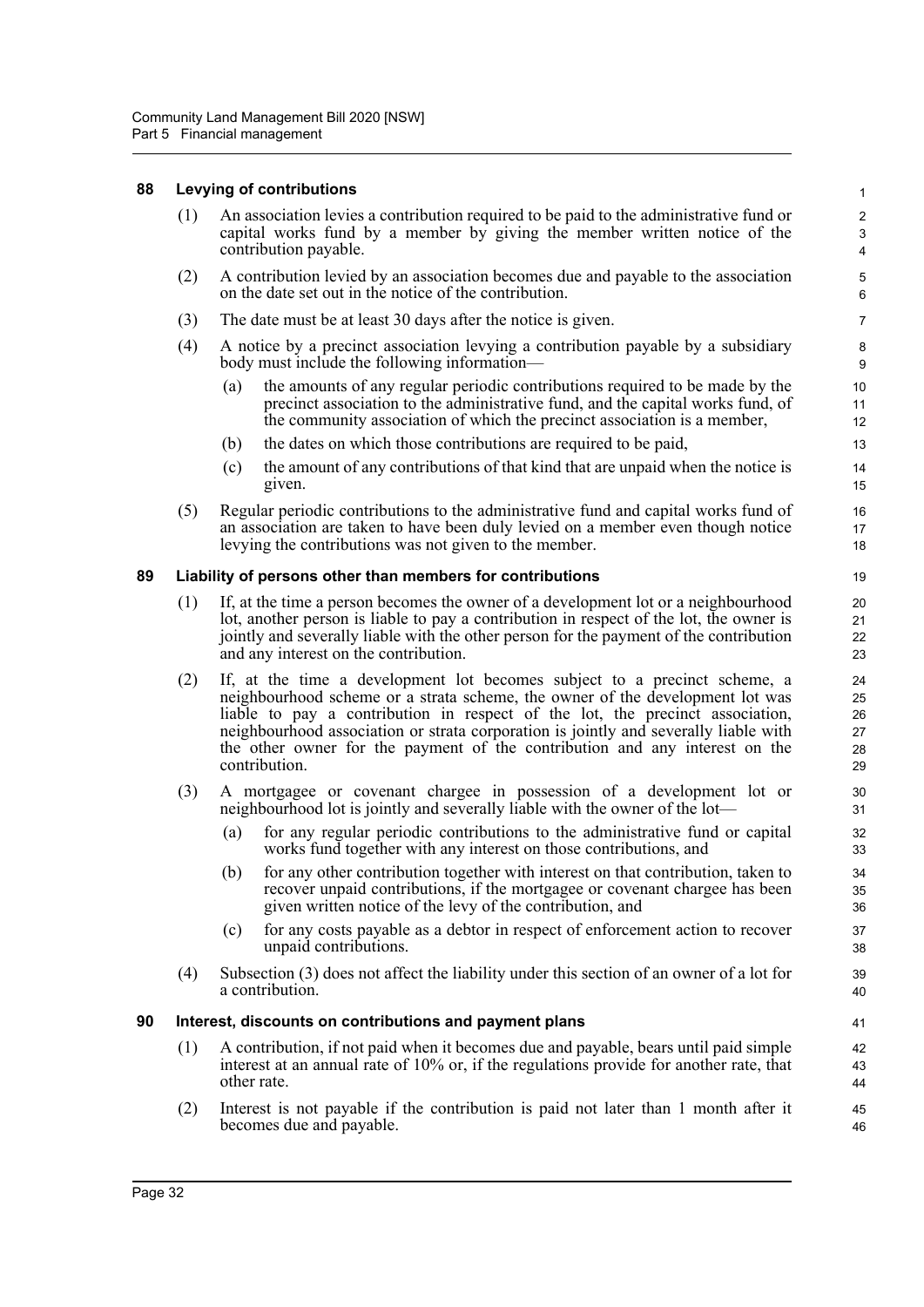### 88 Levying of contributions

(1) An association levies a contribution required to be paid to the administrative fund or capital works fund by a member by giving the member written notice of the contribution payable.

(2) A contribution levied by an association becomes due and payable to the association on the date set out in the notice of the contribution.

(3) The date must be at least 30 days after the notice is given.

(4) A notice by a precinct association levying a contribution payable by a subsidiary body must include the following information—

- (a) the amounts of any regular periodic contributions required to be made by the precinct association to the administrative fund, and the capital works fund, of the community association of which the precinct association is a member,
- (b) the dates on which those contributions are required to be paid,
- (c) the amount of any contributions of that kind that are unpaid when the notice is given.

(5) Regular periodic contributions to the administrative fund and capital works fund of an association are taken to have been duly levied on a member even though notice levying the contributions was not given to the member.

### 89 Liability of persons other than members for contributions

(1) If, at the time a person becomes the owner of a development lot or a neighbourhood lot, another person is liable to pay a contribution in respect of the lot, the owner is jointly and severally liable with the other person for the payment of the contribution and any interest on the contribution.

(2) If, at the time a development lot becomes subject to a precinct scheme, a neighbourhood scheme or a strata scheme, the owner of the development lot was liable to pay a contribution in respect of the lot, the precinct association, neighbourhood association or strata corporation is jointly and severally liable with the other owner for the payment of the contribution and any interest on the contribution.

(3) A mortgagee or covenant chargee in possession of a development lot or neighbourhood lot is jointly and severally liable with the owner of the lot—

- (a) for any regular periodic contributions to the administrative fund or capital works fund together with any interest on those contributions, and
- (b) for any other contribution together with interest on that contribution, taken to recover unpaid contributions, if the mortgagee or covenant chargee has been given written notice of the levy of the contribution, and
- (c) for any costs payable as a debtor in respect of enforcement action to recover unpaid contributions.

(4) Subsection (3) does not affect the liability under this section of an owner of a lot for a contribution.

### 90 Interest, discounts on contributions and payment plans

(1) A contribution, if not paid when it becomes due and payable, bears until paid simple interest at an annual rate of 10% or, if the regulations provide for another rate, that other rate.

(2) Interest is not payable if the contribution is paid not later than 1 month after it becomes due and payable.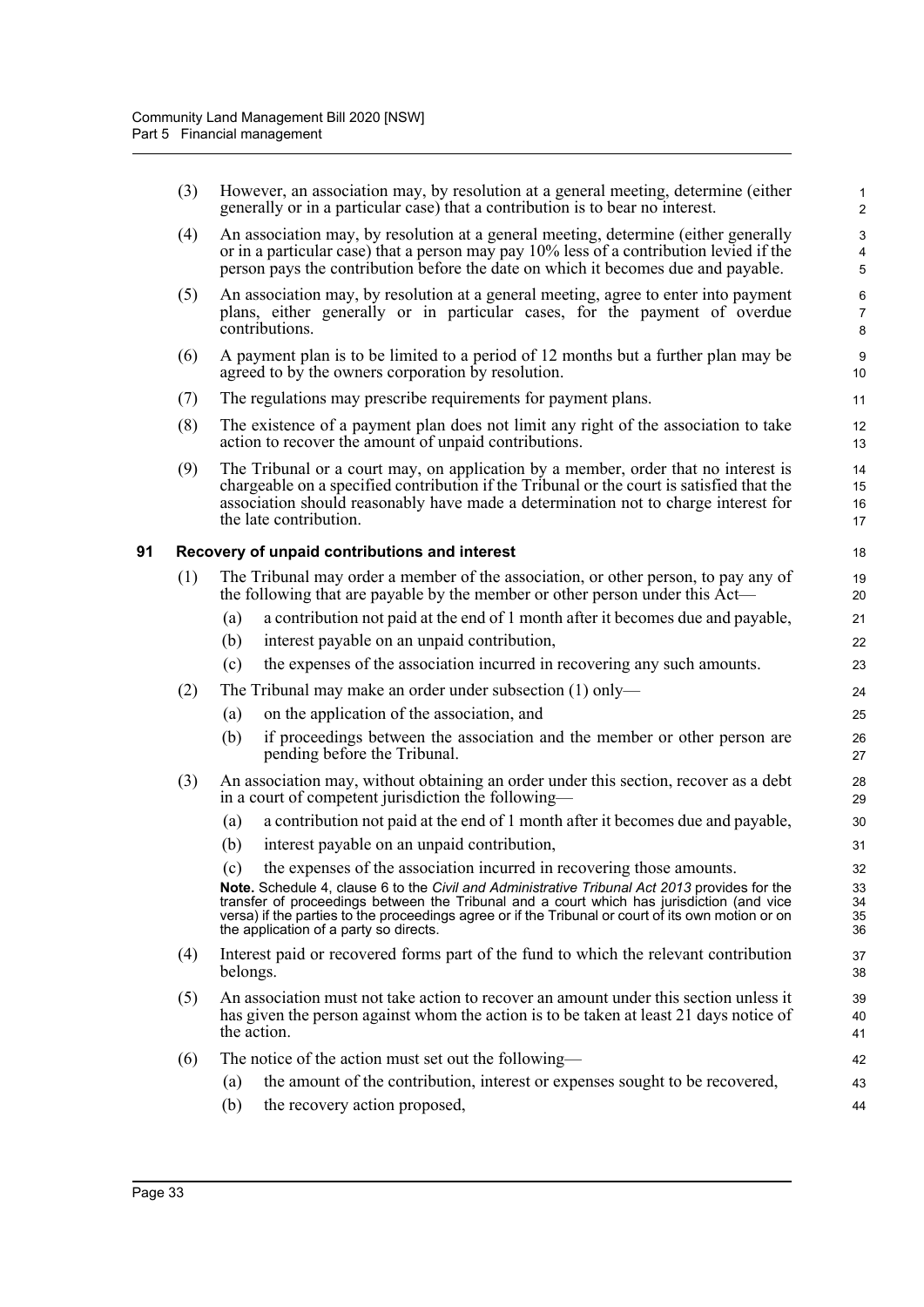(3) However, an association may, by resolution at a general meeting, determine (either generally or in a particular case) that a contribution is to bear no interest.

(4) An association may, by resolution at a general meeting, determine (either generally or in a particular case) that a person may pay 10% less of a contribution levied if the person pays the contribution before the date on which it becomes due and payable.

(5) An association may, by resolution at a general meeting, agree to enter into payment plans, either generally or in particular cases, for the payment of overdue contributions.

(6) A payment plan is to be limited to a period of 12 months but a further plan may be agreed to by the owners corporation by resolution.

(7) The regulations may prescribe requirements for payment plans.

(8) The existence of a payment plan does not limit any right of the association to take action to recover the amount of unpaid contributions.

(9) The Tribunal or a court may, on application by a member, order that no interest is chargeable on a specified contribution if the Tribunal or the court is satisfied that the association should reasonably have made a determination not to charge interest for the late contribution.

### 91 Recovery of unpaid contributions and interest

(1) The Tribunal may order a member of the association, or other person, to pay any of the following that are payable by the member or other person under this Act—

(a) a contribution not paid at the end of 1 month after it becomes due and payable,

(b) interest payable on an unpaid contribution,

(c) the expenses of the association incurred in recovering any such amounts.

(2) The Tribunal may make an order under subsection (1) only—

(a) on the application of the association, and

(b) if proceedings between the association and the member or other person are pending before the Tribunal.

(3) An association may, without obtaining an order under this section, recover as a debt in a court of competent jurisdiction the following—

(a) a contribution not paid at the end of 1 month after it becomes due and payable,

(b) interest payable on an unpaid contribution,

(c) the expenses of the association incurred in recovering those amounts.

**Note.** Schedule 4, clause 6 to the *Civil and Administrative Tribunal Act 2013* provides for the transfer of proceedings between the Tribunal and a court which has jurisdiction (and vice versa) if the parties to the proceedings agree or if the Tribunal or court of its own motion or on the application of a party so directs.

(4) Interest paid or recovered forms part of the fund to which the relevant contribution belongs.

(5) An association must not take action to recover an amount under this section unless it has given the person against whom the action is to be taken at least 21 days notice of the action.

(6) The notice of the action must set out the following—

(a) the amount of the contribution, interest or expenses sought to be recovered,

(b) the recovery action proposed,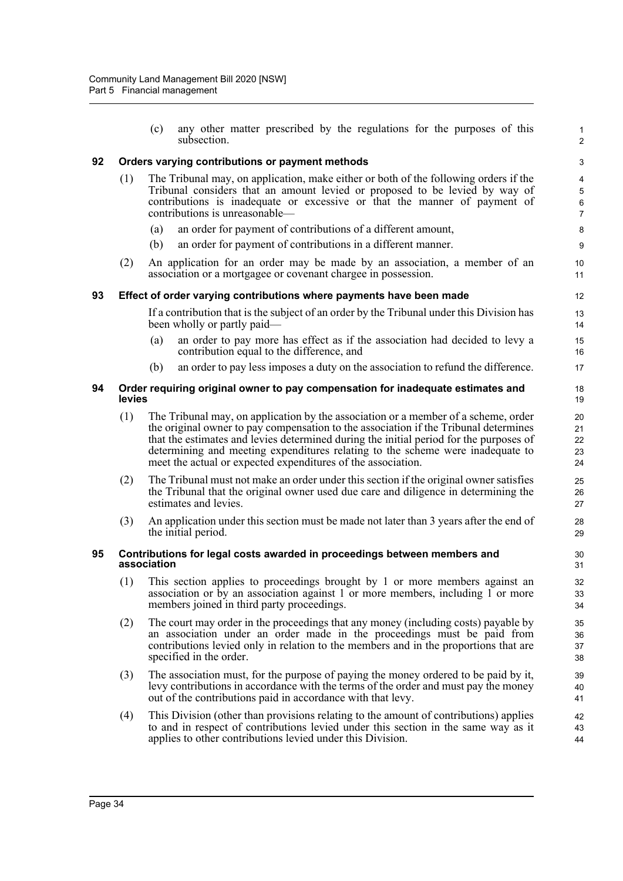(c) any other matter prescribed by the regulations for the purposes of this subsection.

### 92 Orders varying contributions or payment methods

(1) The Tribunal may, on application, make either or both of the following orders if the Tribunal considers that an amount levied or proposed to be levied by way of contributions is inadequate or excessive or that the manner of payment of contributions is unreasonable—

(a) an order for payment of contributions of a different amount,

(b) an order for payment of contributions in a different manner.

(2) An application for an order may be made by an association, a member of an association or a mortgagee or covenant chargee in possession.

### 93 Effect of order varying contributions where payments have been made

If a contribution that is the subject of an order by the Tribunal under this Division has been wholly or partly paid—

(a) an order to pay more has effect as if the association had decided to levy a contribution equal to the difference, and

(b) an order to pay less imposes a duty on the association to refund the difference.

### 94 Order requiring original owner to pay compensation for inadequate estimates and levies

(1) The Tribunal may, on application by the association or a member of a scheme, order the original owner to pay compensation to the association if the Tribunal determines that the estimates and levies determined during the initial period for the purposes of determining and meeting expenditures relating to the scheme were inadequate to meet the actual or expected expenditures of the association.

(2) The Tribunal must not make an order under this section if the original owner satisfies the Tribunal that the original owner used due care and diligence in determining the estimates and levies.

(3) An application under this section must be made not later than 3 years after the end of the initial period.

### 95 Contributions for legal costs awarded in proceedings between members and association

(1) This section applies to proceedings brought by 1 or more members against an association or by an association against 1 or more members, including 1 or more members joined in third party proceedings.

(2) The court may order in the proceedings that any money (including costs) payable by an association under an order made in the proceedings must be paid from contributions levied only in relation to the members and in the proportions that are specified in the order.

(3) The association must, for the purpose of paying the money ordered to be paid by it, levy contributions in accordance with the terms of the order and must pay the money out of the contributions paid in accordance with that levy.

(4) This Division (other than provisions relating to the amount of contributions) applies to and in respect of contributions levied under this section in the same way as it applies to other contributions levied under this Division.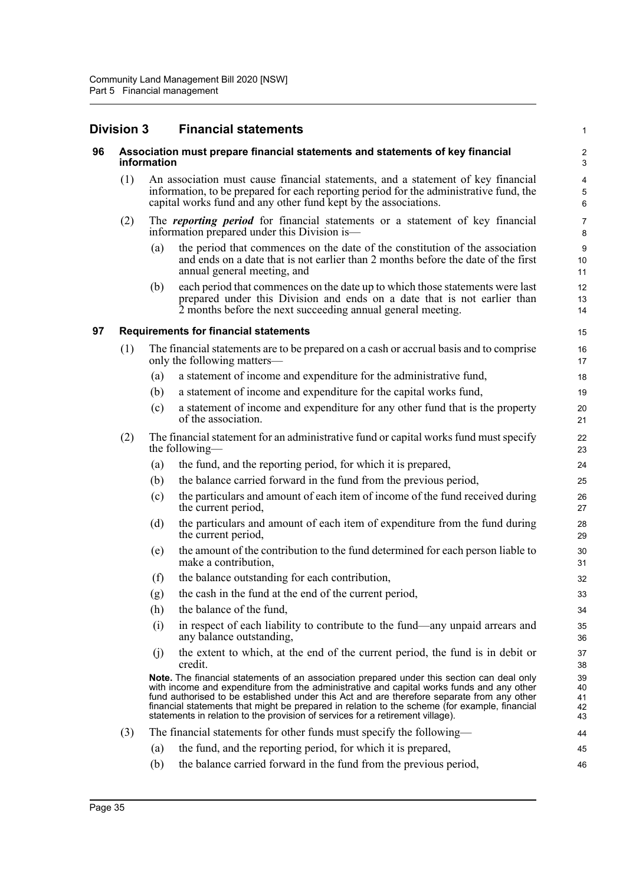## Division 3 Financial statements

### 96 Association must prepare financial statements and statements of key financial information

(1) An association must cause financial statements, and a statement of key financial information, to be prepared for each reporting period for the administrative fund, the capital works fund and any other fund kept by the associations.

(2) The ***reporting period*** for financial statements or a statement of key financial information prepared under this Division is—

(a) the period that commences on the date of the constitution of the association and ends on a date that is not earlier than 2 months before the date of the first annual general meeting, and

(b) each period that commences on the date up to which those statements were last prepared under this Division and ends on a date that is not earlier than 2 months before the next succeeding annual general meeting.

### 97 Requirements for financial statements

(1) The financial statements are to be prepared on a cash or accrual basis and to comprise only the following matters—

(a) a statement of income and expenditure for the administrative fund,

(b) a statement of income and expenditure for the capital works fund,

(c) a statement of income and expenditure for any other fund that is the property of the association.

(2) The financial statement for an administrative fund or capital works fund must specify the following—

(a) the fund, and the reporting period, for which it is prepared,

(b) the balance carried forward in the fund from the previous period,

(c) the particulars and amount of each item of income of the fund received during the current period,

(d) the particulars and amount of each item of expenditure from the fund during the current period,

(e) the amount of the contribution to the fund determined for each person liable to make a contribution,

(f) the balance outstanding for each contribution,

(g) the cash in the fund at the end of the current period,

(h) the balance of the fund,

(i) in respect of each liability to contribute to the fund—any unpaid arrears and any balance outstanding,

(j) the extent to which, at the end of the current period, the fund is in debit or credit.

**Note.** The financial statements of an association prepared under this section can deal only with income and expenditure from the administrative and capital works funds and any other fund authorised to be established under this Act and are therefore separate from any other financial statements that might be prepared in relation to the scheme (for example, financial statements in relation to the provision of services for a retirement village).

(3) The financial statements for other funds must specify the following—

(a) the fund, and the reporting period, for which it is prepared,

(b) the balance carried forward in the fund from the previous period,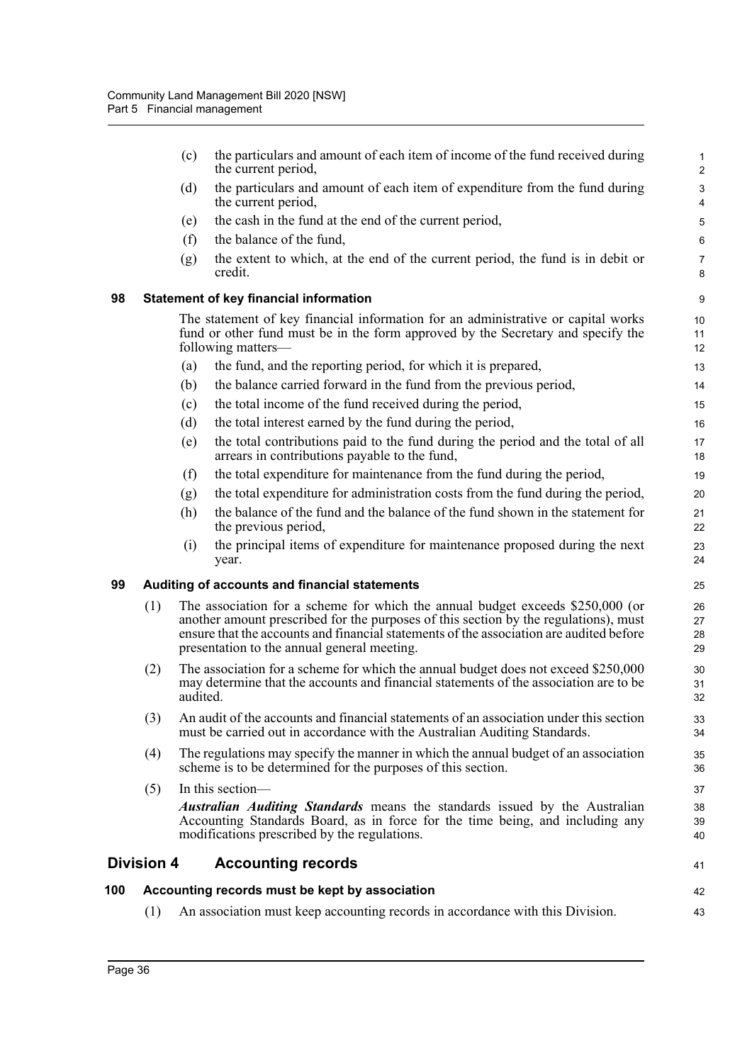(c) the particulars and amount of each item of income of the fund received during the current period,

(d) the particulars and amount of each item of expenditure from the fund during the current period,

(e) the cash in the fund at the end of the current period,

(f) the balance of the fund,

(g) the extent to which, at the end of the current period, the fund is in debit or credit.

### 98 Statement of key financial information

The statement of key financial information for an administrative or capital works fund or other fund must be in the form approved by the Secretary and specify the following matters—

(a) the fund, and the reporting period, for which it is prepared,

(b) the balance carried forward in the fund from the previous period,

(c) the total income of the fund received during the period,

(d) the total interest earned by the fund during the period,

(e) the total contributions paid to the fund during the period and the total of all arrears in contributions payable to the fund,

(f) the total expenditure for maintenance from the fund during the period,

(g) the total expenditure for administration costs from the fund during the period,

(h) the balance of the fund and the balance of the fund shown in the statement for the previous period,

(i) the principal items of expenditure for maintenance proposed during the next year.

### 99 Auditing of accounts and financial statements

(1) The association for a scheme for which the annual budget exceeds $250,000 (or another amount prescribed for the purposes of this section by the regulations), must ensure that the accounts and financial statements of the association are audited before presentation to the annual general meeting.

(2) The association for a scheme for which the annual budget does not exceed $250,000 may determine that the accounts and financial statements of the association are to be audited.

(3) An audit of the accounts and financial statements of an association under this section must be carried out in accordance with the Australian Auditing Standards.

(4) The regulations may specify the manner in which the annual budget of an association scheme is to be determined for the purposes of this section.

(5) In this section—

***Australian Auditing Standards*** means the standards issued by the Australian Accounting Standards Board, as in force for the time being, and including any modifications prescribed by the regulations.

## Division 4 Accounting records

### 100 Accounting records must be kept by association

(1) An association must keep accounting records in accordance with this Division.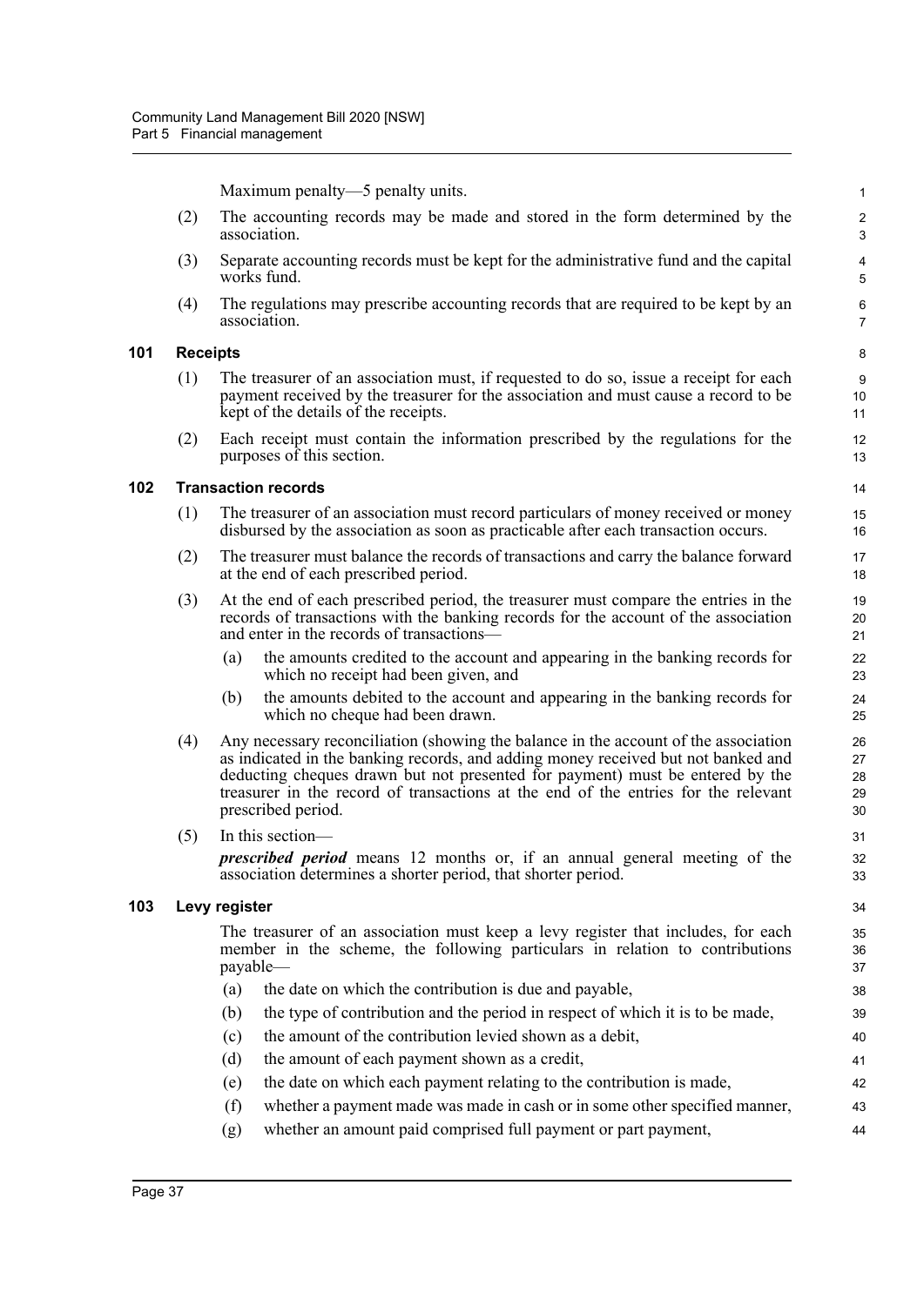Maximum penalty—5 penalty units.

(2) The accounting records may be made and stored in the form determined by the association.

(3) Separate accounting records must be kept for the administrative fund and the capital works fund.

(4) The regulations may prescribe accounting records that are required to be kept by an association.

### 101 Receipts

(1) The treasurer of an association must, if requested to do so, issue a receipt for each payment received by the treasurer for the association and must cause a record to be kept of the details of the receipts.

(2) Each receipt must contain the information prescribed by the regulations for the purposes of this section.

### 102 Transaction records

(1) The treasurer of an association must record particulars of money received or money disbursed by the association as soon as practicable after each transaction occurs.

(2) The treasurer must balance the records of transactions and carry the balance forward at the end of each prescribed period.

(3) At the end of each prescribed period, the treasurer must compare the entries in the records of transactions with the banking records for the account of the association and enter in the records of transactions—

(a) the amounts credited to the account and appearing in the banking records for which no receipt had been given, and

(b) the amounts debited to the account and appearing in the banking records for which no cheque had been drawn.

(4) Any necessary reconciliation (showing the balance in the account of the association as indicated in the banking records, and adding money received but not banked and deducting cheques drawn but not presented for payment) must be entered by the treasurer in the record of transactions at the end of the entries for the relevant prescribed period.

(5) In this section—

***prescribed period*** means 12 months or, if an annual general meeting of the association determines a shorter period, that shorter period.

### 103 Levy register

The treasurer of an association must keep a levy register that includes, for each member in the scheme, the following particulars in relation to contributions payable—

(a) the date on which the contribution is due and payable,

(b) the type of contribution and the period in respect of which it is to be made,

(c) the amount of the contribution levied shown as a debit,

(d) the amount of each payment shown as a credit,

(e) the date on which each payment relating to the contribution is made,

(f) whether a payment made was made in cash or in some other specified manner,

(g) whether an amount paid comprised full payment or part payment,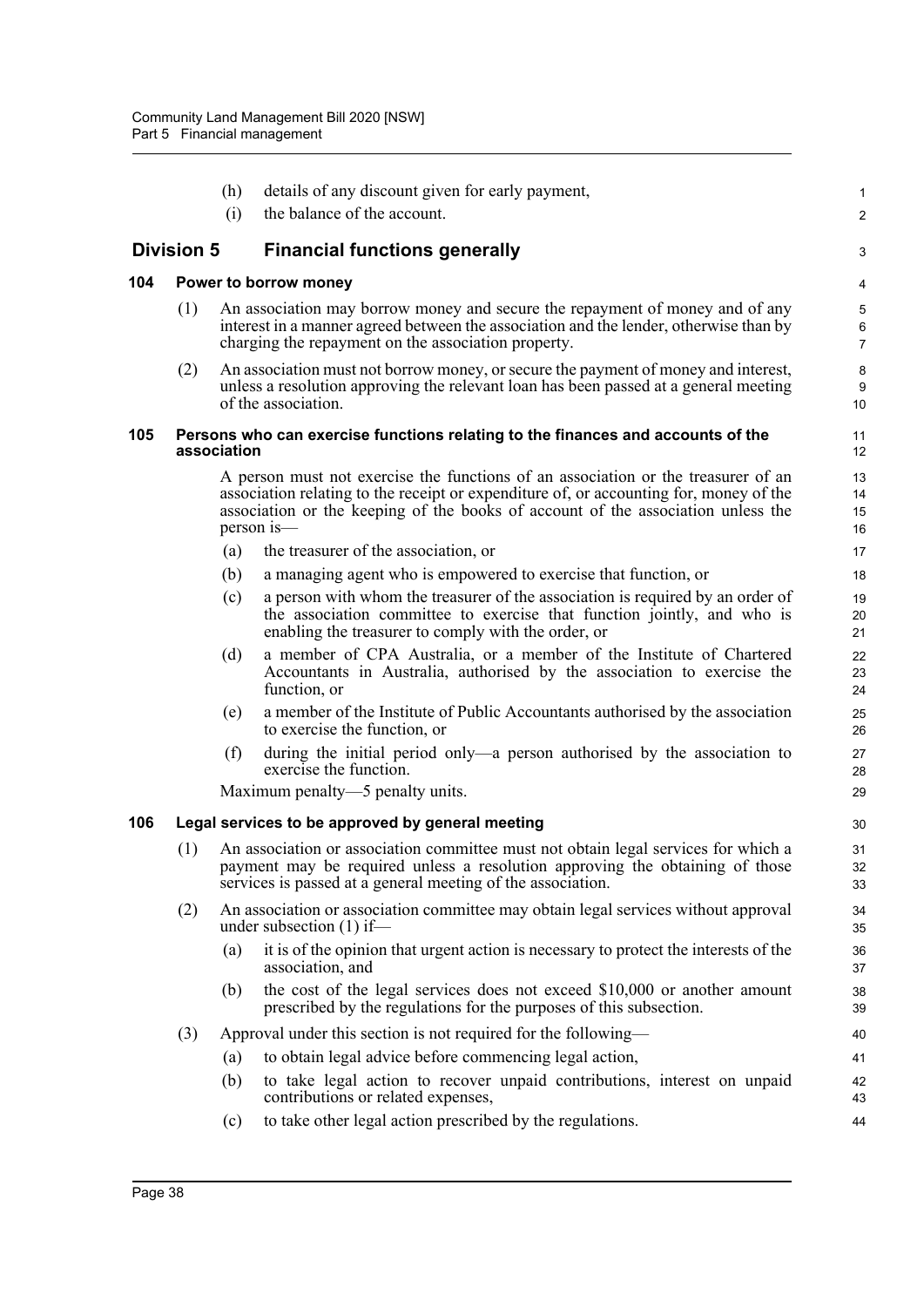(h) details of any discount given for early payment,

(i) the balance of the account.

## Division 5 Financial functions generally

### 104 Power to borrow money

(1) An association may borrow money and secure the repayment of money and of any interest in a manner agreed between the association and the lender, otherwise than by charging the repayment on the association property.

(2) An association must not borrow money, or secure the payment of money and interest, unless a resolution approving the relevant loan has been passed at a general meeting of the association.

### 105 Persons who can exercise functions relating to the finances and accounts of the association

A person must not exercise the functions of an association or the treasurer of an association relating to the receipt or expenditure of, or accounting for, money of the association or the keeping of the books of account of the association unless the person is—

(a) the treasurer of the association, or

(b) a managing agent who is empowered to exercise that function, or

(c) a person with whom the treasurer of the association is required by an order of the association committee to exercise that function jointly, and who is enabling the treasurer to comply with the order, or

(d) a member of CPA Australia, or a member of the Institute of Chartered Accountants in Australia, authorised by the association to exercise the function, or

(e) a member of the Institute of Public Accountants authorised by the association to exercise the function, or

(f) during the initial period only—a person authorised by the association to exercise the function.

Maximum penalty—5 penalty units.

### 106 Legal services to be approved by general meeting

(1) An association or association committee must not obtain legal services for which a payment may be required unless a resolution approving the obtaining of those services is passed at a general meeting of the association.

(2) An association or association committee may obtain legal services without approval under subsection (1) if—

(a) it is of the opinion that urgent action is necessary to protect the interests of the association, and

(b) the cost of the legal services does not exceed $10,000 or another amount prescribed by the regulations for the purposes of this subsection.

(3) Approval under this section is not required for the following—

(a) to obtain legal advice before commencing legal action,

(b) to take legal action to recover unpaid contributions, interest on unpaid contributions or related expenses,

(c) to take other legal action prescribed by the regulations.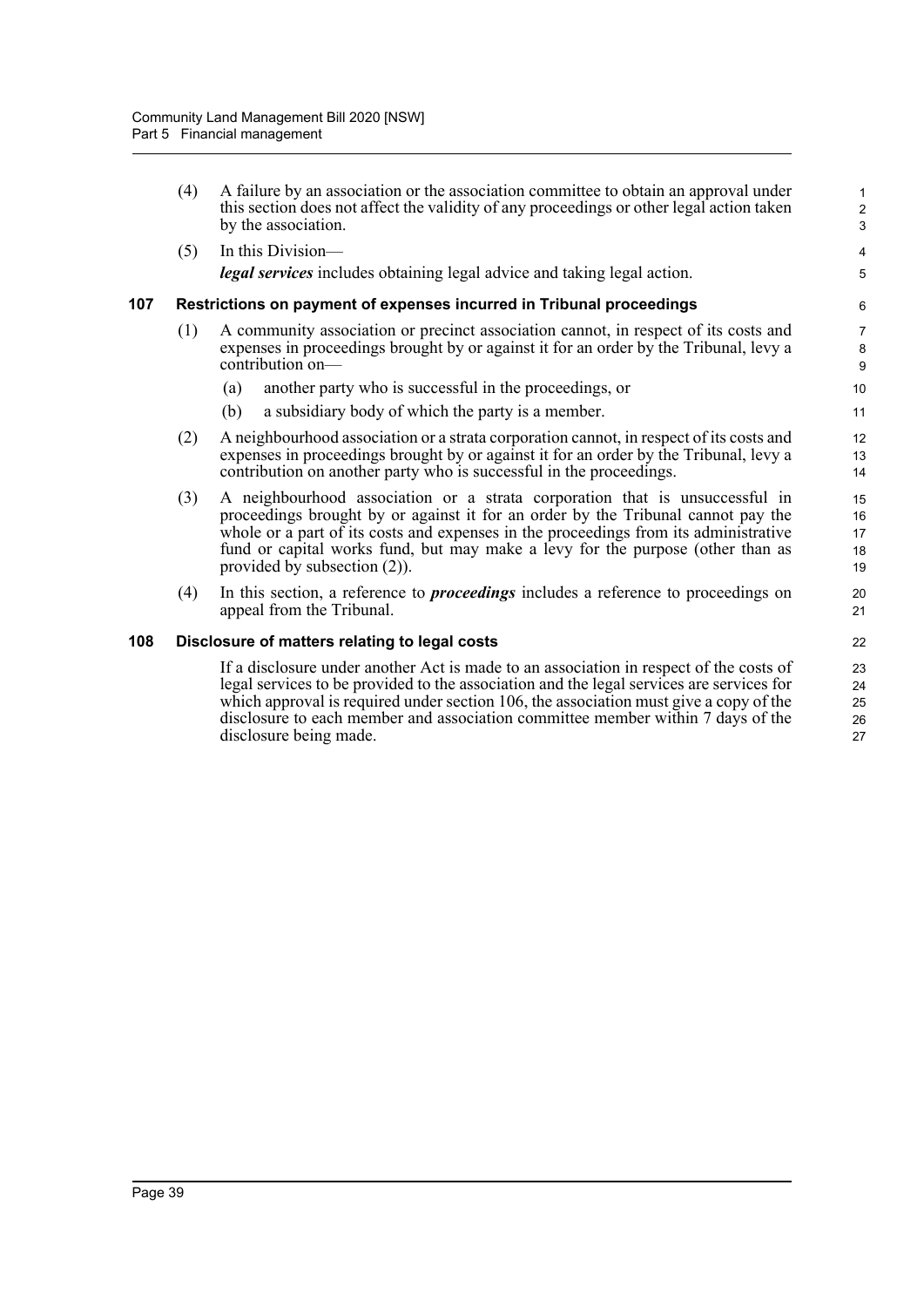(4) A failure by an association or the association committee to obtain an approval under this section does not affect the validity of any proceedings or other legal action taken by the association.

(5) In this Division—

***legal services*** includes obtaining legal advice and taking legal action.

### 107 Restrictions on payment of expenses incurred in Tribunal proceedings

(1) A community association or precinct association cannot, in respect of its costs and expenses in proceedings brought by or against it for an order by the Tribunal, levy a contribution on—

- (a) another party who is successful in the proceedings, or
- (b) a subsidiary body of which the party is a member.

(2) A neighbourhood association or a strata corporation cannot, in respect of its costs and expenses in proceedings brought by or against it for an order by the Tribunal, levy a contribution on another party who is successful in the proceedings.

(3) A neighbourhood association or a strata corporation that is unsuccessful in proceedings brought by or against it for an order by the Tribunal cannot pay the whole or a part of its costs and expenses in the proceedings from its administrative fund or capital works fund, but may make a levy for the purpose (other than as provided by subsection (2)).

(4) In this section, a reference to ***proceedings*** includes a reference to proceedings on appeal from the Tribunal.

### 108 Disclosure of matters relating to legal costs

If a disclosure under another Act is made to an association in respect of the costs of legal services to be provided to the association and the legal services are services for which approval is required under section 106, the association must give a copy of the disclosure to each member and association committee member within 7 days of the disclosure being made.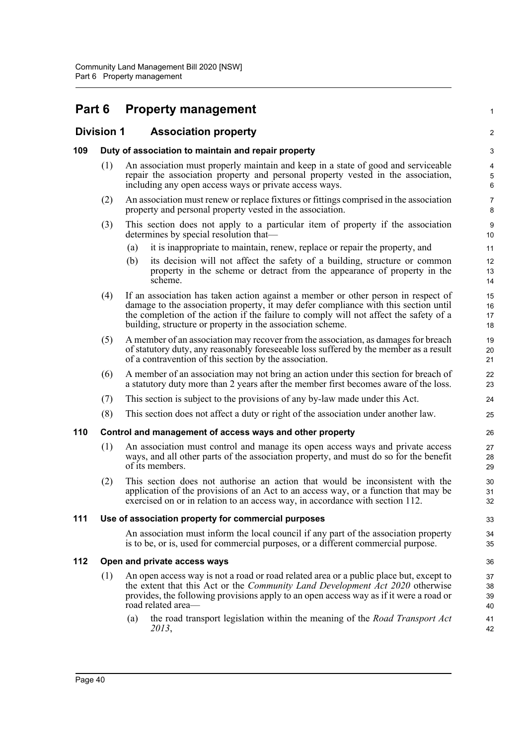# Part 6 Property management

## Division 1 Association property

### 109 Duty of association to maintain and repair property

(1) An association must properly maintain and keep in a state of good and serviceable repair the association property and personal property vested in the association, including any open access ways or private access ways.

(2) An association must renew or replace fixtures or fittings comprised in the association property and personal property vested in the association.

(3) This section does not apply to a particular item of property if the association determines by special resolution that—

- (a) it is inappropriate to maintain, renew, replace or repair the property, and
- (b) its decision will not affect the safety of a building, structure or common property in the scheme or detract from the appearance of property in the scheme.

(4) If an association has taken action against a member or other person in respect of damage to the association property, it may defer compliance with this section until the completion of the action if the failure to comply will not affect the safety of a building, structure or property in the association scheme.

(5) A member of an association may recover from the association, as damages for breach of statutory duty, any reasonably foreseeable loss suffered by the member as a result of a contravention of this section by the association.

(6) A member of an association may not bring an action under this section for breach of a statutory duty more than 2 years after the member first becomes aware of the loss.

(7) This section is subject to the provisions of any by-law made under this Act.

(8) This section does not affect a duty or right of the association under another law.

### 110 Control and management of access ways and other property

(1) An association must control and manage its open access ways and private access ways, and all other parts of the association property, and must do so for the benefit of its members.

(2) This section does not authorise an action that would be inconsistent with the application of the provisions of an Act to an access way, or a function that may be exercised on or in relation to an access way, in accordance with section 112.

### 111 Use of association property for commercial purposes

An association must inform the local council if any part of the association property is to be, or is, used for commercial purposes, or a different commercial purpose.

### 112 Open and private access ways

(1) An open access way is not a road or road related area or a public place but, except to the extent that this Act or the *Community Land Development Act 2020* otherwise provides, the following provisions apply to an open access way as if it were a road or road related area—

- (a) the road transport legislation within the meaning of the *Road Transport Act 2013*,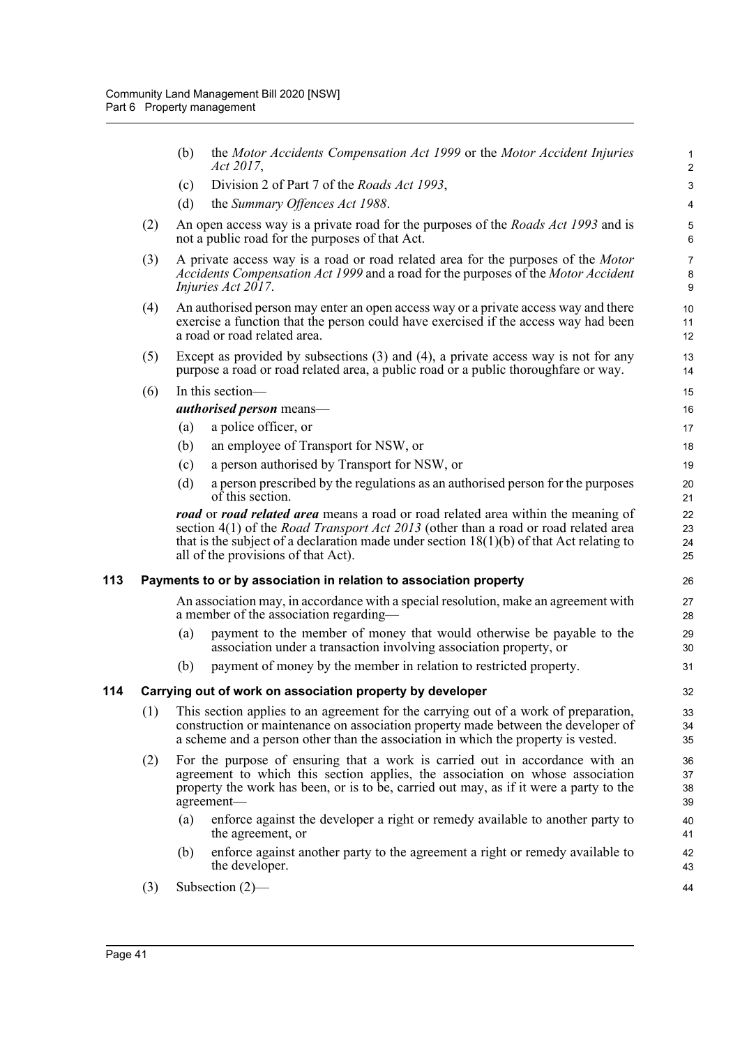(b) the *Motor Accidents Compensation Act 1999* or the *Motor Accident Injuries Act 2017*,

(c) Division 2 of Part 7 of the *Roads Act 1993*,

(d) the *Summary Offences Act 1988*.

(2) An open access way is a private road for the purposes of the *Roads Act 1993* and is not a public road for the purposes of that Act.

(3) A private access way is a road or road related area for the purposes of the *Motor Accidents Compensation Act 1999* and a road for the purposes of the *Motor Accident Injuries Act 2017*.

(4) An authorised person may enter an open access way or a private access way and there exercise a function that the person could have exercised if the access way had been a road or road related area.

(5) Except as provided by subsections (3) and (4), a private access way is not for any purpose a road or road related area, a public road or a public thoroughfare or way.

(6) In this section—

***authorised person*** means—

(a) a police officer, or

(b) an employee of Transport for NSW, or

(c) a person authorised by Transport for NSW, or

(d) a person prescribed by the regulations as an authorised person for the purposes of this section.

***road*** or ***road related area*** means a road or road related area within the meaning of section 4(1) of the *Road Transport Act 2013* (other than a road or road related area that is the subject of a declaration made under section 18(1)(b) of that Act relating to all of the provisions of that Act).

### 113 Payments to or by association in relation to association property

An association may, in accordance with a special resolution, make an agreement with a member of the association regarding—

(a) payment to the member of money that would otherwise be payable to the association under a transaction involving association property, or

(b) payment of money by the member in relation to restricted property.

### 114 Carrying out of work on association property by developer

(1) This section applies to an agreement for the carrying out of a work of preparation, construction or maintenance on association property made between the developer of a scheme and a person other than the association in which the property is vested.

(2) For the purpose of ensuring that a work is carried out in accordance with an agreement to which this section applies, the association on whose association property the work has been, or is to be, carried out may, as if it were a party to the agreement—

(a) enforce against the developer a right or remedy available to another party to the agreement, or

(b) enforce against another party to the agreement a right or remedy available to the developer.

(3) Subsection (2)—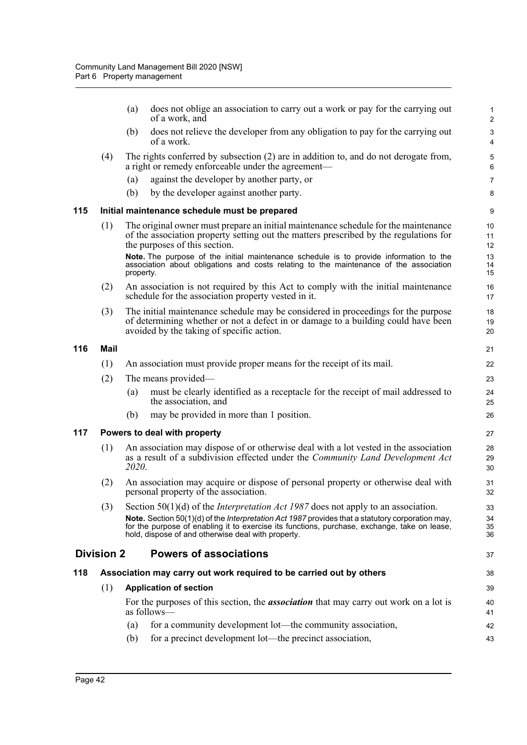(a) does not oblige an association to carry out a work or pay for the carrying out of a work, and

(b) does not relieve the developer from any obligation to pay for the carrying out of a work.

(4) The rights conferred by subsection (2) are in addition to, and do not derogate from, a right or remedy enforceable under the agreement—

(a) against the developer by another party, or

(b) by the developer against another party.

### 115 Initial maintenance schedule must be prepared

(1) The original owner must prepare an initial maintenance schedule for the maintenance of the association property setting out the matters prescribed by the regulations for the purposes of this section.

**Note.** The purpose of the initial maintenance schedule is to provide information to the association about obligations and costs relating to the maintenance of the association property.

(2) An association is not required by this Act to comply with the initial maintenance schedule for the association property vested in it.

(3) The initial maintenance schedule may be considered in proceedings for the purpose of determining whether or not a defect in or damage to a building could have been avoided by the taking of specific action.

### 116 Mail

(1) An association must provide proper means for the receipt of its mail.

(2) The means provided—

(a) must be clearly identified as a receptacle for the receipt of mail addressed to the association, and

(b) may be provided in more than 1 position.

### 117 Powers to deal with property

(1) An association may dispose of or otherwise deal with a lot vested in the association as a result of a subdivision effected under the *Community Land Development Act 2020*.

(2) An association may acquire or dispose of personal property or otherwise deal with personal property of the association.

(3) Section 50(1)(d) of the *Interpretation Act 1987* does not apply to an association.

**Note.** Section 50(1)(d) of the *Interpretation Act 1987* provides that a statutory corporation may, for the purpose of enabling it to exercise its functions, purchase, exchange, take on lease, hold, dispose of and otherwise deal with property.

## Division 2 Powers of associations

### 118 Association may carry out work required to be carried out by others

(1) **Application of section**

For the purposes of this section, the ***association*** that may carry out work on a lot is as follows—

(a) for a community development lot—the community association,

(b) for a precinct development lot—the precinct association,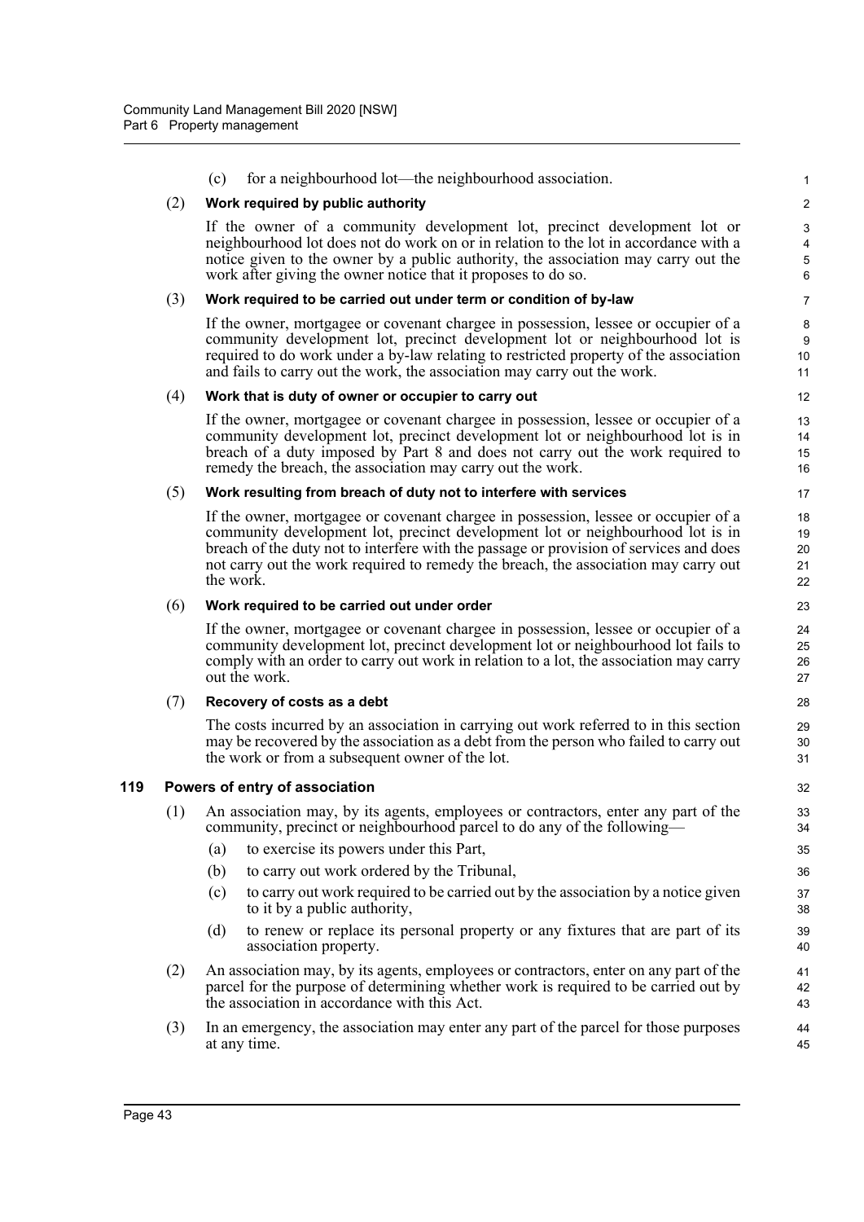(c) for a neighbourhood lot—the neighbourhood association.

(2) **Work required by public authority**

If the owner of a community development lot, precinct development lot or neighbourhood lot does not do work on or in relation to the lot in accordance with a notice given to the owner by a public authority, the association may carry out the work after giving the owner notice that it proposes to do so.

(3) **Work required to be carried out under term or condition of by-law**

If the owner, mortgagee or covenant chargee in possession, lessee or occupier of a community development lot, precinct development lot or neighbourhood lot is required to do work under a by-law relating to restricted property of the association and fails to carry out the work, the association may carry out the work.

(4) **Work that is duty of owner or occupier to carry out**

If the owner, mortgagee or covenant chargee in possession, lessee or occupier of a community development lot, precinct development lot or neighbourhood lot is in breach of a duty imposed by Part 8 and does not carry out the work required to remedy the breach, the association may carry out the work.

(5) **Work resulting from breach of duty not to interfere with services**

If the owner, mortgagee or covenant chargee in possession, lessee or occupier of a community development lot, precinct development lot or neighbourhood lot is in breach of the duty not to interfere with the passage or provision of services and does not carry out the work required to remedy the breach, the association may carry out the work.

(6) **Work required to be carried out under order**

If the owner, mortgagee or covenant chargee in possession, lessee or occupier of a community development lot, precinct development lot or neighbourhood lot fails to comply with an order to carry out work in relation to a lot, the association may carry out the work.

(7) **Recovery of costs as a debt**

The costs incurred by an association in carrying out work referred to in this section may be recovered by the association as a debt from the person who failed to carry out the work or from a subsequent owner of the lot.

### 119 Powers of entry of association

(1) An association may, by its agents, employees or contractors, enter any part of the community, precinct or neighbourhood parcel to do any of the following—

- (a) to exercise its powers under this Part,
- (b) to carry out work ordered by the Tribunal,
- (c) to carry out work required to be carried out by the association by a notice given to it by a public authority,
- (d) to renew or replace its personal property or any fixtures that are part of its association property.

(2) An association may, by its agents, employees or contractors, enter on any part of the parcel for the purpose of determining whether work is required to be carried out by the association in accordance with this Act.

(3) In an emergency, the association may enter any part of the parcel for those purposes at any time.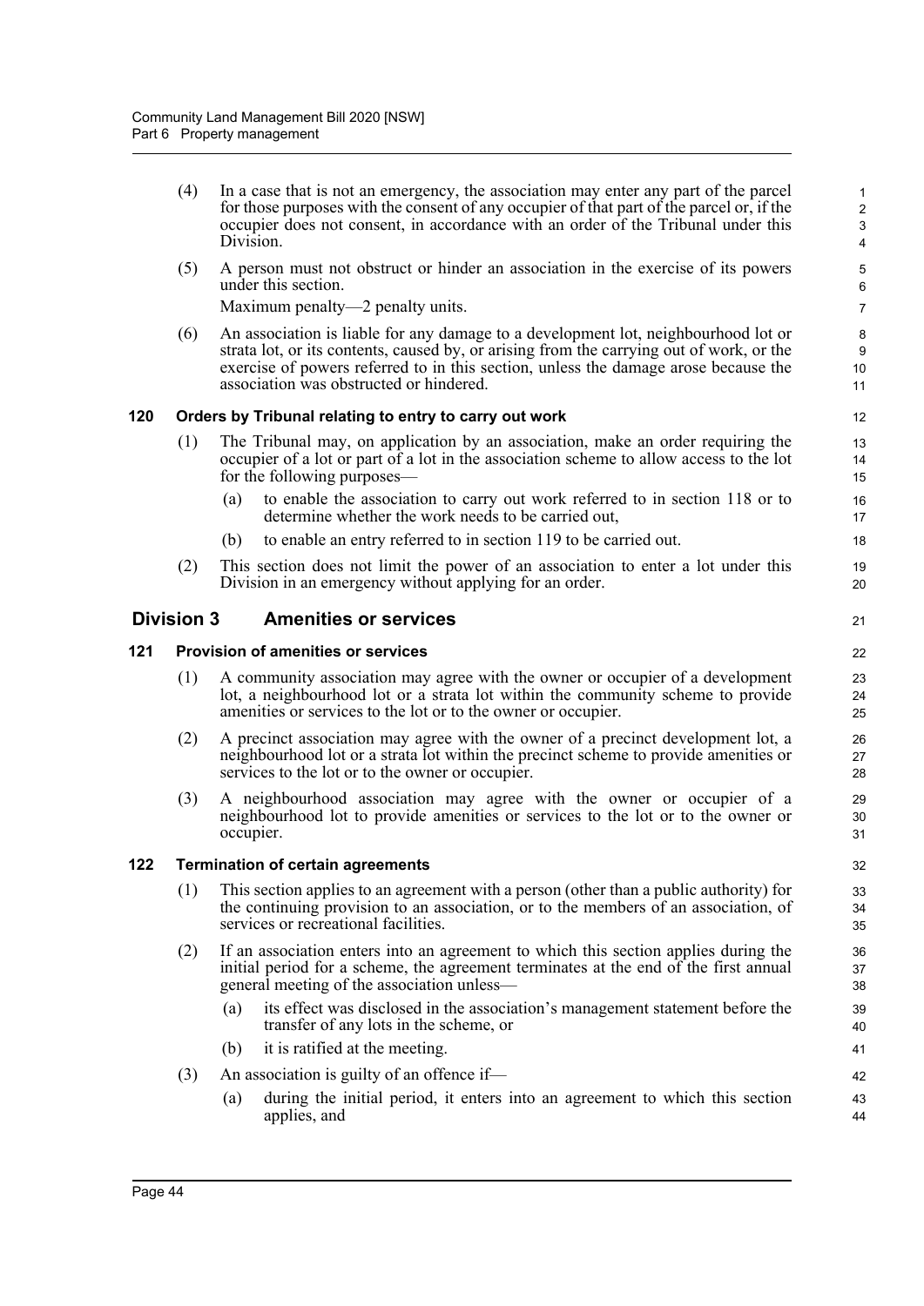(4) In a case that is not an emergency, the association may enter any part of the parcel for those purposes with the consent of any occupier of that part of the parcel or, if the occupier does not consent, in accordance with an order of the Tribunal under this Division.

(5) A person must not obstruct or hinder an association in the exercise of its powers under this section.

Maximum penalty—2 penalty units.

(6) An association is liable for any damage to a development lot, neighbourhood lot or strata lot, or its contents, caused by, or arising from the carrying out of work, or the exercise of powers referred to in this section, unless the damage arose because the association was obstructed or hindered.

### 120 Orders by Tribunal relating to entry to carry out work

(1) The Tribunal may, on application by an association, make an order requiring the occupier of a lot or part of a lot in the association scheme to allow access to the lot for the following purposes—

(a) to enable the association to carry out work referred to in section 118 or to determine whether the work needs to be carried out,

(b) to enable an entry referred to in section 119 to be carried out.

(2) This section does not limit the power of an association to enter a lot under this Division in an emergency without applying for an order.

## Division 3 Amenities or services

### 121 Provision of amenities or services

(1) A community association may agree with the owner or occupier of a development lot, a neighbourhood lot or a strata lot within the community scheme to provide amenities or services to the lot or to the owner or occupier.

(2) A precinct association may agree with the owner of a precinct development lot, a neighbourhood lot or a strata lot within the precinct scheme to provide amenities or services to the lot or to the owner or occupier.

(3) A neighbourhood association may agree with the owner or occupier of a neighbourhood lot to provide amenities or services to the lot or to the owner or occupier.

### 122 Termination of certain agreements

(1) This section applies to an agreement with a person (other than a public authority) for the continuing provision to an association, or to the members of an association, of services or recreational facilities.

(2) If an association enters into an agreement to which this section applies during the initial period for a scheme, the agreement terminates at the end of the first annual general meeting of the association unless—

(a) its effect was disclosed in the association's management statement before the transfer of any lots in the scheme, or

(b) it is ratified at the meeting.

(3) An association is guilty of an offence if—

(a) during the initial period, it enters into an agreement to which this section applies, and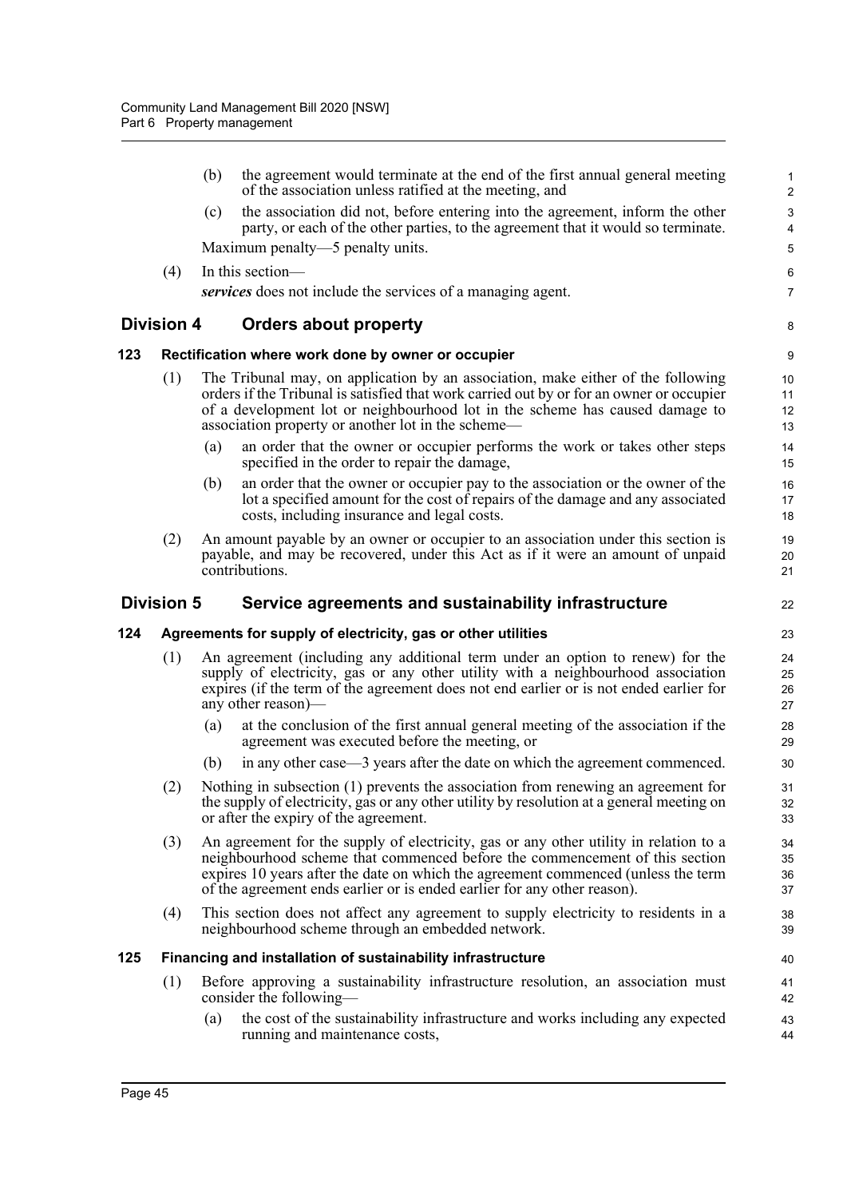(b) the agreement would terminate at the end of the first annual general meeting of the association unless ratified at the meeting, and

(c) the association did not, before entering into the agreement, inform the other party, or each of the other parties, to the agreement that it would so terminate.

Maximum penalty—5 penalty units.

(4) In this section—

***services*** does not include the services of a managing agent.

## Division 4 Orders about property

### 123 Rectification where work done by owner or occupier

(1) The Tribunal may, on application by an association, make either of the following orders if the Tribunal is satisfied that work carried out by or for an owner or occupier of a development lot or neighbourhood lot in the scheme has caused damage to association property or another lot in the scheme—

(a) an order that the owner or occupier performs the work or takes other steps specified in the order to repair the damage,

(b) an order that the owner or occupier pay to the association or the owner of the lot a specified amount for the cost of repairs of the damage and any associated costs, including insurance and legal costs.

(2) An amount payable by an owner or occupier to an association under this section is payable, and may be recovered, under this Act as if it were an amount of unpaid contributions.

## Division 5 Service agreements and sustainability infrastructure

### 124 Agreements for supply of electricity, gas or other utilities

(1) An agreement (including any additional term under an option to renew) for the supply of electricity, gas or any other utility with a neighbourhood association expires (if the term of the agreement does not end earlier or is not ended earlier for any other reason)—

(a) at the conclusion of the first annual general meeting of the association if the agreement was executed before the meeting, or

(b) in any other case—3 years after the date on which the agreement commenced.

(2) Nothing in subsection (1) prevents the association from renewing an agreement for the supply of electricity, gas or any other utility by resolution at a general meeting on or after the expiry of the agreement.

(3) An agreement for the supply of electricity, gas or any other utility in relation to a neighbourhood scheme that commenced before the commencement of this section expires 10 years after the date on which the agreement commenced (unless the term of the agreement ends earlier or is ended earlier for any other reason).

(4) This section does not affect any agreement to supply electricity to residents in a neighbourhood scheme through an embedded network.

### 125 Financing and installation of sustainability infrastructure

(1) Before approving a sustainability infrastructure resolution, an association must consider the following—

(a) the cost of the sustainability infrastructure and works including any expected running and maintenance costs,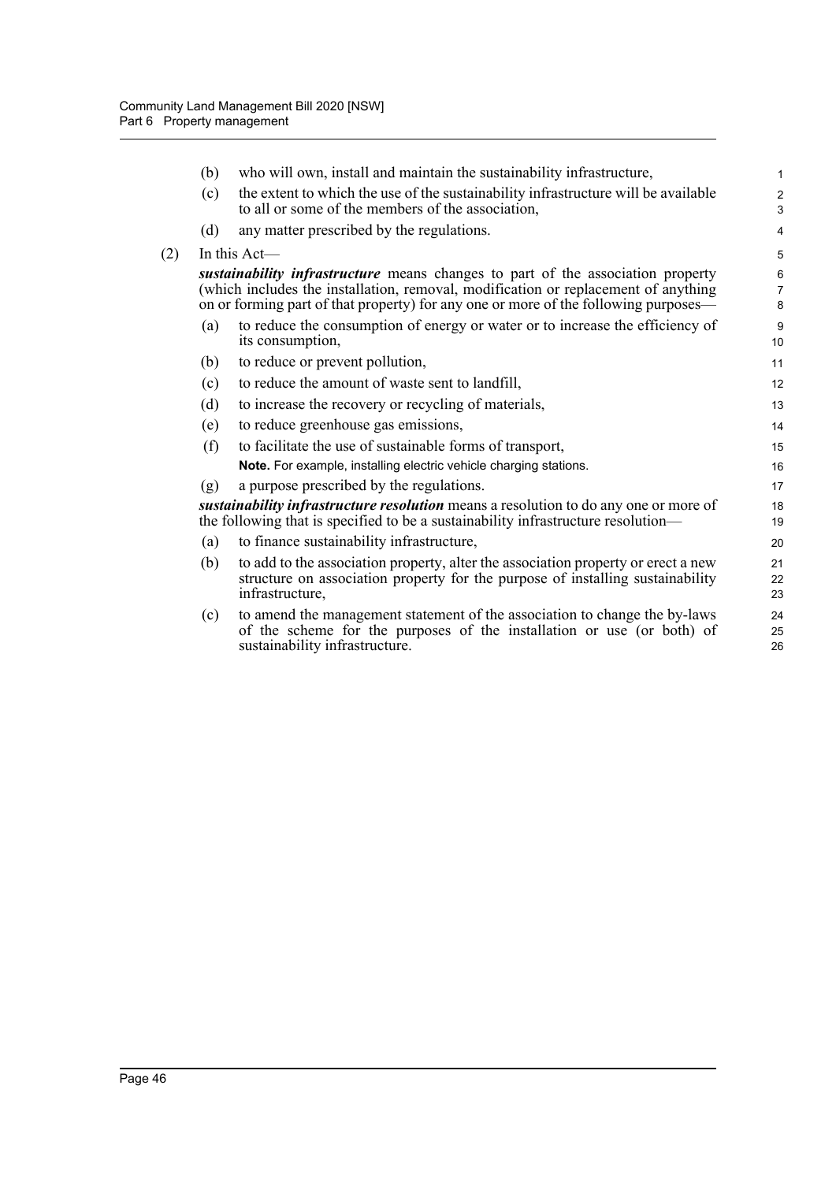(b) who will own, install and maintain the sustainability infrastructure,

(c) the extent to which the use of the sustainability infrastructure will be available to all or some of the members of the association,

(d) any matter prescribed by the regulations.

(2) In this Act—

***sustainability infrastructure*** means changes to part of the association property (which includes the installation, removal, modification or replacement of anything on or forming part of that property) for any one or more of the following purposes—

(a) to reduce the consumption of energy or water or to increase the efficiency of its consumption,

(b) to reduce or prevent pollution,

(c) to reduce the amount of waste sent to landfill,

(d) to increase the recovery or recycling of materials,

(e) to reduce greenhouse gas emissions,

(f) to facilitate the use of sustainable forms of transport,

**Note.** For example, installing electric vehicle charging stations.

(g) a purpose prescribed by the regulations.

***sustainability infrastructure resolution*** means a resolution to do any one or more of the following that is specified to be a sustainability infrastructure resolution—

(a) to finance sustainability infrastructure,

(b) to add to the association property, alter the association property or erect a new structure on association property for the purpose of installing sustainability infrastructure,

(c) to amend the management statement of the association to change the by-laws of the scheme for the purposes of the installation or use (or both) of sustainability infrastructure.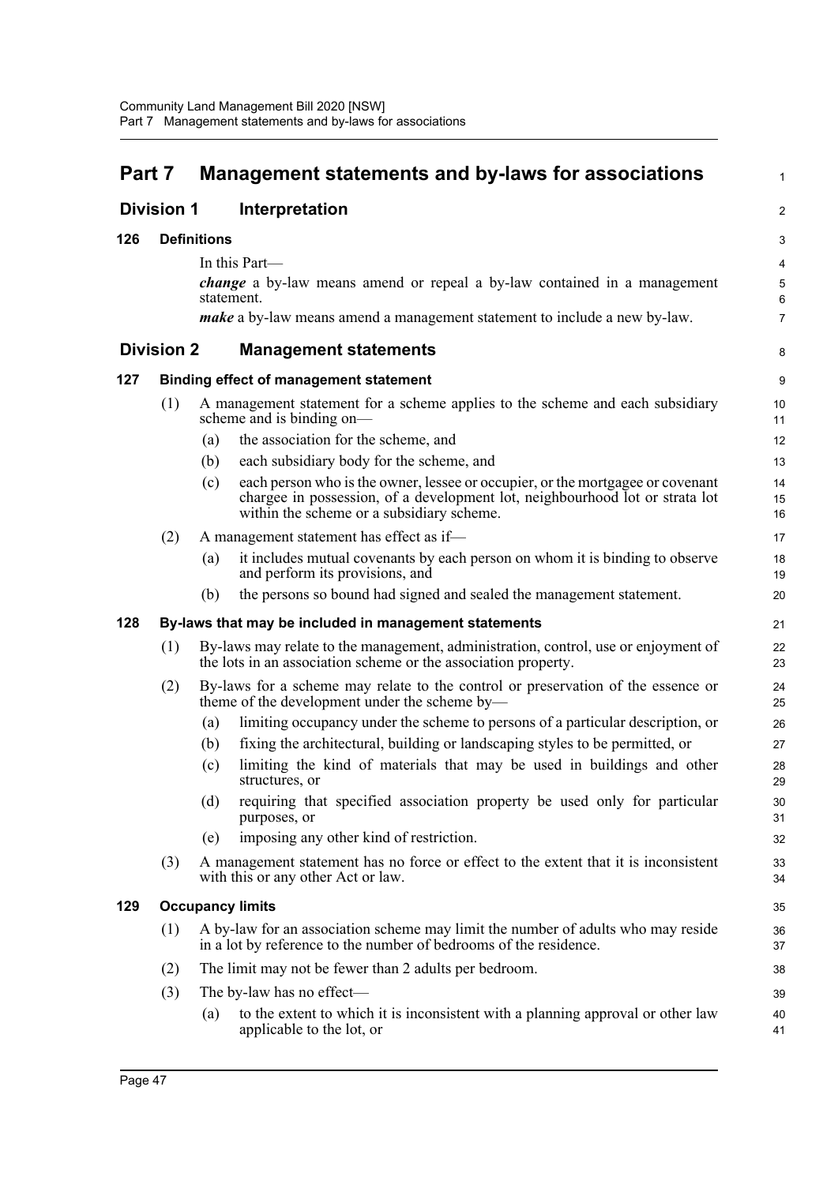# Part 7 Management statements and by-laws for associations

## Division 1 Interpretation

### 126 Definitions

In this Part—

***change*** a by-law means amend or repeal a by-law contained in a management statement.

***make*** a by-law means amend a management statement to include a new by-law.

## Division 2 Management statements

### 127 Binding effect of management statement

(1) A management statement for a scheme applies to the scheme and each subsidiary scheme and is binding on—

(a) the association for the scheme, and

(b) each subsidiary body for the scheme, and

(c) each person who is the owner, lessee or occupier, or the mortgagee or covenant chargee in possession, of a development lot, neighbourhood lot or strata lot within the scheme or a subsidiary scheme.

(2) A management statement has effect as if—

(a) it includes mutual covenants by each person on whom it is binding to observe and perform its provisions, and

(b) the persons so bound had signed and sealed the management statement.

### 128 By-laws that may be included in management statements

(1) By-laws may relate to the management, administration, control, use or enjoyment of the lots in an association scheme or the association property.

(2) By-laws for a scheme may relate to the control or preservation of the essence or theme of the development under the scheme by—

(a) limiting occupancy under the scheme to persons of a particular description, or

(b) fixing the architectural, building or landscaping styles to be permitted, or

(c) limiting the kind of materials that may be used in buildings and other structures, or

(d) requiring that specified association property be used only for particular purposes, or

(e) imposing any other kind of restriction.

(3) A management statement has no force or effect to the extent that it is inconsistent with this or any other Act or law.

### 129 Occupancy limits

(1) A by-law for an association scheme may limit the number of adults who may reside in a lot by reference to the number of bedrooms of the residence.

(2) The limit may not be fewer than 2 adults per bedroom.

(3) The by-law has no effect—

(a) to the extent to which it is inconsistent with a planning approval or other law applicable to the lot, or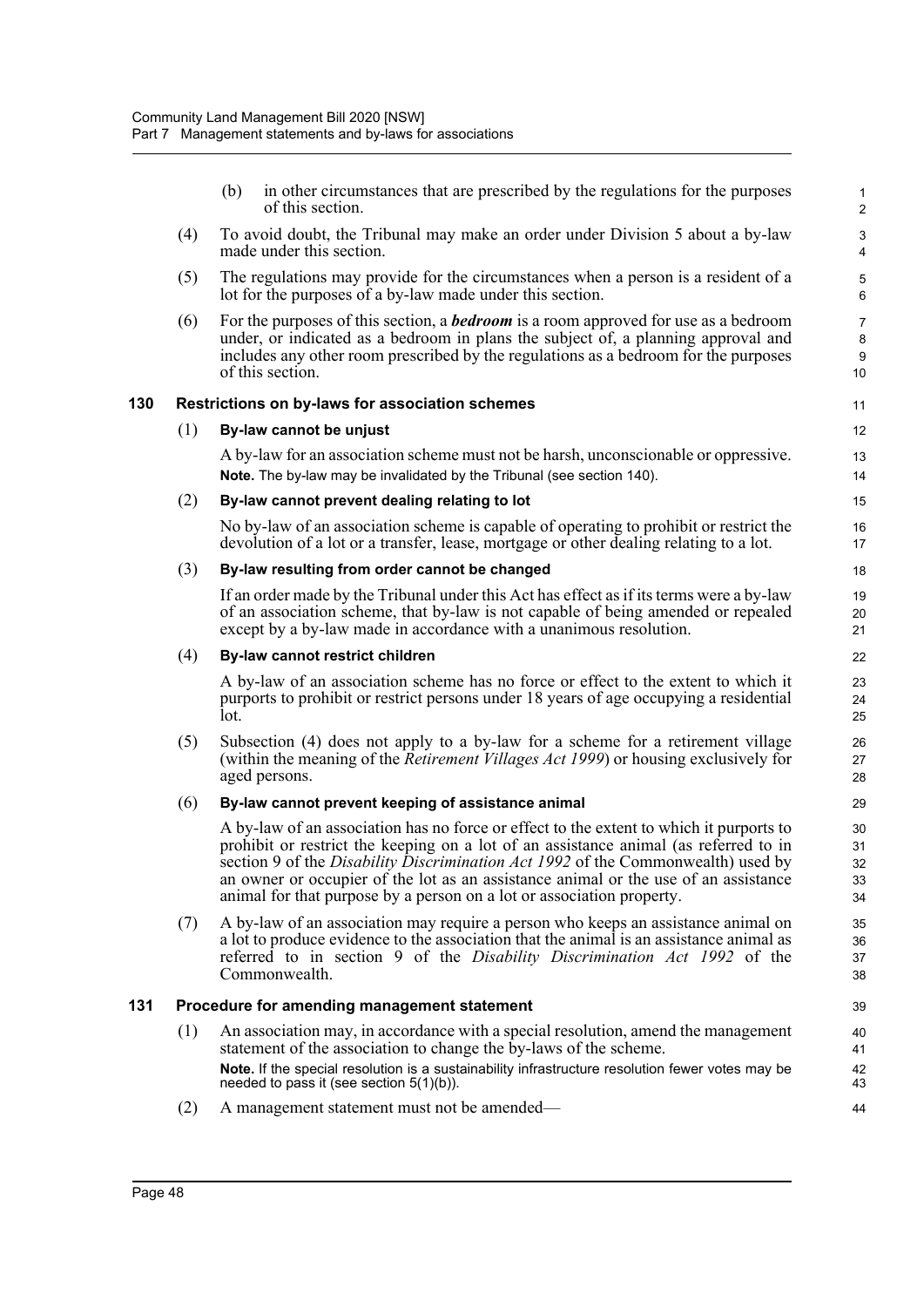(b) in other circumstances that are prescribed by the regulations for the purposes of this section.

(4) To avoid doubt, the Tribunal may make an order under Division 5 about a by-law made under this section.

(5) The regulations may provide for the circumstances when a person is a resident of a lot for the purposes of a by-law made under this section.

(6) For the purposes of this section, a ***bedroom*** is a room approved for use as a bedroom under, or indicated as a bedroom in plans the subject of, a planning approval and includes any other room prescribed by the regulations as a bedroom for the purposes of this section.

### 130 Restrictions on by-laws for association schemes

(1) **By-law cannot be unjust**

A by-law for an association scheme must not be harsh, unconscionable or oppressive.

**Note.** The by-law may be invalidated by the Tribunal (see section 140).

(2) **By-law cannot prevent dealing relating to lot**

No by-law of an association scheme is capable of operating to prohibit or restrict the devolution of a lot or a transfer, lease, mortgage or other dealing relating to a lot.

(3) **By-law resulting from order cannot be changed**

If an order made by the Tribunal under this Act has effect as if its terms were a by-law of an association scheme, that by-law is not capable of being amended or repealed except by a by-law made in accordance with a unanimous resolution.

(4) **By-law cannot restrict children**

A by-law of an association scheme has no force or effect to the extent to which it purports to prohibit or restrict persons under 18 years of age occupying a residential lot.

(5) Subsection (4) does not apply to a by-law for a scheme for a retirement village (within the meaning of the *Retirement Villages Act 1999*) or housing exclusively for aged persons.

(6) **By-law cannot prevent keeping of assistance animal**

A by-law of an association has no force or effect to the extent to which it purports to prohibit or restrict the keeping on a lot of an assistance animal (as referred to in section 9 of the *Disability Discrimination Act 1992* of the Commonwealth) used by an owner or occupier of the lot as an assistance animal or the use of an assistance animal for that purpose by a person on a lot or association property.

(7) A by-law of an association may require a person who keeps an assistance animal on a lot to produce evidence to the association that the animal is an assistance animal as referred to in section 9 of the *Disability Discrimination Act 1992* of the Commonwealth.

### 131 Procedure for amending management statement

(1) An association may, in accordance with a special resolution, amend the management statement of the association to change the by-laws of the scheme.

**Note.** If the special resolution is a sustainability infrastructure resolution fewer votes may be needed to pass it (see section 5(1)(b)).

(2) A management statement must not be amended—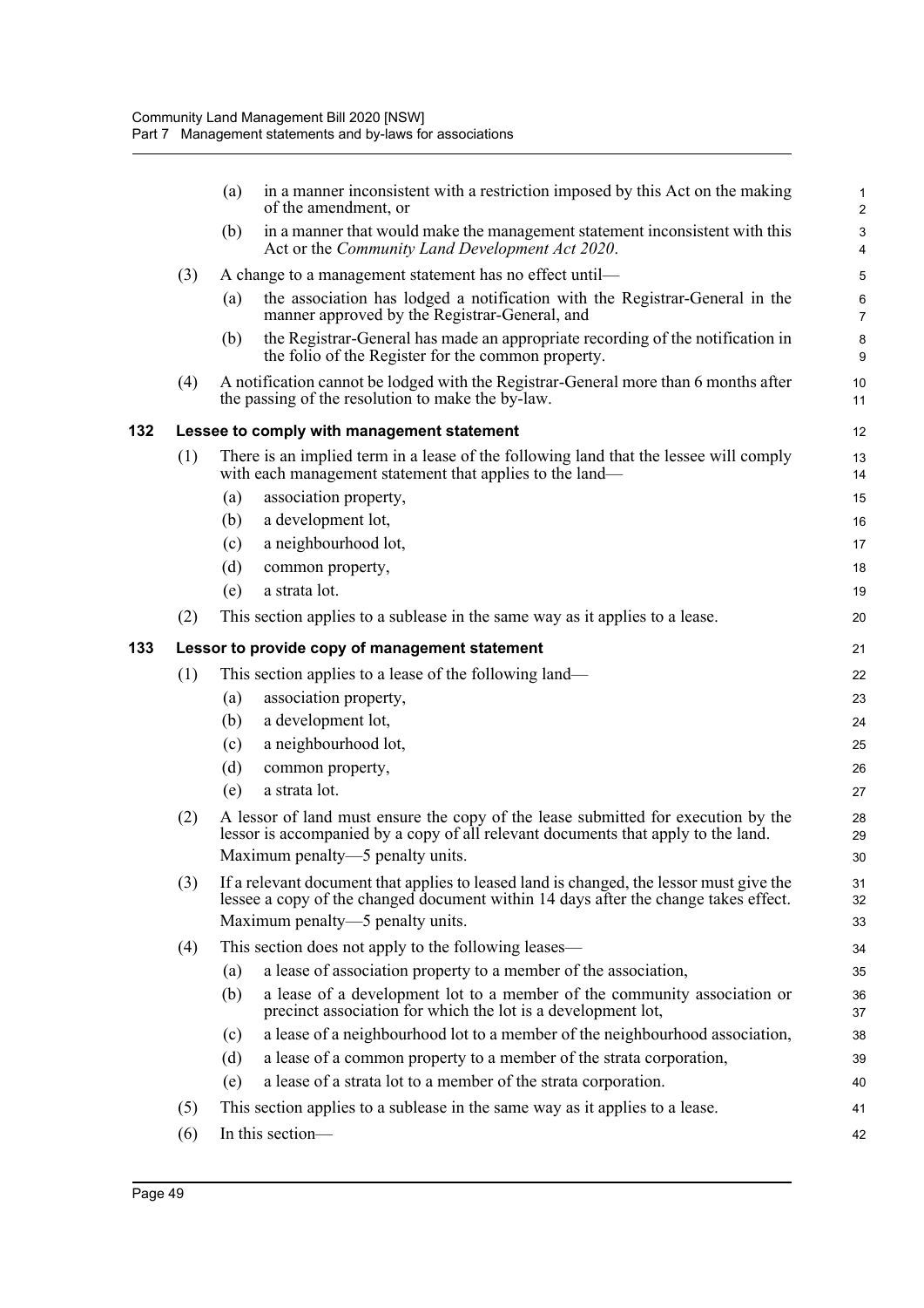(a) in a manner inconsistent with a restriction imposed by this Act on the making of the amendment, or

(b) in a manner that would make the management statement inconsistent with this Act or the *Community Land Development Act 2020*.

(3) A change to a management statement has no effect until—

(a) the association has lodged a notification with the Registrar-General in the manner approved by the Registrar-General, and

(b) the Registrar-General has made an appropriate recording of the notification in the folio of the Register for the common property.

(4) A notification cannot be lodged with the Registrar-General more than 6 months after the passing of the resolution to make the by-law.

### 132 Lessee to comply with management statement

(1) There is an implied term in a lease of the following land that the lessee will comply with each management statement that applies to the land—

(a) association property,

(b) a development lot,

(c) a neighbourhood lot,

(d) common property,

(e) a strata lot.

(2) This section applies to a sublease in the same way as it applies to a lease.

### 133 Lessor to provide copy of management statement

(1) This section applies to a lease of the following land—

(a) association property,

(b) a development lot,

(c) a neighbourhood lot,

(d) common property,

(e) a strata lot.

(2) A lessor of land must ensure the copy of the lease submitted for execution by the lessor is accompanied by a copy of all relevant documents that apply to the land.

Maximum penalty—5 penalty units.

(3) If a relevant document that applies to leased land is changed, the lessor must give the lessee a copy of the changed document within 14 days after the change takes effect.

Maximum penalty—5 penalty units.

(4) This section does not apply to the following leases—

(a) a lease of association property to a member of the association,

(b) a lease of a development lot to a member of the community association or precinct association for which the lot is a development lot,

(c) a lease of a neighbourhood lot to a member of the neighbourhood association,

(d) a lease of a common property to a member of the strata corporation,

(e) a lease of a strata lot to a member of the strata corporation.

(5) This section applies to a sublease in the same way as it applies to a lease.

(6) In this section—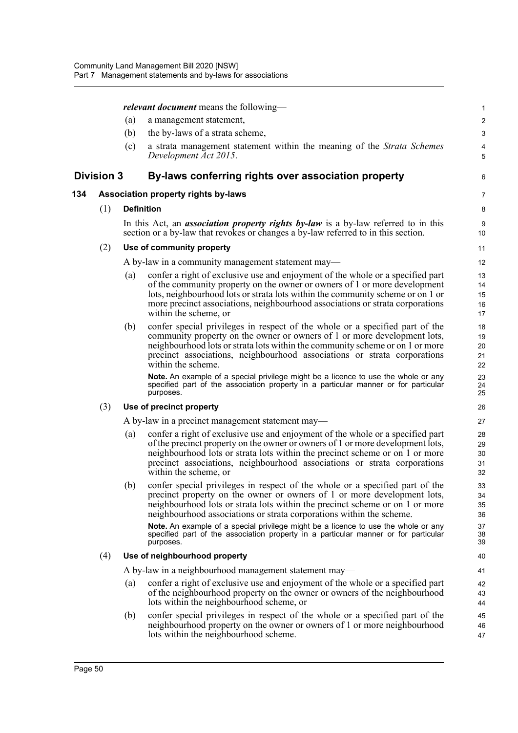***relevant document*** means the following—

(a) a management statement,

(b) the by-laws of a strata scheme,

(c) a strata management statement within the meaning of the *Strata Schemes Development Act 2015*.

## Division 3 By-laws conferring rights over association property

### 134 Association property rights by-laws

(1) **Definition**

In this Act, an ***association property rights by-law*** is a by-law referred to in this section or a by-law that revokes or changes a by-law referred to in this section.

(2) **Use of community property**

A by-law in a community management statement may—

(a) confer a right of exclusive use and enjoyment of the whole or a specified part of the community property on the owner or owners of 1 or more development lots, neighbourhood lots or strata lots within the community scheme or on 1 or more precinct associations, neighbourhood associations or strata corporations within the scheme, or

(b) confer special privileges in respect of the whole or a specified part of the community property on the owner or owners of 1 or more development lots, neighbourhood lots or strata lots within the community scheme or on 1 or more precinct associations, neighbourhood associations or strata corporations within the scheme.

**Note.** An example of a special privilege might be a licence to use the whole or any specified part of the association property in a particular manner or for particular purposes.

(3) **Use of precinct property**

A by-law in a precinct management statement may—

(a) confer a right of exclusive use and enjoyment of the whole or a specified part of the precinct property on the owner or owners of 1 or more development lots, neighbourhood lots or strata lots within the precinct scheme or on 1 or more precinct associations, neighbourhood associations or strata corporations within the scheme, or

(b) confer special privileges in respect of the whole or a specified part of the precinct property on the owner or owners of 1 or more development lots, neighbourhood lots or strata lots within the precinct scheme or on 1 or more neighbourhood associations or strata corporations within the scheme.

**Note.** An example of a special privilege might be a licence to use the whole or any specified part of the association property in a particular manner or for particular purposes.

(4) **Use of neighbourhood property**

A by-law in a neighbourhood management statement may—

(a) confer a right of exclusive use and enjoyment of the whole or a specified part of the neighbourhood property on the owner or owners of the neighbourhood lots within the neighbourhood scheme, or

(b) confer special privileges in respect of the whole or a specified part of the neighbourhood property on the owner or owners of 1 or more neighbourhood lots within the neighbourhood scheme.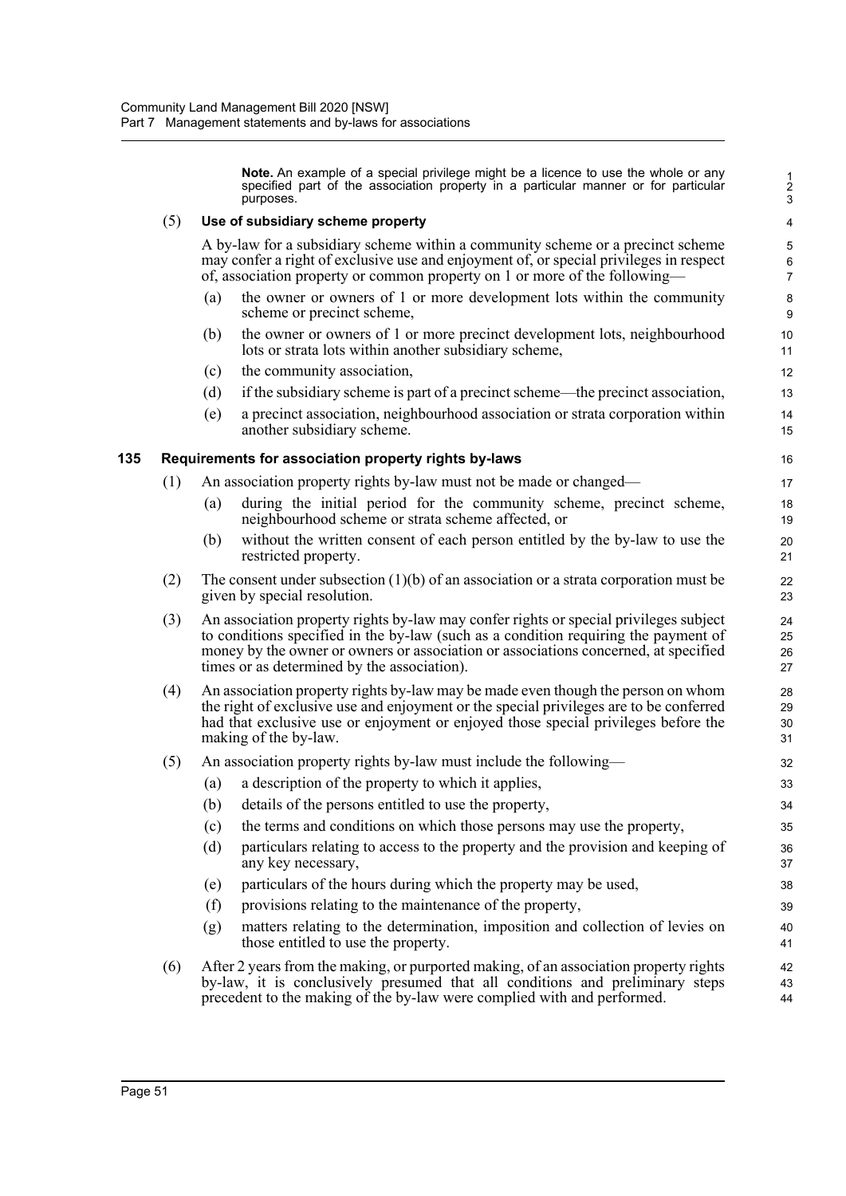**Note.** An example of a special privilege might be a licence to use the whole or any specified part of the association property in a particular manner or for particular purposes.

(5) **Use of subsidiary scheme property**

A by-law for a subsidiary scheme within a community scheme or a precinct scheme may confer a right of exclusive use and enjoyment of, or special privileges in respect of, association property or common property on 1 or more of the following—

(a) the owner or owners of 1 or more development lots within the community scheme or precinct scheme,

(b) the owner or owners of 1 or more precinct development lots, neighbourhood lots or strata lots within another subsidiary scheme,

(c) the community association,

(d) if the subsidiary scheme is part of a precinct scheme—the precinct association,

(e) a precinct association, neighbourhood association or strata corporation within another subsidiary scheme.

### 135 Requirements for association property rights by-laws

(1) An association property rights by-law must not be made or changed—

(a) during the initial period for the community scheme, precinct scheme, neighbourhood scheme or strata scheme affected, or

(b) without the written consent of each person entitled by the by-law to use the restricted property.

(2) The consent under subsection (1)(b) of an association or a strata corporation must be given by special resolution.

(3) An association property rights by-law may confer rights or special privileges subject to conditions specified in the by-law (such as a condition requiring the payment of money by the owner or owners or association or associations concerned, at specified times or as determined by the association).

(4) An association property rights by-law may be made even though the person on whom the right of exclusive use and enjoyment or the special privileges are to be conferred had that exclusive use or enjoyment or enjoyed those special privileges before the making of the by-law.

(5) An association property rights by-law must include the following—

(a) a description of the property to which it applies,

(b) details of the persons entitled to use the property,

(c) the terms and conditions on which those persons may use the property,

(d) particulars relating to access to the property and the provision and keeping of any key necessary,

(e) particulars of the hours during which the property may be used,

(f) provisions relating to the maintenance of the property,

(g) matters relating to the determination, imposition and collection of levies on those entitled to use the property.

(6) After 2 years from the making, or purported making, of an association property rights by-law, it is conclusively presumed that all conditions and preliminary steps precedent to the making of the by-law were complied with and performed.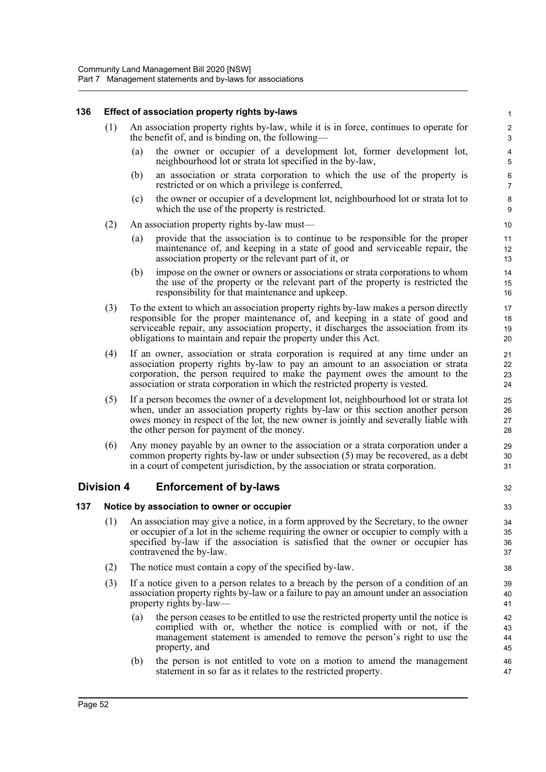**136 Effect of association property rights by-laws**

(1) An association property rights by-law, while it is in force, continues to operate for the benefit of, and is binding on, the following—

(a) the owner or occupier of a development lot, former development lot, neighbourhood lot or strata lot specified in the by-law,

(b) an association or strata corporation to which the use of the property is restricted or on which a privilege is conferred,

(c) the owner or occupier of a development lot, neighbourhood lot or strata lot to which the use of the property is restricted.

(2) An association property rights by-law must—

(a) provide that the association is to continue to be responsible for the proper maintenance of, and keeping in a state of good and serviceable repair, the association property or the relevant part of it, or

(b) impose on the owner or owners or associations or strata corporations to whom the use of the property or the relevant part of the property is restricted the responsibility for that maintenance and upkeep.

(3) To the extent to which an association property rights by-law makes a person directly responsible for the proper maintenance of, and keeping in a state of good and serviceable repair, any association property, it discharges the association from its obligations to maintain and repair the property under this Act.

(4) If an owner, association or strata corporation is required at any time under an association property rights by-law to pay an amount to an association or strata corporation, the person required to make the payment owes the amount to the association or strata corporation in which the restricted property is vested.

(5) If a person becomes the owner of a development lot, neighbourhood lot or strata lot when, under an association property rights by-law or this section another person owes money in respect of the lot, the new owner is jointly and severally liable with the other person for payment of the money.

(6) Any money payable by an owner to the association or a strata corporation under a common property rights by-law or under subsection (5) may be recovered, as a debt in a court of competent jurisdiction, by the association or strata corporation.

## Division 4 Enforcement of by-laws

**137 Notice by association to owner or occupier**

(1) An association may give a notice, in a form approved by the Secretary, to the owner or occupier of a lot in the scheme requiring the owner or occupier to comply with a specified by-law if the association is satisfied that the owner or occupier has contravened the by-law.

(2) The notice must contain a copy of the specified by-law.

(3) If a notice given to a person relates to a breach by the person of a condition of an association property rights by-law or a failure to pay an amount under an association property rights by-law—

(a) the person ceases to be entitled to use the restricted property until the notice is complied with or, whether the notice is complied with or not, if the management statement is amended to remove the person's right to use the property, and

(b) the person is not entitled to vote on a motion to amend the management statement in so far as it relates to the restricted property.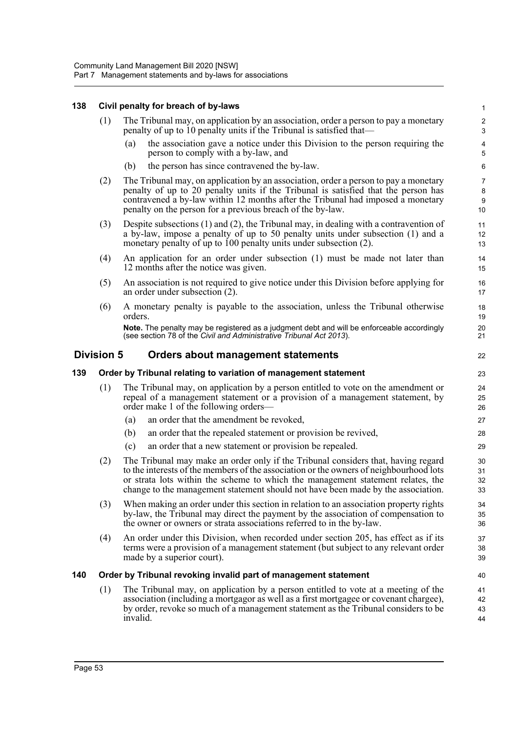### 138 Civil penalty for breach of by-laws

(1) The Tribunal may, on application by an association, order a person to pay a monetary penalty of up to 10 penalty units if the Tribunal is satisfied that—

(a) the association gave a notice under this Division to the person requiring the person to comply with a by-law, and

(b) the person has since contravened the by-law.

(2) The Tribunal may, on application by an association, order a person to pay a monetary penalty of up to 20 penalty units if the Tribunal is satisfied that the person has contravened a by-law within 12 months after the Tribunal had imposed a monetary penalty on the person for a previous breach of the by-law.

(3) Despite subsections (1) and (2), the Tribunal may, in dealing with a contravention of a by-law, impose a penalty of up to 50 penalty units under subsection (1) and a monetary penalty of up to 100 penalty units under subsection (2).

(4) An application for an order under subsection (1) must be made not later than 12 months after the notice was given.

(5) An association is not required to give notice under this Division before applying for an order under subsection (2).

(6) A monetary penalty is payable to the association, unless the Tribunal otherwise orders.

**Note.** The penalty may be registered as a judgment debt and will be enforceable accordingly (see section 78 of the *Civil and Administrative Tribunal Act 2013*).

## Division 5 Orders about management statements

### 139 Order by Tribunal relating to variation of management statement

(1) The Tribunal may, on application by a person entitled to vote on the amendment or repeal of a management statement or a provision of a management statement, by order make 1 of the following orders—

(a) an order that the amendment be revoked,

(b) an order that the repealed statement or provision be revived,

(c) an order that a new statement or provision be repealed.

(2) The Tribunal may make an order only if the Tribunal considers that, having regard to the interests of the members of the association or the owners of neighbourhood lots or strata lots within the scheme to which the management statement relates, the change to the management statement should not have been made by the association.

(3) When making an order under this section in relation to an association property rights by-law, the Tribunal may direct the payment by the association of compensation to the owner or owners or strata associations referred to in the by-law.

(4) An order under this Division, when recorded under section 205, has effect as if its terms were a provision of a management statement (but subject to any relevant order made by a superior court).

### 140 Order by Tribunal revoking invalid part of management statement

(1) The Tribunal may, on application by a person entitled to vote at a meeting of the association (including a mortgagor as well as a first mortgagee or covenant chargee), by order, revoke so much of a management statement as the Tribunal considers to be invalid.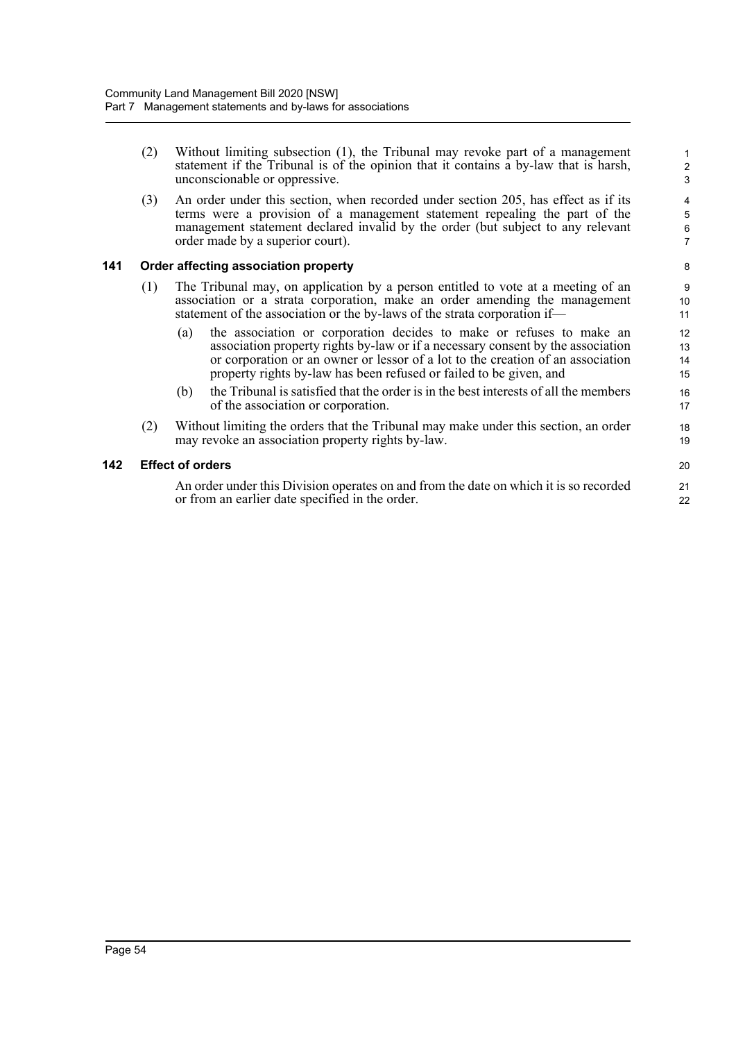(2) Without limiting subsection (1), the Tribunal may revoke part of a management statement if the Tribunal is of the opinion that it contains a by-law that is harsh, unconscionable or oppressive.

(3) An order under this section, when recorded under section 205, has effect as if its terms were a provision of a management statement repealing the part of the management statement declared invalid by the order (but subject to any relevant order made by a superior court).

### 141 Order affecting association property

(1) The Tribunal may, on application by a person entitled to vote at a meeting of an association or a strata corporation, make an order amending the management statement of the association or the by-laws of the strata corporation if—

- (a) the association or corporation decides to make or refuses to make an association property rights by-law or if a necessary consent by the association or corporation or an owner or lessor of a lot to the creation of an association property rights by-law has been refused or failed to be given, and
- (b) the Tribunal is satisfied that the order is in the best interests of all the members of the association or corporation.

(2) Without limiting the orders that the Tribunal may make under this section, an order may revoke an association property rights by-law.

### 142 Effect of orders

An order under this Division operates on and from the date on which it is so recorded or from an earlier date specified in the order.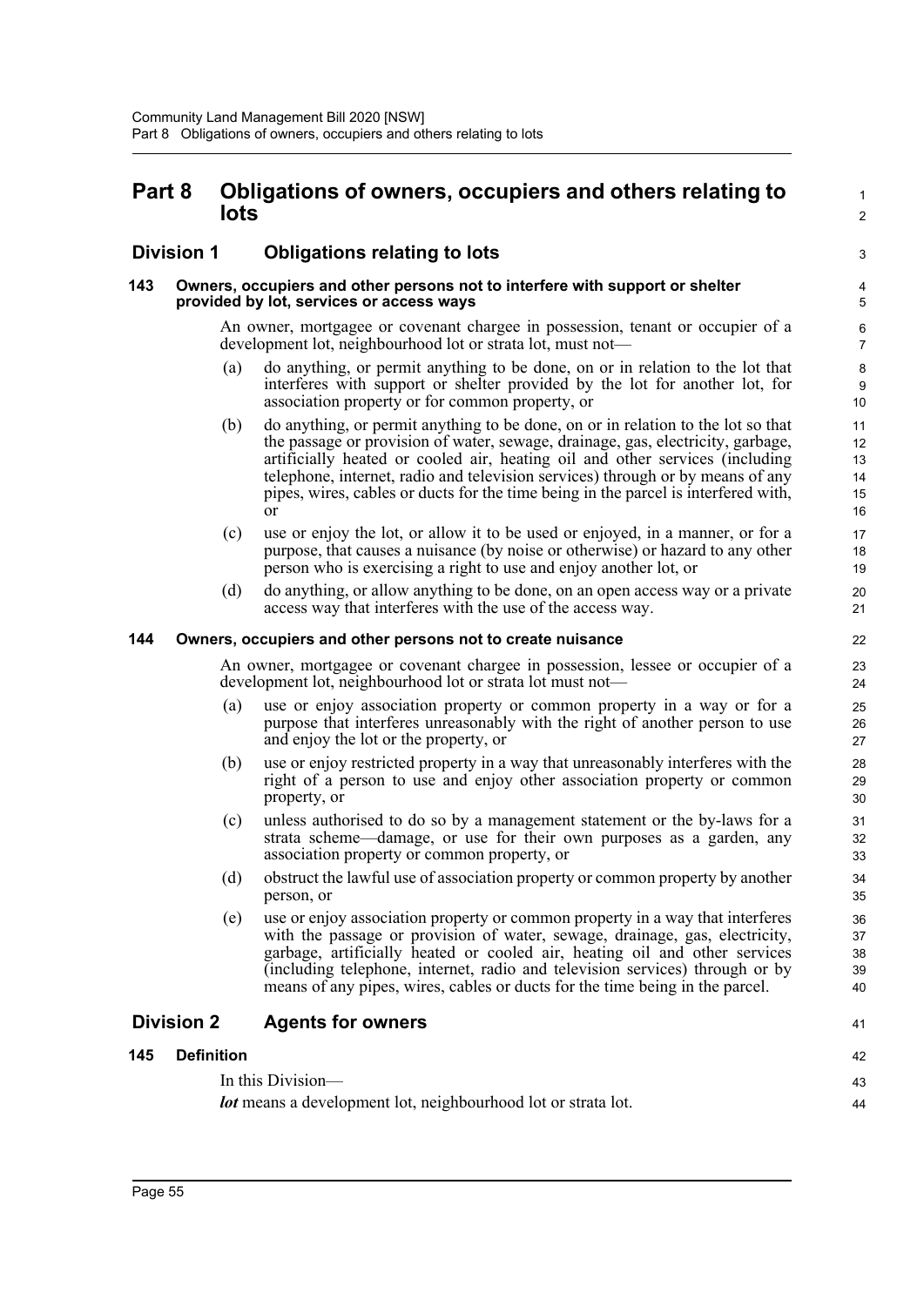# Part 8 Obligations of owners, occupiers and others relating to lots

## Division 1 Obligations relating to lots

### 143 Owners, occupiers and other persons not to interfere with support or shelter provided by lot, services or access ways

An owner, mortgagee or covenant chargee in possession, tenant or occupier of a development lot, neighbourhood lot or strata lot, must not—

(a) do anything, or permit anything to be done, on or in relation to the lot that interferes with support or shelter provided by the lot for another lot, for association property or for common property, or

(b) do anything, or permit anything to be done, on or in relation to the lot so that the passage or provision of water, sewage, drainage, gas, electricity, garbage, artificially heated or cooled air, heating oil and other services (including telephone, internet, radio and television services) through or by means of any pipes, wires, cables or ducts for the time being in the parcel is interfered with, or

(c) use or enjoy the lot, or allow it to be used or enjoyed, in a manner, or for a purpose, that causes a nuisance (by noise or otherwise) or hazard to any other person who is exercising a right to use and enjoy another lot, or

(d) do anything, or allow anything to be done, on an open access way or a private access way that interferes with the use of the access way.

### 144 Owners, occupiers and other persons not to create nuisance

An owner, mortgagee or covenant chargee in possession, lessee or occupier of a development lot, neighbourhood lot or strata lot must not—

(a) use or enjoy association property or common property in a way or for a purpose that interferes unreasonably with the right of another person to use and enjoy the lot or the property, or

(b) use or enjoy restricted property in a way that unreasonably interferes with the right of a person to use and enjoy other association property or common property, or

(c) unless authorised to do so by a management statement or the by-laws for a strata scheme—damage, or use for their own purposes as a garden, any association property or common property, or

(d) obstruct the lawful use of association property or common property by another person, or

(e) use or enjoy association property or common property in a way that interferes with the passage or provision of water, sewage, drainage, gas, electricity, garbage, artificially heated or cooled air, heating oil and other services (including telephone, internet, radio and television services) through or by means of any pipes, wires, cables or ducts for the time being in the parcel.

## Division 2 Agents for owners

### 145 Definition

In this Division—

***lot*** means a development lot, neighbourhood lot or strata lot.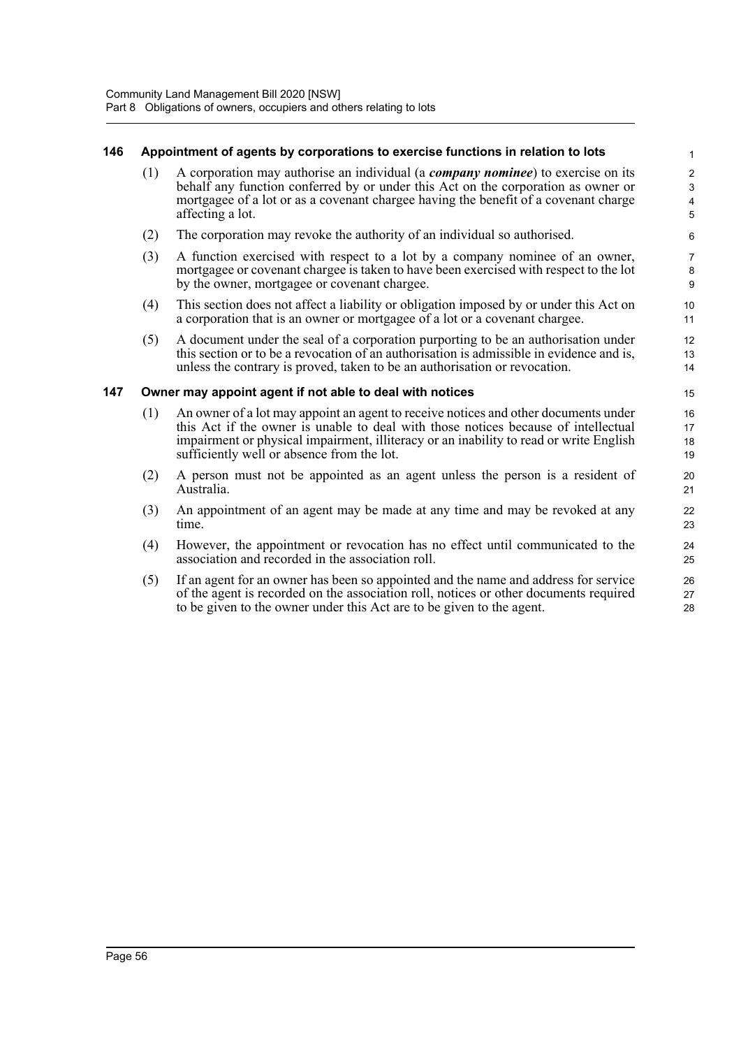### 146 Appointment of agents by corporations to exercise functions in relation to lots

(1) A corporation may authorise an individual (a ***company nominee***) to exercise on its behalf any function conferred by or under this Act on the corporation as owner or mortgagee of a lot or as a covenant chargee having the benefit of a covenant charge affecting a lot.

(2) The corporation may revoke the authority of an individual so authorised.

(3) A function exercised with respect to a lot by a company nominee of an owner, mortgagee or covenant chargee is taken to have been exercised with respect to the lot by the owner, mortgagee or covenant chargee.

(4) This section does not affect a liability or obligation imposed by or under this Act on a corporation that is an owner or mortgagee of a lot or a covenant chargee.

(5) A document under the seal of a corporation purporting to be an authorisation under this section or to be a revocation of an authorisation is admissible in evidence and is, unless the contrary is proved, taken to be an authorisation or revocation.

### 147 Owner may appoint agent if not able to deal with notices

(1) An owner of a lot may appoint an agent to receive notices and other documents under this Act if the owner is unable to deal with those notices because of intellectual impairment or physical impairment, illiteracy or an inability to read or write English sufficiently well or absence from the lot.

(2) A person must not be appointed as an agent unless the person is a resident of Australia.

(3) An appointment of an agent may be made at any time and may be revoked at any time.

(4) However, the appointment or revocation has no effect until communicated to the association and recorded in the association roll.

(5) If an agent for an owner has been so appointed and the name and address for service of the agent is recorded on the association roll, notices or other documents required to be given to the owner under this Act are to be given to the agent.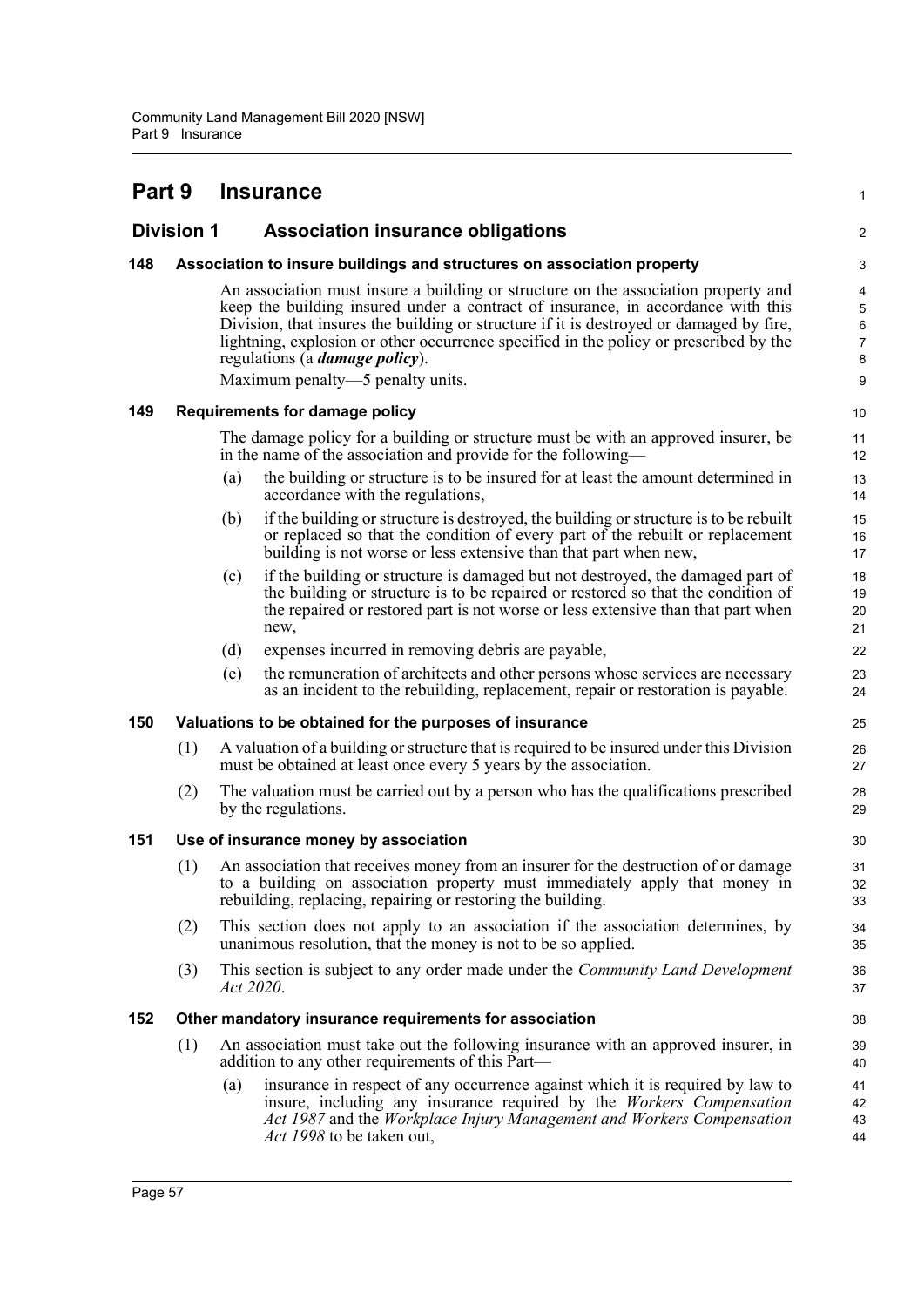# Part 9 Insurance

## Division 1 Association insurance obligations

### 148 Association to insure buildings and structures on association property

An association must insure a building or structure on the association property and keep the building insured under a contract of insurance, in accordance with this Division, that insures the building or structure if it is destroyed or damaged by fire, lightning, explosion or other occurrence specified in the policy or prescribed by the regulations (a ***damage policy***).

Maximum penalty—5 penalty units.

### 149 Requirements for damage policy

The damage policy for a building or structure must be with an approved insurer, be in the name of the association and provide for the following—

(a) the building or structure is to be insured for at least the amount determined in accordance with the regulations,

(b) if the building or structure is destroyed, the building or structure is to be rebuilt or replaced so that the condition of every part of the rebuilt or replacement building is not worse or less extensive than that part when new,

(c) if the building or structure is damaged but not destroyed, the damaged part of the building or structure is to be repaired or restored so that the condition of the repaired or restored part is not worse or less extensive than that part when new,

(d) expenses incurred in removing debris are payable,

(e) the remuneration of architects and other persons whose services are necessary as an incident to the rebuilding, replacement, repair or restoration is payable.

### 150 Valuations to be obtained for the purposes of insurance

(1) A valuation of a building or structure that is required to be insured under this Division must be obtained at least once every 5 years by the association.

(2) The valuation must be carried out by a person who has the qualifications prescribed by the regulations.

### 151 Use of insurance money by association

(1) An association that receives money from an insurer for the destruction of or damage to a building on association property must immediately apply that money in rebuilding, replacing, repairing or restoring the building.

(2) This section does not apply to an association if the association determines, by unanimous resolution, that the money is not to be so applied.

(3) This section is subject to any order made under the *Community Land Development Act 2020*.

### 152 Other mandatory insurance requirements for association

(1) An association must take out the following insurance with an approved insurer, in addition to any other requirements of this Part—

(a) insurance in respect of any occurrence against which it is required by law to insure, including any insurance required by the *Workers Compensation Act 1987* and the *Workplace Injury Management and Workers Compensation Act 1998* to be taken out,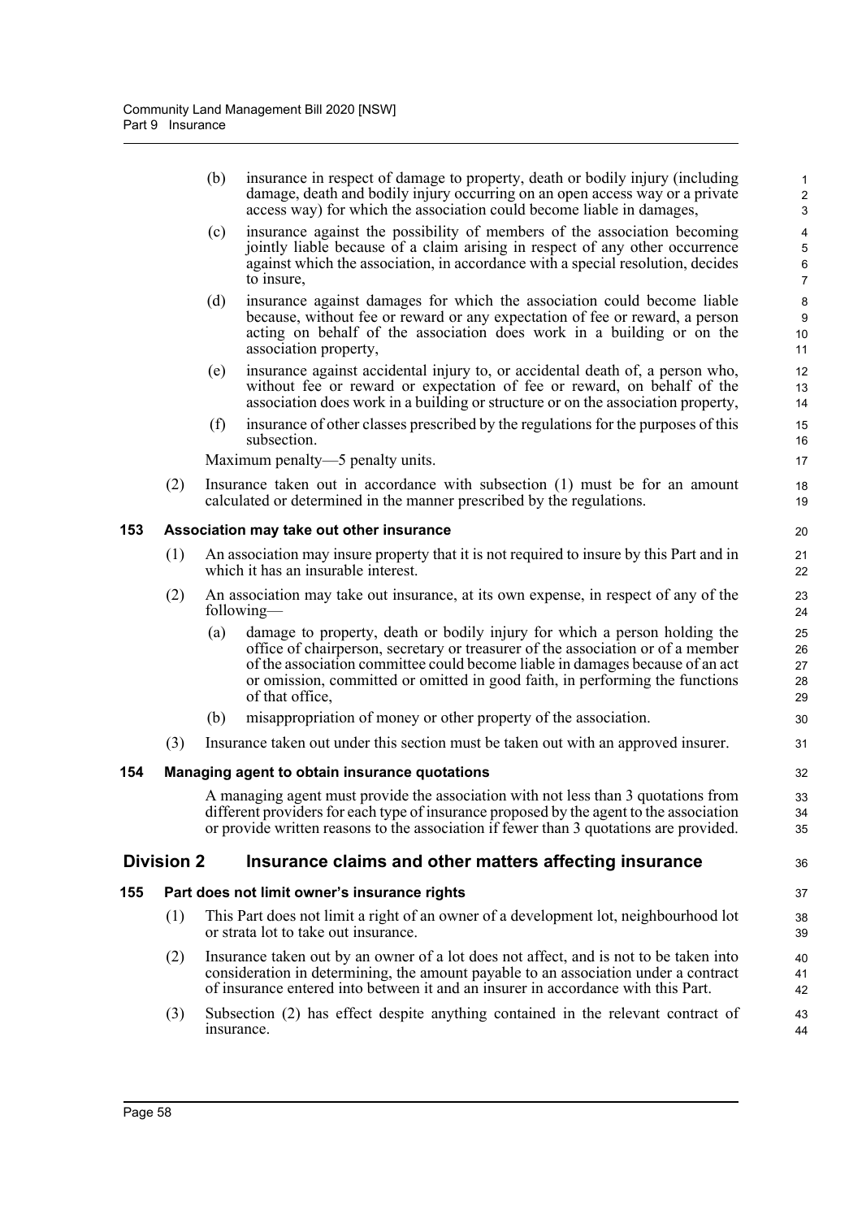(b) insurance in respect of damage to property, death or bodily injury (including damage, death and bodily injury occurring on an open access way or a private access way) for which the association could become liable in damages,

(c) insurance against the possibility of members of the association becoming jointly liable because of a claim arising in respect of any other occurrence against which the association, in accordance with a special resolution, decides to insure,

(d) insurance against damages for which the association could become liable because, without fee or reward or any expectation of fee or reward, a person acting on behalf of the association does work in a building or on the association property,

(e) insurance against accidental injury to, or accidental death of, a person who, without fee or reward or expectation of fee or reward, on behalf of the association does work in a building or structure or on the association property,

(f) insurance of other classes prescribed by the regulations for the purposes of this subsection.

Maximum penalty—5 penalty units.

(2) Insurance taken out in accordance with subsection (1) must be for an amount calculated or determined in the manner prescribed by the regulations.

### 153 Association may take out other insurance

(1) An association may insure property that it is not required to insure by this Part and in which it has an insurable interest.

(2) An association may take out insurance, at its own expense, in respect of any of the following—

(a) damage to property, death or bodily injury for which a person holding the office of chairperson, secretary or treasurer of the association or of a member of the association committee could become liable in damages because of an act or omission, committed or omitted in good faith, in performing the functions of that office,

(b) misappropriation of money or other property of the association.

(3) Insurance taken out under this section must be taken out with an approved insurer.

### 154 Managing agent to obtain insurance quotations

A managing agent must provide the association with not less than 3 quotations from different providers for each type of insurance proposed by the agent to the association or provide written reasons to the association if fewer than 3 quotations are provided.

## Division 2 Insurance claims and other matters affecting insurance

### 155 Part does not limit owner's insurance rights

(1) This Part does not limit a right of an owner of a development lot, neighbourhood lot or strata lot to take out insurance.

(2) Insurance taken out by an owner of a lot does not affect, and is not to be taken into consideration in determining, the amount payable to an association under a contract of insurance entered into between it and an insurer in accordance with this Part.

(3) Subsection (2) has effect despite anything contained in the relevant contract of insurance.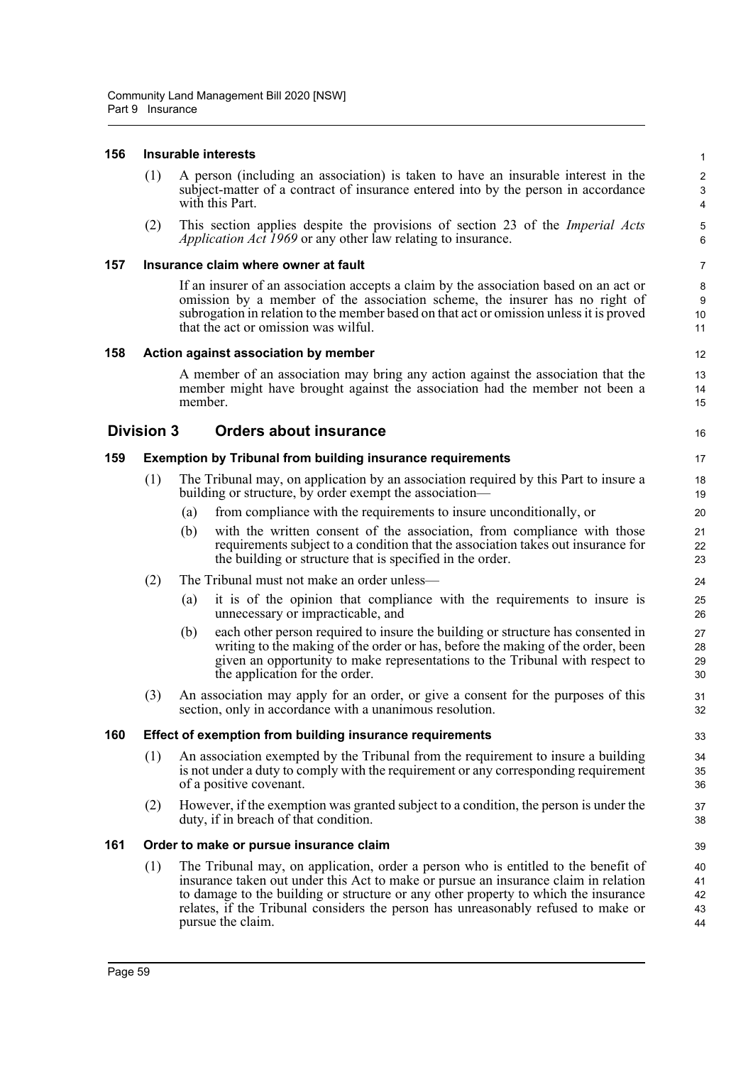### 156 Insurable interests

(1) A person (including an association) is taken to have an insurable interest in the subject-matter of a contract of insurance entered into by the person in accordance with this Part.

(2) This section applies despite the provisions of section 23 of the *Imperial Acts Application Act 1969* or any other law relating to insurance.

### 157 Insurance claim where owner at fault

If an insurer of an association accepts a claim by the association based on an act or omission by a member of the association scheme, the insurer has no right of subrogation in relation to the member based on that act or omission unless it is proved that the act or omission was wilful.

### 158 Action against association by member

A member of an association may bring any action against the association that the member might have brought against the association had the member not been a member.

## Division 3 Orders about insurance

### 159 Exemption by Tribunal from building insurance requirements

(1) The Tribunal may, on application by an association required by this Part to insure a building or structure, by order exempt the association—

(a) from compliance with the requirements to insure unconditionally, or

(b) with the written consent of the association, from compliance with those requirements subject to a condition that the association takes out insurance for the building or structure that is specified in the order.

(2) The Tribunal must not make an order unless—

(a) it is of the opinion that compliance with the requirements to insure is unnecessary or impracticable, and

(b) each other person required to insure the building or structure has consented in writing to the making of the order or has, before the making of the order, been given an opportunity to make representations to the Tribunal with respect to the application for the order.

(3) An association may apply for an order, or give a consent for the purposes of this section, only in accordance with a unanimous resolution.

### 160 Effect of exemption from building insurance requirements

(1) An association exempted by the Tribunal from the requirement to insure a building is not under a duty to comply with the requirement or any corresponding requirement of a positive covenant.

(2) However, if the exemption was granted subject to a condition, the person is under the duty, if in breach of that condition.

### 161 Order to make or pursue insurance claim

(1) The Tribunal may, on application, order a person who is entitled to the benefit of insurance taken out under this Act to make or pursue an insurance claim in relation to damage to the building or structure or any other property to which the insurance relates, if the Tribunal considers the person has unreasonably refused to make or pursue the claim.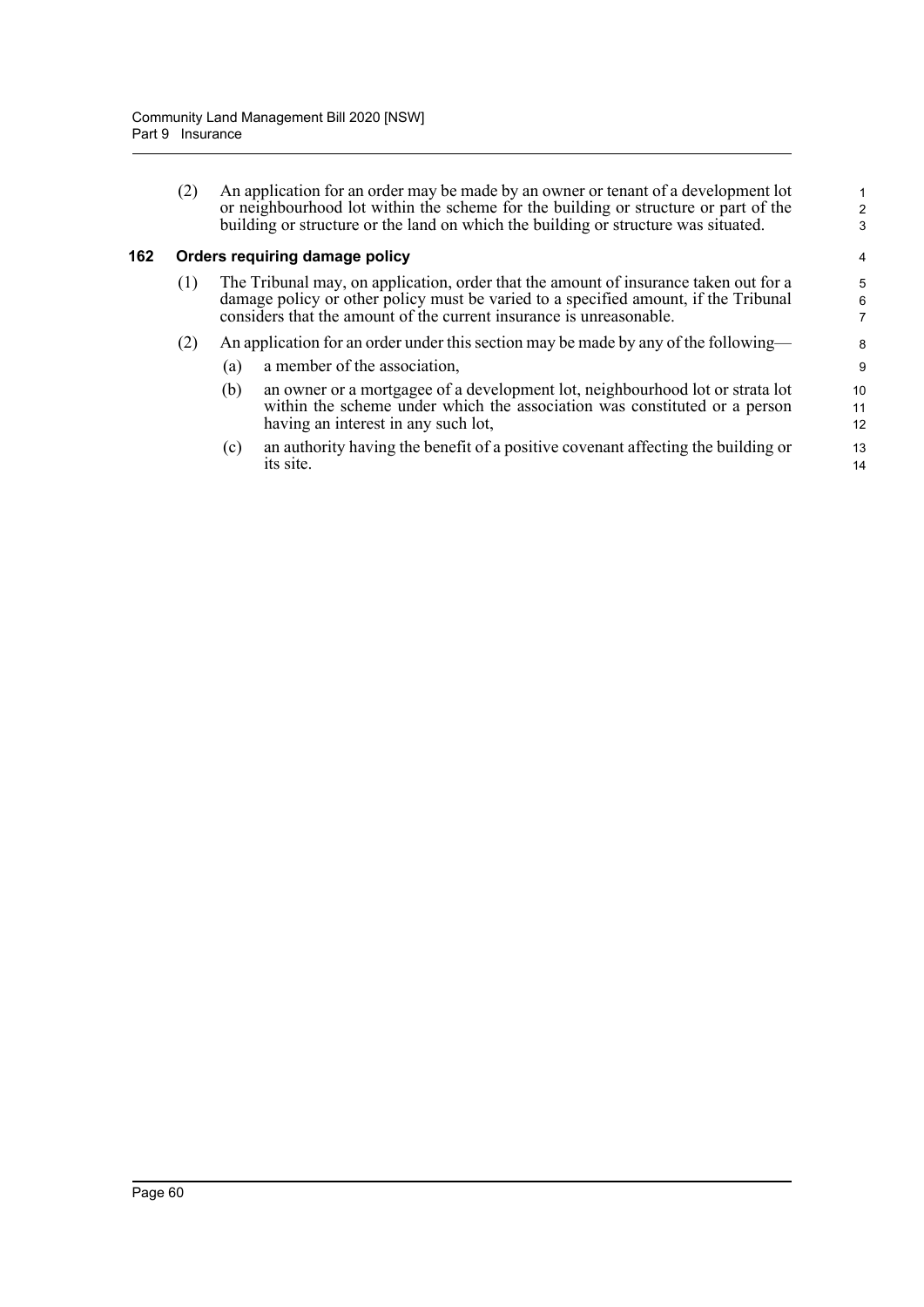(2) An application for an order may be made by an owner or tenant of a development lot or neighbourhood lot within the scheme for the building or structure or part of the building or structure or the land on which the building or structure was situated.

### 162 Orders requiring damage policy

(1) The Tribunal may, on application, order that the amount of insurance taken out for a damage policy or other policy must be varied to a specified amount, if the Tribunal considers that the amount of the current insurance is unreasonable.

(2) An application for an order under this section may be made by any of the following—

(a) a member of the association,

(b) an owner or a mortgagee of a development lot, neighbourhood lot or strata lot within the scheme under which the association was constituted or a person having an interest in any such lot,

(c) an authority having the benefit of a positive covenant affecting the building or its site.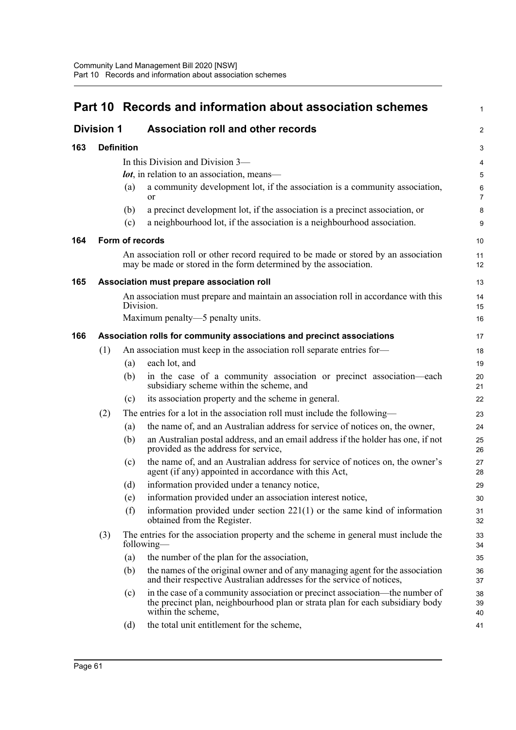# Part 10 Records and information about association schemes

## Division 1 Association roll and other records

### 163 Definition

In this Division and Division 3—

***lot***, in relation to an association, means—

(a) a community development lot, if the association is a community association, or

(b) a precinct development lot, if the association is a precinct association, or

(c) a neighbourhood lot, if the association is a neighbourhood association.

### 164 Form of records

An association roll or other record required to be made or stored by an association may be made or stored in the form determined by the association.

### 165 Association must prepare association roll

An association must prepare and maintain an association roll in accordance with this Division.

Maximum penalty—5 penalty units.

### 166 Association rolls for community associations and precinct associations

(1) An association must keep in the association roll separate entries for—

(a) each lot, and

(b) in the case of a community association or precinct association—each subsidiary scheme within the scheme, and

(c) its association property and the scheme in general.

(2) The entries for a lot in the association roll must include the following—

(a) the name of, and an Australian address for service of notices on, the owner,

(b) an Australian postal address, and an email address if the holder has one, if not provided as the address for service,

(c) the name of, and an Australian address for service of notices on, the owner's agent (if any) appointed in accordance with this Act,

(d) information provided under a tenancy notice,

(e) information provided under an association interest notice,

(f) information provided under section 221(1) or the same kind of information obtained from the Register.

(3) The entries for the association property and the scheme in general must include the following—

(a) the number of the plan for the association,

(b) the names of the original owner and of any managing agent for the association and their respective Australian addresses for the service of notices,

(c) in the case of a community association or precinct association—the number of the precinct plan, neighbourhood plan or strata plan for each subsidiary body within the scheme,

(d) the total unit entitlement for the scheme,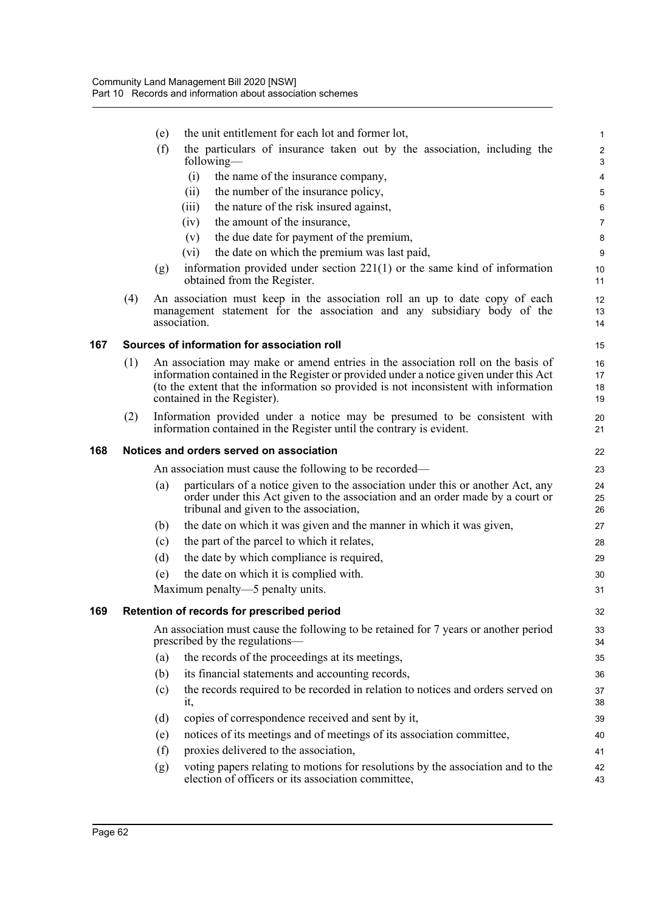(e) the unit entitlement for each lot and former lot,

(f) the particulars of insurance taken out by the association, including the following—

(i) the name of the insurance company,

(ii) the number of the insurance policy,

(iii) the nature of the risk insured against,

(iv) the amount of the insurance,

(v) the due date for payment of the premium,

(vi) the date on which the premium was last paid,

(g) information provided under section 221(1) or the same kind of information obtained from the Register.

(4) An association must keep in the association roll an up to date copy of each management statement for the association and any subsidiary body of the association.

### 167 Sources of information for association roll

(1) An association may make or amend entries in the association roll on the basis of information contained in the Register or provided under a notice given under this Act (to the extent that the information so provided is not inconsistent with information contained in the Register).

(2) Information provided under a notice may be presumed to be consistent with information contained in the Register until the contrary is evident.

### 168 Notices and orders served on association

An association must cause the following to be recorded—

(a) particulars of a notice given to the association under this or another Act, any order under this Act given to the association and an order made by a court or tribunal and given to the association,

(b) the date on which it was given and the manner in which it was given,

(c) the part of the parcel to which it relates,

(d) the date by which compliance is required,

(e) the date on which it is complied with.

Maximum penalty—5 penalty units.

### 169 Retention of records for prescribed period

An association must cause the following to be retained for 7 years or another period prescribed by the regulations—

(a) the records of the proceedings at its meetings,

(b) its financial statements and accounting records,

(c) the records required to be recorded in relation to notices and orders served on it,

(d) copies of correspondence received and sent by it,

(e) notices of its meetings and of meetings of its association committee,

(f) proxies delivered to the association,

(g) voting papers relating to motions for resolutions by the association and to the election of officers or its association committee,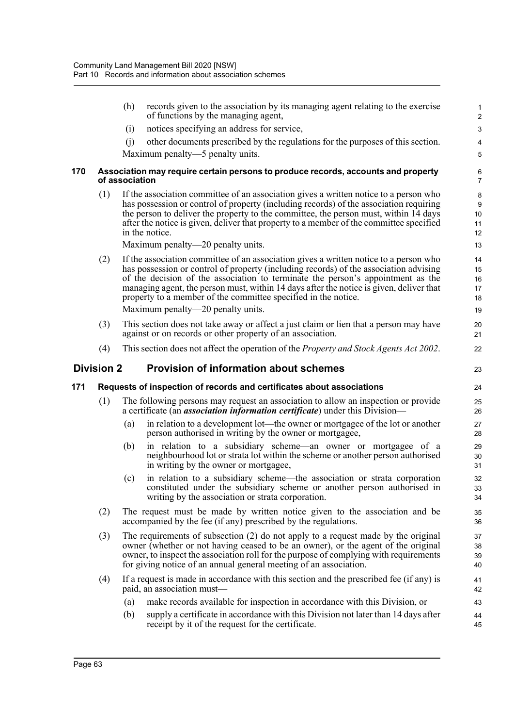(h) records given to the association by its managing agent relating to the exercise of functions by the managing agent,

(i) notices specifying an address for service,

(j) other documents prescribed by the regulations for the purposes of this section.

Maximum penalty—5 penalty units.

### 170 Association may require certain persons to produce records, accounts and property of association

(1) If the association committee of an association gives a written notice to a person who has possession or control of property (including records) of the association requiring the person to deliver the property to the committee, the person must, within 14 days after the notice is given, deliver that property to a member of the committee specified in the notice.

Maximum penalty—20 penalty units.

(2) If the association committee of an association gives a written notice to a person who has possession or control of property (including records) of the association advising of the decision of the association to terminate the person's appointment as the managing agent, the person must, within 14 days after the notice is given, deliver that property to a member of the committee specified in the notice.

Maximum penalty—20 penalty units.

(3) This section does not take away or affect a just claim or lien that a person may have against or on records or other property of an association.

(4) This section does not affect the operation of the *Property and Stock Agents Act 2002*.

## Division 2 Provision of information about schemes

### 171 Requests of inspection of records and certificates about associations

(1) The following persons may request an association to allow an inspection or provide a certificate (an ***association information certificate***) under this Division—

(a) in relation to a development lot—the owner or mortgagee of the lot or another person authorised in writing by the owner or mortgagee,

(b) in relation to a subsidiary scheme—an owner or mortgagee of a neighbourhood lot or strata lot within the scheme or another person authorised in writing by the owner or mortgagee,

(c) in relation to a subsidiary scheme—the association or strata corporation constituted under the subsidiary scheme or another person authorised in writing by the association or strata corporation.

(2) The request must be made by written notice given to the association and be accompanied by the fee (if any) prescribed by the regulations.

(3) The requirements of subsection (2) do not apply to a request made by the original owner (whether or not having ceased to be an owner), or the agent of the original owner, to inspect the association roll for the purpose of complying with requirements for giving notice of an annual general meeting of an association.

(4) If a request is made in accordance with this section and the prescribed fee (if any) is paid, an association must—

(a) make records available for inspection in accordance with this Division, or

(b) supply a certificate in accordance with this Division not later than 14 days after receipt by it of the request for the certificate.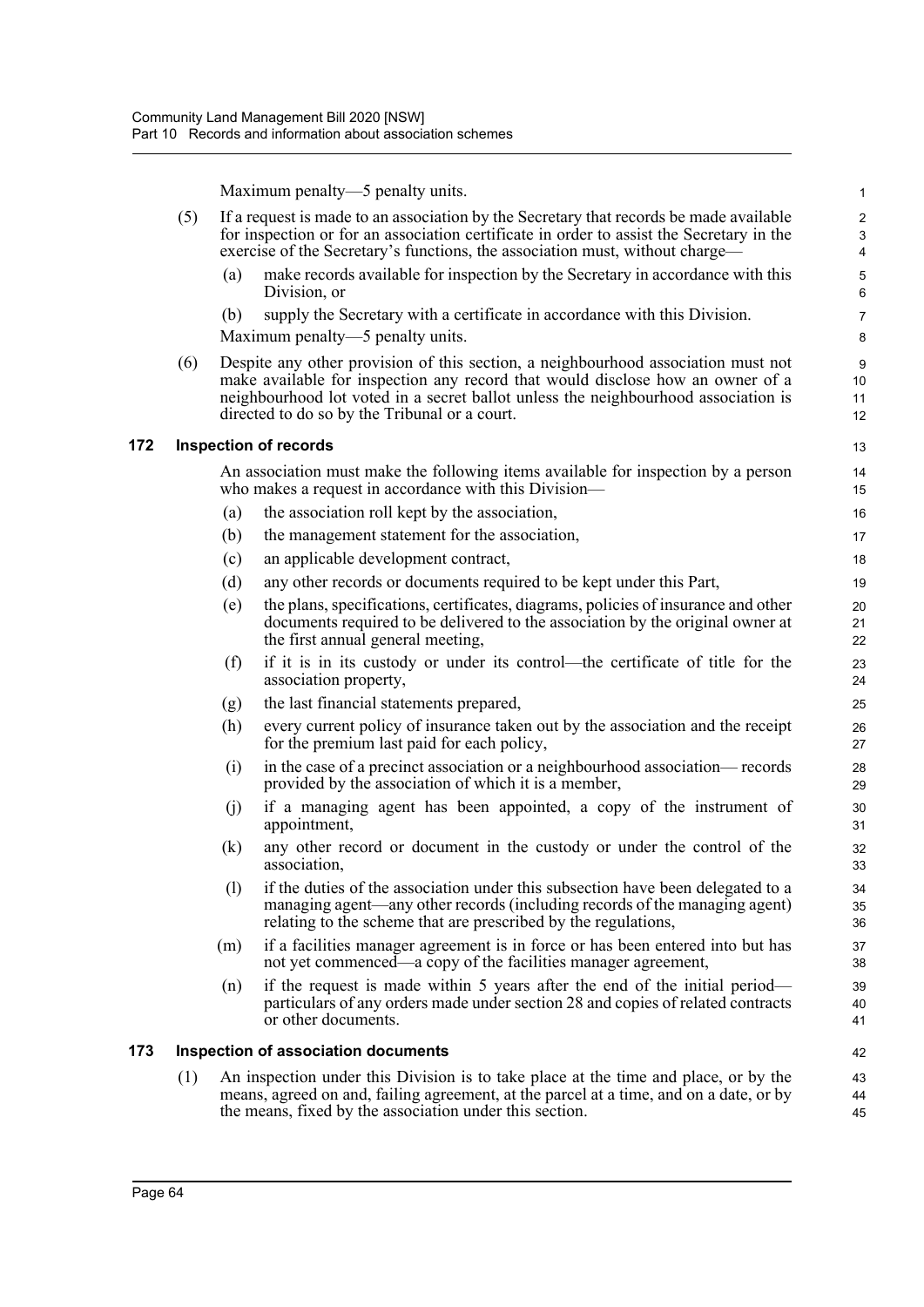Maximum penalty—5 penalty units.

(5) If a request is made to an association by the Secretary that records be made available for inspection or for an association certificate in order to assist the Secretary in the exercise of the Secretary's functions, the association must, without charge—

(a) make records available for inspection by the Secretary in accordance with this Division, or

(b) supply the Secretary with a certificate in accordance with this Division.

Maximum penalty—5 penalty units.

(6) Despite any other provision of this section, a neighbourhood association must not make available for inspection any record that would disclose how an owner of a neighbourhood lot voted in a secret ballot unless the neighbourhood association is directed to do so by the Tribunal or a court.

## 172 Inspection of records

An association must make the following items available for inspection by a person who makes a request in accordance with this Division—

(a) the association roll kept by the association,

(b) the management statement for the association,

(c) an applicable development contract,

(d) any other records or documents required to be kept under this Part,

(e) the plans, specifications, certificates, diagrams, policies of insurance and other documents required to be delivered to the association by the original owner at the first annual general meeting,

(f) if it is in its custody or under its control—the certificate of title for the association property,

(g) the last financial statements prepared,

(h) every current policy of insurance taken out by the association and the receipt for the premium last paid for each policy,

(i) in the case of a precinct association or a neighbourhood association— records provided by the association of which it is a member,

(j) if a managing agent has been appointed, a copy of the instrument of appointment,

(k) any other record or document in the custody or under the control of the association,

(l) if the duties of the association under this subsection have been delegated to a managing agent—any other records (including records of the managing agent) relating to the scheme that are prescribed by the regulations,

(m) if a facilities manager agreement is in force or has been entered into but has not yet commenced—a copy of the facilities manager agreement,

(n) if the request is made within 5 years after the end of the initial period—particulars of any orders made under section 28 and copies of related contracts or other documents.

## 173 Inspection of association documents

(1) An inspection under this Division is to take place at the time and place, or by the means, agreed on and, failing agreement, at the parcel at a time, and on a date, or by the means, fixed by the association under this section.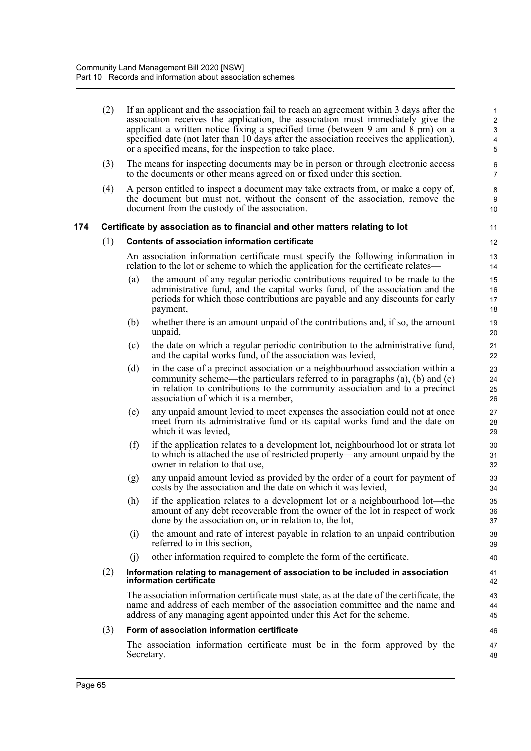(2) If an applicant and the association fail to reach an agreement within 3 days after the association receives the application, the association must immediately give the applicant a written notice fixing a specified time (between 9 am and 8 pm) on a specified date (not later than 10 days after the association receives the application), or a specified means, for the inspection to take place.

(3) The means for inspecting documents may be in person or through electronic access to the documents or other means agreed on or fixed under this section.

(4) A person entitled to inspect a document may take extracts from, or make a copy of, the document but must not, without the consent of the association, remove the document from the custody of the association.

## 174 Certificate by association as to financial and other matters relating to lot

### (1) Contents of association information certificate

An association information certificate must specify the following information in relation to the lot or scheme to which the application for the certificate relates—

(a) the amount of any regular periodic contributions required to be made to the administrative fund, and the capital works fund, of the association and the periods for which those contributions are payable and any discounts for early payment,

(b) whether there is an amount unpaid of the contributions and, if so, the amount unpaid,

(c) the date on which a regular periodic contribution to the administrative fund, and the capital works fund, of the association was levied,

(d) in the case of a precinct association or a neighbourhood association within a community scheme—the particulars referred to in paragraphs (a), (b) and (c) in relation to contributions to the community association and to a precinct association of which it is a member,

(e) any unpaid amount levied to meet expenses the association could not at once meet from its administrative fund or its capital works fund and the date on which it was levied,

(f) if the application relates to a development lot, neighbourhood lot or strata lot to which is attached the use of restricted property—any amount unpaid by the owner in relation to that use,

(g) any unpaid amount levied as provided by the order of a court for payment of costs by the association and the date on which it was levied,

(h) if the application relates to a development lot or a neighbourhood lot—the amount of any debt recoverable from the owner of the lot in respect of work done by the association on, or in relation to, the lot,

(i) the amount and rate of interest payable in relation to an unpaid contribution referred to in this section,

(j) other information required to complete the form of the certificate.

### (2) Information relating to management of association to be included in association information certificate

The association information certificate must state, as at the date of the certificate, the name and address of each member of the association committee and the name and address of any managing agent appointed under this Act for the scheme.

### (3) Form of association information certificate

The association information certificate must be in the form approved by the Secretary.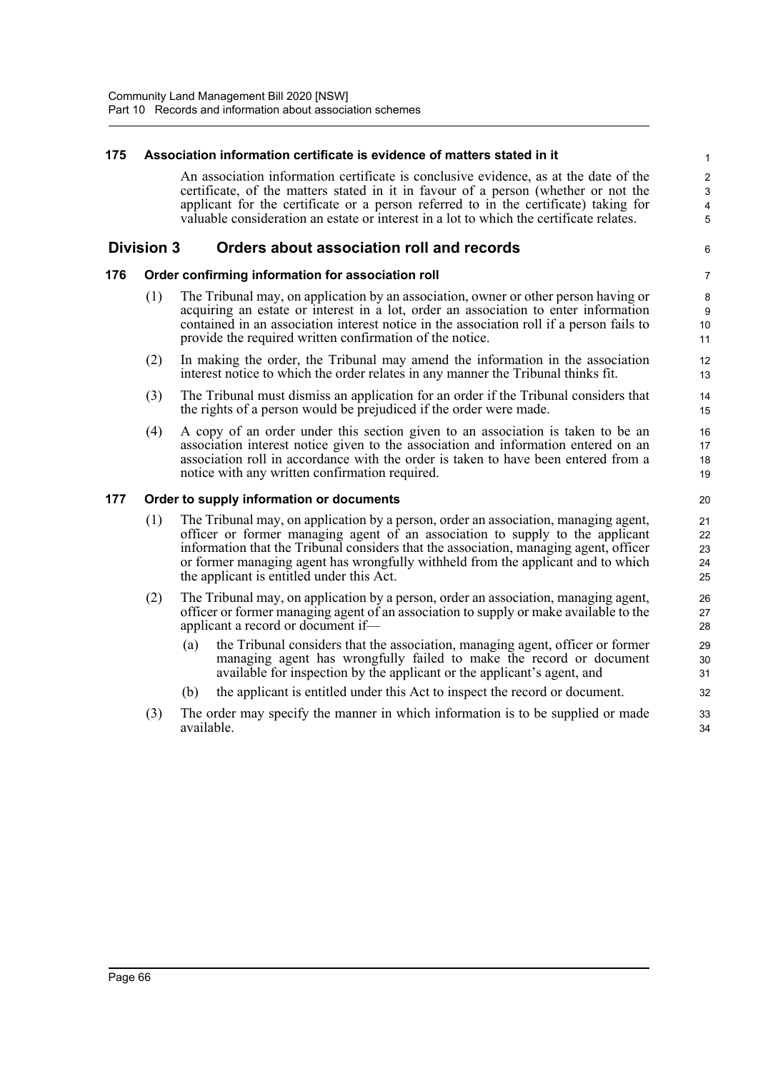#### 175 Association information certificate is evidence of matters stated in it

An association information certificate is conclusive evidence, as at the date of the certificate, of the matters stated in it in favour of a person (whether or not the applicant for the certificate or a person referred to in the certificate) taking for valuable consideration an estate or interest in a lot to which the certificate relates.

### Division 3 Orders about association roll and records

#### 176 Order confirming information for association roll

(1) The Tribunal may, on application by an association, owner or other person having or acquiring an estate or interest in a lot, order an association to enter information contained in an association interest notice in the association roll if a person fails to provide the required written confirmation of the notice.

(2) In making the order, the Tribunal may amend the information in the association interest notice to which the order relates in any manner the Tribunal thinks fit.

(3) The Tribunal must dismiss an application for an order if the Tribunal considers that the rights of a person would be prejudiced if the order were made.

(4) A copy of an order under this section given to an association is taken to be an association interest notice given to the association and information entered on an association roll in accordance with the order is taken to have been entered from a notice with any written confirmation required.

#### 177 Order to supply information or documents

(1) The Tribunal may, on application by a person, order an association, managing agent, officer or former managing agent of an association to supply to the applicant information that the Tribunal considers that the association, managing agent, officer or former managing agent has wrongfully withheld from the applicant and to which the applicant is entitled under this Act.

(2) The Tribunal may, on application by a person, order an association, managing agent, officer or former managing agent of an association to supply or make available to the applicant a record or document if—

(a) the Tribunal considers that the association, managing agent, officer or former managing agent has wrongfully failed to make the record or document available for inspection by the applicant or the applicant's agent, and

(b) the applicant is entitled under this Act to inspect the record or document.

(3) The order may specify the manner in which information is to be supplied or made available.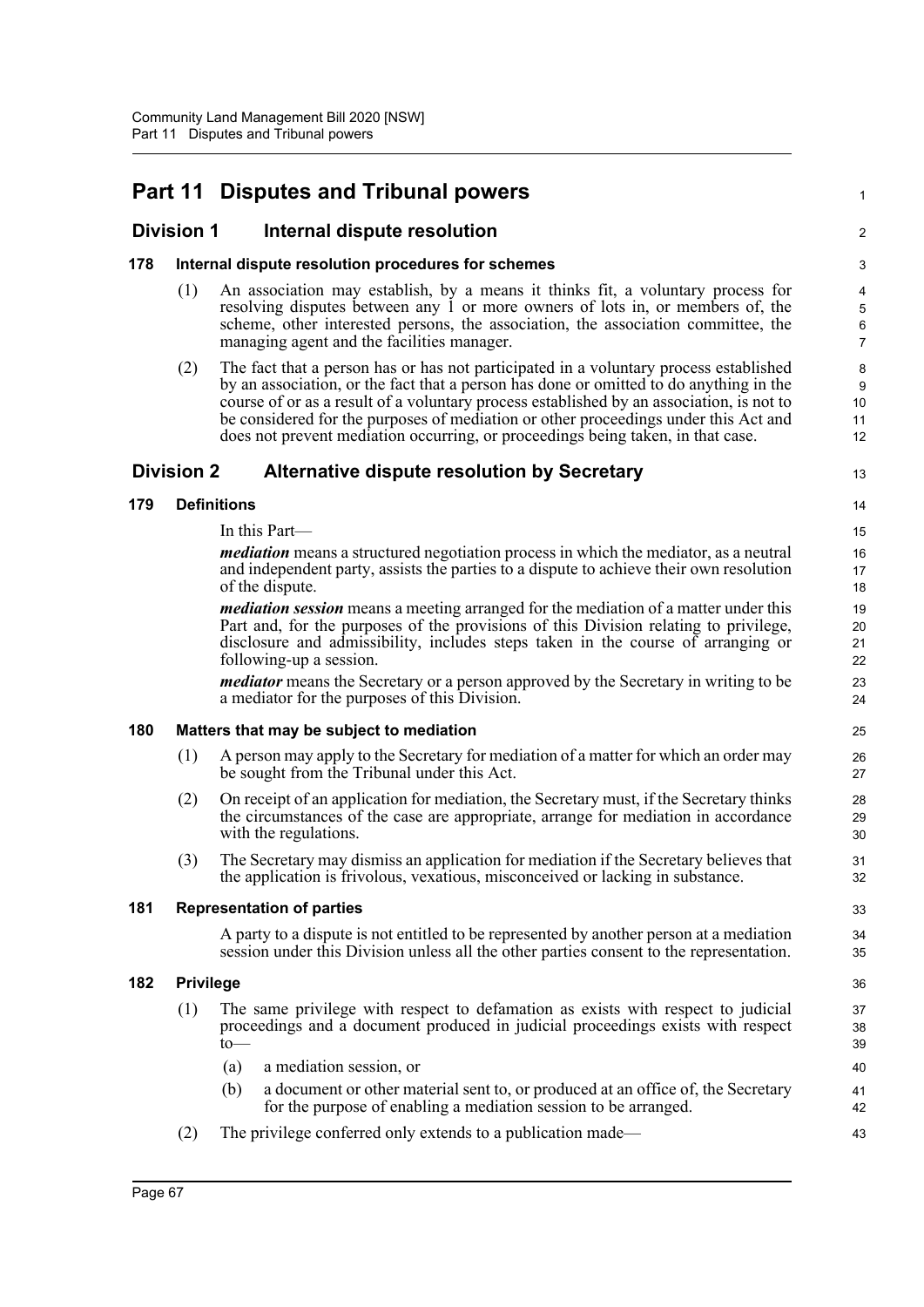# Part 11 Disputes and Tribunal powers

## Division 1 Internal dispute resolution

### 178 Internal dispute resolution procedures for schemes

(1) An association may establish, by a means it thinks fit, a voluntary process for resolving disputes between any 1 or more owners of lots in, or members of, the scheme, other interested persons, the association, the association committee, the managing agent and the facilities manager.

(2) The fact that a person has or has not participated in a voluntary process established by an association, or the fact that a person has done or omitted to do anything in the course of or as a result of a voluntary process established by an association, is not to be considered for the purposes of mediation or other proceedings under this Act and does not prevent mediation occurring, or proceedings being taken, in that case.

## Division 2 Alternative dispute resolution by Secretary

### 179 Definitions

In this Part—

***mediation*** means a structured negotiation process in which the mediator, as a neutral and independent party, assists the parties to a dispute to achieve their own resolution of the dispute.

***mediation session*** means a meeting arranged for the mediation of a matter under this Part and, for the purposes of the provisions of this Division relating to privilege, disclosure and admissibility, includes steps taken in the course of arranging or following-up a session.

***mediator*** means the Secretary or a person approved by the Secretary in writing to be a mediator for the purposes of this Division.

### 180 Matters that may be subject to mediation

(1) A person may apply to the Secretary for mediation of a matter for which an order may be sought from the Tribunal under this Act.

(2) On receipt of an application for mediation, the Secretary must, if the Secretary thinks the circumstances of the case are appropriate, arrange for mediation in accordance with the regulations.

(3) The Secretary may dismiss an application for mediation if the Secretary believes that the application is frivolous, vexatious, misconceived or lacking in substance.

### 181 Representation of parties

A party to a dispute is not entitled to be represented by another person at a mediation session under this Division unless all the other parties consent to the representation.

### 182 Privilege

(1) The same privilege with respect to defamation as exists with respect to judicial proceedings and a document produced in judicial proceedings exists with respect to—

(a) a mediation session, or

(b) a document or other material sent to, or produced at an office of, the Secretary for the purpose of enabling a mediation session to be arranged.

(2) The privilege conferred only extends to a publication made—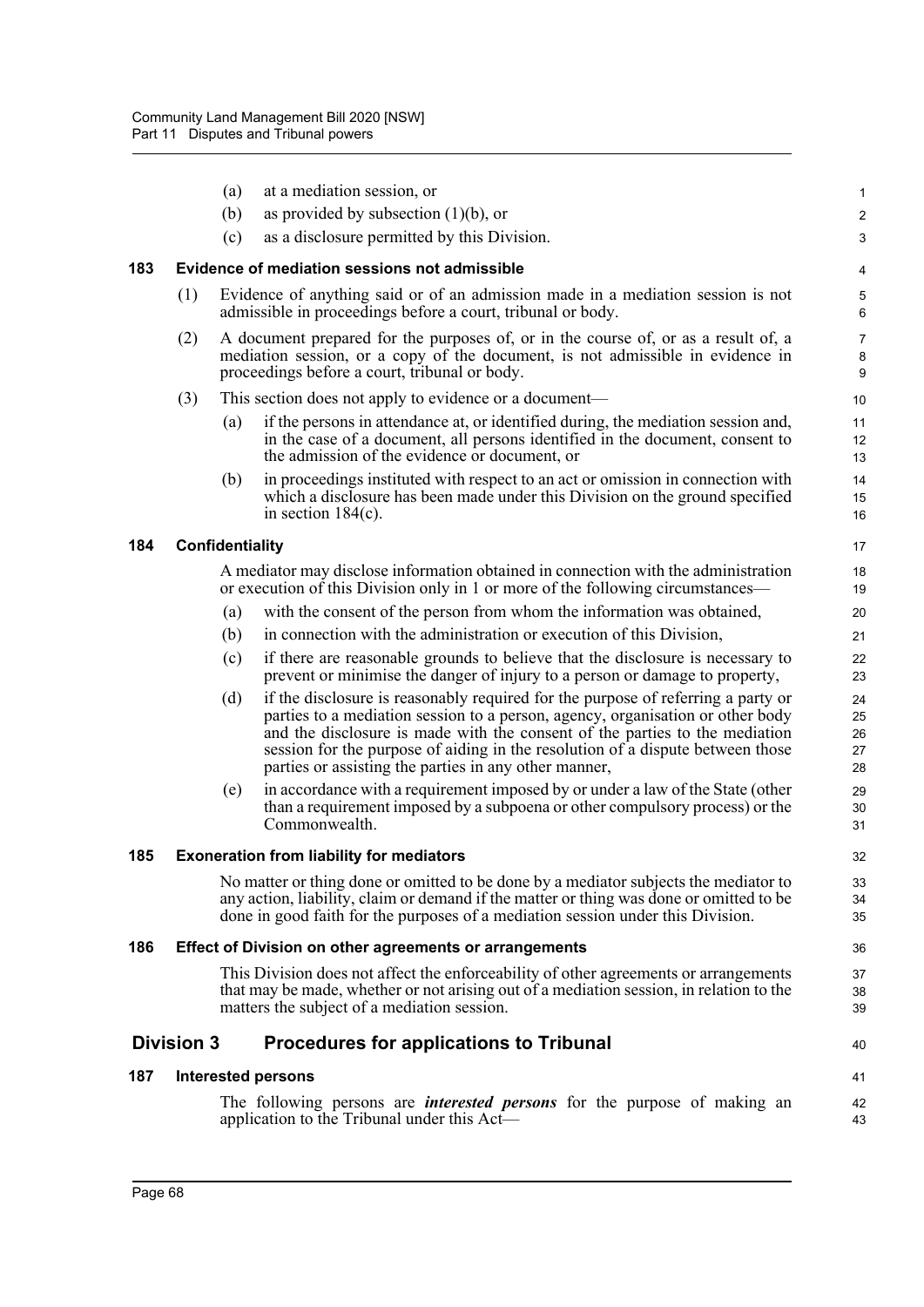(a) at a mediation session, or

(b) as provided by subsection (1)(b), or

(c) as a disclosure permitted by this Division.

### 183 Evidence of mediation sessions not admissible

(1) Evidence of anything said or of an admission made in a mediation session is not admissible in proceedings before a court, tribunal or body.

(2) A document prepared for the purposes of, or in the course of, or as a result of, a mediation session, or a copy of the document, is not admissible in evidence in proceedings before a court, tribunal or body.

(3) This section does not apply to evidence or a document—

(a) if the persons in attendance at, or identified during, the mediation session and, in the case of a document, all persons identified in the document, consent to the admission of the evidence or document, or

(b) in proceedings instituted with respect to an act or omission in connection with which a disclosure has been made under this Division on the ground specified in section 184(c).

### 184 Confidentiality

A mediator may disclose information obtained in connection with the administration or execution of this Division only in 1 or more of the following circumstances—

(a) with the consent of the person from whom the information was obtained,

(b) in connection with the administration or execution of this Division,

(c) if there are reasonable grounds to believe that the disclosure is necessary to prevent or minimise the danger of injury to a person or damage to property,

(d) if the disclosure is reasonably required for the purpose of referring a party or parties to a mediation session to a person, agency, organisation or other body and the disclosure is made with the consent of the parties to the mediation session for the purpose of aiding in the resolution of a dispute between those parties or assisting the parties in any other manner,

(e) in accordance with a requirement imposed by or under a law of the State (other than a requirement imposed by a subpoena or other compulsory process) or the Commonwealth.

### 185 Exoneration from liability for mediators

No matter or thing done or omitted to be done by a mediator subjects the mediator to any action, liability, claim or demand if the matter or thing was done or omitted to be done in good faith for the purposes of a mediation session under this Division.

### 186 Effect of Division on other agreements or arrangements

This Division does not affect the enforceability of other agreements or arrangements that may be made, whether or not arising out of a mediation session, in relation to the matters the subject of a mediation session.

## Division 3 Procedures for applications to Tribunal

### 187 Interested persons

The following persons are ***interested persons*** for the purpose of making an application to the Tribunal under this Act—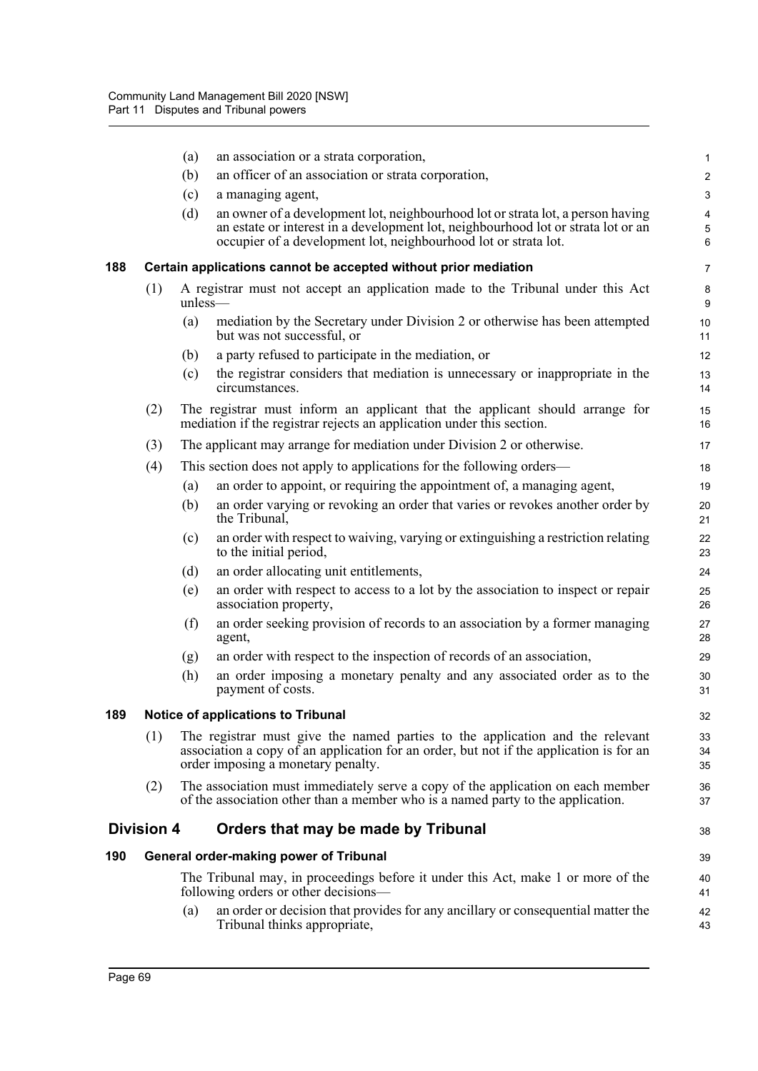(a) an association or a strata corporation,

(b) an officer of an association or strata corporation,

(c) a managing agent,

(d) an owner of a development lot, neighbourhood lot or strata lot, a person having an estate or interest in a development lot, neighbourhood lot or strata lot or an occupier of a development lot, neighbourhood lot or strata lot.

### 188 Certain applications cannot be accepted without prior mediation

(1) A registrar must not accept an application made to the Tribunal under this Act unless—

(a) mediation by the Secretary under Division 2 or otherwise has been attempted but was not successful, or

(b) a party refused to participate in the mediation, or

(c) the registrar considers that mediation is unnecessary or inappropriate in the circumstances.

(2) The registrar must inform an applicant that the applicant should arrange for mediation if the registrar rejects an application under this section.

(3) The applicant may arrange for mediation under Division 2 or otherwise.

(4) This section does not apply to applications for the following orders—

(a) an order to appoint, or requiring the appointment of, a managing agent,

(b) an order varying or revoking an order that varies or revokes another order by the Tribunal,

(c) an order with respect to waiving, varying or extinguishing a restriction relating to the initial period,

(d) an order allocating unit entitlements,

(e) an order with respect to access to a lot by the association to inspect or repair association property,

(f) an order seeking provision of records to an association by a former managing agent,

(g) an order with respect to the inspection of records of an association,

(h) an order imposing a monetary penalty and any associated order as to the payment of costs.

### 189 Notice of applications to Tribunal

(1) The registrar must give the named parties to the application and the relevant association a copy of an application for an order, but not if the application is for an order imposing a monetary penalty.

(2) The association must immediately serve a copy of the application on each member of the association other than a member who is a named party to the application.

## Division 4 Orders that may be made by Tribunal

### 190 General order-making power of Tribunal

The Tribunal may, in proceedings before it under this Act, make 1 or more of the following orders or other decisions—

(a) an order or decision that provides for any ancillary or consequential matter the Tribunal thinks appropriate,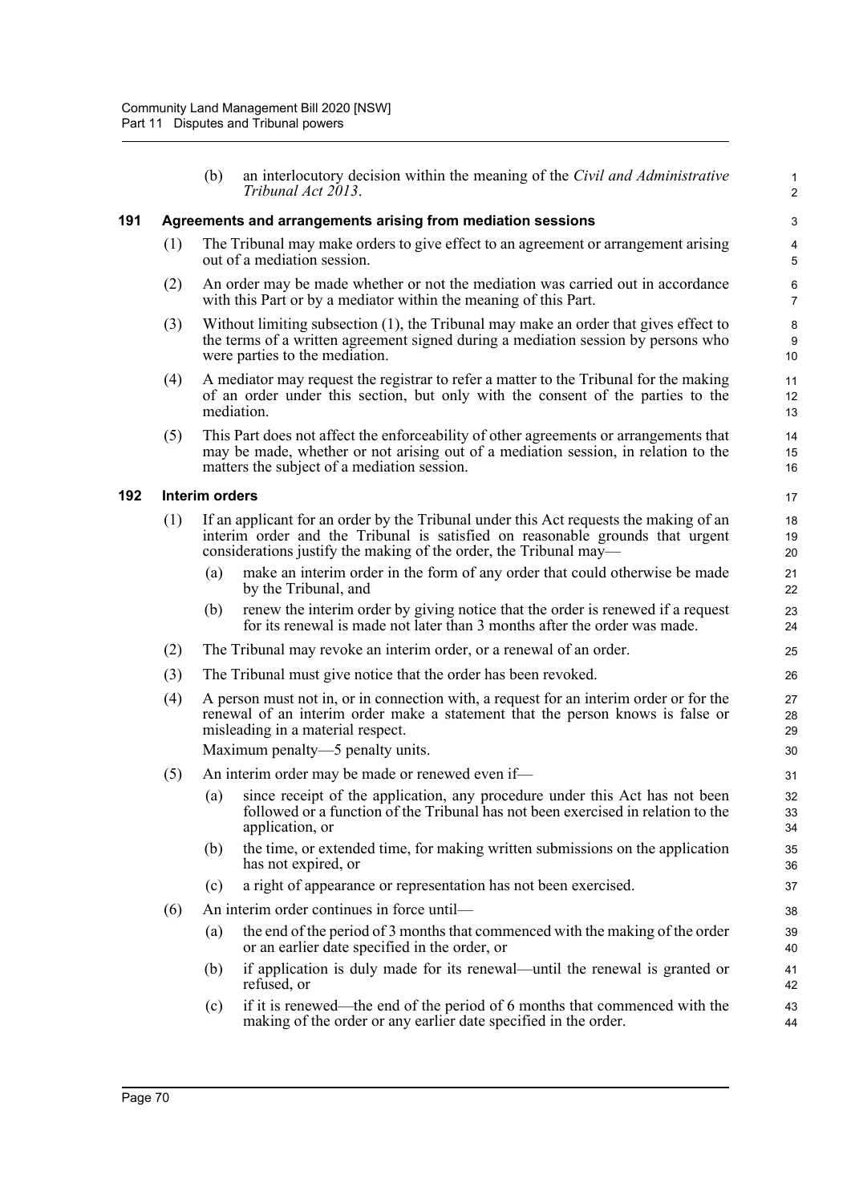(b) an interlocutory decision within the meaning of the *Civil and Administrative Tribunal Act 2013*.

### 191 Agreements and arrangements arising from mediation sessions

(1) The Tribunal may make orders to give effect to an agreement or arrangement arising out of a mediation session.

(2) An order may be made whether or not the mediation was carried out in accordance with this Part or by a mediator within the meaning of this Part.

(3) Without limiting subsection (1), the Tribunal may make an order that gives effect to the terms of a written agreement signed during a mediation session by persons who were parties to the mediation.

(4) A mediator may request the registrar to refer a matter to the Tribunal for the making of an order under this section, but only with the consent of the parties to the mediation.

(5) This Part does not affect the enforceability of other agreements or arrangements that may be made, whether or not arising out of a mediation session, in relation to the matters the subject of a mediation session.

### 192 Interim orders

(1) If an applicant for an order by the Tribunal under this Act requests the making of an interim order and the Tribunal is satisfied on reasonable grounds that urgent considerations justify the making of the order, the Tribunal may—

(a) make an interim order in the form of any order that could otherwise be made by the Tribunal, and

(b) renew the interim order by giving notice that the order is renewed if a request for its renewal is made not later than 3 months after the order was made.

(2) The Tribunal may revoke an interim order, or a renewal of an order.

(3) The Tribunal must give notice that the order has been revoked.

(4) A person must not in, or in connection with, a request for an interim order or for the renewal of an interim order make a statement that the person knows is false or misleading in a material respect.

Maximum penalty—5 penalty units.

(5) An interim order may be made or renewed even if—

(a) since receipt of the application, any procedure under this Act has not been followed or a function of the Tribunal has not been exercised in relation to the application, or

(b) the time, or extended time, for making written submissions on the application has not expired, or

(c) a right of appearance or representation has not been exercised.

(6) An interim order continues in force until—

(a) the end of the period of 3 months that commenced with the making of the order or an earlier date specified in the order, or

(b) if application is duly made for its renewal—until the renewal is granted or refused, or

(c) if it is renewed—the end of the period of 6 months that commenced with the making of the order or any earlier date specified in the order.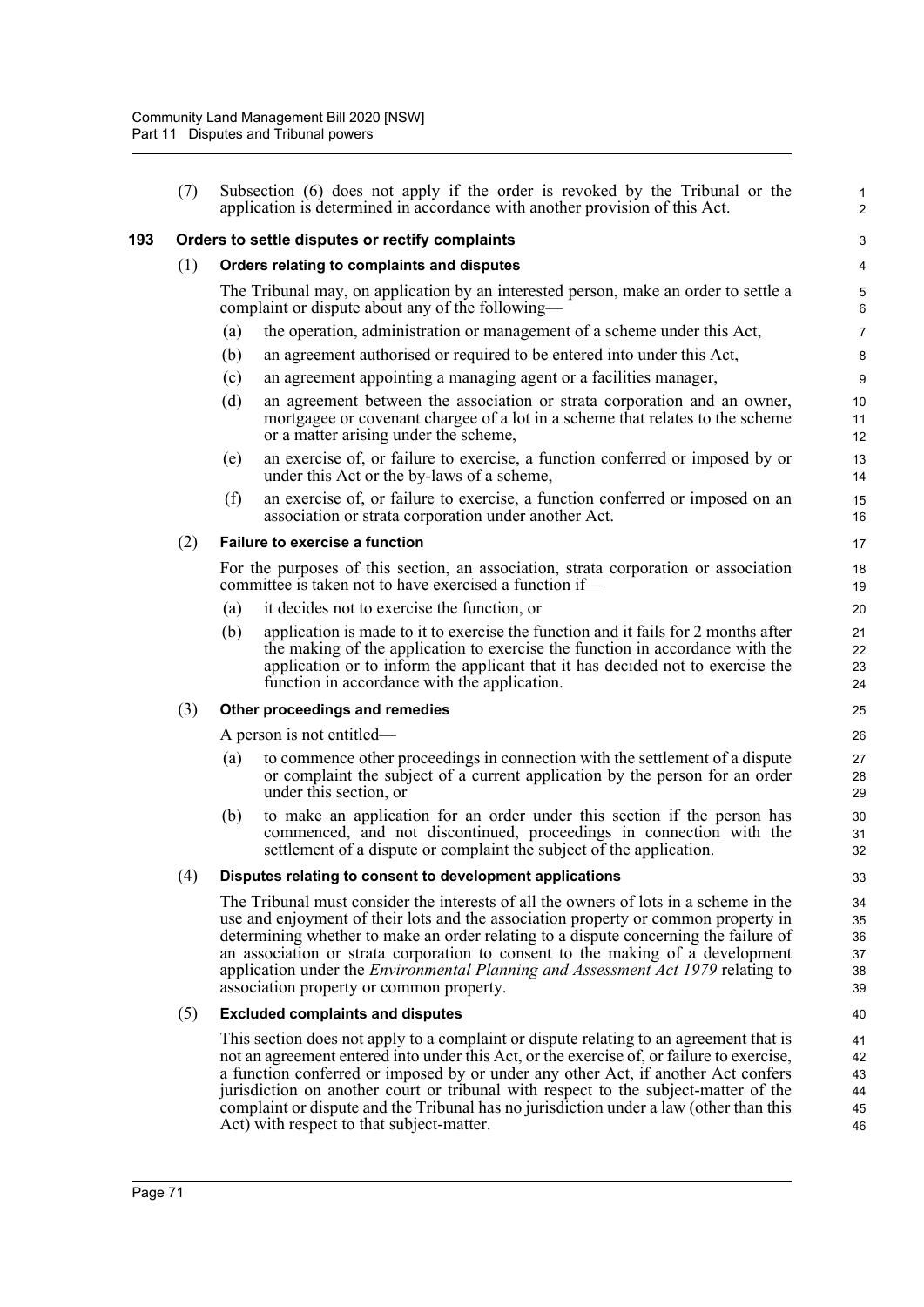(7) Subsection (6) does not apply if the order is revoked by the Tribunal or the application is determined in accordance with another provision of this Act.

### 193 Orders to settle disputes or rectify complaints

(1) **Orders relating to complaints and disputes**

The Tribunal may, on application by an interested person, make an order to settle a complaint or dispute about any of the following—

(a) the operation, administration or management of a scheme under this Act,

(b) an agreement authorised or required to be entered into under this Act,

(c) an agreement appointing a managing agent or a facilities manager,

(d) an agreement between the association or strata corporation and an owner, mortgagee or covenant chargee of a lot in a scheme that relates to the scheme or a matter arising under the scheme,

(e) an exercise of, or failure to exercise, a function conferred or imposed by or under this Act or the by-laws of a scheme,

(f) an exercise of, or failure to exercise, a function conferred or imposed on an association or strata corporation under another Act.

(2) **Failure to exercise a function**

For the purposes of this section, an association, strata corporation or association committee is taken not to have exercised a function if—

(a) it decides not to exercise the function, or

(b) application is made to it to exercise the function and it fails for 2 months after the making of the application to exercise the function in accordance with the application or to inform the applicant that it has decided not to exercise the function in accordance with the application.

(3) **Other proceedings and remedies**

A person is not entitled—

(a) to commence other proceedings in connection with the settlement of a dispute or complaint the subject of a current application by the person for an order under this section, or

(b) to make an application for an order under this section if the person has commenced, and not discontinued, proceedings in connection with the settlement of a dispute or complaint the subject of the application.

(4) **Disputes relating to consent to development applications**

The Tribunal must consider the interests of all the owners of lots in a scheme in the use and enjoyment of their lots and the association property or common property in determining whether to make an order relating to a dispute concerning the failure of an association or strata corporation to consent to the making of a development application under the *Environmental Planning and Assessment Act 1979* relating to association property or common property.

(5) **Excluded complaints and disputes**

This section does not apply to a complaint or dispute relating to an agreement that is not an agreement entered into under this Act, or the exercise of, or failure to exercise, a function conferred or imposed by or under any other Act, if another Act confers jurisdiction on another court or tribunal with respect to the subject-matter of the complaint or dispute and the Tribunal has no jurisdiction under a law (other than this Act) with respect to that subject-matter.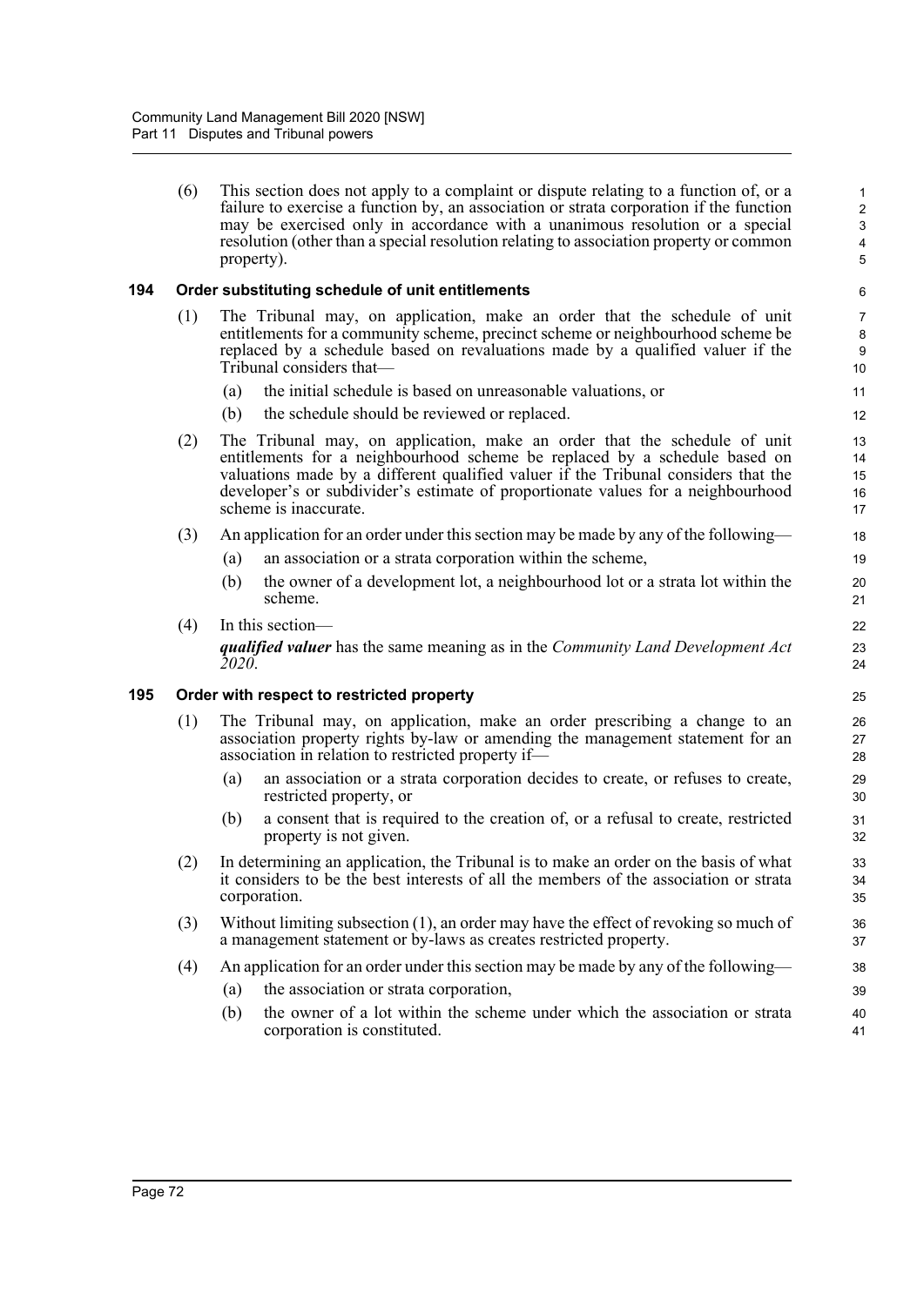(6) This section does not apply to a complaint or dispute relating to a function of, or a failure to exercise a function by, an association or strata corporation if the function may be exercised only in accordance with a unanimous resolution or a special resolution (other than a special resolution relating to association property or common property).

### 194 Order substituting schedule of unit entitlements

(1) The Tribunal may, on application, make an order that the schedule of unit entitlements for a community scheme, precinct scheme or neighbourhood scheme be replaced by a schedule based on revaluations made by a qualified valuer if the Tribunal considers that—

(a) the initial schedule is based on unreasonable valuations, or

(b) the schedule should be reviewed or replaced.

(2) The Tribunal may, on application, make an order that the schedule of unit entitlements for a neighbourhood scheme be replaced by a schedule based on valuations made by a different qualified valuer if the Tribunal considers that the developer's or subdivider's estimate of proportionate values for a neighbourhood scheme is inaccurate.

(3) An application for an order under this section may be made by any of the following—

(a) an association or a strata corporation within the scheme,

(b) the owner of a development lot, a neighbourhood lot or a strata lot within the scheme.

(4) In this section—

***qualified valuer*** has the same meaning as in the *Community Land Development Act 2020*.

### 195 Order with respect to restricted property

(1) The Tribunal may, on application, make an order prescribing a change to an association property rights by-law or amending the management statement for an association in relation to restricted property if—

(a) an association or a strata corporation decides to create, or refuses to create, restricted property, or

(b) a consent that is required to the creation of, or a refusal to create, restricted property is not given.

(2) In determining an application, the Tribunal is to make an order on the basis of what it considers to be the best interests of all the members of the association or strata corporation.

(3) Without limiting subsection (1), an order may have the effect of revoking so much of a management statement or by-laws as creates restricted property.

(4) An application for an order under this section may be made by any of the following—

(a) the association or strata corporation,

(b) the owner of a lot within the scheme under which the association or strata corporation is constituted.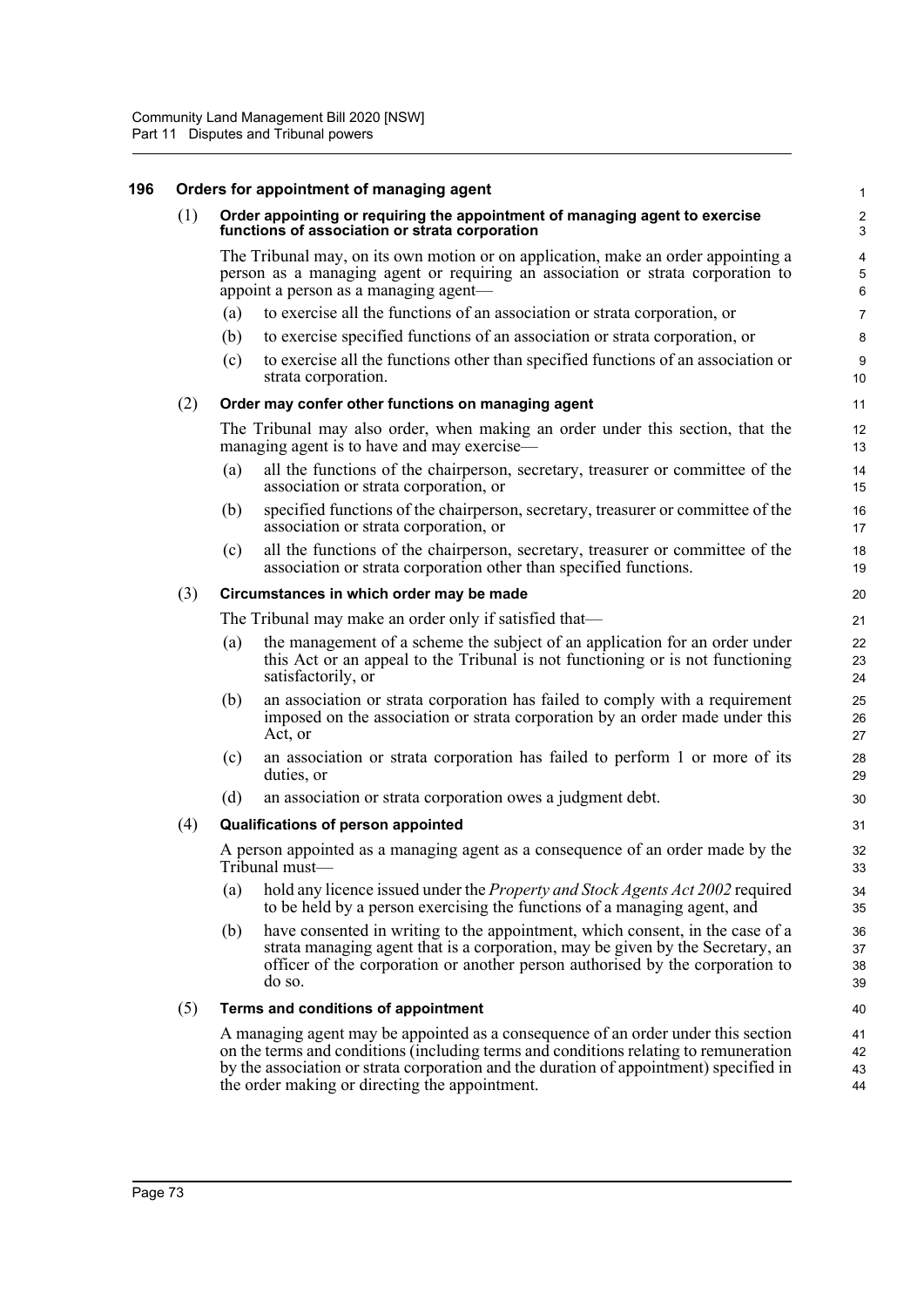## 196 Orders for appointment of managing agent

(1) **Order appointing or requiring the appointment of managing agent to exercise functions of association or strata corporation**

The Tribunal may, on its own motion or on application, make an order appointing a person as a managing agent or requiring an association or strata corporation to appoint a person as a managing agent—

(a) to exercise all the functions of an association or strata corporation, or

(b) to exercise specified functions of an association or strata corporation, or

(c) to exercise all the functions other than specified functions of an association or strata corporation.

(2) **Order may confer other functions on managing agent**

The Tribunal may also order, when making an order under this section, that the managing agent is to have and may exercise—

(a) all the functions of the chairperson, secretary, treasurer or committee of the association or strata corporation, or

(b) specified functions of the chairperson, secretary, treasurer or committee of the association or strata corporation, or

(c) all the functions of the chairperson, secretary, treasurer or committee of the association or strata corporation other than specified functions.

(3) **Circumstances in which order may be made**

The Tribunal may make an order only if satisfied that—

(a) the management of a scheme the subject of an application for an order under this Act or an appeal to the Tribunal is not functioning or is not functioning satisfactorily, or

(b) an association or strata corporation has failed to comply with a requirement imposed on the association or strata corporation by an order made under this Act, or

(c) an association or strata corporation has failed to perform 1 or more of its duties, or

(d) an association or strata corporation owes a judgment debt.

(4) **Qualifications of person appointed**

A person appointed as a managing agent as a consequence of an order made by the Tribunal must—

(a) hold any licence issued under the *Property and Stock Agents Act 2002* required to be held by a person exercising the functions of a managing agent, and

(b) have consented in writing to the appointment, which consent, in the case of a strata managing agent that is a corporation, may be given by the Secretary, an officer of the corporation or another person authorised by the corporation to do so.

(5) **Terms and conditions of appointment**

A managing agent may be appointed as a consequence of an order under this section on the terms and conditions (including terms and conditions relating to remuneration by the association or strata corporation and the duration of appointment) specified in the order making or directing the appointment.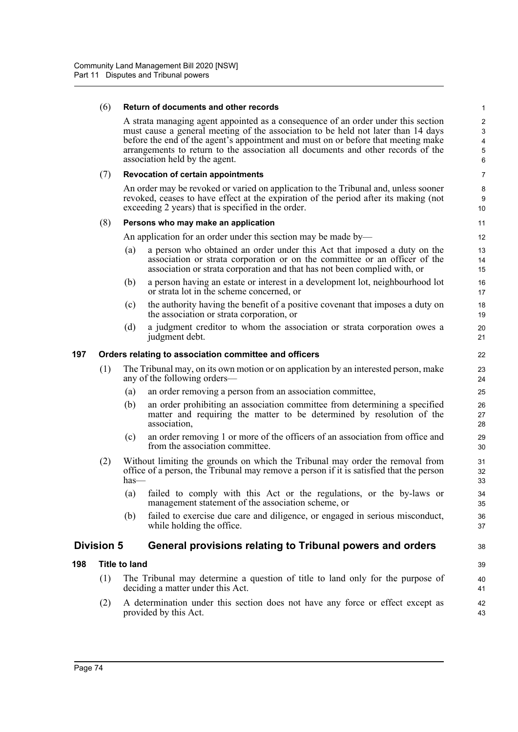(6) **Return of documents and other records**

A strata managing agent appointed as a consequence of an order under this section must cause a general meeting of the association to be held not later than 14 days before the end of the agent's appointment and must on or before that meeting make arrangements to return to the association all documents and other records of the association held by the agent.

(7) **Revocation of certain appointments**

An order may be revoked or varied on application to the Tribunal and, unless sooner revoked, ceases to have effect at the expiration of the period after its making (not exceeding 2 years) that is specified in the order.

(8) **Persons who may make an application**

An application for an order under this section may be made by—

(a) a person who obtained an order under this Act that imposed a duty on the association or strata corporation or on the committee or an officer of the association or strata corporation and that has not been complied with, or

(b) a person having an estate or interest in a development lot, neighbourhood lot or strata lot in the scheme concerned, or

(c) the authority having the benefit of a positive covenant that imposes a duty on the association or strata corporation, or

(d) a judgment creditor to whom the association or strata corporation owes a judgment debt.

### 197 Orders relating to association committee and officers

(1) The Tribunal may, on its own motion or on application by an interested person, make any of the following orders—

(a) an order removing a person from an association committee,

(b) an order prohibiting an association committee from determining a specified matter and requiring the matter to be determined by resolution of the association,

(c) an order removing 1 or more of the officers of an association from office and from the association committee.

(2) Without limiting the grounds on which the Tribunal may order the removal from office of a person, the Tribunal may remove a person if it is satisfied that the person has—

(a) failed to comply with this Act or the regulations, or the by-laws or management statement of the association scheme, or

(b) failed to exercise due care and diligence, or engaged in serious misconduct, while holding the office.

## Division 5 General provisions relating to Tribunal powers and orders

### 198 Title to land

(1) The Tribunal may determine a question of title to land only for the purpose of deciding a matter under this Act.

(2) A determination under this section does not have any force or effect except as provided by this Act.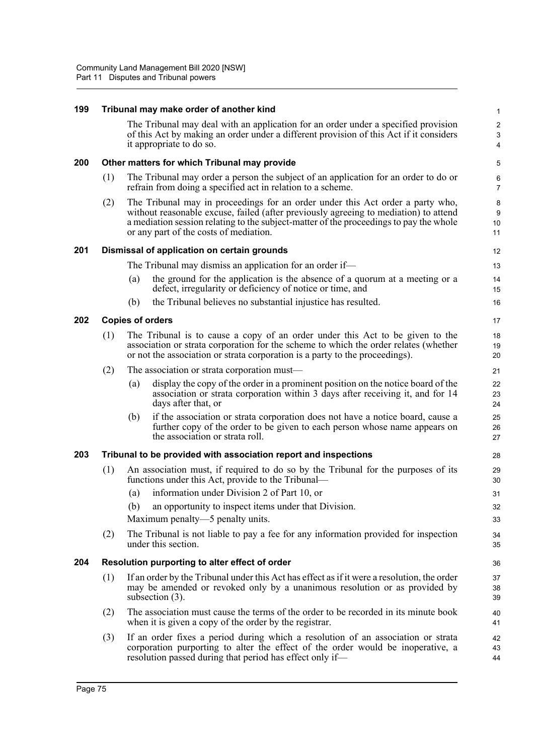### 199 Tribunal may make order of another kind

The Tribunal may deal with an application for an order under a specified provision of this Act by making an order under a different provision of this Act if it considers it appropriate to do so.

### 200 Other matters for which Tribunal may provide

(1) The Tribunal may order a person the subject of an application for an order to do or refrain from doing a specified act in relation to a scheme.

(2) The Tribunal may in proceedings for an order under this Act order a party who, without reasonable excuse, failed (after previously agreeing to mediation) to attend a mediation session relating to the subject-matter of the proceedings to pay the whole or any part of the costs of mediation.

### 201 Dismissal of application on certain grounds

The Tribunal may dismiss an application for an order if—

(a) the ground for the application is the absence of a quorum at a meeting or a defect, irregularity or deficiency of notice or time, and

(b) the Tribunal believes no substantial injustice has resulted.

### 202 Copies of orders

(1) The Tribunal is to cause a copy of an order under this Act to be given to the association or strata corporation for the scheme to which the order relates (whether or not the association or strata corporation is a party to the proceedings).

(2) The association or strata corporation must—

(a) display the copy of the order in a prominent position on the notice board of the association or strata corporation within 3 days after receiving it, and for 14 days after that, or

(b) if the association or strata corporation does not have a notice board, cause a further copy of the order to be given to each person whose name appears on the association or strata roll.

### 203 Tribunal to be provided with association report and inspections

(1) An association must, if required to do so by the Tribunal for the purposes of its functions under this Act, provide to the Tribunal—

(a) information under Division 2 of Part 10, or

(b) an opportunity to inspect items under that Division.

Maximum penalty—5 penalty units.

(2) The Tribunal is not liable to pay a fee for any information provided for inspection under this section.

### 204 Resolution purporting to alter effect of order

(1) If an order by the Tribunal under this Act has effect as if it were a resolution, the order may be amended or revoked only by a unanimous resolution or as provided by subsection (3).

(2) The association must cause the terms of the order to be recorded in its minute book when it is given a copy of the order by the registrar.

(3) If an order fixes a period during which a resolution of an association or strata corporation purporting to alter the effect of the order would be inoperative, a resolution passed during that period has effect only if—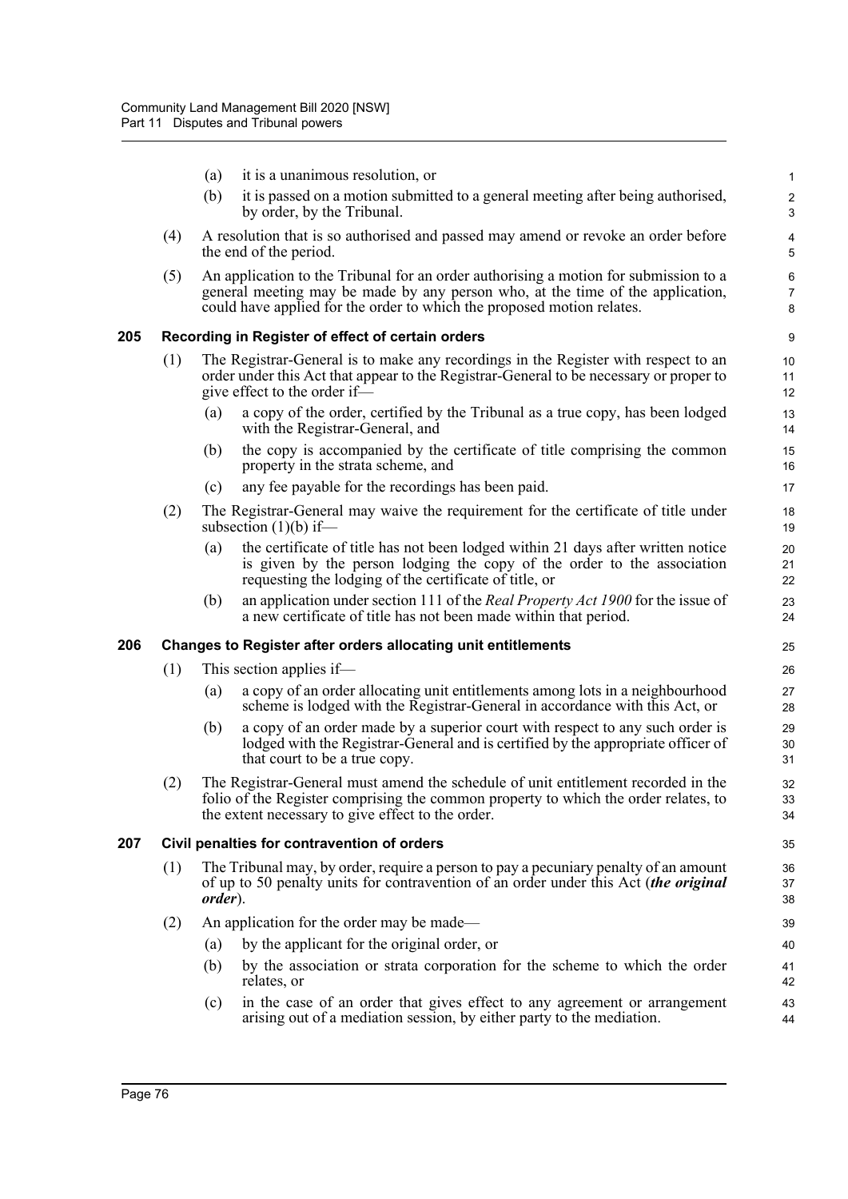(a) it is a unanimous resolution, or

(b) it is passed on a motion submitted to a general meeting after being authorised, by order, by the Tribunal.

(4) A resolution that is so authorised and passed may amend or revoke an order before the end of the period.

(5) An application to the Tribunal for an order authorising a motion for submission to a general meeting may be made by any person who, at the time of the application, could have applied for the order to which the proposed motion relates.

### 205 Recording in Register of effect of certain orders

(1) The Registrar-General is to make any recordings in the Register with respect to an order under this Act that appear to the Registrar-General to be necessary or proper to give effect to the order if—

(a) a copy of the order, certified by the Tribunal as a true copy, has been lodged with the Registrar-General, and

(b) the copy is accompanied by the certificate of title comprising the common property in the strata scheme, and

(c) any fee payable for the recordings has been paid.

(2) The Registrar-General may waive the requirement for the certificate of title under subsection (1)(b) if—

(a) the certificate of title has not been lodged within 21 days after written notice is given by the person lodging the copy of the order to the association requesting the lodging of the certificate of title, or

(b) an application under section 111 of the *Real Property Act 1900* for the issue of a new certificate of title has not been made within that period.

### 206 Changes to Register after orders allocating unit entitlements

(1) This section applies if—

(a) a copy of an order allocating unit entitlements among lots in a neighbourhood scheme is lodged with the Registrar-General in accordance with this Act, or

(b) a copy of an order made by a superior court with respect to any such order is lodged with the Registrar-General and is certified by the appropriate officer of that court to be a true copy.

(2) The Registrar-General must amend the schedule of unit entitlement recorded in the folio of the Register comprising the common property to which the order relates, to the extent necessary to give effect to the order.

### 207 Civil penalties for contravention of orders

(1) The Tribunal may, by order, require a person to pay a pecuniary penalty of an amount of up to 50 penalty units for contravention of an order under this Act (***the original order***).

(2) An application for the order may be made—

(a) by the applicant for the original order, or

(b) by the association or strata corporation for the scheme to which the order relates, or

(c) in the case of an order that gives effect to any agreement or arrangement arising out of a mediation session, by either party to the mediation.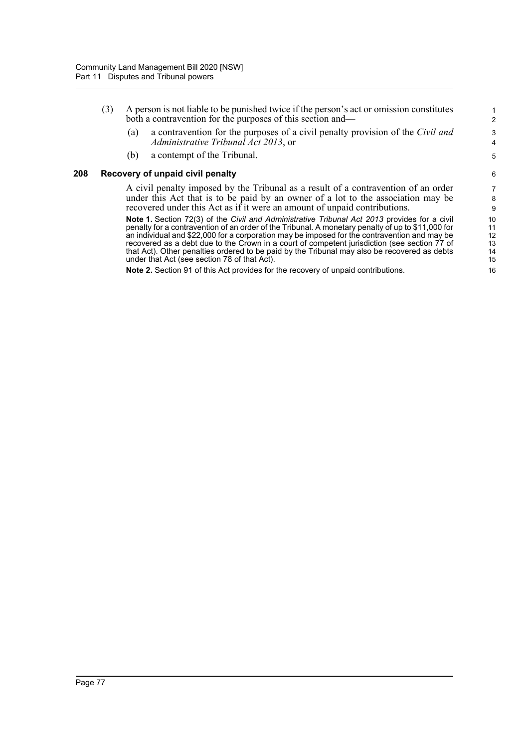(3) A person is not liable to be punished twice if the person's act or omission constitutes both a contravention for the purposes of this section and—

(a) a contravention for the purposes of a civil penalty provision of the *Civil and Administrative Tribunal Act 2013*, or

(b) a contempt of the Tribunal.

### 208 Recovery of unpaid civil penalty

A civil penalty imposed by the Tribunal as a result of a contravention of an order under this Act that is to be paid by an owner of a lot to the association may be recovered under this Act as if it were an amount of unpaid contributions.

**Note 1.** Section 72(3) of the *Civil and Administrative Tribunal Act 2013* provides for a civil penalty for a contravention of an order of the Tribunal. A monetary penalty of up to $11,000 for an individual and $22,000 for a corporation may be imposed for the contravention and may be recovered as a debt due to the Crown in a court of competent jurisdiction (see section 77 of that Act). Other penalties ordered to be paid by the Tribunal may also be recovered as debts under that Act (see section 78 of that Act).

**Note 2.** Section 91 of this Act provides for the recovery of unpaid contributions.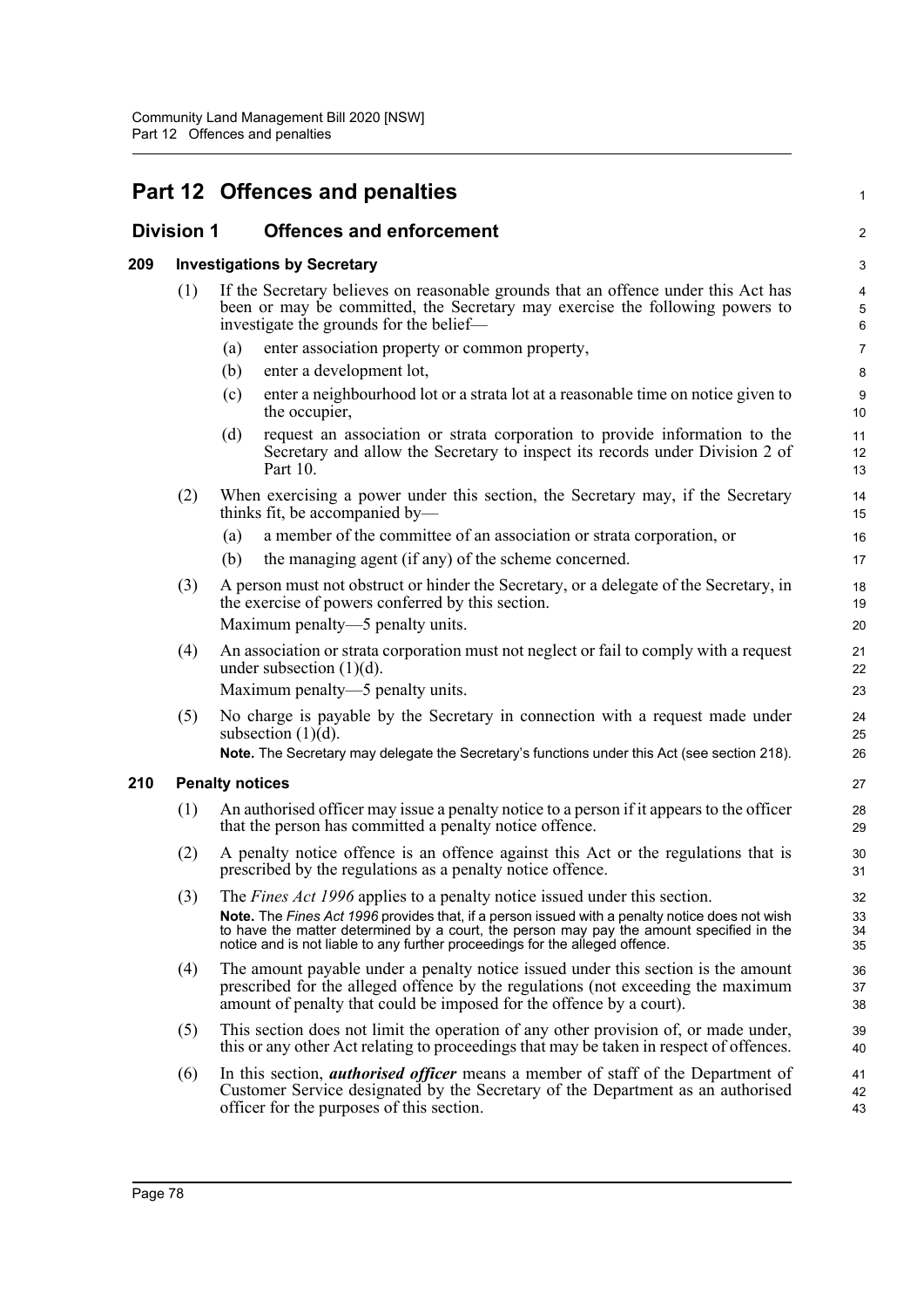# Part 12 Offences and penalties

## Division 1 Offences and enforcement

### 209 Investigations by Secretary

(1) If the Secretary believes on reasonable grounds that an offence under this Act has been or may be committed, the Secretary may exercise the following powers to investigate the grounds for the belief—

(a) enter association property or common property,

(b) enter a development lot,

(c) enter a neighbourhood lot or a strata lot at a reasonable time on notice given to the occupier,

(d) request an association or strata corporation to provide information to the Secretary and allow the Secretary to inspect its records under Division 2 of Part 10.

(2) When exercising a power under this section, the Secretary may, if the Secretary thinks fit, be accompanied by—

(a) a member of the committee of an association or strata corporation, or

(b) the managing agent (if any) of the scheme concerned.

(3) A person must not obstruct or hinder the Secretary, or a delegate of the Secretary, in the exercise of powers conferred by this section.

Maximum penalty—5 penalty units.

(4) An association or strata corporation must not neglect or fail to comply with a request under subsection (1)(d).

Maximum penalty—5 penalty units.

(5) No charge is payable by the Secretary in connection with a request made under subsection (1)(d).

**Note.** The Secretary may delegate the Secretary's functions under this Act (see section 218).

### 210 Penalty notices

(1) An authorised officer may issue a penalty notice to a person if it appears to the officer that the person has committed a penalty notice offence.

(2) A penalty notice offence is an offence against this Act or the regulations that is prescribed by the regulations as a penalty notice offence.

(3) The *Fines Act 1996* applies to a penalty notice issued under this section.

**Note.** The *Fines Act 1996* provides that, if a person issued with a penalty notice does not wish to have the matter determined by a court, the person may pay the amount specified in the notice and is not liable to any further proceedings for the alleged offence.

(4) The amount payable under a penalty notice issued under this section is the amount prescribed for the alleged offence by the regulations (not exceeding the maximum amount of penalty that could be imposed for the offence by a court).

(5) This section does not limit the operation of any other provision of, or made under, this or any other Act relating to proceedings that may be taken in respect of offences.

(6) In this section, ***authorised officer*** means a member of staff of the Department of Customer Service designated by the Secretary of the Department as an authorised officer for the purposes of this section.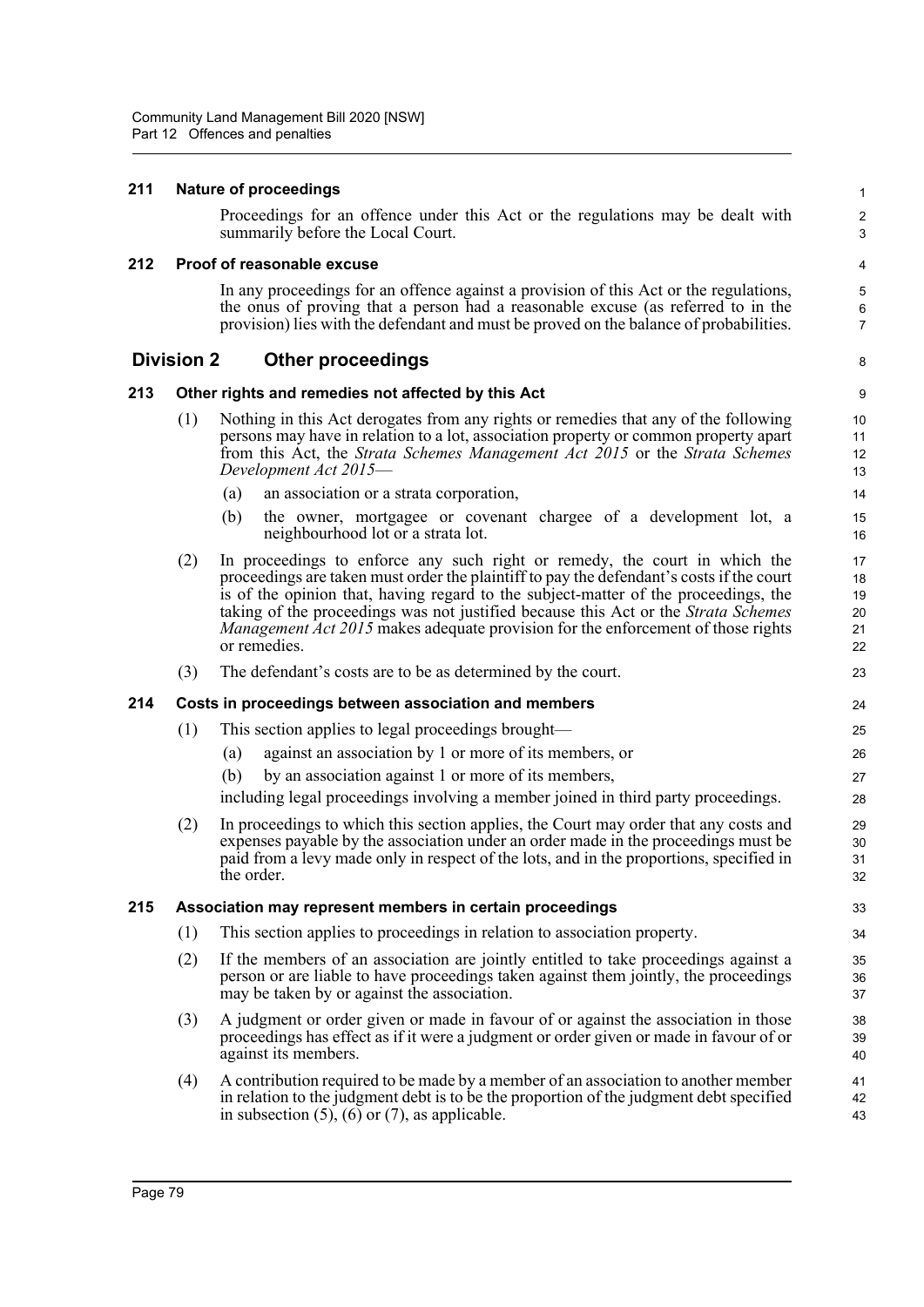### 211 Nature of proceedings

Proceedings for an offence under this Act or the regulations may be dealt with summarily before the Local Court.

### 212 Proof of reasonable excuse

In any proceedings for an offence against a provision of this Act or the regulations, the onus of proving that a person had a reasonable excuse (as referred to in the provision) lies with the defendant and must be proved on the balance of probabilities.

## Division 2 Other proceedings

### 213 Other rights and remedies not affected by this Act

(1) Nothing in this Act derogates from any rights or remedies that any of the following persons may have in relation to a lot, association property or common property apart from this Act, the *Strata Schemes Management Act 2015* or the *Strata Schemes Development Act 2015*—

(a) an association or a strata corporation,

(b) the owner, mortgagee or covenant chargee of a development lot, a neighbourhood lot or a strata lot.

(2) In proceedings to enforce any such right or remedy, the court in which the proceedings are taken must order the plaintiff to pay the defendant's costs if the court is of the opinion that, having regard to the subject-matter of the proceedings, the taking of the proceedings was not justified because this Act or the *Strata Schemes Management Act 2015* makes adequate provision for the enforcement of those rights or remedies.

(3) The defendant's costs are to be as determined by the court.

### 214 Costs in proceedings between association and members

(1) This section applies to legal proceedings brought—

(a) against an association by 1 or more of its members, or

(b) by an association against 1 or more of its members,

including legal proceedings involving a member joined in third party proceedings.

(2) In proceedings to which this section applies, the Court may order that any costs and expenses payable by the association under an order made in the proceedings must be paid from a levy made only in respect of the lots, and in the proportions, specified in the order.

### 215 Association may represent members in certain proceedings

(1) This section applies to proceedings in relation to association property.

(2) If the members of an association are jointly entitled to take proceedings against a person or are liable to have proceedings taken against them jointly, the proceedings may be taken by or against the association.

(3) A judgment or order given or made in favour of or against the association in those proceedings has effect as if it were a judgment or order given or made in favour of or against its members.

(4) A contribution required to be made by a member of an association to another member in relation to the judgment debt is to be the proportion of the judgment debt specified in subsection (5), (6) or (7), as applicable.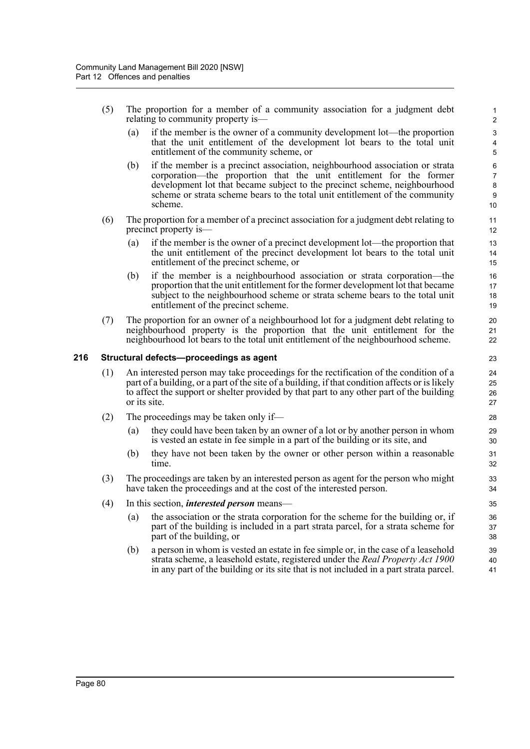(5) The proportion for a member of a community association for a judgment debt relating to community property is—

(a) if the member is the owner of a community development lot—the proportion that the unit entitlement of the development lot bears to the total unit entitlement of the community scheme, or

(b) if the member is a precinct association, neighbourhood association or strata corporation—the proportion that the unit entitlement for the former development lot that became subject to the precinct scheme, neighbourhood scheme or strata scheme bears to the total unit entitlement of the community scheme.

(6) The proportion for a member of a precinct association for a judgment debt relating to precinct property is—

(a) if the member is the owner of a precinct development lot—the proportion that the unit entitlement of the precinct development lot bears to the total unit entitlement of the precinct scheme, or

(b) if the member is a neighbourhood association or strata corporation—the proportion that the unit entitlement for the former development lot that became subject to the neighbourhood scheme or strata scheme bears to the total unit entitlement of the precinct scheme.

(7) The proportion for an owner of a neighbourhood lot for a judgment debt relating to neighbourhood property is the proportion that the unit entitlement for the neighbourhood lot bears to the total unit entitlement of the neighbourhood scheme.

### 216 Structural defects—proceedings as agent

(1) An interested person may take proceedings for the rectification of the condition of a part of a building, or a part of the site of a building, if that condition affects or is likely to affect the support or shelter provided by that part to any other part of the building or its site.

(2) The proceedings may be taken only if—

(a) they could have been taken by an owner of a lot or by another person in whom is vested an estate in fee simple in a part of the building or its site, and

(b) they have not been taken by the owner or other person within a reasonable time.

(3) The proceedings are taken by an interested person as agent for the person who might have taken the proceedings and at the cost of the interested person.

(4) In this section, ***interested person*** means—

(a) the association or the strata corporation for the scheme for the building or, if part of the building is included in a part strata parcel, for a strata scheme for part of the building, or

(b) a person in whom is vested an estate in fee simple or, in the case of a leasehold strata scheme, a leasehold estate, registered under the *Real Property Act 1900* in any part of the building or its site that is not included in a part strata parcel.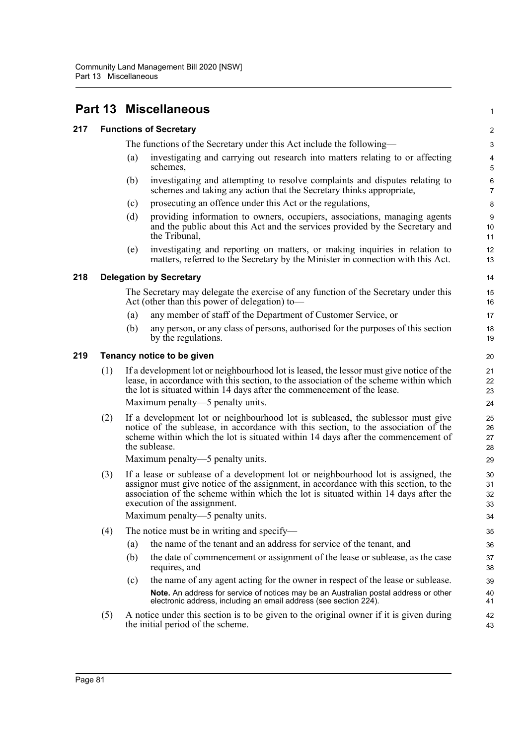# Part 13 Miscellaneous

## 217 Functions of Secretary

The functions of the Secretary under this Act include the following—

(a) investigating and carrying out research into matters relating to or affecting schemes,

(b) investigating and attempting to resolve complaints and disputes relating to schemes and taking any action that the Secretary thinks appropriate,

(c) prosecuting an offence under this Act or the regulations,

(d) providing information to owners, occupiers, associations, managing agents and the public about this Act and the services provided by the Secretary and the Tribunal,

(e) investigating and reporting on matters, or making inquiries in relation to matters, referred to the Secretary by the Minister in connection with this Act.

## 218 Delegation by Secretary

The Secretary may delegate the exercise of any function of the Secretary under this Act (other than this power of delegation) to—

(a) any member of staff of the Department of Customer Service, or

(b) any person, or any class of persons, authorised for the purposes of this section by the regulations.

## 219 Tenancy notice to be given

(1) If a development lot or neighbourhood lot is leased, the lessor must give notice of the lease, in accordance with this section, to the association of the scheme within which the lot is situated within 14 days after the commencement of the lease.

Maximum penalty—5 penalty units.

(2) If a development lot or neighbourhood lot is subleased, the sublessor must give notice of the sublease, in accordance with this section, to the association of the scheme within which the lot is situated within 14 days after the commencement of the sublease.

Maximum penalty—5 penalty units.

(3) If a lease or sublease of a development lot or neighbourhood lot is assigned, the assignor must give notice of the assignment, in accordance with this section, to the association of the scheme within which the lot is situated within 14 days after the execution of the assignment.

Maximum penalty—5 penalty units.

(4) The notice must be in writing and specify—

(a) the name of the tenant and an address for service of the tenant, and

(b) the date of commencement or assignment of the lease or sublease, as the case requires, and

(c) the name of any agent acting for the owner in respect of the lease or sublease.

**Note.** An address for service of notices may be an Australian postal address or other electronic address, including an email address (see section 224).

(5) A notice under this section is to be given to the original owner if it is given during the initial period of the scheme.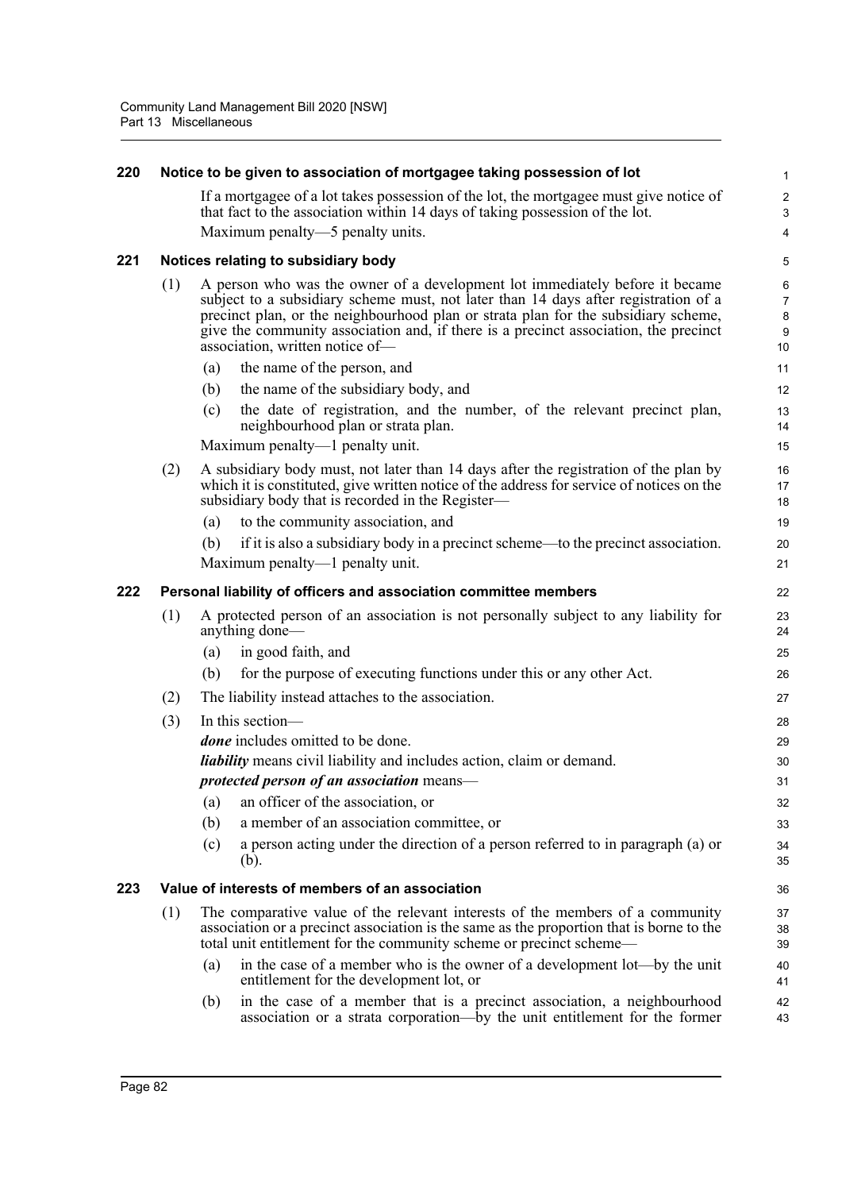### 220 Notice to be given to association of mortgagee taking possession of lot

If a mortgagee of a lot takes possession of the lot, the mortgagee must give notice of that fact to the association within 14 days of taking possession of the lot.

Maximum penalty—5 penalty units.

### 221 Notices relating to subsidiary body

(1) A person who was the owner of a development lot immediately before it became subject to a subsidiary scheme must, not later than 14 days after registration of a precinct plan, or the neighbourhood plan or strata plan for the subsidiary scheme, give the community association and, if there is a precinct association, the precinct association, written notice of—

- (a) the name of the person, and
- (b) the name of the subsidiary body, and
- (c) the date of registration, and the number, of the relevant precinct plan, neighbourhood plan or strata plan.

Maximum penalty—1 penalty unit.

(2) A subsidiary body must, not later than 14 days after the registration of the plan by which it is constituted, give written notice of the address for service of notices on the subsidiary body that is recorded in the Register—

- (a) to the community association, and
- (b) if it is also a subsidiary body in a precinct scheme—to the precinct association.

Maximum penalty—1 penalty unit.

### 222 Personal liability of officers and association committee members

(1) A protected person of an association is not personally subject to any liability for anything done—

- (a) in good faith, and
- (b) for the purpose of executing functions under this or any other Act.

(2) The liability instead attaches to the association.

(3) In this section—

***done*** includes omitted to be done.

***liability*** means civil liability and includes action, claim or demand.

***protected person of an association*** means—

- (a) an officer of the association, or
- (b) a member of an association committee, or
- (c) a person acting under the direction of a person referred to in paragraph (a) or (b).

### 223 Value of interests of members of an association

(1) The comparative value of the relevant interests of the members of a community association or a precinct association is the same as the proportion that is borne to the total unit entitlement for the community scheme or precinct scheme—

- (a) in the case of a member who is the owner of a development lot—by the unit entitlement for the development lot, or
- (b) in the case of a member that is a precinct association, a neighbourhood association or a strata corporation—by the unit entitlement for the former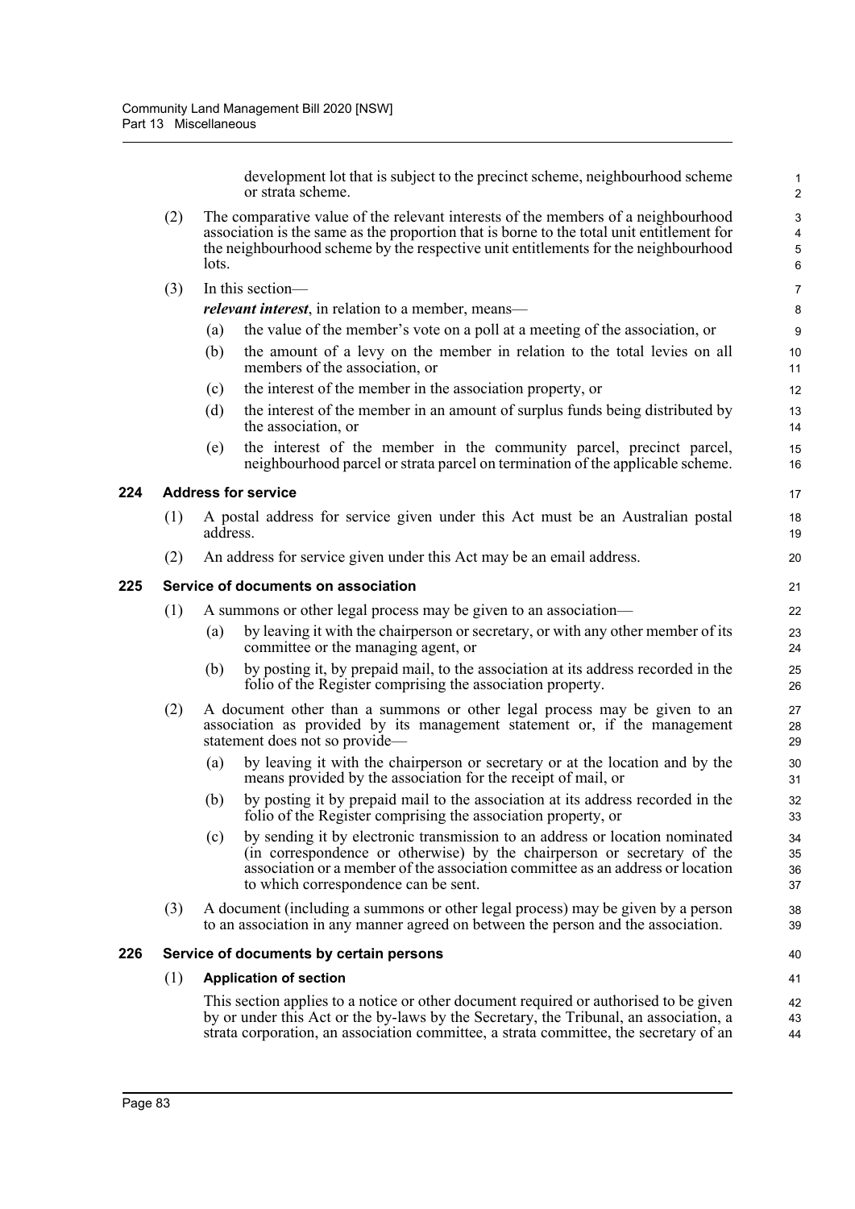development lot that is subject to the precinct scheme, neighbourhood scheme or strata scheme.

(2) The comparative value of the relevant interests of the members of a neighbourhood association is the same as the proportion that is borne to the total unit entitlement for the neighbourhood scheme by the respective unit entitlements for the neighbourhood lots.

(3) In this section—

***relevant interest***, in relation to a member, means—

(a) the value of the member's vote on a poll at a meeting of the association, or

(b) the amount of a levy on the member in relation to the total levies on all members of the association, or

(c) the interest of the member in the association property, or

(d) the interest of the member in an amount of surplus funds being distributed by the association, or

(e) the interest of the member in the community parcel, precinct parcel, neighbourhood parcel or strata parcel on termination of the applicable scheme.

### 224 Address for service

(1) A postal address for service given under this Act must be an Australian postal address.

(2) An address for service given under this Act may be an email address.

### 225 Service of documents on association

(1) A summons or other legal process may be given to an association—

(a) by leaving it with the chairperson or secretary, or with any other member of its committee or the managing agent, or

(b) by posting it, by prepaid mail, to the association at its address recorded in the folio of the Register comprising the association property.

(2) A document other than a summons or other legal process may be given to an association as provided by its management statement or, if the management statement does not so provide—

(a) by leaving it with the chairperson or secretary or at the location and by the means provided by the association for the receipt of mail, or

(b) by posting it by prepaid mail to the association at its address recorded in the folio of the Register comprising the association property, or

(c) by sending it by electronic transmission to an address or location nominated (in correspondence or otherwise) by the chairperson or secretary of the association or a member of the association committee as an address or location to which correspondence can be sent.

(3) A document (including a summons or other legal process) may be given by a person to an association in any manner agreed on between the person and the association.

### 226 Service of documents by certain persons

(1) **Application of section**

This section applies to a notice or other document required or authorised to be given by or under this Act or the by-laws by the Secretary, the Tribunal, an association, a strata corporation, an association committee, a strata committee, the secretary of an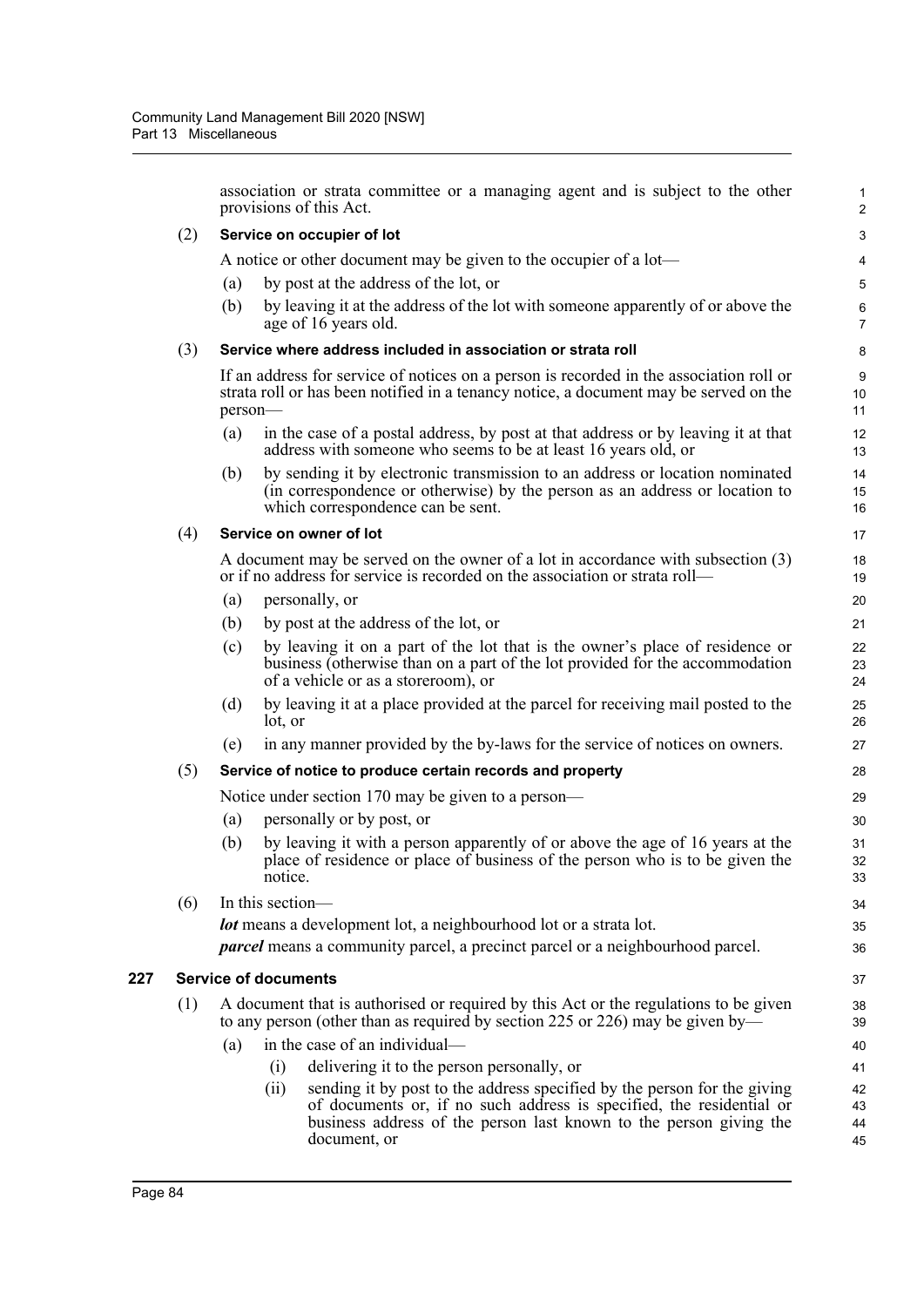association or strata committee or a managing agent and is subject to the other provisions of this Act.

(2) **Service on occupier of lot**

A notice or other document may be given to the occupier of a lot—

(a) by post at the address of the lot, or

(b) by leaving it at the address of the lot with someone apparently of or above the age of 16 years old.

(3) **Service where address included in association or strata roll**

If an address for service of notices on a person is recorded in the association roll or strata roll or has been notified in a tenancy notice, a document may be served on the person—

(a) in the case of a postal address, by post at that address or by leaving it at that address with someone who seems to be at least 16 years old, or

(b) by sending it by electronic transmission to an address or location nominated (in correspondence or otherwise) by the person as an address or location to which correspondence can be sent.

(4) **Service on owner of lot**

A document may be served on the owner of a lot in accordance with subsection (3) or if no address for service is recorded on the association or strata roll—

(a) personally, or

(b) by post at the address of the lot, or

(c) by leaving it on a part of the lot that is the owner's place of residence or business (otherwise than on a part of the lot provided for the accommodation of a vehicle or as a storeroom), or

(d) by leaving it at a place provided at the parcel for receiving mail posted to the lot, or

(e) in any manner provided by the by-laws for the service of notices on owners.

(5) **Service of notice to produce certain records and property**

Notice under section 170 may be given to a person—

(a) personally or by post, or

(b) by leaving it with a person apparently of or above the age of 16 years at the place of residence or place of business of the person who is to be given the notice.

(6) In this section—

***lot*** means a development lot, a neighbourhood lot or a strata lot.

***parcel*** means a community parcel, a precinct parcel or a neighbourhood parcel.

## 227 Service of documents

(1) A document that is authorised or required by this Act or the regulations to be given to any person (other than as required by section 225 or 226) may be given by—

(a) in the case of an individual—

(i) delivering it to the person personally, or

(ii) sending it by post to the address specified by the person for the giving of documents or, if no such address is specified, the residential or business address of the person last known to the person giving the document, or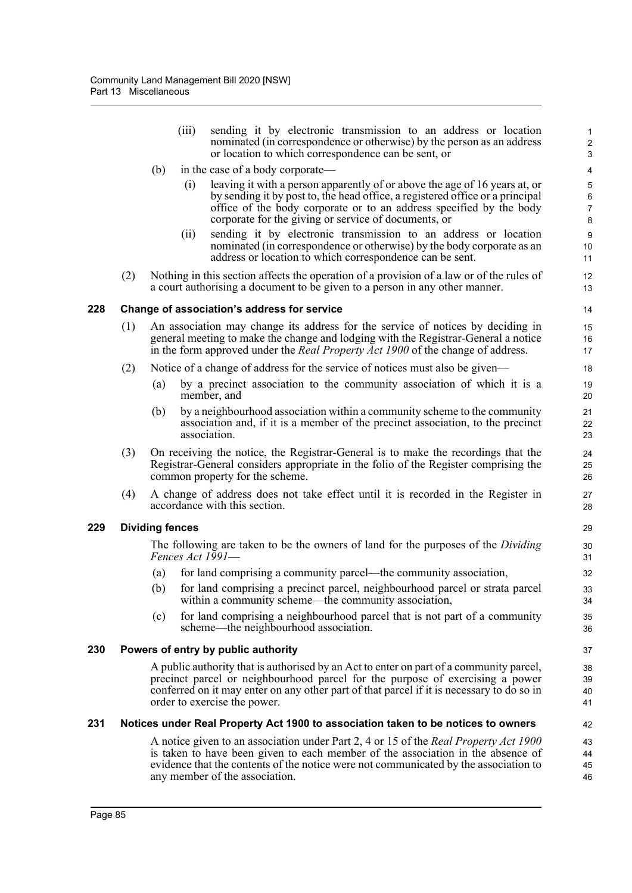(iii) sending it by electronic transmission to an address or location nominated (in correspondence or otherwise) by the person as an address or location to which correspondence can be sent, or

(b) in the case of a body corporate—

(i) leaving it with a person apparently of or above the age of 16 years at, or by sending it by post to, the head office, a registered office or a principal office of the body corporate or to an address specified by the body corporate for the giving or service of documents, or

(ii) sending it by electronic transmission to an address or location nominated (in correspondence or otherwise) by the body corporate as an address or location to which correspondence can be sent.

(2) Nothing in this section affects the operation of a provision of a law or of the rules of a court authorising a document to be given to a person in any other manner.

### 228 Change of association's address for service

(1) An association may change its address for the service of notices by deciding in general meeting to make the change and lodging with the Registrar-General a notice in the form approved under the *Real Property Act 1900* of the change of address.

(2) Notice of a change of address for the service of notices must also be given—

(a) by a precinct association to the community association of which it is a member, and

(b) by a neighbourhood association within a community scheme to the community association and, if it is a member of the precinct association, to the precinct association.

(3) On receiving the notice, the Registrar-General is to make the recordings that the Registrar-General considers appropriate in the folio of the Register comprising the common property for the scheme.

(4) A change of address does not take effect until it is recorded in the Register in accordance with this section.

### 229 Dividing fences

The following are taken to be the owners of land for the purposes of the *Dividing Fences Act 1991*—

(a) for land comprising a community parcel—the community association,

(b) for land comprising a precinct parcel, neighbourhood parcel or strata parcel within a community scheme—the community association,

(c) for land comprising a neighbourhood parcel that is not part of a community scheme—the neighbourhood association.

### 230 Powers of entry by public authority

A public authority that is authorised by an Act to enter on part of a community parcel, precinct parcel or neighbourhood parcel for the purpose of exercising a power conferred on it may enter on any other part of that parcel if it is necessary to do so in order to exercise the power.

### 231 Notices under Real Property Act 1900 to association taken to be notices to owners

A notice given to an association under Part 2, 4 or 15 of the *Real Property Act 1900* is taken to have been given to each member of the association in the absence of evidence that the contents of the notice were not communicated by the association to any member of the association.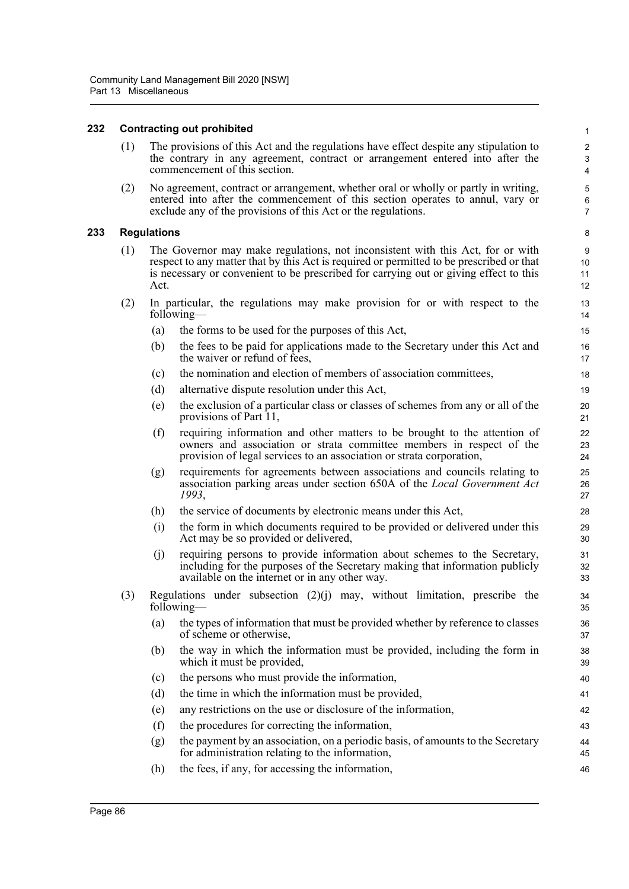### 232 Contracting out prohibited

(1) The provisions of this Act and the regulations have effect despite any stipulation to the contrary in any agreement, contract or arrangement entered into after the commencement of this section.

(2) No agreement, contract or arrangement, whether oral or wholly or partly in writing, entered into after the commencement of this section operates to annul, vary or exclude any of the provisions of this Act or the regulations.

### 233 Regulations

(1) The Governor may make regulations, not inconsistent with this Act, for or with respect to any matter that by this Act is required or permitted to be prescribed or that is necessary or convenient to be prescribed for carrying out or giving effect to this Act.

(2) In particular, the regulations may make provision for or with respect to the following—

- (a) the forms to be used for the purposes of this Act,
- (b) the fees to be paid for applications made to the Secretary under this Act and the waiver or refund of fees,
- (c) the nomination and election of members of association committees,
- (d) alternative dispute resolution under this Act,
- (e) the exclusion of a particular class or classes of schemes from any or all of the provisions of Part 11,
- (f) requiring information and other matters to be brought to the attention of owners and association or strata committee members in respect of the provision of legal services to an association or strata corporation,
- (g) requirements for agreements between associations and councils relating to association parking areas under section 650A of the *Local Government Act 1993*,
- (h) the service of documents by electronic means under this Act,
- (i) the form in which documents required to be provided or delivered under this Act may be so provided or delivered,
- (j) requiring persons to provide information about schemes to the Secretary, including for the purposes of the Secretary making that information publicly available on the internet or in any other way.

(3) Regulations under subsection (2)(j) may, without limitation, prescribe the following—

- (a) the types of information that must be provided whether by reference to classes of scheme or otherwise,
- (b) the way in which the information must be provided, including the form in which it must be provided,
- (c) the persons who must provide the information,
- (d) the time in which the information must be provided,
- (e) any restrictions on the use or disclosure of the information,
- (f) the procedures for correcting the information,
- (g) the payment by an association, on a periodic basis, of amounts to the Secretary for administration relating to the information,
- (h) the fees, if any, for accessing the information,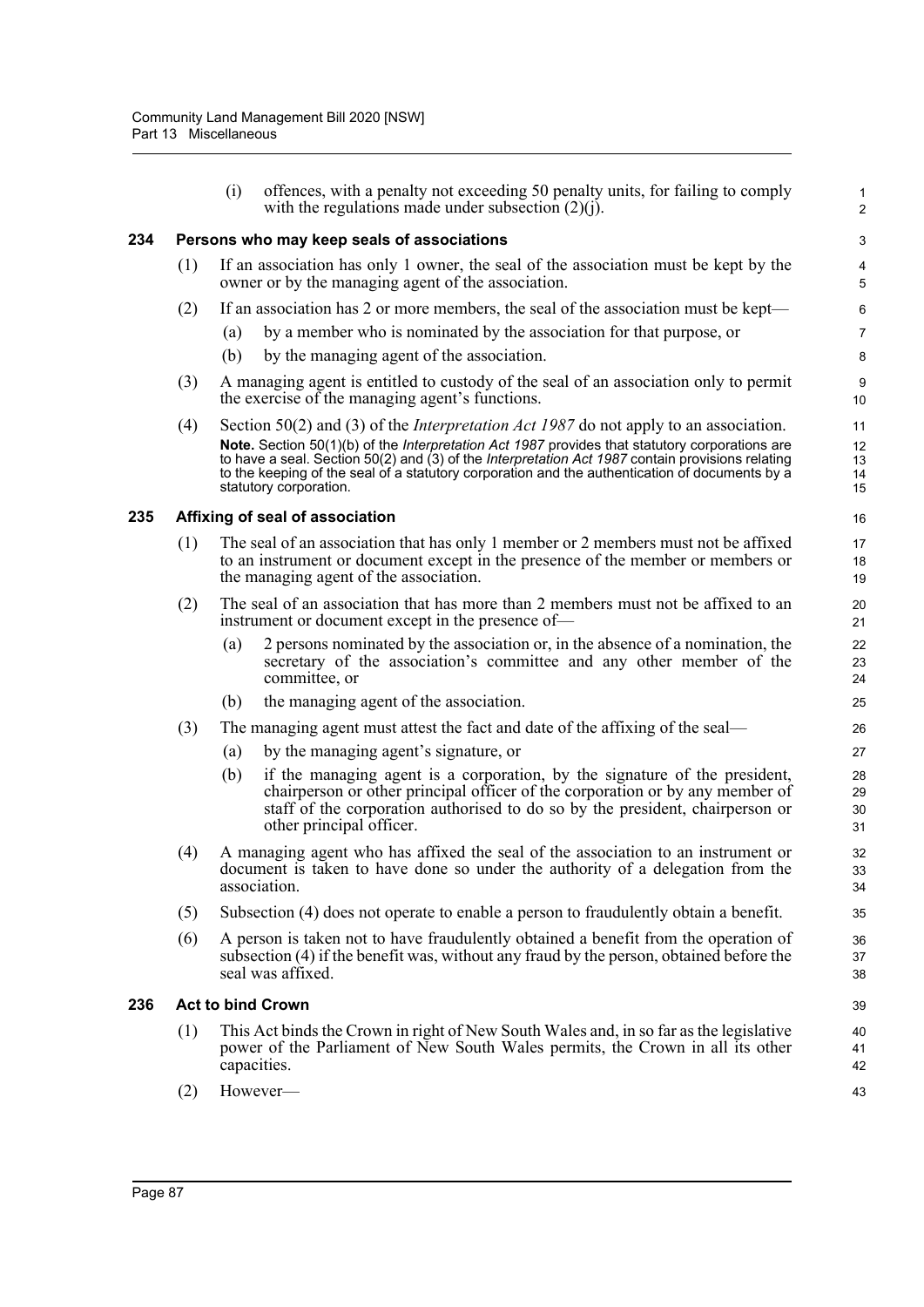(i) offences, with a penalty not exceeding 50 penalty units, for failing to comply with the regulations made under subsection (2)(j).

### 234 Persons who may keep seals of associations

(1) If an association has only 1 owner, the seal of the association must be kept by the owner or by the managing agent of the association.

(2) If an association has 2 or more members, the seal of the association must be kept—

(a) by a member who is nominated by the association for that purpose, or

(b) by the managing agent of the association.

(3) A managing agent is entitled to custody of the seal of an association only to permit the exercise of the managing agent's functions.

(4) Section 50(2) and (3) of the *Interpretation Act 1987* do not apply to an association.

**Note.** Section 50(1)(b) of the *Interpretation Act 1987* provides that statutory corporations are to have a seal. Section 50(2) and (3) of the *Interpretation Act 1987* contain provisions relating to the keeping of the seal of a statutory corporation and the authentication of documents by a statutory corporation.

### 235 Affixing of seal of association

(1) The seal of an association that has only 1 member or 2 members must not be affixed to an instrument or document except in the presence of the member or members or the managing agent of the association.

(2) The seal of an association that has more than 2 members must not be affixed to an instrument or document except in the presence of—

(a) 2 persons nominated by the association or, in the absence of a nomination, the secretary of the association's committee and any other member of the committee, or

(b) the managing agent of the association.

(3) The managing agent must attest the fact and date of the affixing of the seal—

(a) by the managing agent's signature, or

(b) if the managing agent is a corporation, by the signature of the president, chairperson or other principal officer of the corporation or by any member of staff of the corporation authorised to do so by the president, chairperson or other principal officer.

(4) A managing agent who has affixed the seal of the association to an instrument or document is taken to have done so under the authority of a delegation from the association.

(5) Subsection (4) does not operate to enable a person to fraudulently obtain a benefit.

(6) A person is taken not to have fraudulently obtained a benefit from the operation of subsection (4) if the benefit was, without any fraud by the person, obtained before the seal was affixed.

### 236 Act to bind Crown

(1) This Act binds the Crown in right of New South Wales and, in so far as the legislative power of the Parliament of New South Wales permits, the Crown in all its other capacities.

(2) However—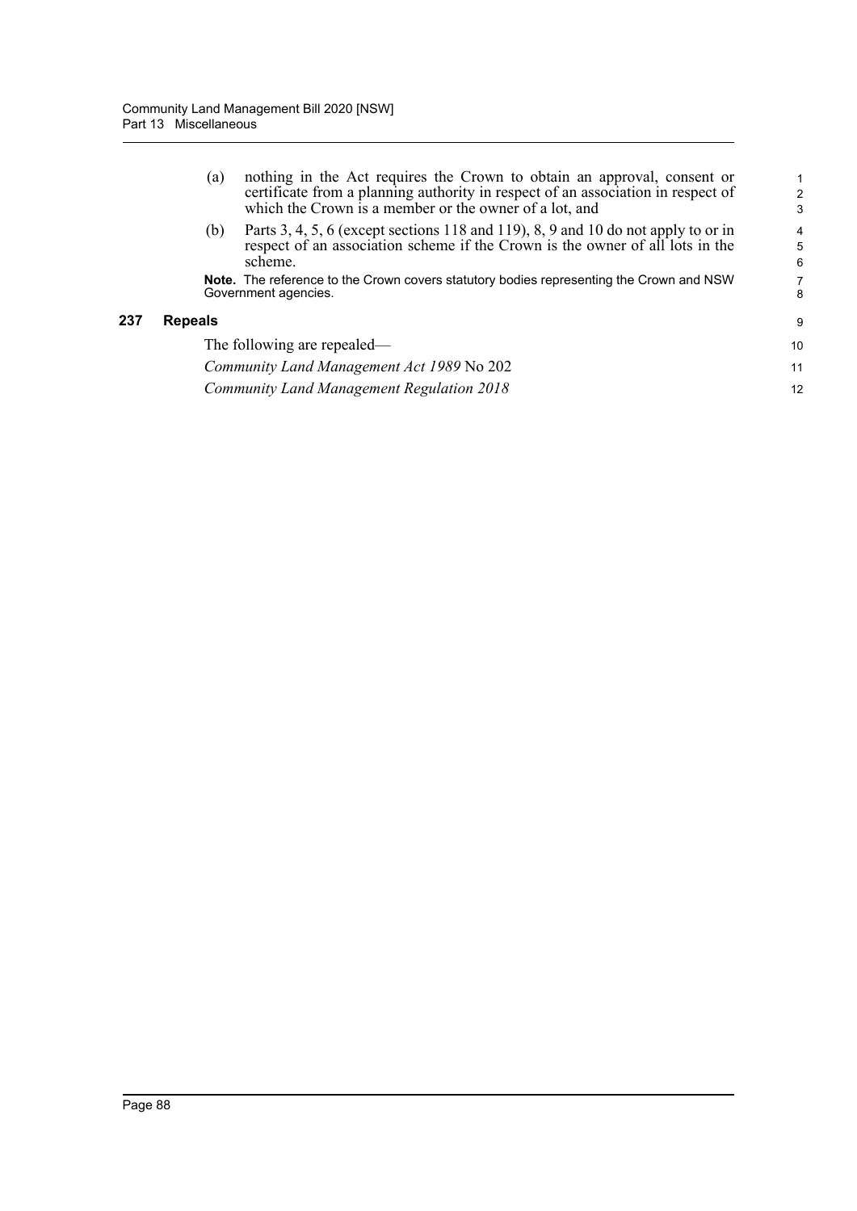(a) nothing in the Act requires the Crown to obtain an approval, consent or certificate from a planning authority in respect of an association in respect of which the Crown is a member or the owner of a lot, and

(b) Parts 3, 4, 5, 6 (except sections 118 and 119), 8, 9 and 10 do not apply to or in respect of an association scheme if the Crown is the owner of all lots in the scheme.

**Note.** The reference to the Crown covers statutory bodies representing the Crown and NSW Government agencies.

### 237 Repeals

The following are repealed—

*Community Land Management Act 1989* No 202

*Community Land Management Regulation 2018*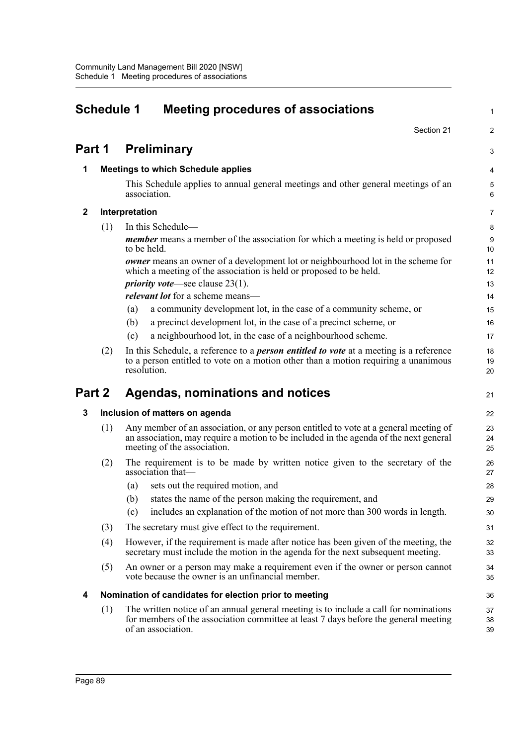# Schedule 1 Meeting procedures of associations

Section 21

## Part 1 Preliminary

### 1 Meetings to which Schedule applies

This Schedule applies to annual general meetings and other general meetings of an association.

### 2 Interpretation

(1) In this Schedule—

***member*** means a member of the association for which a meeting is held or proposed to be held.

***owner*** means an owner of a development lot or neighbourhood lot in the scheme for which a meeting of the association is held or proposed to be held.

***priority vote***—see clause 23(1).

***relevant lot*** for a scheme means—

(a) a community development lot, in the case of a community scheme, or

(b) a precinct development lot, in the case of a precinct scheme, or

(c) a neighbourhood lot, in the case of a neighbourhood scheme.

(2) In this Schedule, a reference to a ***person entitled to vote*** at a meeting is a reference to a person entitled to vote on a motion other than a motion requiring a unanimous resolution.

## Part 2 Agendas, nominations and notices

### 3 Inclusion of matters on agenda

(1) Any member of an association, or any person entitled to vote at a general meeting of an association, may require a motion to be included in the agenda of the next general meeting of the association.

(2) The requirement is to be made by written notice given to the secretary of the association that—

(a) sets out the required motion, and

(b) states the name of the person making the requirement, and

(c) includes an explanation of the motion of not more than 300 words in length.

(3) The secretary must give effect to the requirement.

(4) However, if the requirement is made after notice has been given of the meeting, the secretary must include the motion in the agenda for the next subsequent meeting.

(5) An owner or a person may make a requirement even if the owner or person cannot vote because the owner is an unfinancial member.

### 4 Nomination of candidates for election prior to meeting

(1) The written notice of an annual general meeting is to include a call for nominations for members of the association committee at least 7 days before the general meeting of an association.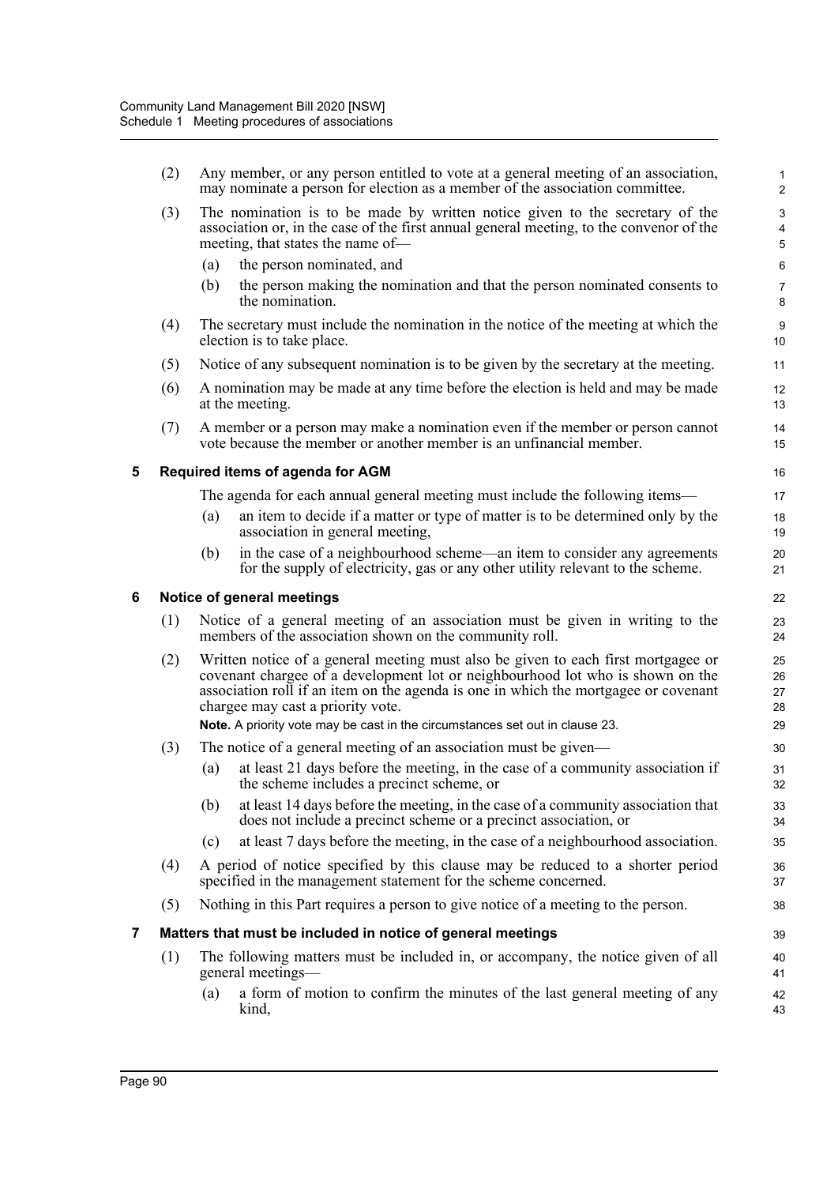(2) Any member, or any person entitled to vote at a general meeting of an association, may nominate a person for election as a member of the association committee.

(3) The nomination is to be made by written notice given to the secretary of the association or, in the case of the first annual general meeting, to the convenor of the meeting, that states the name of—

- (a) the person nominated, and
- (b) the person making the nomination and that the person nominated consents to the nomination.

(4) The secretary must include the nomination in the notice of the meeting at which the election is to take place.

(5) Notice of any subsequent nomination is to be given by the secretary at the meeting.

(6) A nomination may be made at any time before the election is held and may be made at the meeting.

(7) A member or a person may make a nomination even if the member or person cannot vote because the member or another member is an unfinancial member.

### 5 Required items of agenda for AGM

The agenda for each annual general meeting must include the following items—

- (a) an item to decide if a matter or type of matter is to be determined only by the association in general meeting,
- (b) in the case of a neighbourhood scheme—an item to consider any agreements for the supply of electricity, gas or any other utility relevant to the scheme.

### 6 Notice of general meetings

(1) Notice of a general meeting of an association must be given in writing to the members of the association shown on the community roll.

(2) Written notice of a general meeting must also be given to each first mortgagee or covenant chargee of a development lot or neighbourhood lot who is shown on the association roll if an item on the agenda is one in which the mortgagee or covenant chargee may cast a priority vote.

**Note.** A priority vote may be cast in the circumstances set out in clause 23.

(3) The notice of a general meeting of an association must be given—

- (a) at least 21 days before the meeting, in the case of a community association if the scheme includes a precinct scheme, or
- (b) at least 14 days before the meeting, in the case of a community association that does not include a precinct scheme or a precinct association, or
- (c) at least 7 days before the meeting, in the case of a neighbourhood association.

(4) A period of notice specified by this clause may be reduced to a shorter period specified in the management statement for the scheme concerned.

(5) Nothing in this Part requires a person to give notice of a meeting to the person.

### 7 Matters that must be included in notice of general meetings

(1) The following matters must be included in, or accompany, the notice given of all general meetings—

- (a) a form of motion to confirm the minutes of the last general meeting of any kind,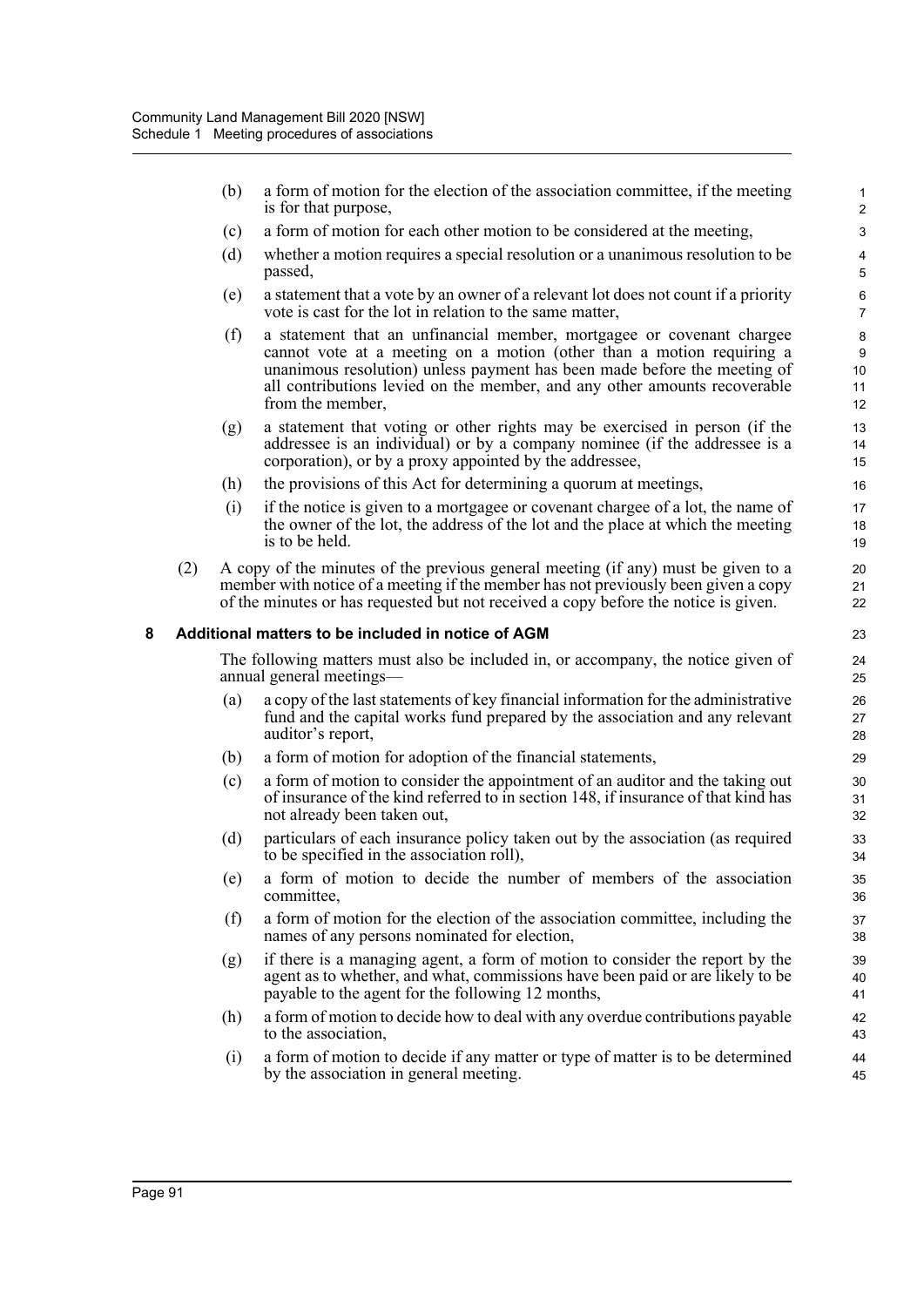(b) a form of motion for the election of the association committee, if the meeting is for that purpose,

(c) a form of motion for each other motion to be considered at the meeting,

(d) whether a motion requires a special resolution or a unanimous resolution to be passed,

(e) a statement that a vote by an owner of a relevant lot does not count if a priority vote is cast for the lot in relation to the same matter,

(f) a statement that an unfinancial member, mortgagee or covenant chargee cannot vote at a meeting on a motion (other than a motion requiring a unanimous resolution) unless payment has been made before the meeting of all contributions levied on the member, and any other amounts recoverable from the member,

(g) a statement that voting or other rights may be exercised in person (if the addressee is an individual) or by a company nominee (if the addressee is a corporation), or by a proxy appointed by the addressee,

(h) the provisions of this Act for determining a quorum at meetings,

(i) if the notice is given to a mortgagee or covenant chargee of a lot, the name of the owner of the lot, the address of the lot and the place at which the meeting is to be held.

(2) A copy of the minutes of the previous general meeting (if any) must be given to a member with notice of a meeting if the member has not previously been given a copy of the minutes or has requested but not received a copy before the notice is given.

### 8 Additional matters to be included in notice of AGM

The following matters must also be included in, or accompany, the notice given of annual general meetings—

(a) a copy of the last statements of key financial information for the administrative fund and the capital works fund prepared by the association and any relevant auditor's report,

(b) a form of motion for adoption of the financial statements,

(c) a form of motion to consider the appointment of an auditor and the taking out of insurance of the kind referred to in section 148, if insurance of that kind has not already been taken out,

(d) particulars of each insurance policy taken out by the association (as required to be specified in the association roll),

(e) a form of motion to decide the number of members of the association committee,

(f) a form of motion for the election of the association committee, including the names of any persons nominated for election,

(g) if there is a managing agent, a form of motion to consider the report by the agent as to whether, and what, commissions have been paid or are likely to be payable to the agent for the following 12 months,

(h) a form of motion to decide how to deal with any overdue contributions payable to the association,

(i) a form of motion to decide if any matter or type of matter is to be determined by the association in general meeting.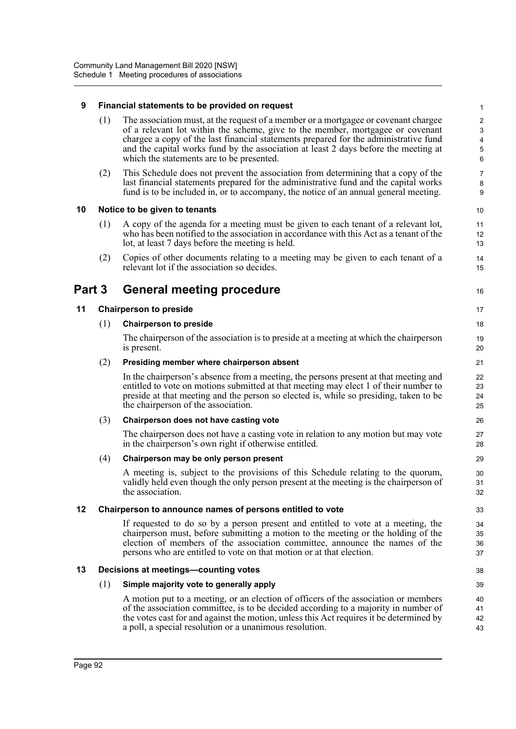### 9 Financial statements to be provided on request

(1) The association must, at the request of a member or a mortgagee or covenant chargee of a relevant lot within the scheme, give to the member, mortgagee or covenant chargee a copy of the last financial statements prepared for the administrative fund and the capital works fund by the association at least 2 days before the meeting at which the statements are to be presented.

(2) This Schedule does not prevent the association from determining that a copy of the last financial statements prepared for the administrative fund and the capital works fund is to be included in, or to accompany, the notice of an annual general meeting.

### 10 Notice to be given to tenants

(1) A copy of the agenda for a meeting must be given to each tenant of a relevant lot, who has been notified to the association in accordance with this Act as a tenant of the lot, at least 7 days before the meeting is held.

(2) Copies of other documents relating to a meeting may be given to each tenant of a relevant lot if the association so decides.

## Part 3 General meeting procedure

### 11 Chairperson to preside

(1) **Chairperson to preside**

The chairperson of the association is to preside at a meeting at which the chairperson is present.

(2) **Presiding member where chairperson absent**

In the chairperson's absence from a meeting, the persons present at that meeting and entitled to vote on motions submitted at that meeting may elect 1 of their number to preside at that meeting and the person so elected is, while so presiding, taken to be the chairperson of the association.

(3) **Chairperson does not have casting vote**

The chairperson does not have a casting vote in relation to any motion but may vote in the chairperson's own right if otherwise entitled.

(4) **Chairperson may be only person present**

A meeting is, subject to the provisions of this Schedule relating to the quorum, validly held even though the only person present at the meeting is the chairperson of the association.

### 12 Chairperson to announce names of persons entitled to vote

If requested to do so by a person present and entitled to vote at a meeting, the chairperson must, before submitting a motion to the meeting or the holding of the election of members of the association committee, announce the names of the persons who are entitled to vote on that motion or at that election.

### 13 Decisions at meetings—counting votes

(1) **Simple majority vote to generally apply**

A motion put to a meeting, or an election of officers of the association or members of the association committee, is to be decided according to a majority in number of the votes cast for and against the motion, unless this Act requires it be determined by a poll, a special resolution or a unanimous resolution.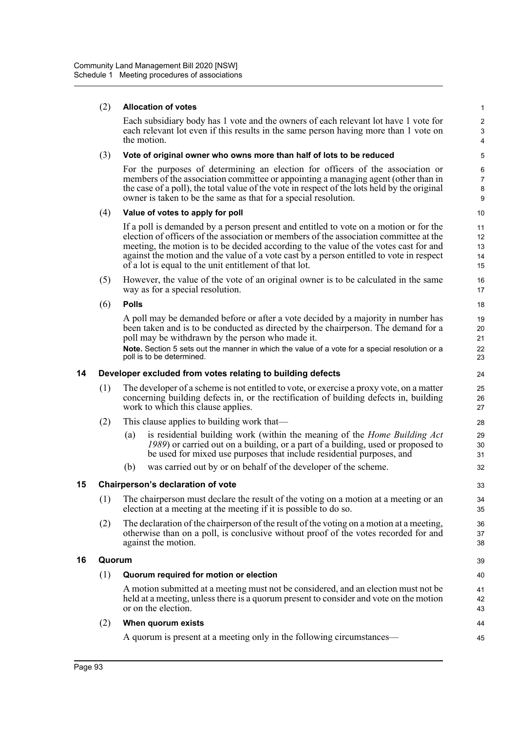(2) **Allocation of votes**

Each subsidiary body has 1 vote and the owners of each relevant lot have 1 vote for each relevant lot even if this results in the same person having more than 1 vote on the motion.

(3) **Vote of original owner who owns more than half of lots to be reduced**

For the purposes of determining an election for officers of the association or members of the association committee or appointing a managing agent (other than in the case of a poll), the total value of the vote in respect of the lots held by the original owner is taken to be the same as that for a special resolution.

(4) **Value of votes to apply for poll**

If a poll is demanded by a person present and entitled to vote on a motion or for the election of officers of the association or members of the association committee at the meeting, the motion is to be decided according to the value of the votes cast for and against the motion and the value of a vote cast by a person entitled to vote in respect of a lot is equal to the unit entitlement of that lot.

(5) However, the value of the vote of an original owner is to be calculated in the same way as for a special resolution.

(6) **Polls**

A poll may be demanded before or after a vote decided by a majority in number has been taken and is to be conducted as directed by the chairperson. The demand for a poll may be withdrawn by the person who made it.

**Note.** Section 5 sets out the manner in which the value of a vote for a special resolution or a poll is to be determined.

## 14 Developer excluded from votes relating to building defects

(1) The developer of a scheme is not entitled to vote, or exercise a proxy vote, on a matter concerning building defects in, or the rectification of building defects in, building work to which this clause applies.

(2) This clause applies to building work that—

(a) is residential building work (within the meaning of the *Home Building Act 1989*) or carried out on a building, or a part of a building, used or proposed to be used for mixed use purposes that include residential purposes, and

(b) was carried out by or on behalf of the developer of the scheme.

## 15 Chairperson's declaration of vote

(1) The chairperson must declare the result of the voting on a motion at a meeting or an election at a meeting at the meeting if it is possible to do so.

(2) The declaration of the chairperson of the result of the voting on a motion at a meeting, otherwise than on a poll, is conclusive without proof of the votes recorded for and against the motion.

## 16 Quorum

(1) **Quorum required for motion or election**

A motion submitted at a meeting must not be considered, and an election must not be held at a meeting, unless there is a quorum present to consider and vote on the motion or on the election.

(2) **When quorum exists**

A quorum is present at a meeting only in the following circumstances—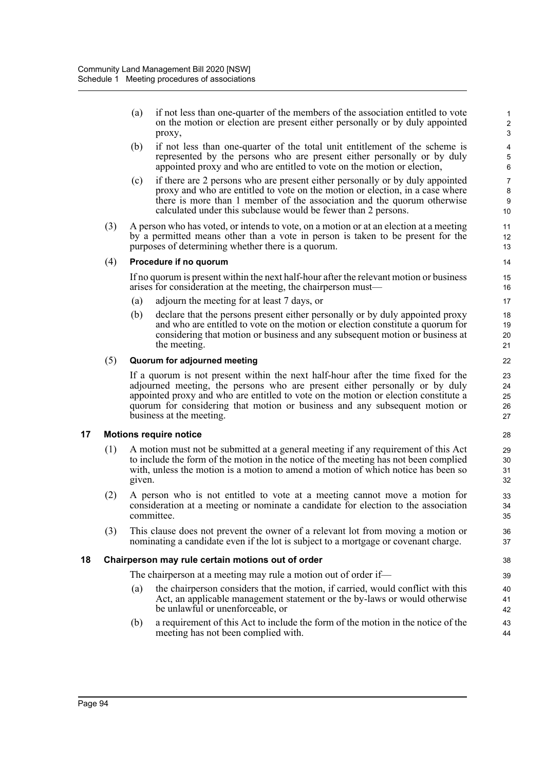(a) if not less than one-quarter of the members of the association entitled to vote on the motion or election are present either personally or by duly appointed proxy,

(b) if not less than one-quarter of the total unit entitlement of the scheme is represented by the persons who are present either personally or by duly appointed proxy and who are entitled to vote on the motion or election,

(c) if there are 2 persons who are present either personally or by duly appointed proxy and who are entitled to vote on the motion or election, in a case where there is more than 1 member of the association and the quorum otherwise calculated under this subclause would be fewer than 2 persons.

(3) A person who has voted, or intends to vote, on a motion or at an election at a meeting by a permitted means other than a vote in person is taken to be present for the purposes of determining whether there is a quorum.

(4) **Procedure if no quorum**

If no quorum is present within the next half-hour after the relevant motion or business arises for consideration at the meeting, the chairperson must—

(a) adjourn the meeting for at least 7 days, or

(b) declare that the persons present either personally or by duly appointed proxy and who are entitled to vote on the motion or election constitute a quorum for considering that motion or business and any subsequent motion or business at the meeting.

(5) **Quorum for adjourned meeting**

If a quorum is not present within the next half-hour after the time fixed for the adjourned meeting, the persons who are present either personally or by duly appointed proxy and who are entitled to vote on the motion or election constitute a quorum for considering that motion or business and any subsequent motion or business at the meeting.

### 17 Motions require notice

(1) A motion must not be submitted at a general meeting if any requirement of this Act to include the form of the motion in the notice of the meeting has not been complied with, unless the motion is a motion to amend a motion of which notice has been so given.

(2) A person who is not entitled to vote at a meeting cannot move a motion for consideration at a meeting or nominate a candidate for election to the association committee.

(3) This clause does not prevent the owner of a relevant lot from moving a motion or nominating a candidate even if the lot is subject to a mortgage or covenant charge.

### 18 Chairperson may rule certain motions out of order

The chairperson at a meeting may rule a motion out of order if—

(a) the chairperson considers that the motion, if carried, would conflict with this Act, an applicable management statement or the by-laws or would otherwise be unlawful or unenforceable, or

(b) a requirement of this Act to include the form of the motion in the notice of the meeting has not been complied with.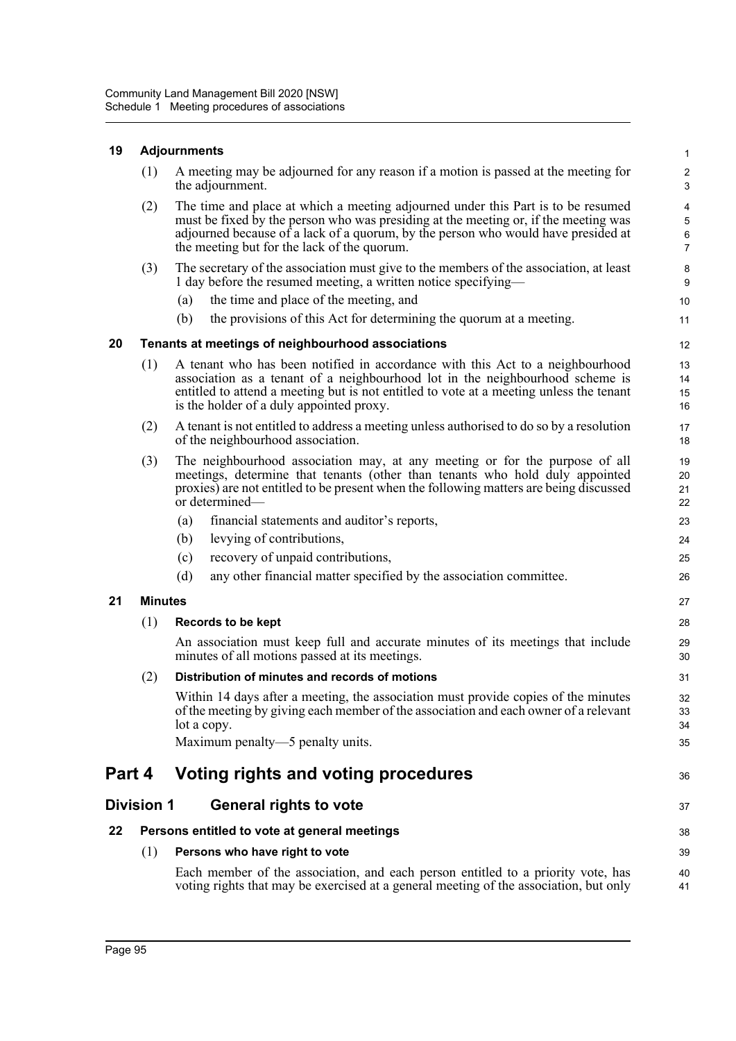### 19 Adjournments

(1) A meeting may be adjourned for any reason if a motion is passed at the meeting for the adjournment.

(2) The time and place at which a meeting adjourned under this Part is to be resumed must be fixed by the person who was presiding at the meeting or, if the meeting was adjourned because of a lack of a quorum, by the person who would have presided at the meeting but for the lack of the quorum.

(3) The secretary of the association must give to the members of the association, at least 1 day before the resumed meeting, a written notice specifying—

(a) the time and place of the meeting, and

(b) the provisions of this Act for determining the quorum at a meeting.

### 20 Tenants at meetings of neighbourhood associations

(1) A tenant who has been notified in accordance with this Act to a neighbourhood association as a tenant of a neighbourhood lot in the neighbourhood scheme is entitled to attend a meeting but is not entitled to vote at a meeting unless the tenant is the holder of a duly appointed proxy.

(2) A tenant is not entitled to address a meeting unless authorised to do so by a resolution of the neighbourhood association.

(3) The neighbourhood association may, at any meeting or for the purpose of all meetings, determine that tenants (other than tenants who hold duly appointed proxies) are not entitled to be present when the following matters are being discussed or determined—

(a) financial statements and auditor's reports,

(b) levying of contributions,

(c) recovery of unpaid contributions,

(d) any other financial matter specified by the association committee.

### 21 Minutes

(1) **Records to be kept**

An association must keep full and accurate minutes of its meetings that include minutes of all motions passed at its meetings.

(2) **Distribution of minutes and records of motions**

Within 14 days after a meeting, the association must provide copies of the minutes of the meeting by giving each member of the association and each owner of a relevant lot a copy.

Maximum penalty—5 penalty units.

# Part 4 Voting rights and voting procedures

## Division 1 General rights to vote

### 22 Persons entitled to vote at general meetings

(1) **Persons who have right to vote**

Each member of the association, and each person entitled to a priority vote, has voting rights that may be exercised at a general meeting of the association, but only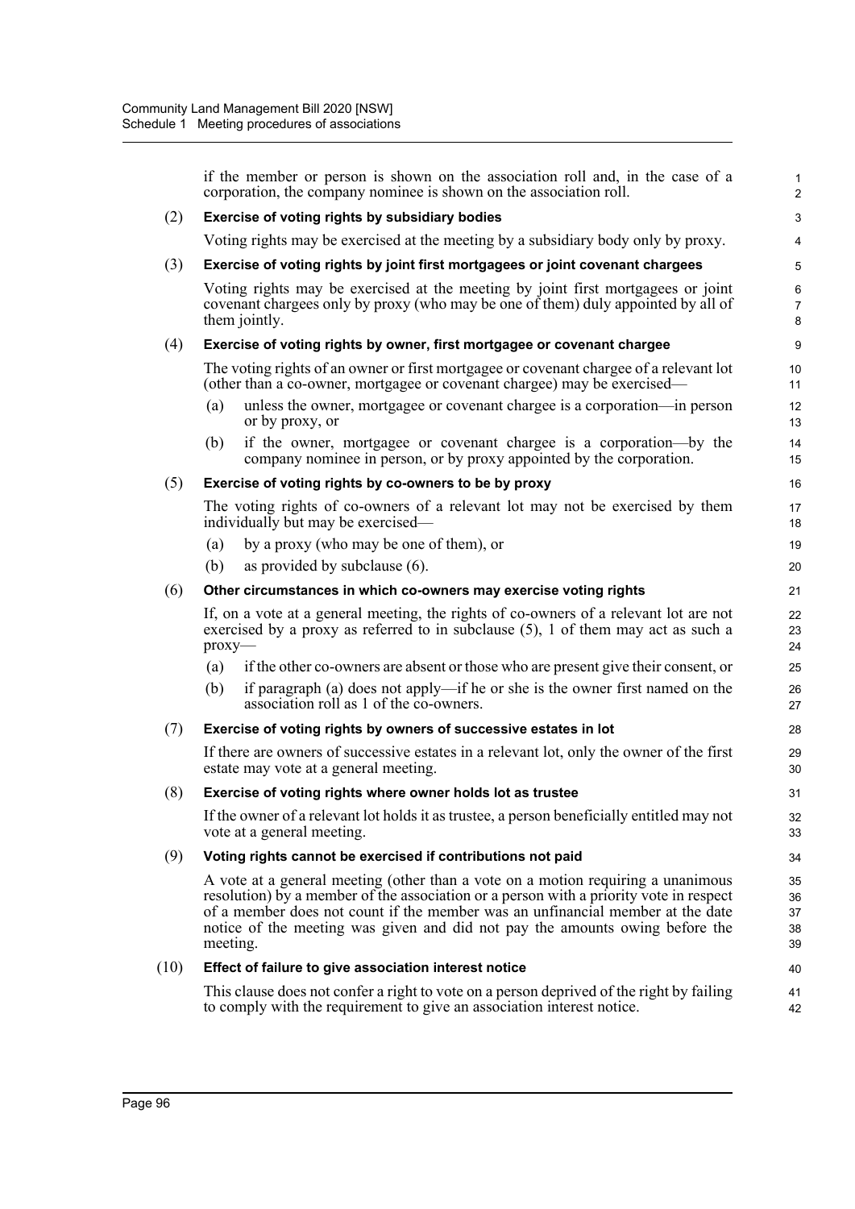if the member or person is shown on the association roll and, in the case of a corporation, the company nominee is shown on the association roll.

(2) **Exercise of voting rights by subsidiary bodies**

Voting rights may be exercised at the meeting by a subsidiary body only by proxy.

(3) **Exercise of voting rights by joint first mortgagees or joint covenant chargees**

Voting rights may be exercised at the meeting by joint first mortgagees or joint covenant chargees only by proxy (who may be one of them) duly appointed by all of them jointly.

(4) **Exercise of voting rights by owner, first mortgagee or covenant chargee**

The voting rights of an owner or first mortgagee or covenant chargee of a relevant lot (other than a co-owner, mortgagee or covenant chargee) may be exercised—

- (a) unless the owner, mortgagee or covenant chargee is a corporation—in person or by proxy, or
- (b) if the owner, mortgagee or covenant chargee is a corporation—by the company nominee in person, or by proxy appointed by the corporation.

(5) **Exercise of voting rights by co-owners to be by proxy**

The voting rights of co-owners of a relevant lot may not be exercised by them individually but may be exercised—

- (a) by a proxy (who may be one of them), or
- (b) as provided by subclause (6).

(6) **Other circumstances in which co-owners may exercise voting rights**

If, on a vote at a general meeting, the rights of co-owners of a relevant lot are not exercised by a proxy as referred to in subclause (5), 1 of them may act as such a proxy—

- (a) if the other co-owners are absent or those who are present give their consent, or
- (b) if paragraph (a) does not apply—if he or she is the owner first named on the association roll as 1 of the co-owners.

(7) **Exercise of voting rights by owners of successive estates in lot**

If there are owners of successive estates in a relevant lot, only the owner of the first estate may vote at a general meeting.

(8) **Exercise of voting rights where owner holds lot as trustee**

If the owner of a relevant lot holds it as trustee, a person beneficially entitled may not vote at a general meeting.

(9) **Voting rights cannot be exercised if contributions not paid**

A vote at a general meeting (other than a vote on a motion requiring a unanimous resolution) by a member of the association or a person with a priority vote in respect of a member does not count if the member was an unfinancial member at the date notice of the meeting was given and did not pay the amounts owing before the meeting.

(10) **Effect of failure to give association interest notice**

This clause does not confer a right to vote on a person deprived of the right by failing to comply with the requirement to give an association interest notice.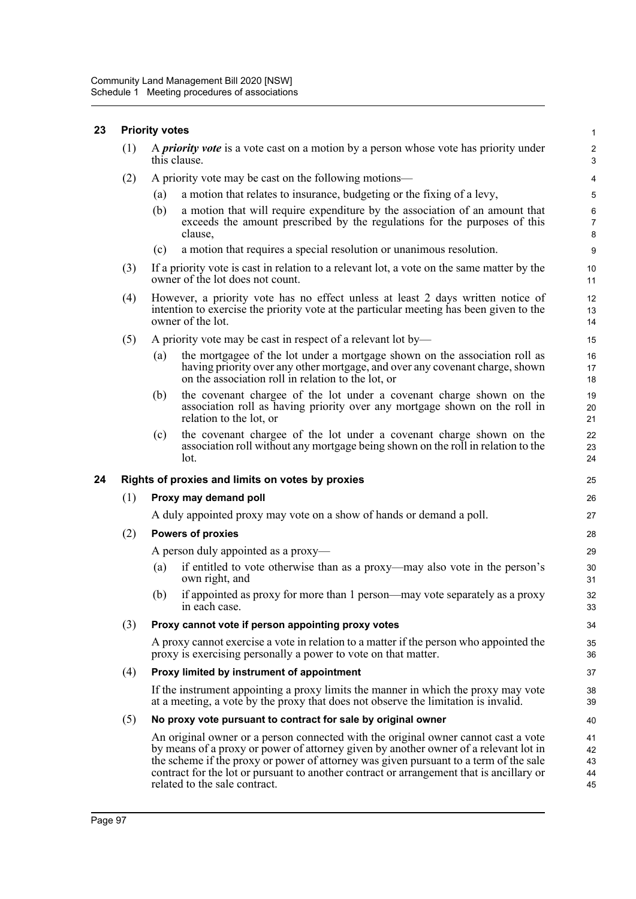## 23 Priority votes

(1) A ***priority vote*** is a vote cast on a motion by a person whose vote has priority under this clause.

(2) A priority vote may be cast on the following motions—

(a) a motion that relates to insurance, budgeting or the fixing of a levy,

(b) a motion that will require expenditure by the association of an amount that exceeds the amount prescribed by the regulations for the purposes of this clause,

(c) a motion that requires a special resolution or unanimous resolution.

(3) If a priority vote is cast in relation to a relevant lot, a vote on the same matter by the owner of the lot does not count.

(4) However, a priority vote has no effect unless at least 2 days written notice of intention to exercise the priority vote at the particular meeting has been given to the owner of the lot.

(5) A priority vote may be cast in respect of a relevant lot by—

(a) the mortgagee of the lot under a mortgage shown on the association roll as having priority over any other mortgage, and over any covenant charge, shown on the association roll in relation to the lot, or

(b) the covenant chargee of the lot under a covenant charge shown on the association roll as having priority over any mortgage shown on the roll in relation to the lot, or

(c) the covenant chargee of the lot under a covenant charge shown on the association roll without any mortgage being shown on the roll in relation to the lot.

## 24 Rights of proxies and limits on votes by proxies

(1) **Proxy may demand poll**

A duly appointed proxy may vote on a show of hands or demand a poll.

(2) **Powers of proxies**

A person duly appointed as a proxy—

(a) if entitled to vote otherwise than as a proxy—may also vote in the person's own right, and

(b) if appointed as proxy for more than 1 person—may vote separately as a proxy in each case.

(3) **Proxy cannot vote if person appointing proxy votes**

A proxy cannot exercise a vote in relation to a matter if the person who appointed the proxy is exercising personally a power to vote on that matter.

(4) **Proxy limited by instrument of appointment**

If the instrument appointing a proxy limits the manner in which the proxy may vote at a meeting, a vote by the proxy that does not observe the limitation is invalid.

(5) **No proxy vote pursuant to contract for sale by original owner**

An original owner or a person connected with the original owner cannot cast a vote by means of a proxy or power of attorney given by another owner of a relevant lot in the scheme if the proxy or power of attorney was given pursuant to a term of the sale contract for the lot or pursuant to another contract or arrangement that is ancillary or related to the sale contract.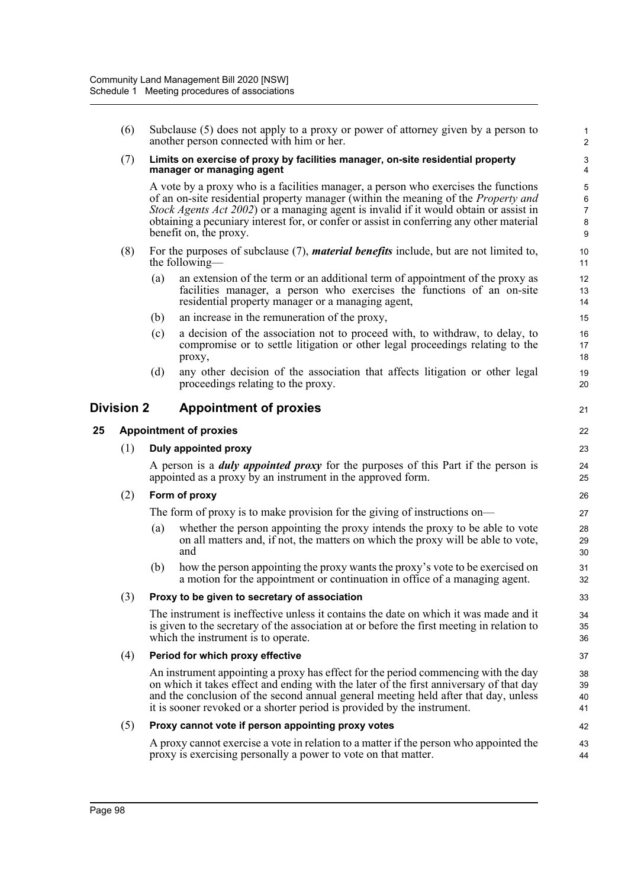(6) Subclause (5) does not apply to a proxy or power of attorney given by a person to another person connected with him or her.

(7) **Limits on exercise of proxy by facilities manager, on-site residential property manager or managing agent**

A vote by a proxy who is a facilities manager, a person who exercises the functions of an on-site residential property manager (within the meaning of the *Property and Stock Agents Act 2002*) or a managing agent is invalid if it would obtain or assist in obtaining a pecuniary interest for, or confer or assist in conferring any other material benefit on, the proxy.

(8) For the purposes of subclause (7), ***material benefits*** include, but are not limited to, the following—

(a) an extension of the term or an additional term of appointment of the proxy as facilities manager, a person who exercises the functions of an on-site residential property manager or a managing agent,

(b) an increase in the remuneration of the proxy,

(c) a decision of the association not to proceed with, to withdraw, to delay, to compromise or to settle litigation or other legal proceedings relating to the proxy,

(d) any other decision of the association that affects litigation or other legal proceedings relating to the proxy.

## Division 2 Appointment of proxies

### 25 Appointment of proxies

(1) **Duly appointed proxy**

A person is a ***duly appointed proxy*** for the purposes of this Part if the person is appointed as a proxy by an instrument in the approved form.

(2) **Form of proxy**

The form of proxy is to make provision for the giving of instructions on—

(a) whether the person appointing the proxy intends the proxy to be able to vote on all matters and, if not, the matters on which the proxy will be able to vote, and

(b) how the person appointing the proxy wants the proxy's vote to be exercised on a motion for the appointment or continuation in office of a managing agent.

(3) **Proxy to be given to secretary of association**

The instrument is ineffective unless it contains the date on which it was made and it is given to the secretary of the association at or before the first meeting in relation to which the instrument is to operate.

(4) **Period for which proxy effective**

An instrument appointing a proxy has effect for the period commencing with the day on which it takes effect and ending with the later of the first anniversary of that day and the conclusion of the second annual general meeting held after that day, unless it is sooner revoked or a shorter period is provided by the instrument.

(5) **Proxy cannot vote if person appointing proxy votes**

A proxy cannot exercise a vote in relation to a matter if the person who appointed the proxy is exercising personally a power to vote on that matter.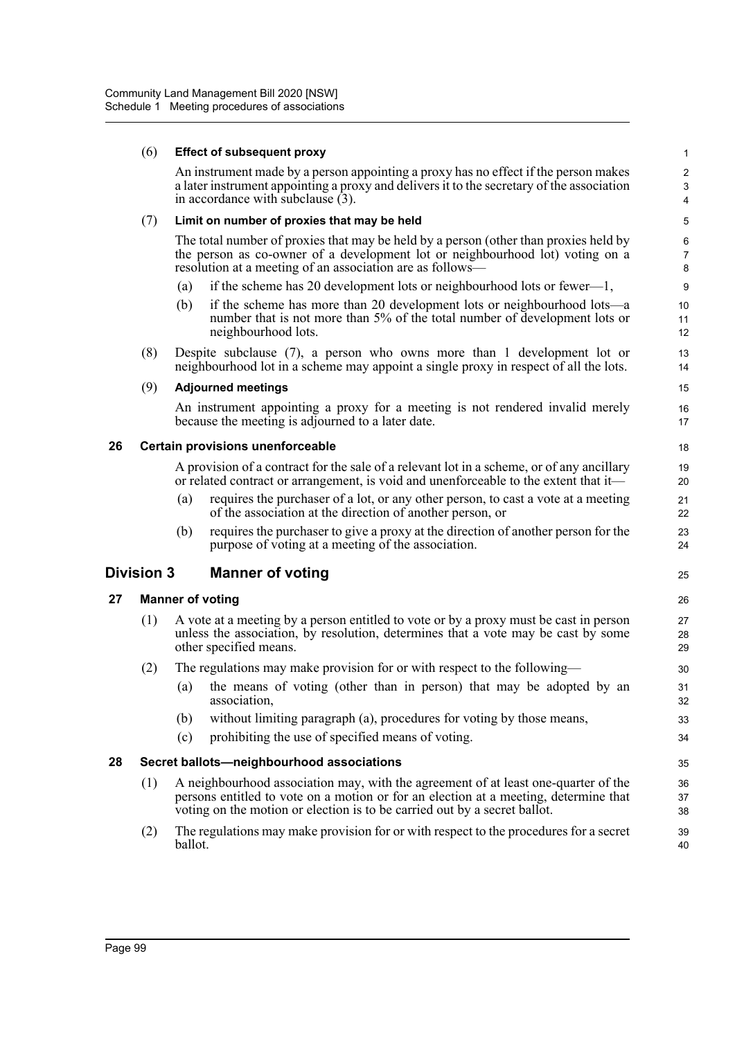(6) **Effect of subsequent proxy**

An instrument made by a person appointing a proxy has no effect if the person makes a later instrument appointing a proxy and delivers it to the secretary of the association in accordance with subclause (3).

(7) **Limit on number of proxies that may be held**

The total number of proxies that may be held by a person (other than proxies held by the person as co-owner of a development lot or neighbourhood lot) voting on a resolution at a meeting of an association are as follows—

(a) if the scheme has 20 development lots or neighbourhood lots or fewer—1,

(b) if the scheme has more than 20 development lots or neighbourhood lots—a number that is not more than 5% of the total number of development lots or neighbourhood lots.

(8) Despite subclause (7), a person who owns more than 1 development lot or neighbourhood lot in a scheme may appoint a single proxy in respect of all the lots.

(9) **Adjourned meetings**

An instrument appointing a proxy for a meeting is not rendered invalid merely because the meeting is adjourned to a later date.

### 26 Certain provisions unenforceable

A provision of a contract for the sale of a relevant lot in a scheme, or of any ancillary or related contract or arrangement, is void and unenforceable to the extent that it—

(a) requires the purchaser of a lot, or any other person, to cast a vote at a meeting of the association at the direction of another person, or

(b) requires the purchaser to give a proxy at the direction of another person for the purpose of voting at a meeting of the association.

## Division 3 Manner of voting

### 27 Manner of voting

(1) A vote at a meeting by a person entitled to vote or by a proxy must be cast in person unless the association, by resolution, determines that a vote may be cast by some other specified means.

(2) The regulations may make provision for or with respect to the following—

(a) the means of voting (other than in person) that may be adopted by an association,

(b) without limiting paragraph (a), procedures for voting by those means,

(c) prohibiting the use of specified means of voting.

### 28 Secret ballots—neighbourhood associations

(1) A neighbourhood association may, with the agreement of at least one-quarter of the persons entitled to vote on a motion or for an election at a meeting, determine that voting on the motion or election is to be carried out by a secret ballot.

(2) The regulations may make provision for or with respect to the procedures for a secret ballot.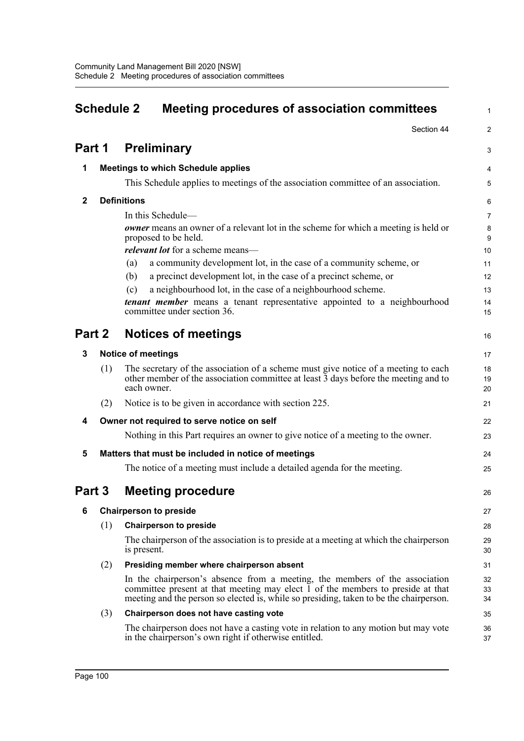# Schedule 2 Meeting procedures of association committees

Section 44

## Part 1 Preliminary

### 1 Meetings to which Schedule applies

This Schedule applies to meetings of the association committee of an association.

### 2 Definitions

In this Schedule—

***owner*** means an owner of a relevant lot in the scheme for which a meeting is held or proposed to be held.

***relevant lot*** for a scheme means—

(a) a community development lot, in the case of a community scheme, or

(b) a precinct development lot, in the case of a precinct scheme, or

(c) a neighbourhood lot, in the case of a neighbourhood scheme.

***tenant member*** means a tenant representative appointed to a neighbourhood committee under section 36.

## Part 2 Notices of meetings

### 3 Notice of meetings

(1) The secretary of the association of a scheme must give notice of a meeting to each other member of the association committee at least 3 days before the meeting and to each owner.

(2) Notice is to be given in accordance with section 225.

### 4 Owner not required to serve notice on self

Nothing in this Part requires an owner to give notice of a meeting to the owner.

### 5 Matters that must be included in notice of meetings

The notice of a meeting must include a detailed agenda for the meeting.

## Part 3 Meeting procedure

### 6 Chairperson to preside

(1) **Chairperson to preside**

The chairperson of the association is to preside at a meeting at which the chairperson is present.

(2) **Presiding member where chairperson absent**

In the chairperson's absence from a meeting, the members of the association committee present at that meeting may elect 1 of the members to preside at that meeting and the person so elected is, while so presiding, taken to be the chairperson.

(3) **Chairperson does not have casting vote**

The chairperson does not have a casting vote in relation to any motion but may vote in the chairperson's own right if otherwise entitled.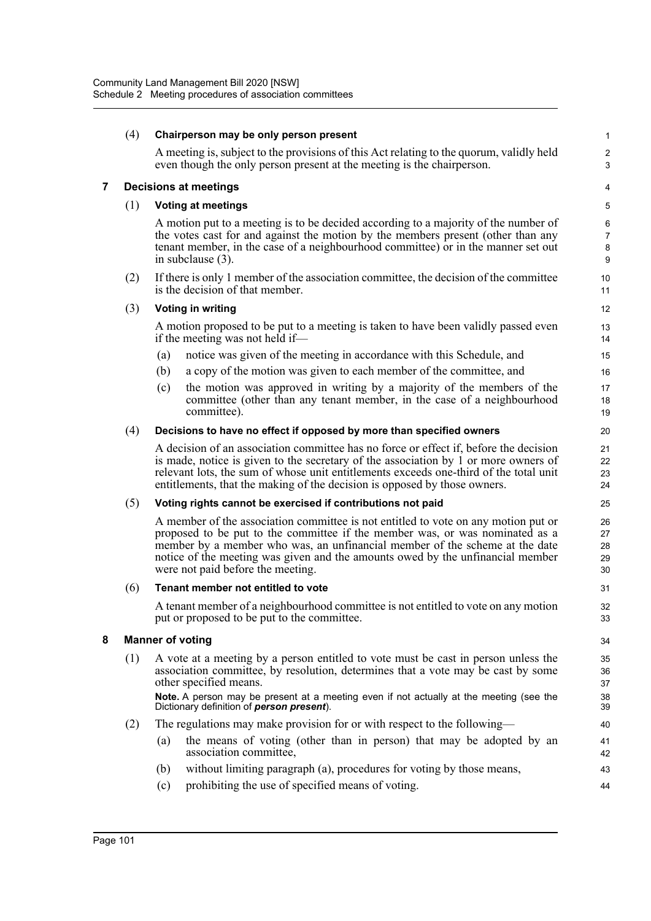#### (4) Chairperson may be only person present

A meeting is, subject to the provisions of this Act relating to the quorum, validly held even though the only person present at the meeting is the chairperson.

### 7 Decisions at meetings

#### (1) Voting at meetings

A motion put to a meeting is to be decided according to a majority of the number of the votes cast for and against the motion by the members present (other than any tenant member, in the case of a neighbourhood committee) or in the manner set out in subclause (3).

(2) If there is only 1 member of the association committee, the decision of the committee is the decision of that member.

#### (3) Voting in writing

A motion proposed to be put to a meeting is taken to have been validly passed even if the meeting was not held if—

(a) notice was given of the meeting in accordance with this Schedule, and

(b) a copy of the motion was given to each member of the committee, and

(c) the motion was approved in writing by a majority of the members of the committee (other than any tenant member, in the case of a neighbourhood committee).

#### (4) Decisions to have no effect if opposed by more than specified owners

A decision of an association committee has no force or effect if, before the decision is made, notice is given to the secretary of the association by 1 or more owners of relevant lots, the sum of whose unit entitlements exceeds one-third of the total unit entitlements, that the making of the decision is opposed by those owners.

#### (5) Voting rights cannot be exercised if contributions not paid

A member of the association committee is not entitled to vote on any motion put or proposed to be put to the committee if the member was, or was nominated as a member by a member who was, an unfinancial member of the scheme at the date notice of the meeting was given and the amounts owed by the unfinancial member were not paid before the meeting.

#### (6) Tenant member not entitled to vote

A tenant member of a neighbourhood committee is not entitled to vote on any motion put or proposed to be put to the committee.

### 8 Manner of voting

(1) A vote at a meeting by a person entitled to vote must be cast in person unless the association committee, by resolution, determines that a vote may be cast by some other specified means.

**Note.** A person may be present at a meeting even if not actually at the meeting (see the Dictionary definition of ***person present***).

(2) The regulations may make provision for or with respect to the following—

(a) the means of voting (other than in person) that may be adopted by an association committee,

(b) without limiting paragraph (a), procedures for voting by those means,

(c) prohibiting the use of specified means of voting.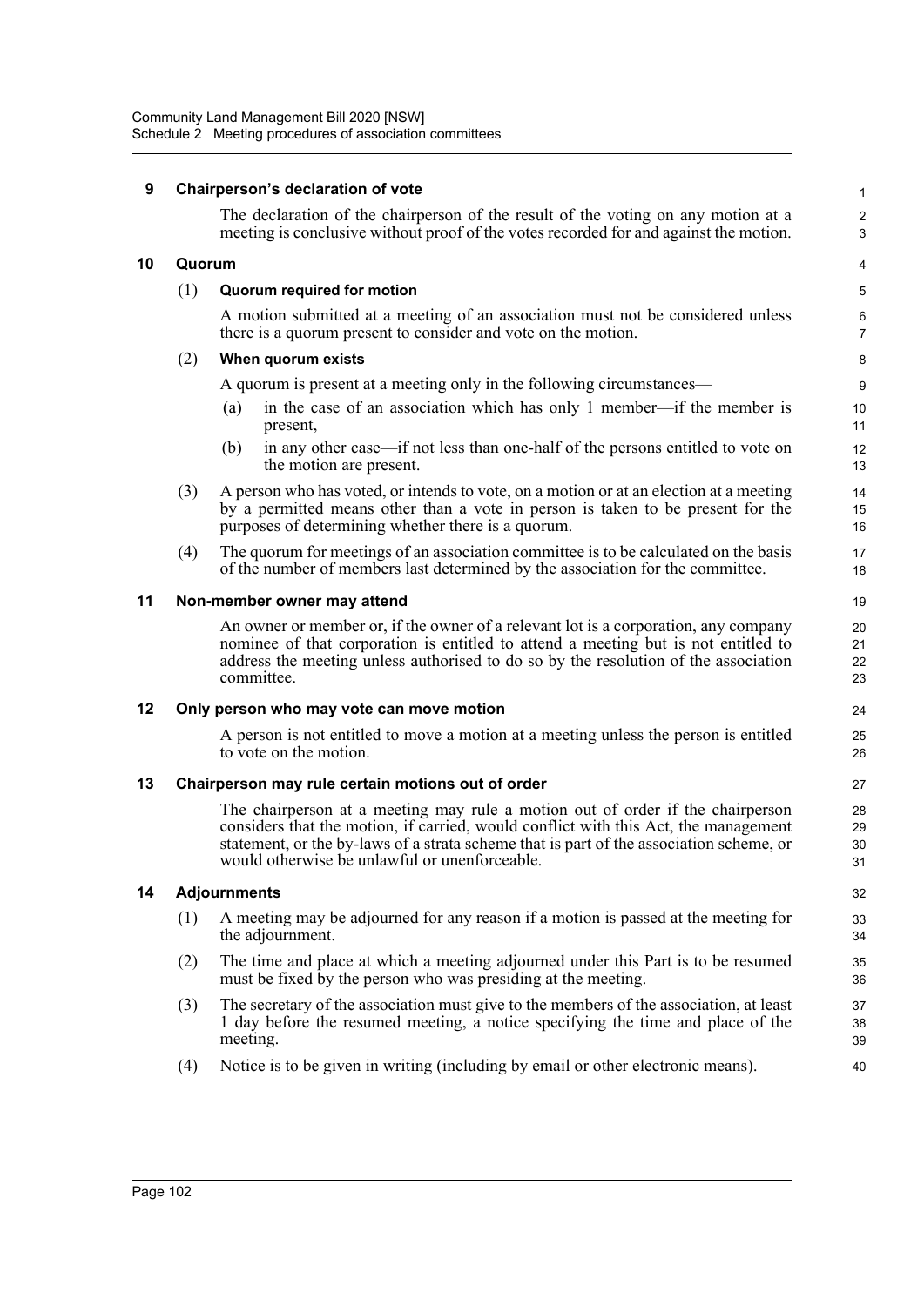**9 Chairperson's declaration of vote**

The declaration of the chairperson of the result of the voting on any motion at a meeting is conclusive without proof of the votes recorded for and against the motion.

**10 Quorum**

(1) **Quorum required for motion**

A motion submitted at a meeting of an association must not be considered unless there is a quorum present to consider and vote on the motion.

(2) **When quorum exists**

A quorum is present at a meeting only in the following circumstances—

(a) in the case of an association which has only 1 member—if the member is present,

(b) in any other case—if not less than one-half of the persons entitled to vote on the motion are present.

(3) A person who has voted, or intends to vote, on a motion or at an election at a meeting by a permitted means other than a vote in person is taken to be present for the purposes of determining whether there is a quorum.

(4) The quorum for meetings of an association committee is to be calculated on the basis of the number of members last determined by the association for the committee.

**11 Non-member owner may attend**

An owner or member or, if the owner of a relevant lot is a corporation, any company nominee of that corporation is entitled to attend a meeting but is not entitled to address the meeting unless authorised to do so by the resolution of the association committee.

**12 Only person who may vote can move motion**

A person is not entitled to move a motion at a meeting unless the person is entitled to vote on the motion.

**13 Chairperson may rule certain motions out of order**

The chairperson at a meeting may rule a motion out of order if the chairperson considers that the motion, if carried, would conflict with this Act, the management statement, or the by-laws of a strata scheme that is part of the association scheme, or would otherwise be unlawful or unenforceable.

**14 Adjournments**

(1) A meeting may be adjourned for any reason if a motion is passed at the meeting for the adjournment.

(2) The time and place at which a meeting adjourned under this Part is to be resumed must be fixed by the person who was presiding at the meeting.

(3) The secretary of the association must give to the members of the association, at least 1 day before the resumed meeting, a notice specifying the time and place of the meeting.

(4) Notice is to be given in writing (including by email or other electronic means).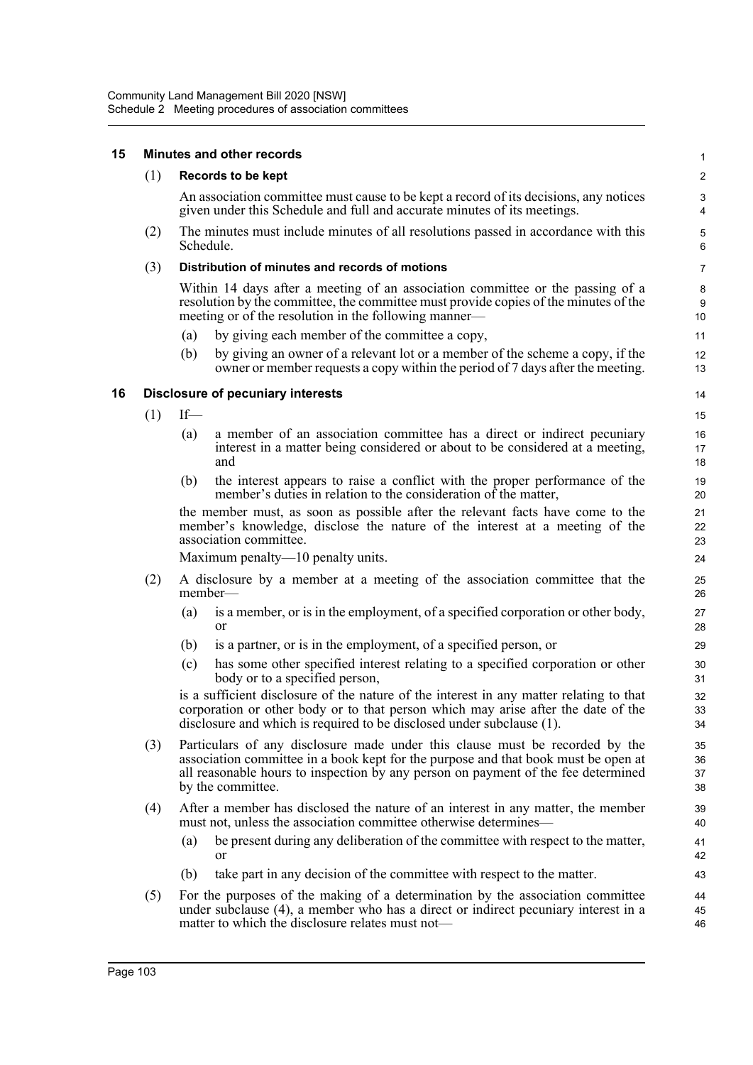## 15 Minutes and other records

(1) **Records to be kept**

An association committee must cause to be kept a record of its decisions, any notices given under this Schedule and full and accurate minutes of its meetings.

(2) The minutes must include minutes of all resolutions passed in accordance with this Schedule.

(3) **Distribution of minutes and records of motions**

Within 14 days after a meeting of an association committee or the passing of a resolution by the committee, the committee must provide copies of the minutes of the meeting or of the resolution in the following manner—

- (a) by giving each member of the committee a copy,
- (b) by giving an owner of a relevant lot or a member of the scheme a copy, if the owner or member requests a copy within the period of 7 days after the meeting.

## 16 Disclosure of pecuniary interests

(1) If—

- (a) a member of an association committee has a direct or indirect pecuniary interest in a matter being considered or about to be considered at a meeting, and
- (b) the interest appears to raise a conflict with the proper performance of the member's duties in relation to the consideration of the matter,

the member must, as soon as possible after the relevant facts have come to the member's knowledge, disclose the nature of the interest at a meeting of the association committee.

Maximum penalty—10 penalty units.

(2) A disclosure by a member at a meeting of the association committee that the member—

- (a) is a member, or is in the employment, of a specified corporation or other body, or
- (b) is a partner, or is in the employment, of a specified person, or
- (c) has some other specified interest relating to a specified corporation or other body or to a specified person,

is a sufficient disclosure of the nature of the interest in any matter relating to that corporation or other body or to that person which may arise after the date of the disclosure and which is required to be disclosed under subclause (1).

(3) Particulars of any disclosure made under this clause must be recorded by the association committee in a book kept for the purpose and that book must be open at all reasonable hours to inspection by any person on payment of the fee determined by the committee.

(4) After a member has disclosed the nature of an interest in any matter, the member must not, unless the association committee otherwise determines—

- (a) be present during any deliberation of the committee with respect to the matter, or
- (b) take part in any decision of the committee with respect to the matter.

(5) For the purposes of the making of a determination by the association committee under subclause (4), a member who has a direct or indirect pecuniary interest in a matter to which the disclosure relates must not—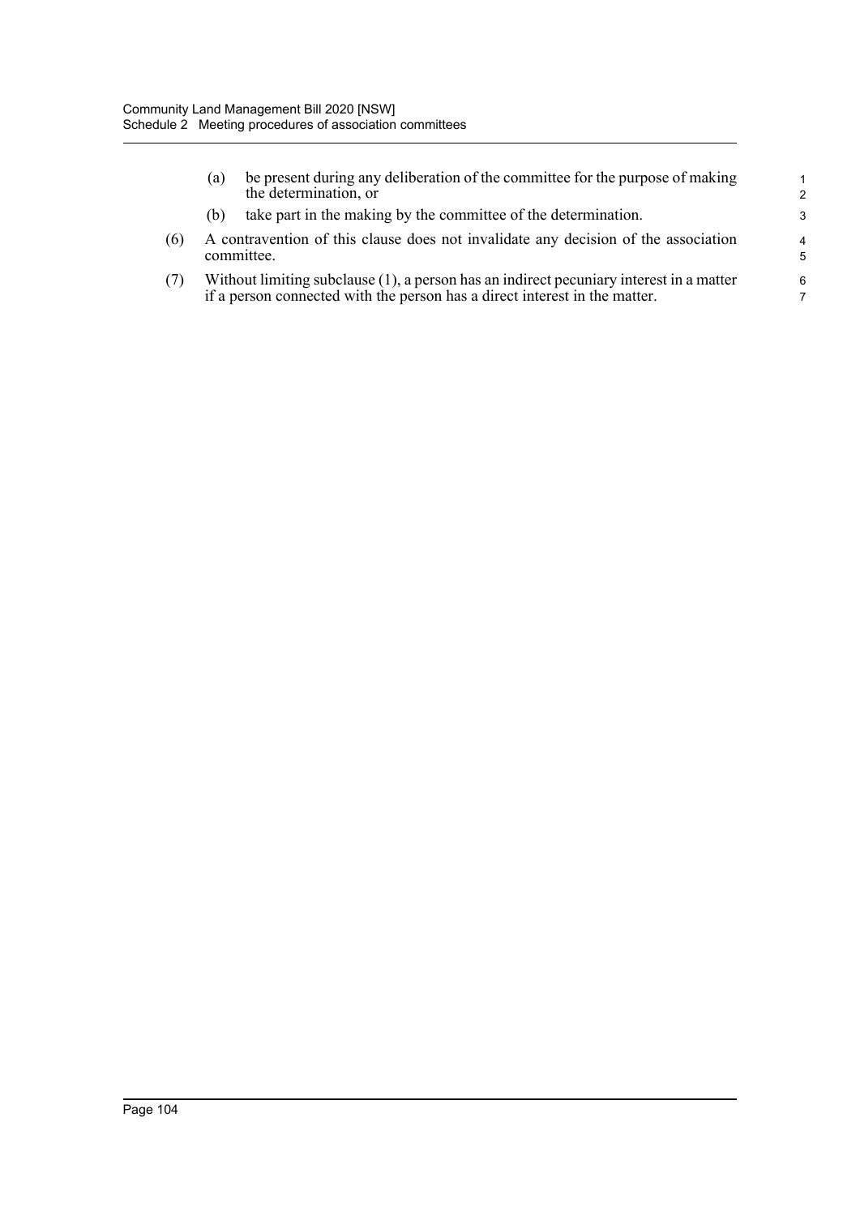(a) be present during any deliberation of the committee for the purpose of making the determination, or

(b) take part in the making by the committee of the determination.

(6) A contravention of this clause does not invalidate any decision of the association committee.

(7) Without limiting subclause (1), a person has an indirect pecuniary interest in a matter if a person connected with the person has a direct interest in the matter.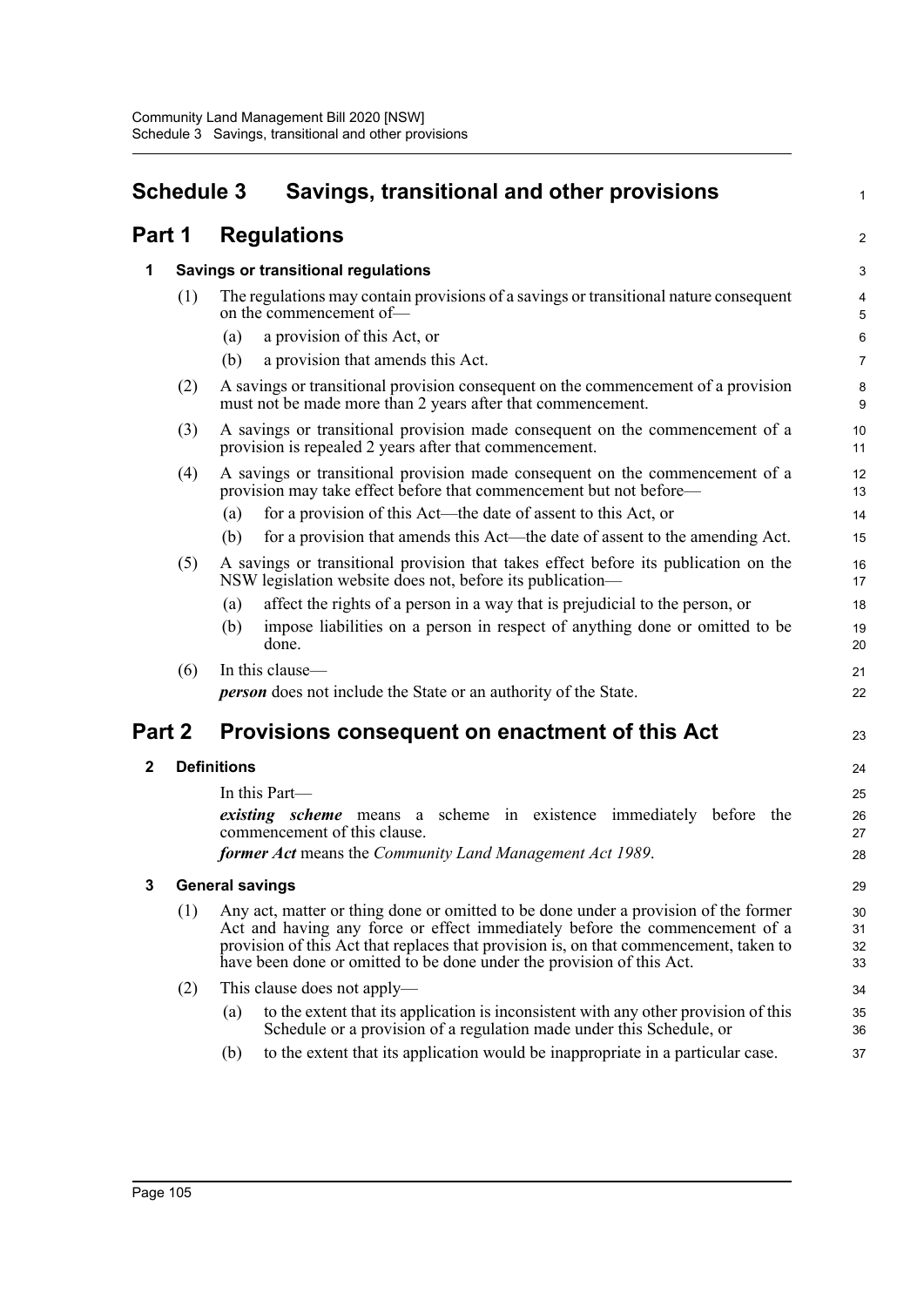# Schedule 3 Savings, transitional and other provisions

## Part 1 Regulations

### 1 Savings or transitional regulations

(1) The regulations may contain provisions of a savings or transitional nature consequent on the commencement of—

- (a) a provision of this Act, or
- (b) a provision that amends this Act.

(2) A savings or transitional provision consequent on the commencement of a provision must not be made more than 2 years after that commencement.

(3) A savings or transitional provision made consequent on the commencement of a provision is repealed 2 years after that commencement.

(4) A savings or transitional provision made consequent on the commencement of a provision may take effect before that commencement but not before—

- (a) for a provision of this Act—the date of assent to this Act, or
- (b) for a provision that amends this Act—the date of assent to the amending Act.

(5) A savings or transitional provision that takes effect before its publication on the NSW legislation website does not, before its publication—

- (a) affect the rights of a person in a way that is prejudicial to the person, or
- (b) impose liabilities on a person in respect of anything done or omitted to be done.

(6) In this clause—

***person*** does not include the State or an authority of the State.

## Part 2 Provisions consequent on enactment of this Act

### 2 Definitions

In this Part—

***existing scheme*** means a scheme in existence immediately before the commencement of this clause.

***former Act*** means the *Community Land Management Act 1989*.

### 3 General savings

(1) Any act, matter or thing done or omitted to be done under a provision of the former Act and having any force or effect immediately before the commencement of a provision of this Act that replaces that provision is, on that commencement, taken to have been done or omitted to be done under the provision of this Act.

(2) This clause does not apply—

- (a) to the extent that its application is inconsistent with any other provision of this Schedule or a provision of a regulation made under this Schedule, or
- (b) to the extent that its application would be inappropriate in a particular case.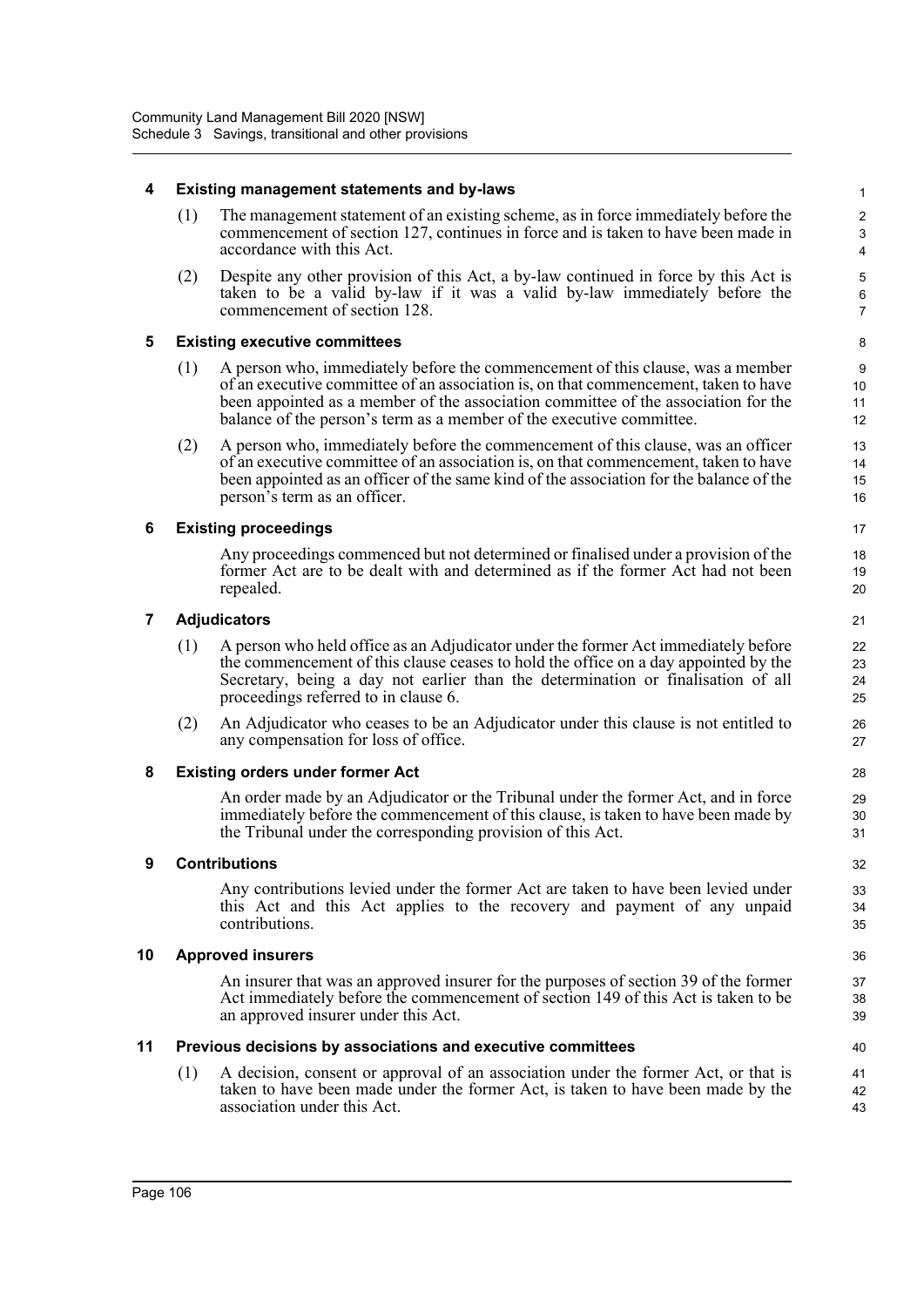### 4 Existing management statements and by-laws

(1) The management statement of an existing scheme, as in force immediately before the commencement of section 127, continues in force and is taken to have been made in accordance with this Act.

(2) Despite any other provision of this Act, a by-law continued in force by this Act is taken to be a valid by-law if it was a valid by-law immediately before the commencement of section 128.

### 5 Existing executive committees

(1) A person who, immediately before the commencement of this clause, was a member of an executive committee of an association is, on that commencement, taken to have been appointed as a member of the association committee of the association for the balance of the person's term as a member of the executive committee.

(2) A person who, immediately before the commencement of this clause, was an officer of an executive committee of an association is, on that commencement, taken to have been appointed as an officer of the same kind of the association for the balance of the person's term as an officer.

### 6 Existing proceedings

Any proceedings commenced but not determined or finalised under a provision of the former Act are to be dealt with and determined as if the former Act had not been repealed.

### 7 Adjudicators

(1) A person who held office as an Adjudicator under the former Act immediately before the commencement of this clause ceases to hold the office on a day appointed by the Secretary, being a day not earlier than the determination or finalisation of all proceedings referred to in clause 6.

(2) An Adjudicator who ceases to be an Adjudicator under this clause is not entitled to any compensation for loss of office.

### 8 Existing orders under former Act

An order made by an Adjudicator or the Tribunal under the former Act, and in force immediately before the commencement of this clause, is taken to have been made by the Tribunal under the corresponding provision of this Act.

### 9 Contributions

Any contributions levied under the former Act are taken to have been levied under this Act and this Act applies to the recovery and payment of any unpaid contributions.

### 10 Approved insurers

An insurer that was an approved insurer for the purposes of section 39 of the former Act immediately before the commencement of section 149 of this Act is taken to be an approved insurer under this Act.

### 11 Previous decisions by associations and executive committees

(1) A decision, consent or approval of an association under the former Act, or that is taken to have been made under the former Act, is taken to have been made by the association under this Act.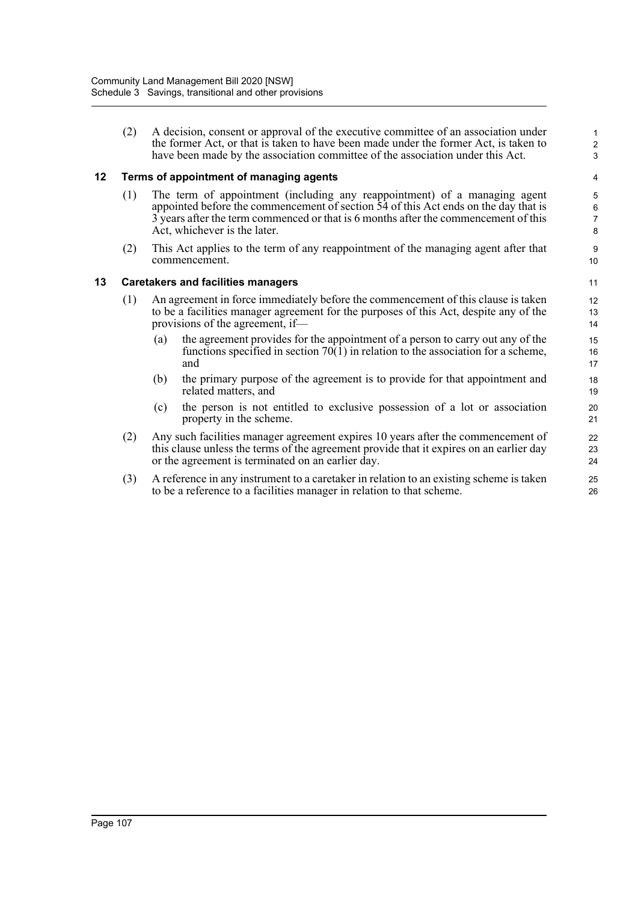(2) A decision, consent or approval of the executive committee of an association under the former Act, or that is taken to have been made under the former Act, is taken to have been made by the association committee of the association under this Act.

## 12 Terms of appointment of managing agents

(1) The term of appointment (including any reappointment) of a managing agent appointed before the commencement of section 54 of this Act ends on the day that is 3 years after the term commenced or that is 6 months after the commencement of this Act, whichever is the later.

(2) This Act applies to the term of any reappointment of the managing agent after that commencement.

## 13 Caretakers and facilities managers

(1) An agreement in force immediately before the commencement of this clause is taken to be a facilities manager agreement for the purposes of this Act, despite any of the provisions of the agreement, if—

(a) the agreement provides for the appointment of a person to carry out any of the functions specified in section 70(1) in relation to the association for a scheme, and

(b) the primary purpose of the agreement is to provide for that appointment and related matters, and

(c) the person is not entitled to exclusive possession of a lot or association property in the scheme.

(2) Any such facilities manager agreement expires 10 years after the commencement of this clause unless the terms of the agreement provide that it expires on an earlier day or the agreement is terminated on an earlier day.

(3) A reference in any instrument to a caretaker in relation to an existing scheme is taken to be a reference to a facilities manager in relation to that scheme.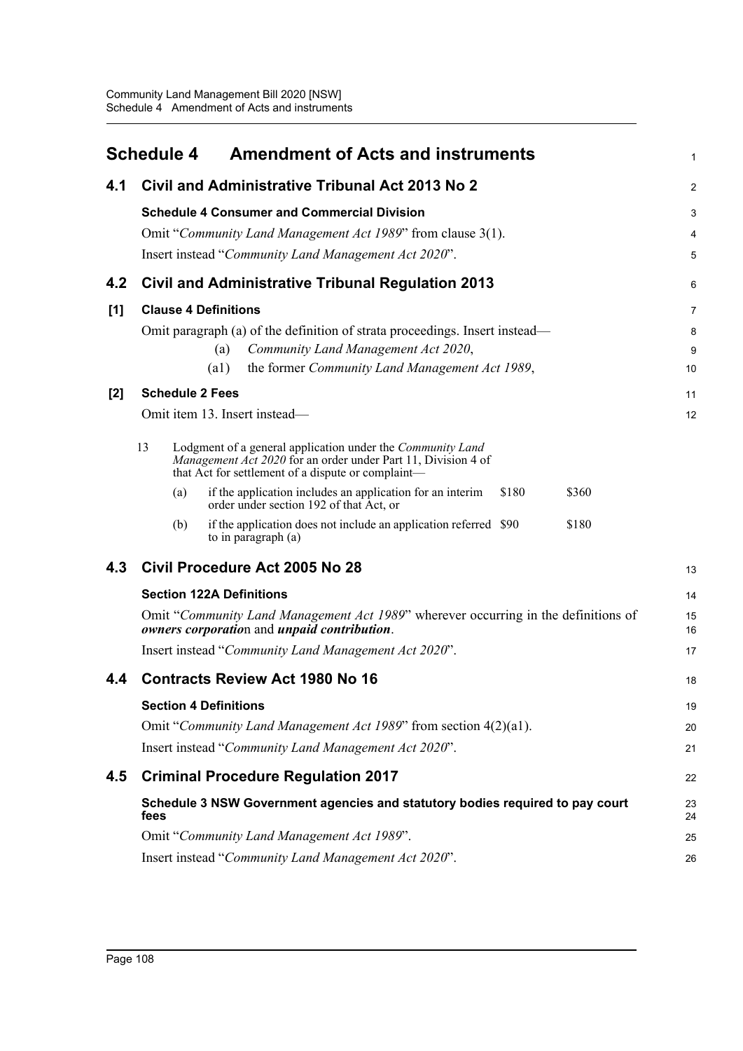# Schedule 4 Amendment of Acts and instruments

## 4.1 Civil and Administrative Tribunal Act 2013 No 2

### Schedule 4 Consumer and Commercial Division

Omit "*Community Land Management Act 1989*" from clause 3(1).

Insert instead "*Community Land Management Act 2020*".

## 4.2 Civil and Administrative Tribunal Regulation 2013

### [1] Clause 4 Definitions

Omit paragraph (a) of the definition of strata proceedings. Insert instead—

(a) *Community Land Management Act 2020*,

(a1) the former *Community Land Management Act 1989*,

### [2] Schedule 2 Fees

Omit item 13. Insert instead—

| | | | |
|---|---|---|---|
| 13 | Lodgment of a general application under the *Community Land Management Act 2020* for an order under Part 11, Division 4 of that Act for settlement of a dispute or complaint— | | |
| | (a) if the application includes an application for an interim order under section 192 of that Act, or | $180 | $360 |
| | (b) if the application does not include an application referred to in paragraph (a) | $90 | $180 |

## 4.3 Civil Procedure Act 2005 No 28

### Section 122A Definitions

Omit "*Community Land Management Act 1989*" wherever occurring in the definitions of ***owners corporation*** and ***unpaid contribution***.

Insert instead "*Community Land Management Act 2020*".

## 4.4 Contracts Review Act 1980 No 16

### Section 4 Definitions

Omit "*Community Land Management Act 1989*" from section 4(2)(a1).

Insert instead "*Community Land Management Act 2020*".

## 4.5 Criminal Procedure Regulation 2017

### Schedule 3 NSW Government agencies and statutory bodies required to pay court fees

Omit "*Community Land Management Act 1989*".

Insert instead "*Community Land Management Act 2020*".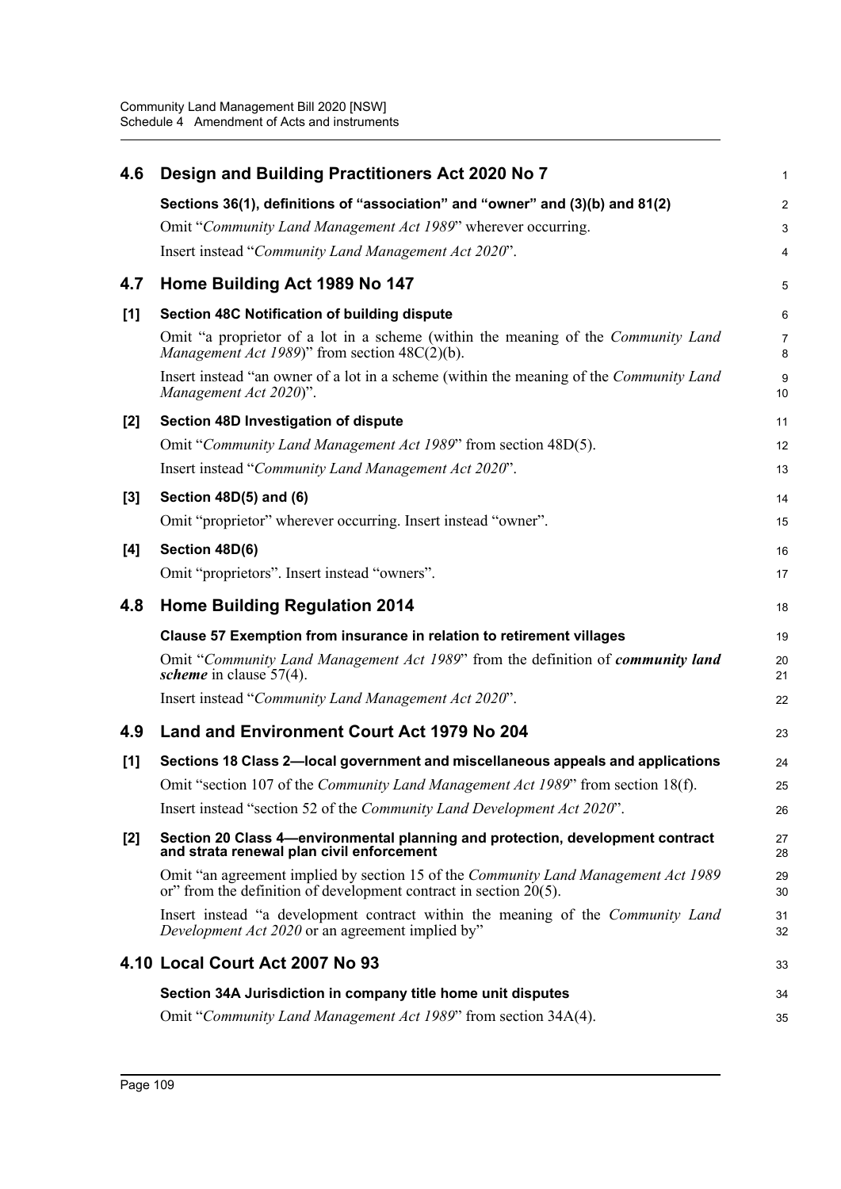## 4.6 Design and Building Practitioners Act 2020 No 7

**Sections 36(1), definitions of "association" and "owner" and (3)(b) and 81(2)**

Omit "*Community Land Management Act 1989*" wherever occurring.

Insert instead "*Community Land Management Act 2020*".

## 4.7 Home Building Act 1989 No 147

**[1] Section 48C Notification of building dispute**

Omit "a proprietor of a lot in a scheme (within the meaning of the *Community Land Management Act 1989*)" from section 48C(2)(b).

Insert instead "an owner of a lot in a scheme (within the meaning of the *Community Land Management Act 2020*)".

**[2] Section 48D Investigation of dispute**

Omit "*Community Land Management Act 1989*" from section 48D(5).

Insert instead "*Community Land Management Act 2020*".

**[3] Section 48D(5) and (6)**

Omit "proprietor" wherever occurring. Insert instead "owner".

**[4] Section 48D(6)**

Omit "proprietors". Insert instead "owners".

## 4.8 Home Building Regulation 2014

**Clause 57 Exemption from insurance in relation to retirement villages**

Omit "*Community Land Management Act 1989*" from the definition of ***community land scheme*** in clause 57(4).

Insert instead "*Community Land Management Act 2020*".

## 4.9 Land and Environment Court Act 1979 No 204

**[1] Sections 18 Class 2—local government and miscellaneous appeals and applications**

Omit "section 107 of the *Community Land Management Act 1989*" from section 18(f).

Insert instead "section 52 of the *Community Land Development Act 2020*".

**[2] Section 20 Class 4—environmental planning and protection, development contract and strata renewal plan civil enforcement**

Omit "an agreement implied by section 15 of the *Community Land Management Act 1989* or" from the definition of development contract in section 20(5).

Insert instead "a development contract within the meaning of the *Community Land Development Act 2020* or an agreement implied by"

## 4.10 Local Court Act 2007 No 93

**Section 34A Jurisdiction in company title home unit disputes**

Omit "*Community Land Management Act 1989*" from section 34A(4).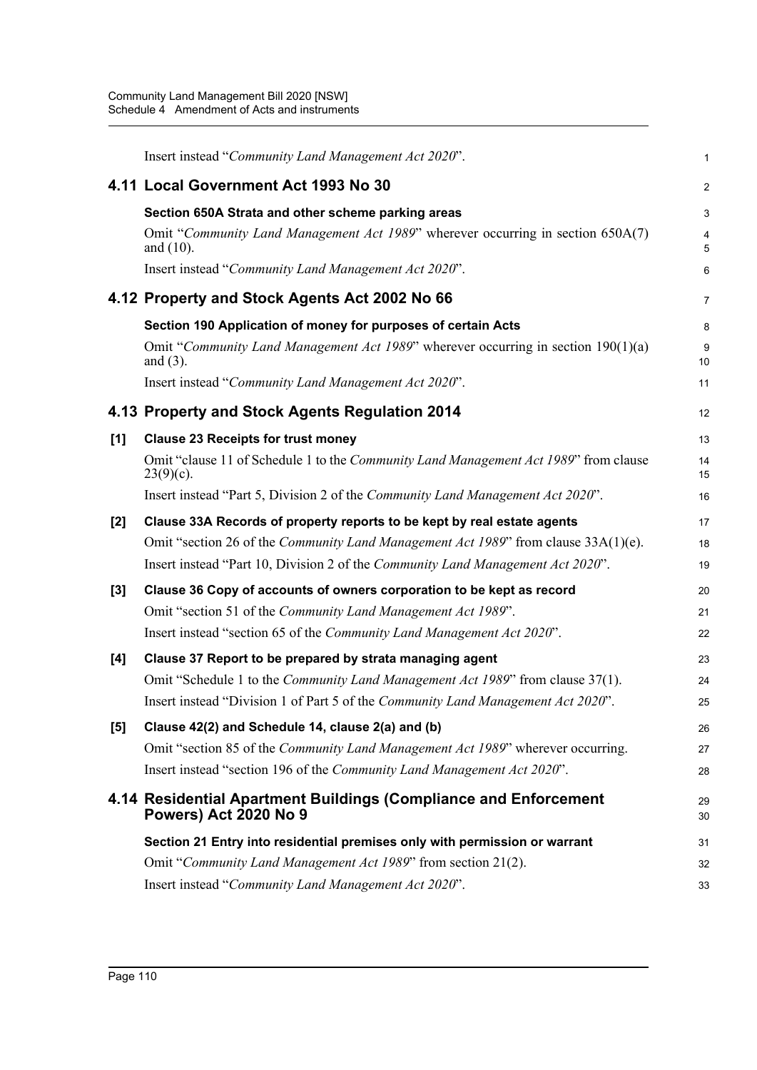Insert instead "*Community Land Management Act 2020*".

## 4.11 Local Government Act 1993 No 30

**Section 650A Strata and other scheme parking areas**

Omit "*Community Land Management Act 1989*" wherever occurring in section 650A(7) and (10).

Insert instead "*Community Land Management Act 2020*".

## 4.12 Property and Stock Agents Act 2002 No 66

**Section 190 Application of money for purposes of certain Acts**

Omit "*Community Land Management Act 1989*" wherever occurring in section 190(1)(a) and (3).

Insert instead "*Community Land Management Act 2020*".

## 4.13 Property and Stock Agents Regulation 2014

**[1] Clause 23 Receipts for trust money**

Omit "clause 11 of Schedule 1 to the *Community Land Management Act 1989*" from clause 23(9)(c).

Insert instead "Part 5, Division 2 of the *Community Land Management Act 2020*".

**[2] Clause 33A Records of property reports to be kept by real estate agents**

Omit "section 26 of the *Community Land Management Act 1989*" from clause 33A(1)(e).

Insert instead "Part 10, Division 2 of the *Community Land Management Act 2020*".

**[3] Clause 36 Copy of accounts of owners corporation to be kept as record**

Omit "section 51 of the *Community Land Management Act 1989*".

Insert instead "section 65 of the *Community Land Management Act 2020*".

**[4] Clause 37 Report to be prepared by strata managing agent**

Omit "Schedule 1 to the *Community Land Management Act 1989*" from clause 37(1).

Insert instead "Division 1 of Part 5 of the *Community Land Management Act 2020*".

**[5] Clause 42(2) and Schedule 14, clause 2(a) and (b)**

Omit "section 85 of the *Community Land Management Act 1989*" wherever occurring.

Insert instead "section 196 of the *Community Land Management Act 2020*".

## 4.14 Residential Apartment Buildings (Compliance and Enforcement Powers) Act 2020 No 9

**Section 21 Entry into residential premises only with permission or warrant**

Omit "*Community Land Management Act 1989*" from section 21(2).

Insert instead "*Community Land Management Act 2020*".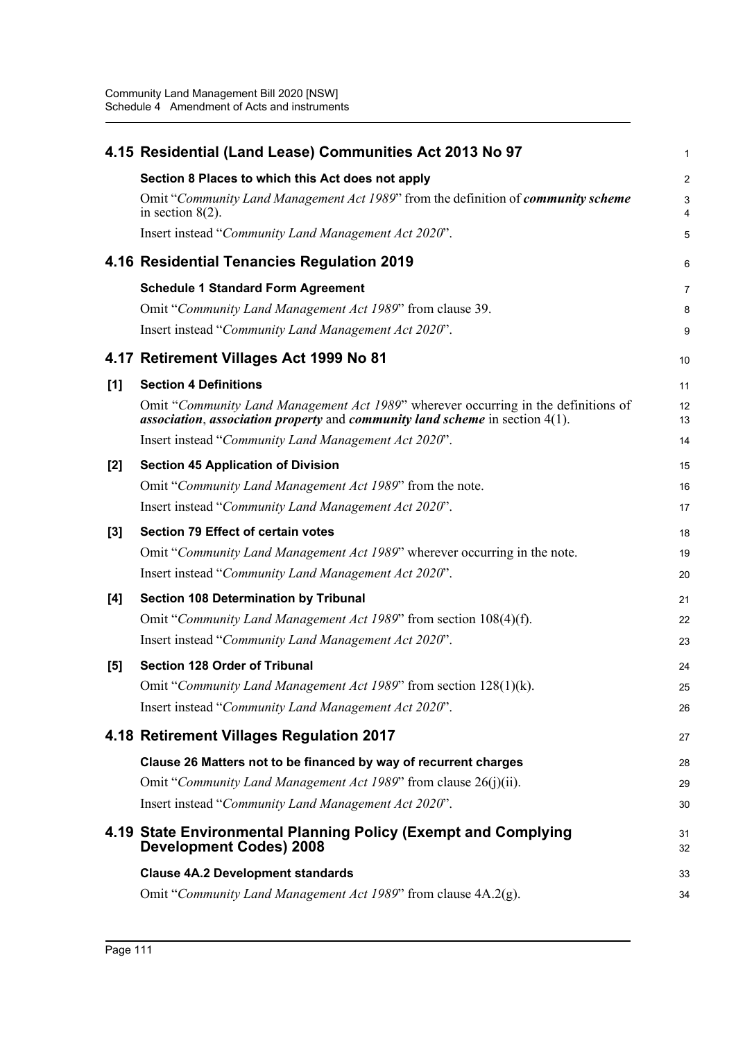## 4.15 Residential (Land Lease) Communities Act 2013 No 97

**Section 8 Places to which this Act does not apply**

Omit "*Community Land Management Act 1989*" from the definition of ***community scheme*** in section 8(2).

Insert instead "*Community Land Management Act 2020*".

## 4.16 Residential Tenancies Regulation 2019

**Schedule 1 Standard Form Agreement**

Omit "*Community Land Management Act 1989*" from clause 39.

Insert instead "*Community Land Management Act 2020*".

## 4.17 Retirement Villages Act 1999 No 81

**[1] Section 4 Definitions**

Omit "*Community Land Management Act 1989*" wherever occurring in the definitions of ***association***, ***association property*** and ***community land scheme*** in section 4(1).

Insert instead "*Community Land Management Act 2020*".

**[2] Section 45 Application of Division**

Omit "*Community Land Management Act 1989*" from the note.

Insert instead "*Community Land Management Act 2020*".

**[3] Section 79 Effect of certain votes**

Omit "*Community Land Management Act 1989*" wherever occurring in the note.

Insert instead "*Community Land Management Act 2020*".

**[4] Section 108 Determination by Tribunal**

Omit "*Community Land Management Act 1989*" from section 108(4)(f).

Insert instead "*Community Land Management Act 2020*".

**[5] Section 128 Order of Tribunal**

Omit "*Community Land Management Act 1989*" from section 128(1)(k).

Insert instead "*Community Land Management Act 2020*".

## 4.18 Retirement Villages Regulation 2017

**Clause 26 Matters not to be financed by way of recurrent charges**

Omit "*Community Land Management Act 1989*" from clause 26(j)(ii).

Insert instead "*Community Land Management Act 2020*".

## 4.19 State Environmental Planning Policy (Exempt and Complying Development Codes) 2008

**Clause 4A.2 Development standards**

Omit "*Community Land Management Act 1989*" from clause 4A.2(g).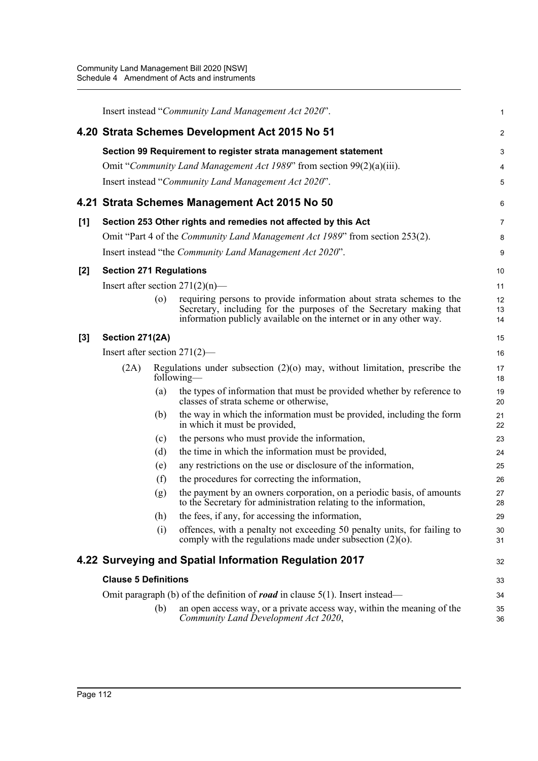Insert instead "*Community Land Management Act 2020*".

## 4.20 Strata Schemes Development Act 2015 No 51

**Section 99 Requirement to register strata management statement**

Omit "*Community Land Management Act 1989*" from section 99(2)(a)(iii).

Insert instead "*Community Land Management Act 2020*".

## 4.21 Strata Schemes Management Act 2015 No 50

**[1] Section 253 Other rights and remedies not affected by this Act**

Omit "Part 4 of the *Community Land Management Act 1989*" from section 253(2).

Insert instead "the *Community Land Management Act 2020*".

**[2] Section 271 Regulations**

Insert after section 271(2)(n)—

(o) requiring persons to provide information about strata schemes to the Secretary, including for the purposes of the Secretary making that information publicly available on the internet or in any other way.

**[3] Section 271(2A)**

Insert after section 271(2)—

(2A) Regulations under subsection (2)(o) may, without limitation, prescribe the following—

(a) the types of information that must be provided whether by reference to classes of strata scheme or otherwise,

(b) the way in which the information must be provided, including the form in which it must be provided,

(c) the persons who must provide the information,

(d) the time in which the information must be provided,

(e) any restrictions on the use or disclosure of the information,

(f) the procedures for correcting the information,

(g) the payment by an owners corporation, on a periodic basis, of amounts to the Secretary for administration relating to the information,

(h) the fees, if any, for accessing the information,

(i) offences, with a penalty not exceeding 50 penalty units, for failing to comply with the regulations made under subsection (2)(o).

## 4.22 Surveying and Spatial Information Regulation 2017

**Clause 5 Definitions**

Omit paragraph (b) of the definition of ***road*** in clause 5(1). Insert instead—

(b) an open access way, or a private access way, within the meaning of the *Community Land Development Act 2020*,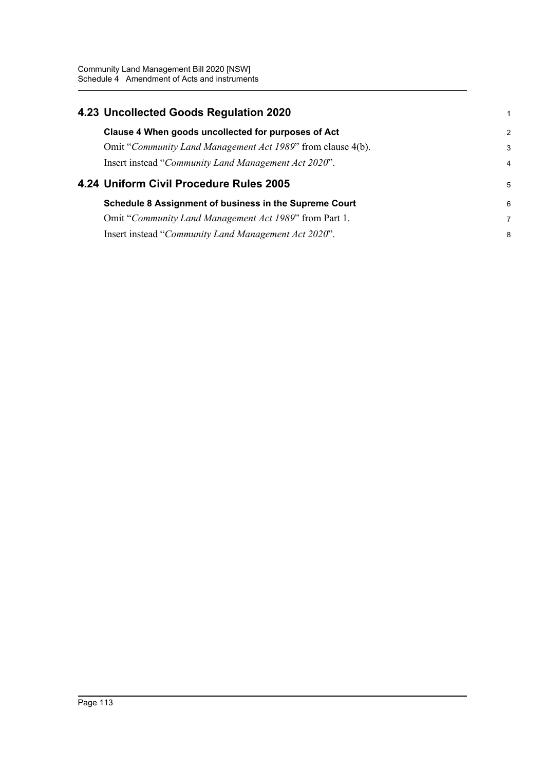## 4.23 Uncollected Goods Regulation 2020

### Clause 4 When goods uncollected for purposes of Act

Omit "*Community Land Management Act 1989*" from clause 4(b).

Insert instead "*Community Land Management Act 2020*".

## 4.24 Uniform Civil Procedure Rules 2005

### Schedule 8 Assignment of business in the Supreme Court

Omit "*Community Land Management Act 1989*" from Part 1.

Insert instead "*Community Land Management Act 2020*".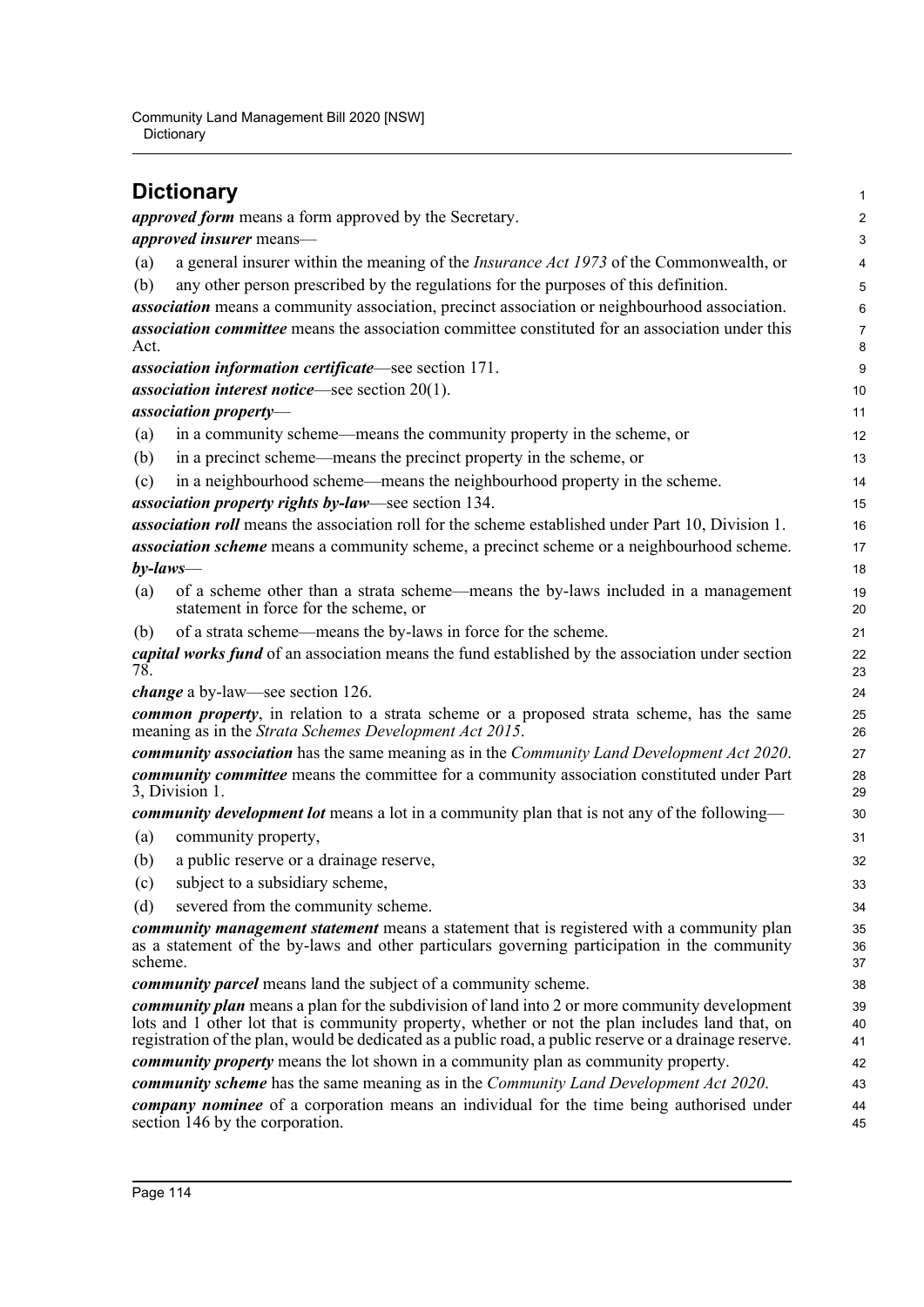# Dictionary

***approved form*** means a form approved by the Secretary.

***approved insurer*** means—

(a) a general insurer within the meaning of the *Insurance Act 1973* of the Commonwealth, or

(b) any other person prescribed by the regulations for the purposes of this definition.

***association*** means a community association, precinct association or neighbourhood association.

***association committee*** means the association committee constituted for an association under this Act.

***association information certificate***—see section 171.

***association interest notice***—see section 20(1).

***association property***—

(a) in a community scheme—means the community property in the scheme, or

(b) in a precinct scheme—means the precinct property in the scheme, or

(c) in a neighbourhood scheme—means the neighbourhood property in the scheme.

***association property rights by-law***—see section 134.

***association roll*** means the association roll for the scheme established under Part 10, Division 1.

***association scheme*** means a community scheme, a precinct scheme or a neighbourhood scheme.

***by-laws***—

(a) of a scheme other than a strata scheme—means the by-laws included in a management statement in force for the scheme, or

(b) of a strata scheme—means the by-laws in force for the scheme.

***capital works fund*** of an association means the fund established by the association under section 78.

***change*** a by-law—see section 126.

***common property***, in relation to a strata scheme or a proposed strata scheme, has the same meaning as in the *Strata Schemes Development Act 2015*.

***community association*** has the same meaning as in the *Community Land Development Act 2020*.

***community committee*** means the committee for a community association constituted under Part 3, Division 1.

***community development lot*** means a lot in a community plan that is not any of the following—

(a) community property,

(b) a public reserve or a drainage reserve,

(c) subject to a subsidiary scheme,

(d) severed from the community scheme.

***community management statement*** means a statement that is registered with a community plan as a statement of the by-laws and other particulars governing participation in the community scheme.

***community parcel*** means land the subject of a community scheme.

***community plan*** means a plan for the subdivision of land into 2 or more community development lots and 1 other lot that is community property, whether or not the plan includes land that, on registration of the plan, would be dedicated as a public road, a public reserve or a drainage reserve.

***community property*** means the lot shown in a community plan as community property.

***community scheme*** has the same meaning as in the *Community Land Development Act 2020*.

***company nominee*** of a corporation means an individual for the time being authorised under section 146 by the corporation.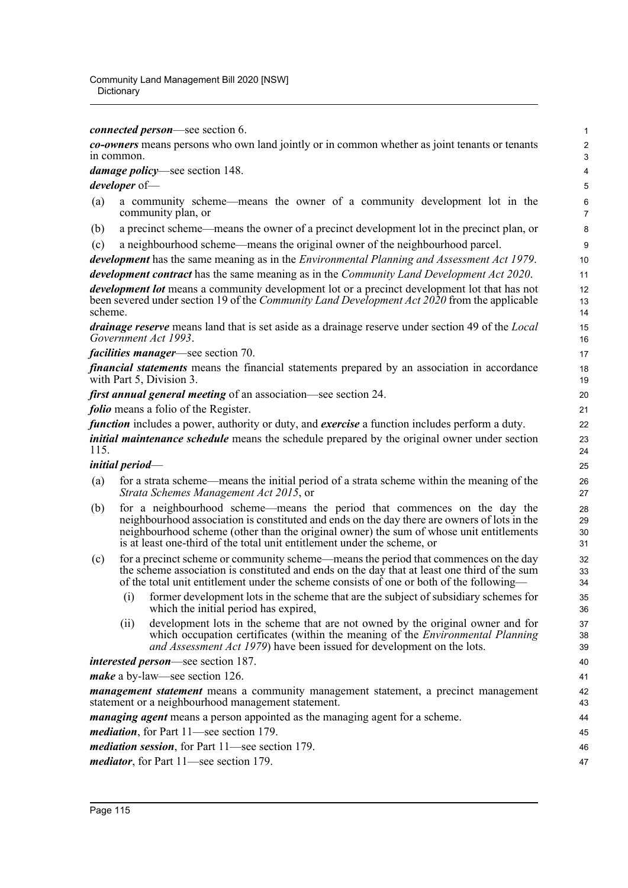***connected person***—see section 6.

***co-owners*** means persons who own land jointly or in common whether as joint tenants or tenants in common.

***damage policy***—see section 148.

***developer*** of—

(a) a community scheme—means the owner of a community development lot in the community plan, or

(b) a precinct scheme—means the owner of a precinct development lot in the precinct plan, or

(c) a neighbourhood scheme—means the original owner of the neighbourhood parcel.

***development*** has the same meaning as in the *Environmental Planning and Assessment Act 1979*.

***development contract*** has the same meaning as in the *Community Land Development Act 2020*.

***development lot*** means a community development lot or a precinct development lot that has not been severed under section 19 of the *Community Land Development Act 2020* from the applicable scheme.

***drainage reserve*** means land that is set aside as a drainage reserve under section 49 of the *Local Government Act 1993*.

***facilities manager***—see section 70.

***financial statements*** means the financial statements prepared by an association in accordance with Part 5, Division 3.

***first annual general meeting*** of an association—see section 24.

***folio*** means a folio of the Register.

***function*** includes a power, authority or duty, and ***exercise*** a function includes perform a duty.

***initial maintenance schedule*** means the schedule prepared by the original owner under section 115.

***initial period***—

(a) for a strata scheme—means the initial period of a strata scheme within the meaning of the *Strata Schemes Management Act 2015*, or

(b) for a neighbourhood scheme—means the period that commences on the day the neighbourhood association is constituted and ends on the day there are owners of lots in the neighbourhood scheme (other than the original owner) the sum of whose unit entitlements is at least one-third of the total unit entitlement under the scheme, or

(c) for a precinct scheme or community scheme—means the period that commences on the day the scheme association is constituted and ends on the day that at least one third of the sum of the total unit entitlement under the scheme consists of one or both of the following—

  (i) former development lots in the scheme that are the subject of subsidiary schemes for which the initial period has expired,

  (ii) development lots in the scheme that are not owned by the original owner and for which occupation certificates (within the meaning of the *Environmental Planning and Assessment Act 1979*) have been issued for development on the lots.

***interested person***—see section 187.

***make*** a by-law—see section 126.

***management statement*** means a community management statement, a precinct management statement or a neighbourhood management statement.

***managing agent*** means a person appointed as the managing agent for a scheme.

***mediation***, for Part 11—see section 179.

***mediation session***, for Part 11—see section 179.

***mediator***, for Part 11—see section 179.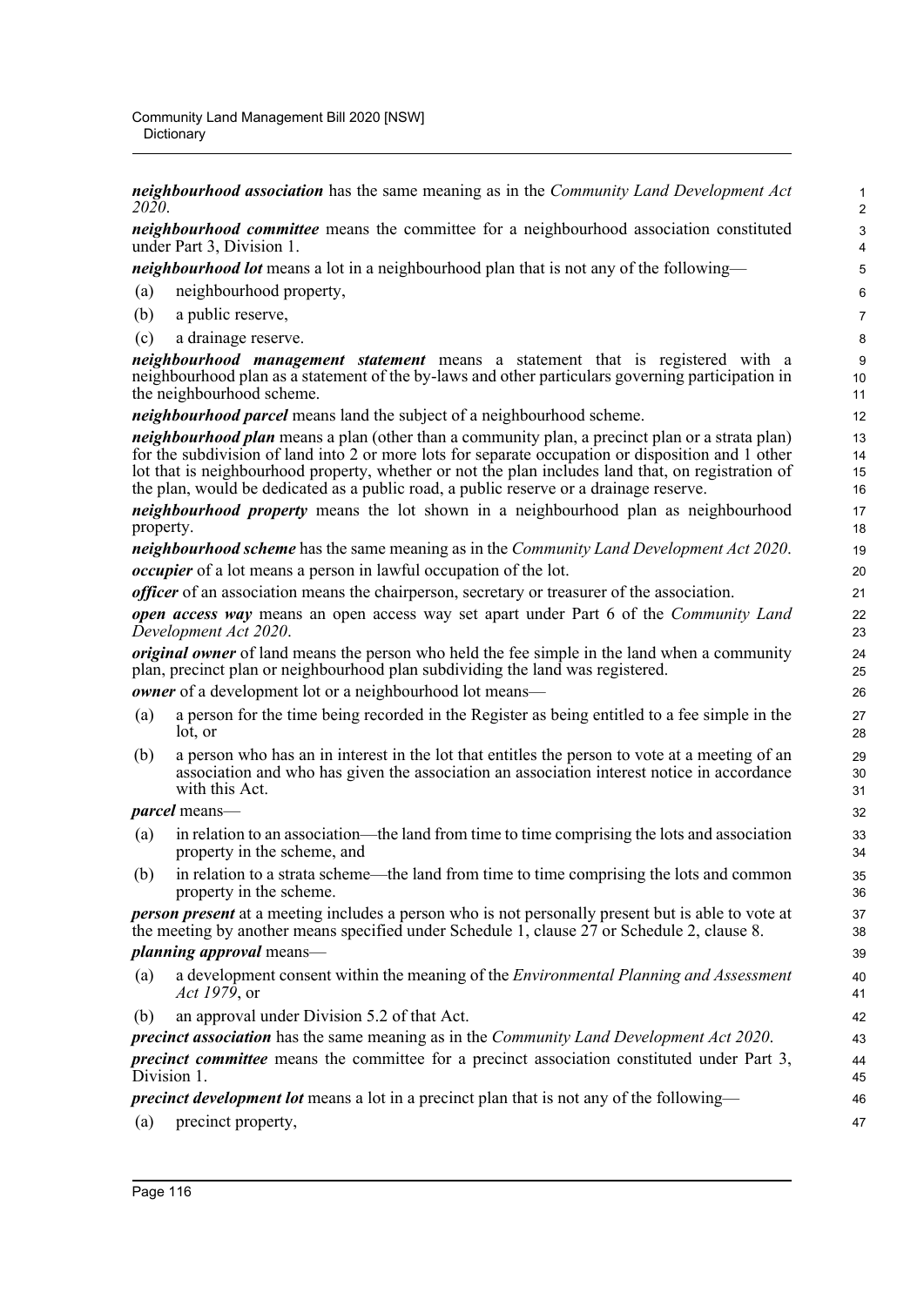***neighbourhood association*** has the same meaning as in the *Community Land Development Act 2020*.

***neighbourhood committee*** means the committee for a neighbourhood association constituted under Part 3, Division 1.

***neighbourhood lot*** means a lot in a neighbourhood plan that is not any of the following—

(a) neighbourhood property,

(b) a public reserve,

(c) a drainage reserve.

***neighbourhood management statement*** means a statement that is registered with a neighbourhood plan as a statement of the by-laws and other particulars governing participation in the neighbourhood scheme.

***neighbourhood parcel*** means land the subject of a neighbourhood scheme.

***neighbourhood plan*** means a plan (other than a community plan, a precinct plan or a strata plan) for the subdivision of land into 2 or more lots for separate occupation or disposition and 1 other lot that is neighbourhood property, whether or not the plan includes land that, on registration of the plan, would be dedicated as a public road, a public reserve or a drainage reserve.

***neighbourhood property*** means the lot shown in a neighbourhood plan as neighbourhood property.

***neighbourhood scheme*** has the same meaning as in the *Community Land Development Act 2020*.

***occupier*** of a lot means a person in lawful occupation of the lot.

***officer*** of an association means the chairperson, secretary or treasurer of the association.

***open access way*** means an open access way set apart under Part 6 of the *Community Land Development Act 2020*.

***original owner*** of land means the person who held the fee simple in the land when a community plan, precinct plan or neighbourhood plan subdividing the land was registered.

***owner*** of a development lot or a neighbourhood lot means—

(a) a person for the time being recorded in the Register as being entitled to a fee simple in the lot, or

(b) a person who has an in interest in the lot that entitles the person to vote at a meeting of an association and who has given the association an association interest notice in accordance with this Act.

***parcel*** means—

(a) in relation to an association—the land from time to time comprising the lots and association property in the scheme, and

(b) in relation to a strata scheme—the land from time to time comprising the lots and common property in the scheme.

***person present*** at a meeting includes a person who is not personally present but is able to vote at the meeting by another means specified under Schedule 1, clause 27 or Schedule 2, clause 8.

***planning approval*** means—

(a) a development consent within the meaning of the *Environmental Planning and Assessment Act 1979*, or

(b) an approval under Division 5.2 of that Act.

***precinct association*** has the same meaning as in the *Community Land Development Act 2020*.

***precinct committee*** means the committee for a precinct association constituted under Part 3, Division 1.

***precinct development lot*** means a lot in a precinct plan that is not any of the following—

(a) precinct property,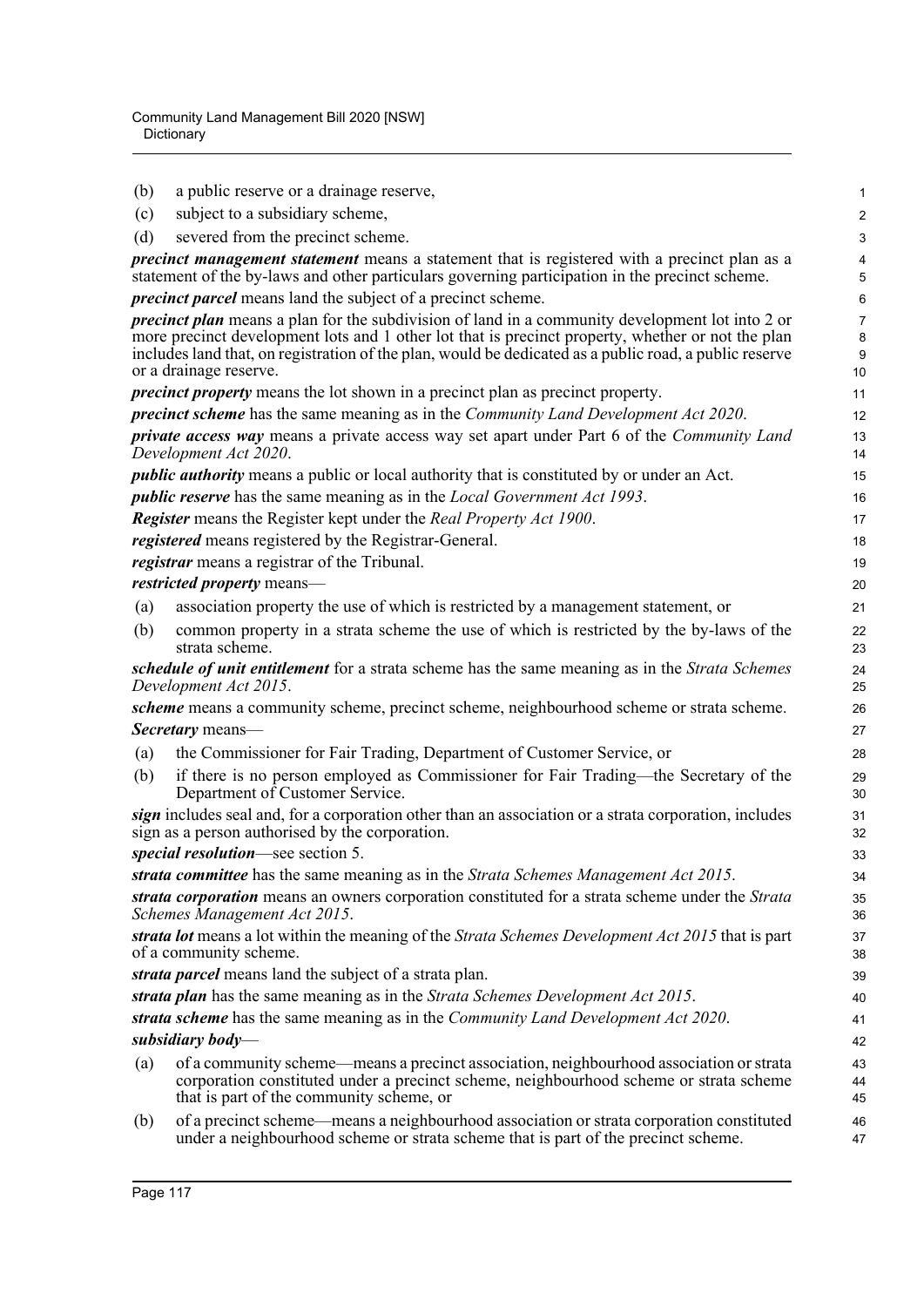(b) a public reserve or a drainage reserve,

(c) subject to a subsidiary scheme,

(d) severed from the precinct scheme.

***precinct management statement*** means a statement that is registered with a precinct plan as a statement of the by-laws and other particulars governing participation in the precinct scheme.

***precinct parcel*** means land the subject of a precinct scheme.

***precinct plan*** means a plan for the subdivision of land in a community development lot into 2 or more precinct development lots and 1 other lot that is precinct property, whether or not the plan includes land that, on registration of the plan, would be dedicated as a public road, a public reserve or a drainage reserve.

***precinct property*** means the lot shown in a precinct plan as precinct property.

***precinct scheme*** has the same meaning as in the *Community Land Development Act 2020*.

***private access way*** means a private access way set apart under Part 6 of the *Community Land Development Act 2020*.

***public authority*** means a public or local authority that is constituted by or under an Act.

***public reserve*** has the same meaning as in the *Local Government Act 1993*.

***Register*** means the Register kept under the *Real Property Act 1900*.

***registered*** means registered by the Registrar-General.

***registrar*** means a registrar of the Tribunal.

***restricted property*** means—

(a) association property the use of which is restricted by a management statement, or

(b) common property in a strata scheme the use of which is restricted by the by-laws of the strata scheme.

***schedule of unit entitlement*** for a strata scheme has the same meaning as in the *Strata Schemes Development Act 2015*.

***scheme*** means a community scheme, precinct scheme, neighbourhood scheme or strata scheme.

***Secretary*** means—

(a) the Commissioner for Fair Trading, Department of Customer Service, or

(b) if there is no person employed as Commissioner for Fair Trading—the Secretary of the Department of Customer Service.

***sign*** includes seal and, for a corporation other than an association or a strata corporation, includes sign as a person authorised by the corporation.

***special resolution***—see section 5.

***strata committee*** has the same meaning as in the *Strata Schemes Management Act 2015*.

***strata corporation*** means an owners corporation constituted for a strata scheme under the *Strata Schemes Management Act 2015*.

***strata lot*** means a lot within the meaning of the *Strata Schemes Development Act 2015* that is part of a community scheme.

***strata parcel*** means land the subject of a strata plan.

***strata plan*** has the same meaning as in the *Strata Schemes Development Act 2015*.

***strata scheme*** has the same meaning as in the *Community Land Development Act 2020*.

***subsidiary body***—

(a) of a community scheme—means a precinct association, neighbourhood association or strata corporation constituted under a precinct scheme, neighbourhood scheme or strata scheme that is part of the community scheme, or

(b) of a precinct scheme—means a neighbourhood association or strata corporation constituted under a neighbourhood scheme or strata scheme that is part of the precinct scheme.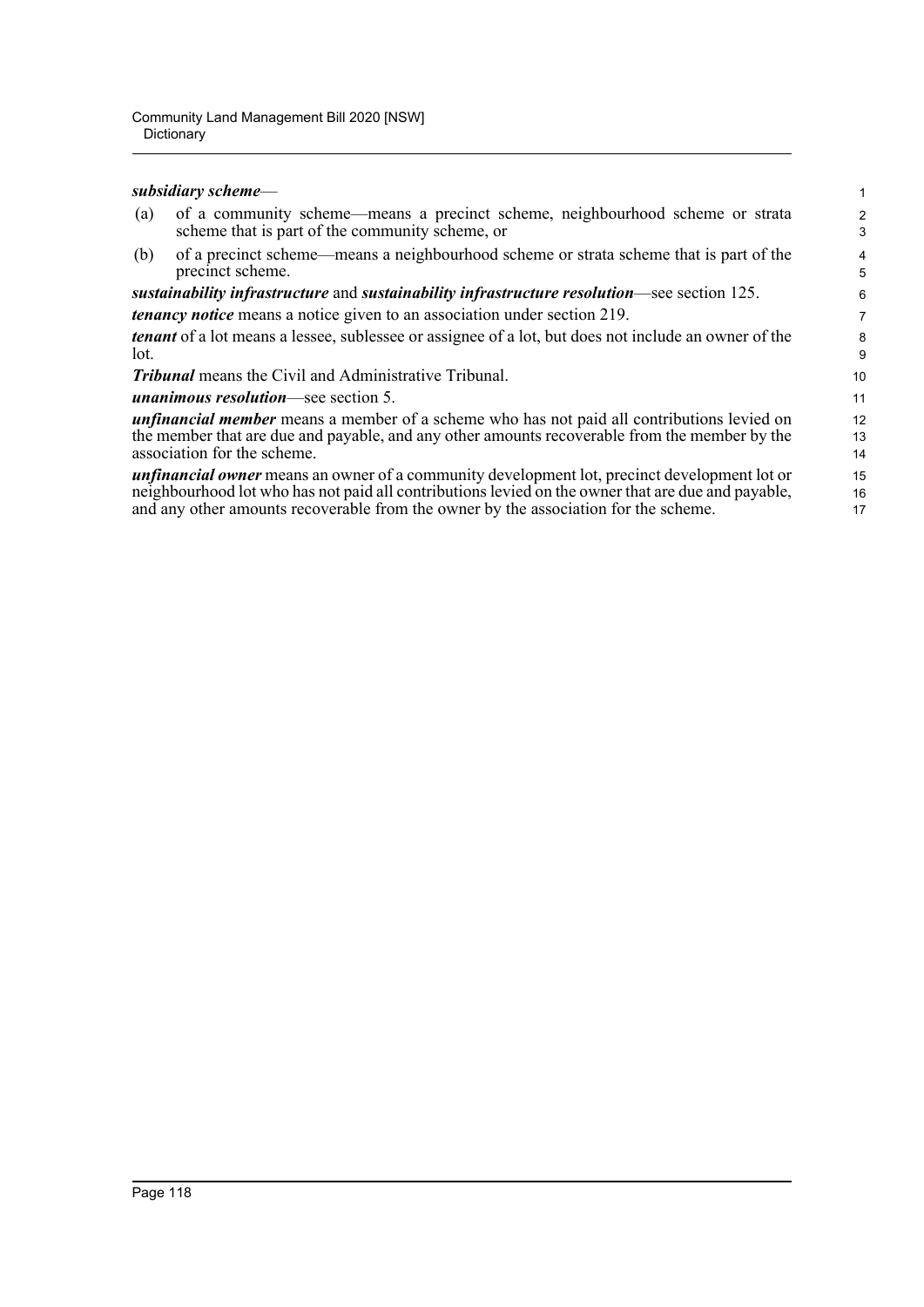***subsidiary scheme***—

(a) of a community scheme—means a precinct scheme, neighbourhood scheme or strata scheme that is part of the community scheme, or

(b) of a precinct scheme—means a neighbourhood scheme or strata scheme that is part of the precinct scheme.

***sustainability infrastructure*** and ***sustainability infrastructure resolution***—see section 125.

***tenancy notice*** means a notice given to an association under section 219.

***tenant*** of a lot means a lessee, sublessee or assignee of a lot, but does not include an owner of the lot.

***Tribunal*** means the Civil and Administrative Tribunal.

***unanimous resolution***—see section 5.

***unfinancial member*** means a member of a scheme who has not paid all contributions levied on the member that are due and payable, and any other amounts recoverable from the member by the association for the scheme.

***unfinancial owner*** means an owner of a community development lot, precinct development lot or neighbourhood lot who has not paid all contributions levied on the owner that are due and payable, and any other amounts recoverable from the owner by the association for the scheme.